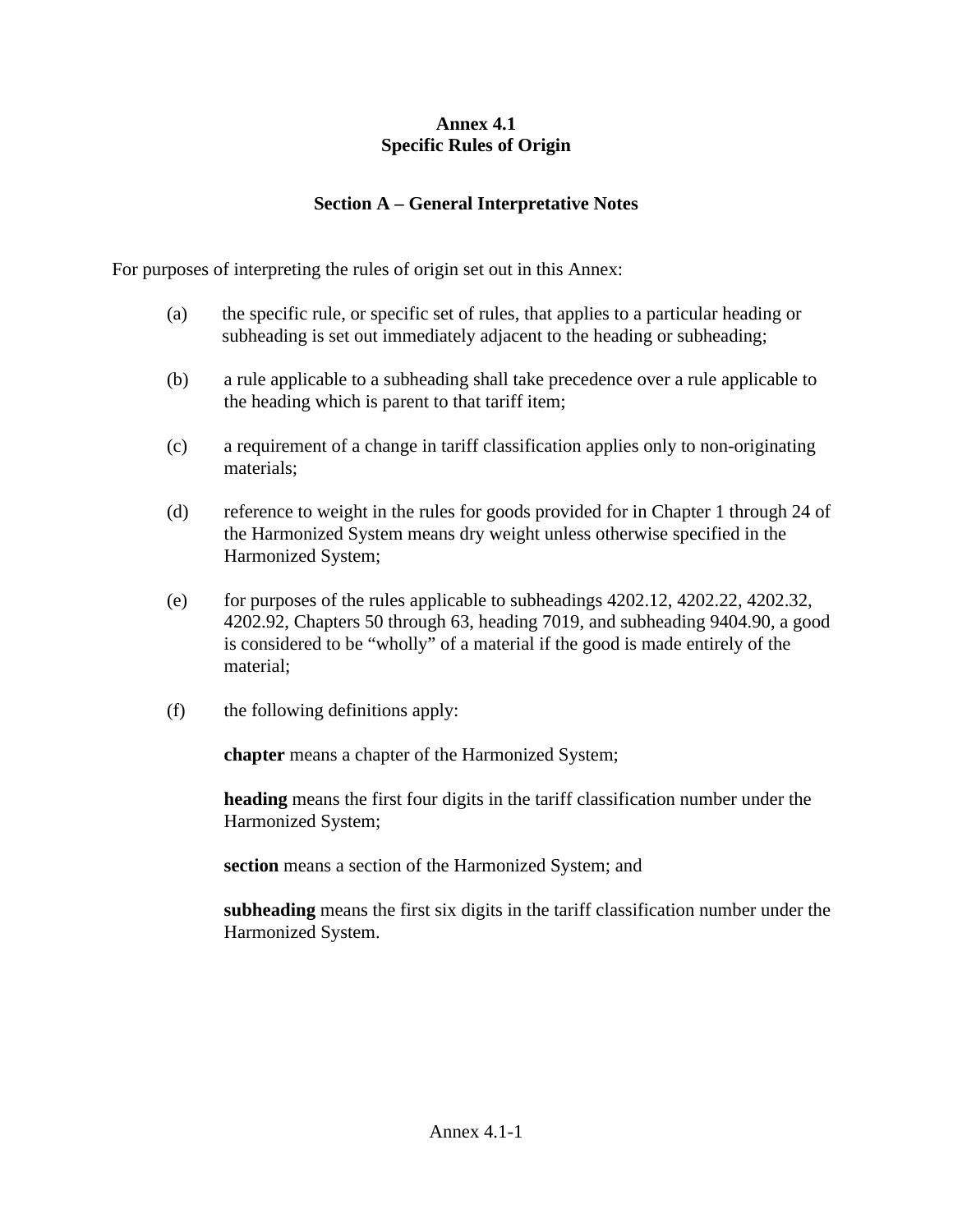# Annex 4.1
# Specific Rules of Origin

## Section A – General Interpretative Notes

For purposes of interpreting the rules of origin set out in this Annex:

(a) the specific rule, or specific set of rules, that applies to a particular heading or subheading is set out immediately adjacent to the heading or subheading;

(b) a rule applicable to a subheading shall take precedence over a rule applicable to the heading which is parent to that tariff item;

(c) a requirement of a change in tariff classification applies only to non-originating materials;

(d) reference to weight in the rules for goods provided for in Chapter 1 through 24 of the Harmonized System means dry weight unless otherwise specified in the Harmonized System;

(e) for purposes of the rules applicable to subheadings 4202.12, 4202.22, 4202.32, 4202.92, Chapters 50 through 63, heading 7019, and subheading 9404.90, a good is considered to be "wholly" of a material if the good is made entirely of the material;

(f) the following definitions apply:

**chapter** means a chapter of the Harmonized System;

**heading** means the first four digits in the tariff classification number under the Harmonized System;

**section** means a section of the Harmonized System; and

**subheading** means the first six digits in the tariff classification number under the Harmonized System.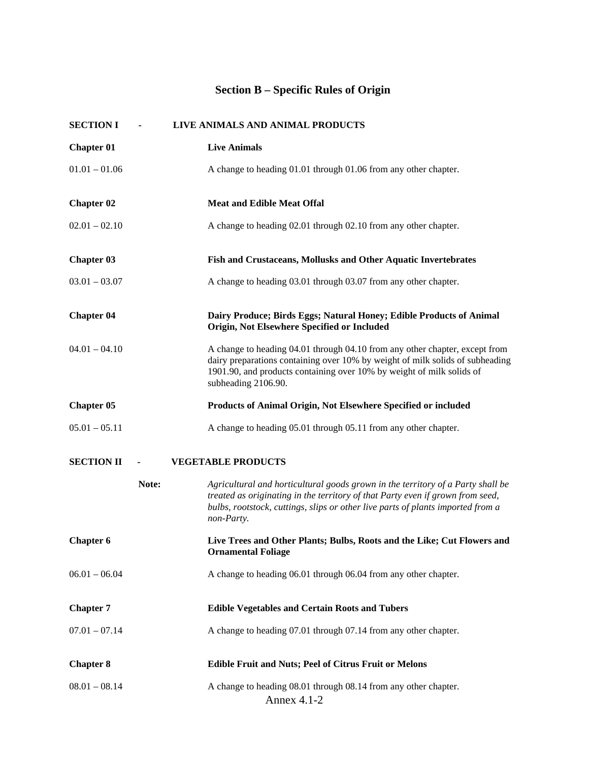## Section B – Specific Rules of Origin

**SECTION I - LIVE ANIMALS AND ANIMAL PRODUCTS**

**Chapter 01** **Live Animals**

01.01 – 01.06 A change to heading 01.01 through 01.06 from any other chapter.

**Chapter 02** **Meat and Edible Meat Offal**

02.01 – 02.10 A change to heading 02.01 through 02.10 from any other chapter.

**Chapter 03** **Fish and Crustaceans, Mollusks and Other Aquatic Invertebrates**

03.01 – 03.07 A change to heading 03.01 through 03.07 from any other chapter.

**Chapter 04** **Dairy Produce; Birds Eggs; Natural Honey; Edible Products of Animal Origin, Not Elsewhere Specified or Included**

04.01 – 04.10 A change to heading 04.01 through 04.10 from any other chapter, except from dairy preparations containing over 10% by weight of milk solids of subheading 1901.90, and products containing over 10% by weight of milk solids of subheading 2106.90.

**Chapter 05** **Products of Animal Origin, Not Elsewhere Specified or included**

05.01 – 05.11 A change to heading 05.01 through 05.11 from any other chapter.

**SECTION II - VEGETABLE PRODUCTS**

**Note:** *Agricultural and horticultural goods grown in the territory of a Party shall be treated as originating in the territory of that Party even if grown from seed, bulbs, rootstock, cuttings, slips or other live parts of plants imported from a non-Party.*

**Chapter 6** **Live Trees and Other Plants; Bulbs, Roots and the Like; Cut Flowers and Ornamental Foliage**

06.01 – 06.04 A change to heading 06.01 through 06.04 from any other chapter.

**Chapter 7** **Edible Vegetables and Certain Roots and Tubers**

07.01 – 07.14 A change to heading 07.01 through 07.14 from any other chapter.

**Chapter 8** **Edible Fruit and Nuts; Peel of Citrus Fruit or Melons**

08.01 – 08.14 A change to heading 08.01 through 08.14 from any other chapter.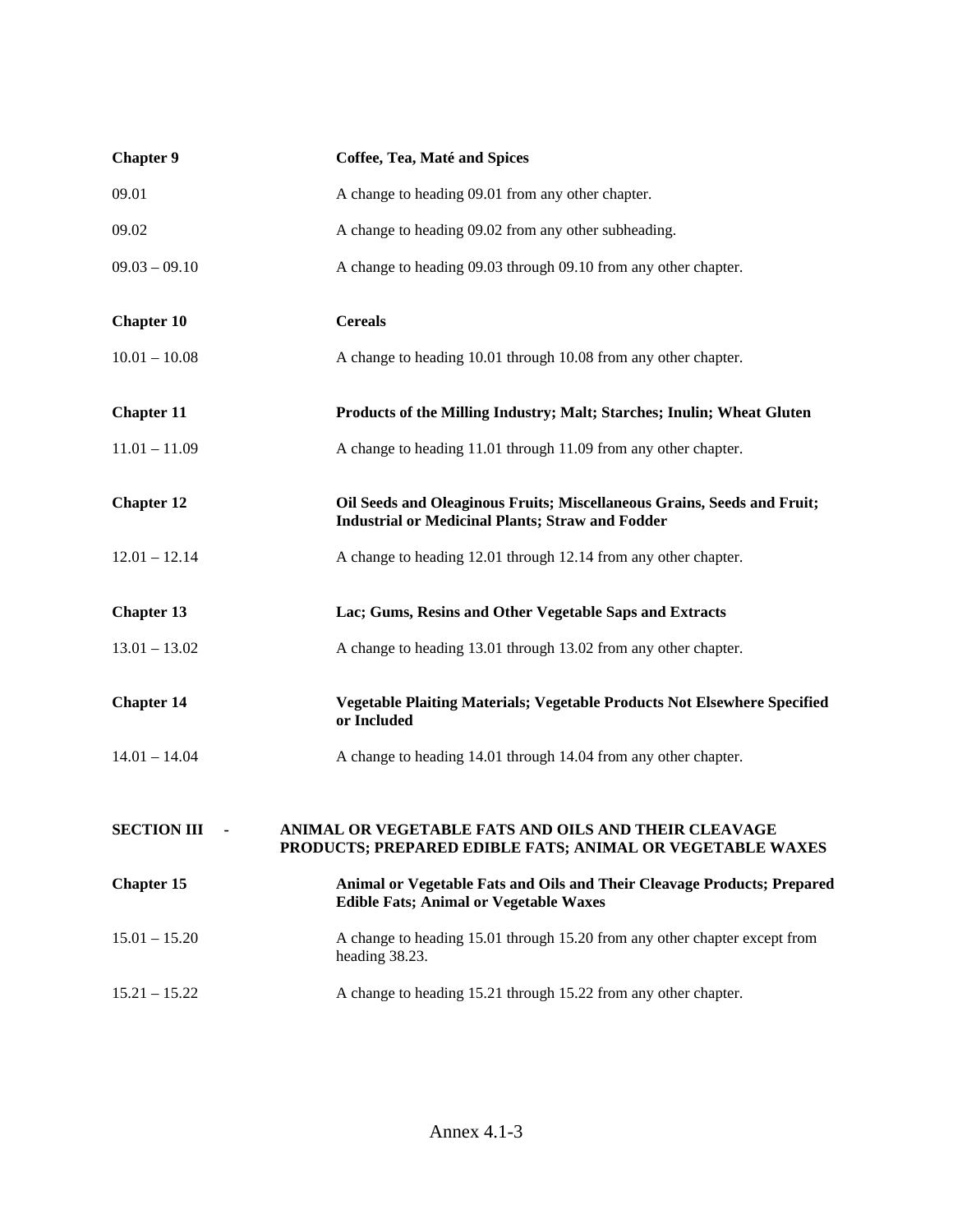**Chapter 9** **Coffee, Tea, Maté and Spices**

09.01 A change to heading 09.01 from any other chapter.

09.02 A change to heading 09.02 from any other subheading.

09.03 – 09.10 A change to heading 09.03 through 09.10 from any other chapter.

**Chapter 10** **Cereals**

10.01 – 10.08 A change to heading 10.01 through 10.08 from any other chapter.

**Chapter 11** **Products of the Milling Industry; Malt; Starches; Inulin; Wheat Gluten**

11.01 – 11.09 A change to heading 11.01 through 11.09 from any other chapter.

**Chapter 12** **Oil Seeds and Oleaginous Fruits; Miscellaneous Grains, Seeds and Fruit; Industrial or Medicinal Plants; Straw and Fodder**

12.01 – 12.14 A change to heading 12.01 through 12.14 from any other chapter.

**Chapter 13** **Lac; Gums, Resins and Other Vegetable Saps and Extracts**

13.01 – 13.02 A change to heading 13.01 through 13.02 from any other chapter.

**Chapter 14** **Vegetable Plaiting Materials; Vegetable Products Not Elsewhere Specified or Included**

14.01 – 14.04 A change to heading 14.01 through 14.04 from any other chapter.

**SECTION III - ANIMAL OR VEGETABLE FATS AND OILS AND THEIR CLEAVAGE PRODUCTS; PREPARED EDIBLE FATS; ANIMAL OR VEGETABLE WAXES**

**Chapter 15** **Animal or Vegetable Fats and Oils and Their Cleavage Products; Prepared Edible Fats; Animal or Vegetable Waxes**

15.01 – 15.20 A change to heading 15.01 through 15.20 from any other chapter except from heading 38.23.

15.21 – 15.22 A change to heading 15.21 through 15.22 from any other chapter.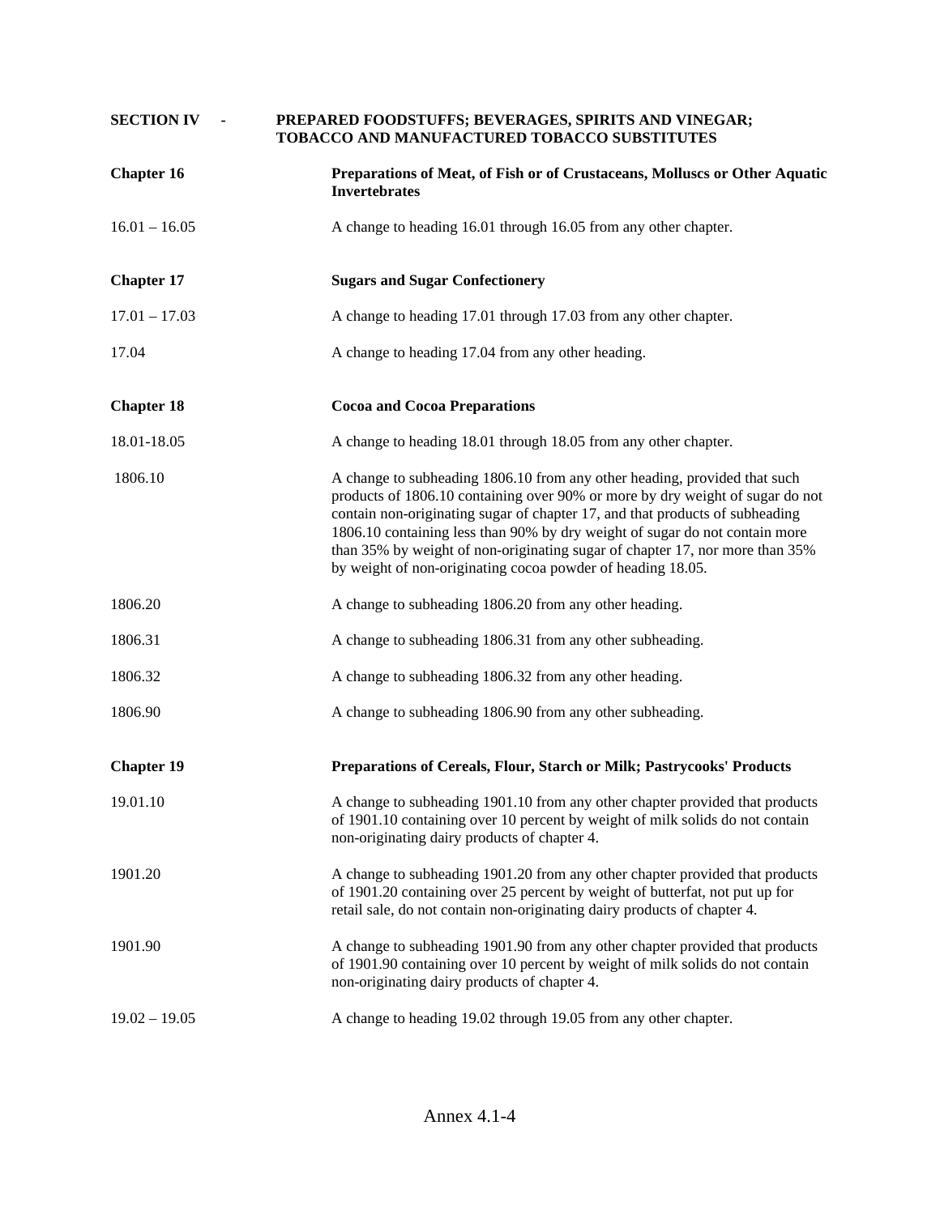**SECTION IV - PREPARED FOODSTUFFS; BEVERAGES, SPIRITS AND VINEGAR; TOBACCO AND MANUFACTURED TOBACCO SUBSTITUTES**

| | |
|---|---|
| **Chapter 16** | **Preparations of Meat, of Fish or of Crustaceans, Molluscs or Other Aquatic Invertebrates** |
| 16.01 – 16.05 | A change to heading 16.01 through 16.05 from any other chapter. |
| **Chapter 17** | **Sugars and Sugar Confectionery** |
| 17.01 – 17.03 | A change to heading 17.01 through 17.03 from any other chapter. |
| 17.04 | A change to heading 17.04 from any other heading. |
| **Chapter 18** | **Cocoa and Cocoa Preparations** |
| 18.01-18.05 | A change to heading 18.01 through 18.05 from any other chapter. |
| 1806.10 | A change to subheading 1806.10 from any other heading, provided that such products of 1806.10 containing over 90% or more by dry weight of sugar do not contain non-originating sugar of chapter 17, and that products of subheading 1806.10 containing less than 90% by dry weight of sugar do not contain more than 35% by weight of non-originating sugar of chapter 17, nor more than 35% by weight of non-originating cocoa powder of heading 18.05. |
| 1806.20 | A change to subheading 1806.20 from any other heading. |
| 1806.31 | A change to subheading 1806.31 from any other subheading. |
| 1806.32 | A change to subheading 1806.32 from any other heading. |
| 1806.90 | A change to subheading 1806.90 from any other subheading. |
| **Chapter 19** | **Preparations of Cereals, Flour, Starch or Milk; Pastrycooks' Products** |
| 19.01.10 | A change to subheading 1901.10 from any other chapter provided that products of 1901.10 containing over 10 percent by weight of milk solids do not contain non-originating dairy products of chapter 4. |
| 1901.20 | A change to subheading 1901.20 from any other chapter provided that products of 1901.20 containing over 25 percent by weight of butterfat, not put up for retail sale, do not contain non-originating dairy products of chapter 4. |
| 1901.90 | A change to subheading 1901.90 from any other chapter provided that products of 1901.90 containing over 10 percent by weight of milk solids do not contain non-originating dairy products of chapter 4. |
| 19.02 – 19.05 | A change to heading 19.02 through 19.05 from any other chapter. |

Annex 4.1-4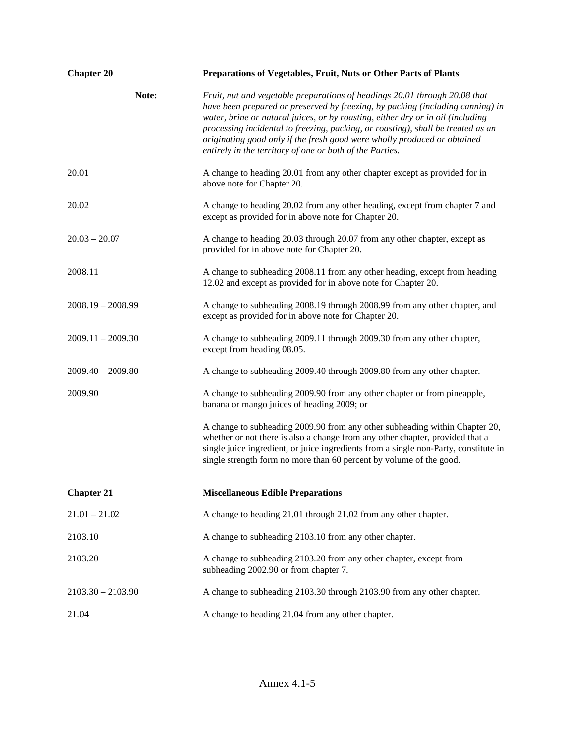| | |
|---|---|
| **Chapter 20** | **Preparations of Vegetables, Fruit, Nuts or Other Parts of Plants** |
| **Note:** | *Fruit, nut and vegetable preparations of headings 20.01 through 20.08 that have been prepared or preserved by freezing, by packing (including canning) in water, brine or natural juices, or by roasting, either dry or in oil (including processing incidental to freezing, packing, or roasting), shall be treated as an originating good only if the fresh good were wholly produced or obtained entirely in the territory of one or both of the Parties.* |
| 20.01 | A change to heading 20.01 from any other chapter except as provided for in above note for Chapter 20. |
| 20.02 | A change to heading 20.02 from any other heading, except from chapter 7 and except as provided for in above note for Chapter 20. |
| 20.03 – 20.07 | A change to heading 20.03 through 20.07 from any other chapter, except as provided for in above note for Chapter 20. |
| 2008.11 | A change to subheading 2008.11 from any other heading, except from heading 12.02 and except as provided for in above note for Chapter 20. |
| 2008.19 – 2008.99 | A change to subheading 2008.19 through 2008.99 from any other chapter, and except as provided for in above note for Chapter 20. |
| 2009.11 – 2009.30 | A change to subheading 2009.11 through 2009.30 from any other chapter, except from heading 08.05. |
| 2009.40 – 2009.80 | A change to subheading 2009.40 through 2009.80 from any other chapter. |
| 2009.90 | A change to subheading 2009.90 from any other chapter or from pineapple, banana or mango juices of heading 2009; or<br><br>A change to subheading 2009.90 from any other subheading within Chapter 20, whether or not there is also a change from any other chapter, provided that a single juice ingredient, or juice ingredients from a single non-Party, constitute in single strength form no more than 60 percent by volume of the good. |
| **Chapter 21** | **Miscellaneous Edible Preparations** |
| 21.01 – 21.02 | A change to heading 21.01 through 21.02 from any other chapter. |
| 2103.10 | A change to subheading 2103.10 from any other chapter. |
| 2103.20 | A change to subheading 2103.20 from any other chapter, except from subheading 2002.90 or from chapter 7. |
| 2103.30 – 2103.90 | A change to subheading 2103.30 through 2103.90 from any other chapter. |
| 21.04 | A change to heading 21.04 from any other chapter. |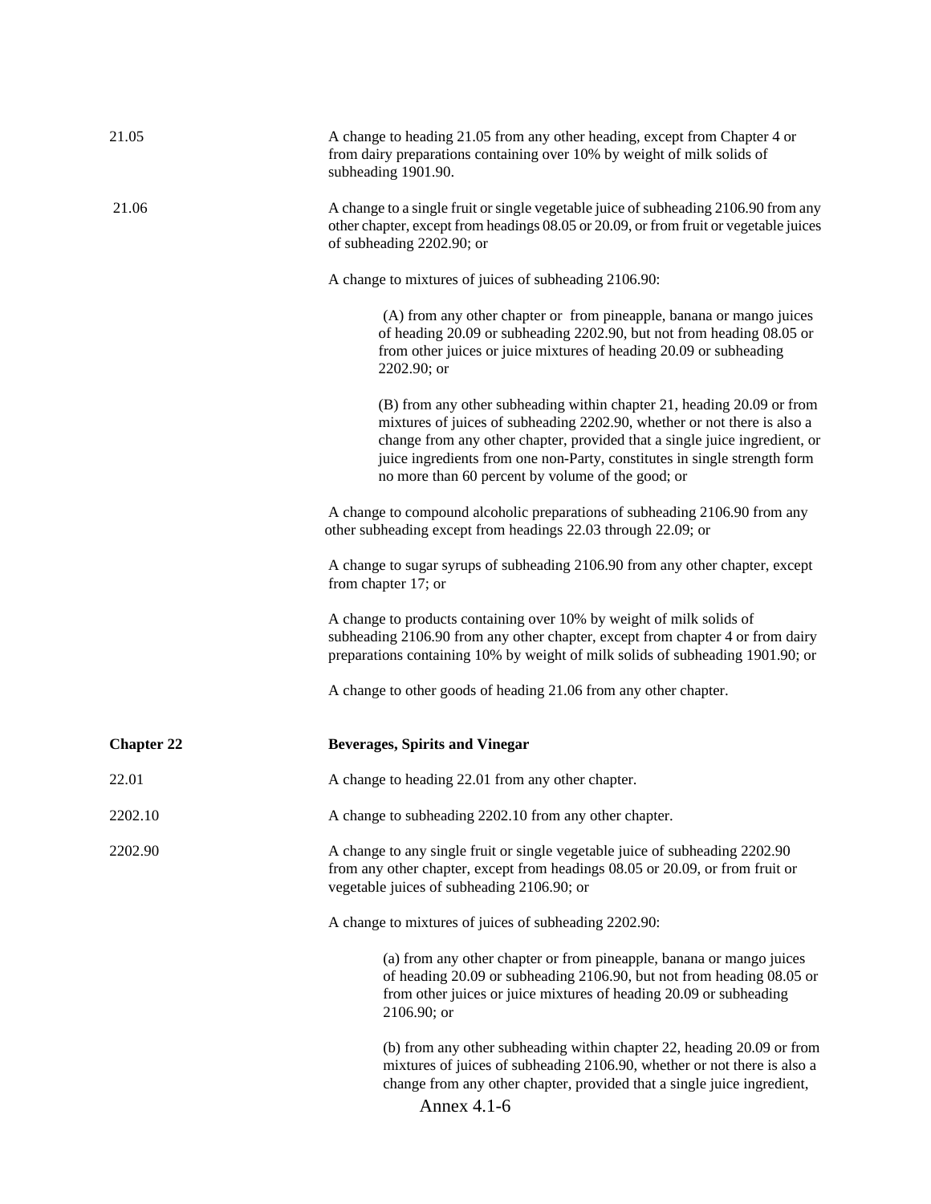| | |
|---|---|
| 21.05 | A change to heading 21.05 from any other heading, except from Chapter 4 or from dairy preparations containing over 10% by weight of milk solids of subheading 1901.90. |
| 21.06 | A change to a single fruit or single vegetable juice of subheading 2106.90 from any other chapter, except from headings 08.05 or 20.09, or from fruit or vegetable juices of subheading 2202.90; or<br><br>A change to mixtures of juices of subheading 2106.90:<br><br>(A) from any other chapter or from pineapple, banana or mango juices of heading 20.09 or subheading 2202.90, but not from heading 08.05 or from other juices or juice mixtures of heading 20.09 or subheading 2202.90; or<br><br>(B) from any other subheading within chapter 21, heading 20.09 or from mixtures of juices of subheading 2202.90, whether or not there is also a change from any other chapter, provided that a single juice ingredient, or juice ingredients from one non-Party, constitutes in single strength form no more than 60 percent by volume of the good; or<br><br>A change to compound alcoholic preparations of subheading 2106.90 from any other subheading except from headings 22.03 through 22.09; or<br><br>A change to sugar syrups of subheading 2106.90 from any other chapter, except from chapter 17; or<br><br>A change to products containing over 10% by weight of milk solids of subheading 2106.90 from any other chapter, except from chapter 4 or from dairy preparations containing 10% by weight of milk solids of subheading 1901.90; or<br><br>A change to other goods of heading 21.06 from any other chapter. |
| **Chapter 22** | **Beverages, Spirits and Vinegar** |
| 22.01 | A change to heading 22.01 from any other chapter. |
| 2202.10 | A change to subheading 2202.10 from any other chapter. |
| 2202.90 | A change to any single fruit or single vegetable juice of subheading 2202.90 from any other chapter, except from headings 08.05 or 20.09, or from fruit or vegetable juices of subheading 2106.90; or<br><br>A change to mixtures of juices of subheading 2202.90:<br><br>(a) from any other chapter or from pineapple, banana or mango juices of heading 20.09 or subheading 2106.90, but not from heading 08.05 or from other juices or juice mixtures of heading 20.09 or subheading 2106.90; or<br><br>(b) from any other subheading within chapter 22, heading 20.09 or from mixtures of juices of subheading 2106.90, whether or not there is also a change from any other chapter, provided that a single juice ingredient, |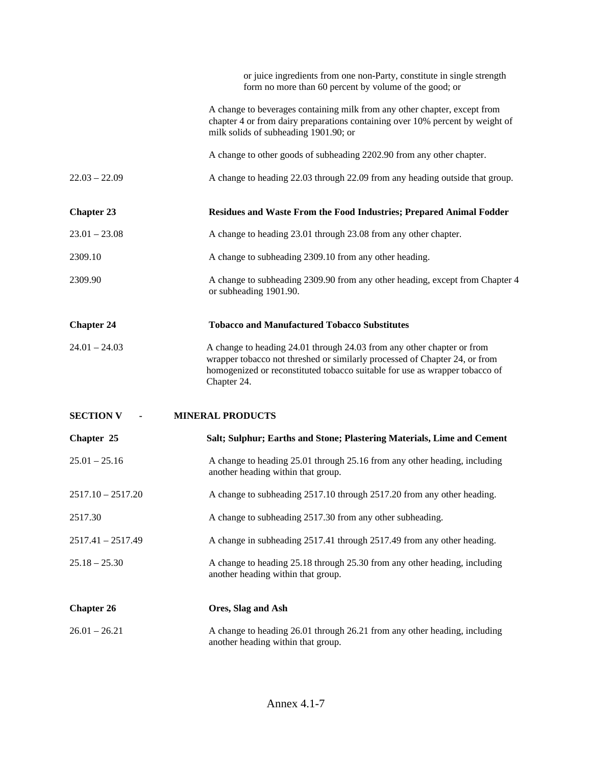| | |
|---|---|
| | or juice ingredients from one non-Party, constitute in single strength form no more than 60 percent by volume of the good; or |
| | A change to beverages containing milk from any other chapter, except from chapter 4 or from dairy preparations containing over 10% percent by weight of milk solids of subheading 1901.90; or |
| | A change to other goods of subheading 2202.90 from any other chapter. |
| 22.03 – 22.09 | A change to heading 22.03 through 22.09 from any heading outside that group. |
| **Chapter 23** | **Residues and Waste From the Food Industries; Prepared Animal Fodder** |
| 23.01 – 23.08 | A change to heading 23.01 through 23.08 from any other chapter. |
| 2309.10 | A change to subheading 2309.10 from any other heading. |
| 2309.90 | A change to subheading 2309.90 from any other heading, except from Chapter 4 or subheading 1901.90. |
| **Chapter 24** | **Tobacco and Manufactured Tobacco Substitutes** |
| 24.01 – 24.03 | A change to heading 24.01 through 24.03 from any other chapter or from wrapper tobacco not threshed or similarly processed of Chapter 24, or from homogenized or reconstituted tobacco suitable for use as wrapper tobacco of Chapter 24. |

**SECTION V - MINERAL PRODUCTS**

| | |
|---|---|
| **Chapter 25** | **Salt; Sulphur; Earths and Stone; Plastering Materials, Lime and Cement** |
| 25.01 – 25.16 | A change to heading 25.01 through 25.16 from any other heading, including another heading within that group. |
| 2517.10 – 2517.20 | A change to subheading 2517.10 through 2517.20 from any other heading. |
| 2517.30 | A change to subheading 2517.30 from any other subheading. |
| 2517.41 – 2517.49 | A change in subheading 2517.41 through 2517.49 from any other heading. |
| 25.18 – 25.30 | A change to heading 25.18 through 25.30 from any other heading, including another heading within that group. |
| **Chapter 26** | **Ores, Slag and Ash** |
| 26.01 – 26.21 | A change to heading 26.01 through 26.21 from any other heading, including another heading within that group. |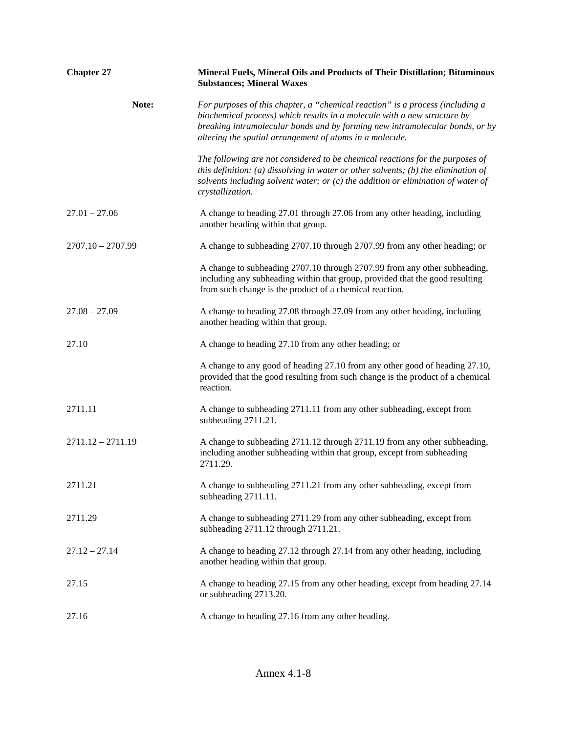**Chapter 27** **Mineral Fuels, Mineral Oils and Products of Their Distillation; Bituminous Substances; Mineral Waxes**

**Note:** *For purposes of this chapter, a "chemical reaction" is a process (including a biochemical process) which results in a molecule with a new structure by breaking intramolecular bonds and by forming new intramolecular bonds, or by altering the spatial arrangement of atoms in a molecule.*

*The following are not considered to be chemical reactions for the purposes of this definition: (a) dissolving in water or other solvents; (b) the elimination of solvents including solvent water; or (c) the addition or elimination of water of crystallization.*

27.01 – 27.06 A change to heading 27.01 through 27.06 from any other heading, including another heading within that group.

2707.10 – 2707.99 A change to subheading 2707.10 through 2707.99 from any other heading; or

A change to subheading 2707.10 through 2707.99 from any other subheading, including any subheading within that group, provided that the good resulting from such change is the product of a chemical reaction.

27.08 – 27.09 A change to heading 27.08 through 27.09 from any other heading, including another heading within that group.

27.10 A change to heading 27.10 from any other heading; or

A change to any good of heading 27.10 from any other good of heading 27.10, provided that the good resulting from such change is the product of a chemical reaction.

2711.11 A change to subheading 2711.11 from any other subheading, except from subheading 2711.21.

2711.12 – 2711.19 A change to subheading 2711.12 through 2711.19 from any other subheading, including another subheading within that group, except from subheading 2711.29.

2711.21 A change to subheading 2711.21 from any other subheading, except from subheading 2711.11.

2711.29 A change to subheading 2711.29 from any other subheading, except from subheading 2711.12 through 2711.21.

27.12 – 27.14 A change to heading 27.12 through 27.14 from any other heading, including another heading within that group.

27.15 A change to heading 27.15 from any other heading, except from heading 27.14 or subheading 2713.20.

27.16 A change to heading 27.16 from any other heading.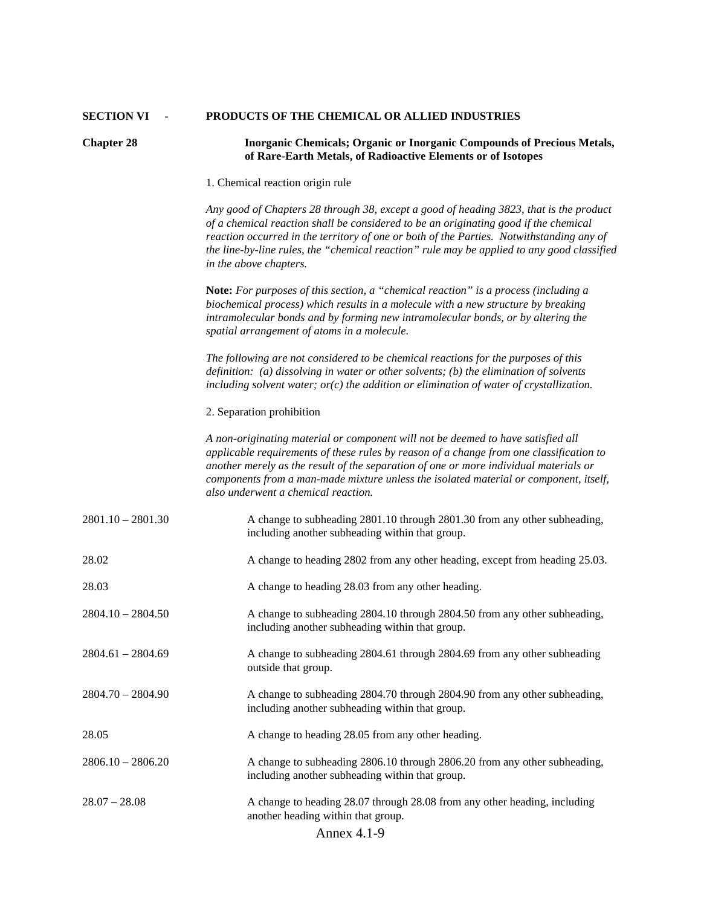**SECTION VI - PRODUCTS OF THE CHEMICAL OR ALLIED INDUSTRIES**

**Chapter 28 Inorganic Chemicals; Organic or Inorganic Compounds of Precious Metals, of Rare-Earth Metals, of Radioactive Elements or of Isotopes**

1. Chemical reaction origin rule

*Any good of Chapters 28 through 38, except a good of heading 3823, that is the product of a chemical reaction shall be considered to be an originating good if the chemical reaction occurred in the territory of one or both of the Parties. Notwithstanding any of the line-by-line rules, the "chemical reaction" rule may be applied to any good classified in the above chapters.*

**Note:** *For purposes of this section, a "chemical reaction" is a process (including a biochemical process) which results in a molecule with a new structure by breaking intramolecular bonds and by forming new intramolecular bonds, or by altering the spatial arrangement of atoms in a molecule.*

*The following are not considered to be chemical reactions for the purposes of this definition: (a) dissolving in water or other solvents; (b) the elimination of solvents including solvent water; or(c) the addition or elimination of water of crystallization.*

2. Separation prohibition

*A non-originating material or component will not be deemed to have satisfied all applicable requirements of these rules by reason of a change from one classification to another merely as the result of the separation of one or more individual materials or components from a man-made mixture unless the isolated material or component, itself, also underwent a chemical reaction.*

| | |
|---|---|
| 2801.10 – 2801.30 | A change to subheading 2801.10 through 2801.30 from any other subheading, including another subheading within that group. |
| 28.02 | A change to heading 2802 from any other heading, except from heading 25.03. |
| 28.03 | A change to heading 28.03 from any other heading. |
| 2804.10 – 2804.50 | A change to subheading 2804.10 through 2804.50 from any other subheading, including another subheading within that group. |
| 2804.61 – 2804.69 | A change to subheading 2804.61 through 2804.69 from any other subheading outside that group. |
| 2804.70 – 2804.90 | A change to subheading 2804.70 through 2804.90 from any other subheading, including another subheading within that group. |
| 28.05 | A change to heading 28.05 from any other heading. |
| 2806.10 – 2806.20 | A change to subheading 2806.10 through 2806.20 from any other subheading, including another subheading within that group. |
| 28.07 – 28.08 | A change to heading 28.07 through 28.08 from any other heading, including another heading within that group. |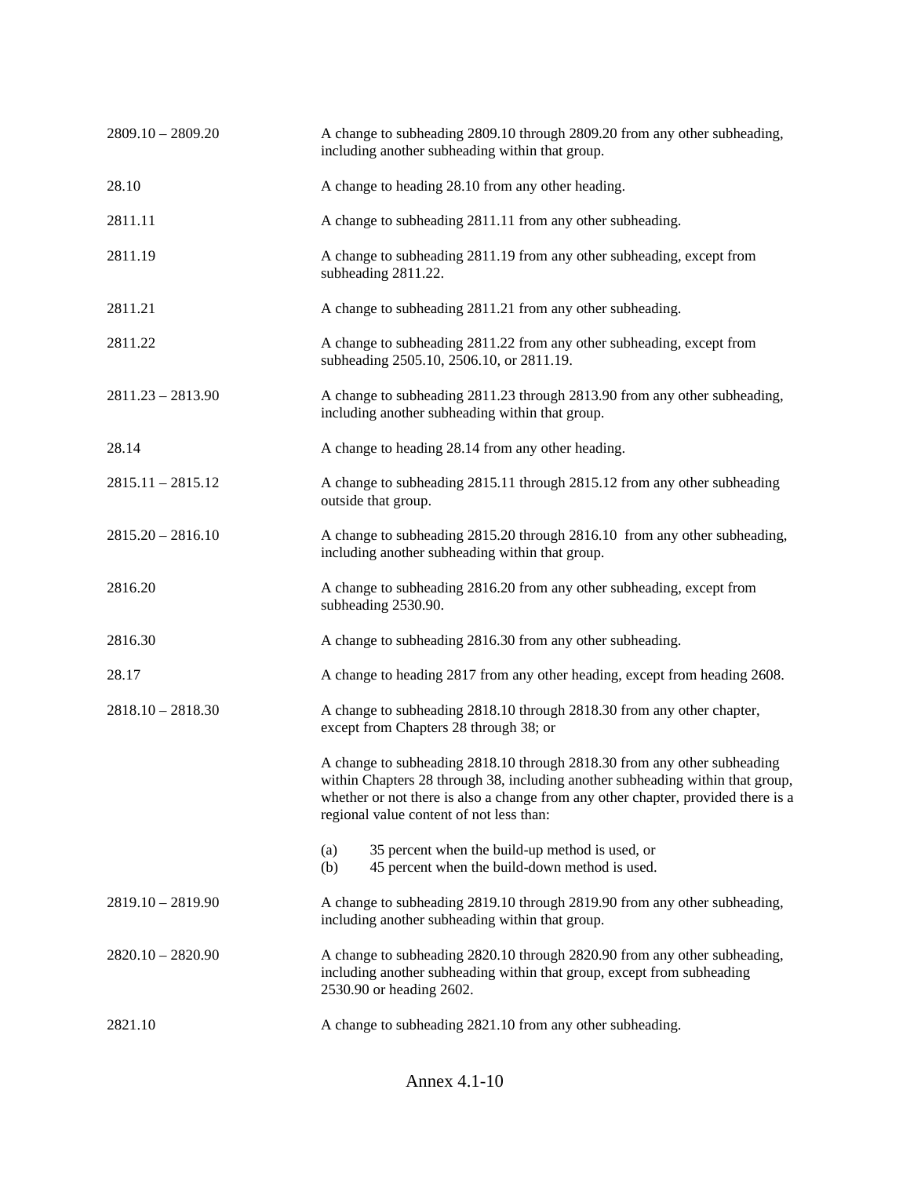| | |
|---|---|
| 2809.10 – 2809.20 | A change to subheading 2809.10 through 2809.20 from any other subheading, including another subheading within that group. |
| 28.10 | A change to heading 28.10 from any other heading. |
| 2811.11 | A change to subheading 2811.11 from any other subheading. |
| 2811.19 | A change to subheading 2811.19 from any other subheading, except from subheading 2811.22. |
| 2811.21 | A change to subheading 2811.21 from any other subheading. |
| 2811.22 | A change to subheading 2811.22 from any other subheading, except from subheading 2505.10, 2506.10, or 2811.19. |
| 2811.23 – 2813.90 | A change to subheading 2811.23 through 2813.90 from any other subheading, including another subheading within that group. |
| 28.14 | A change to heading 28.14 from any other heading. |
| 2815.11 – 2815.12 | A change to subheading 2815.11 through 2815.12 from any other subheading outside that group. |
| 2815.20 – 2816.10 | A change to subheading 2815.20 through 2816.10 from any other subheading, including another subheading within that group. |
| 2816.20 | A change to subheading 2816.20 from any other subheading, except from subheading 2530.90. |
| 2816.30 | A change to subheading 2816.30 from any other subheading. |
| 28.17 | A change to heading 2817 from any other heading, except from heading 2608. |
| 2818.10 – 2818.30 | A change to subheading 2818.10 through 2818.30 from any other chapter, except from Chapters 28 through 38; or<br><br>A change to subheading 2818.10 through 2818.30 from any other subheading within Chapters 28 through 38, including another subheading within that group, whether or not there is also a change from any other chapter, provided there is a regional value content of not less than:<br><br>(a) 35 percent when the build-up method is used, or<br>(b) 45 percent when the build-down method is used. |
| 2819.10 – 2819.90 | A change to subheading 2819.10 through 2819.90 from any other subheading, including another subheading within that group. |
| 2820.10 – 2820.90 | A change to subheading 2820.10 through 2820.90 from any other subheading, including another subheading within that group, except from subheading 2530.90 or heading 2602. |
| 2821.10 | A change to subheading 2821.10 from any other subheading. |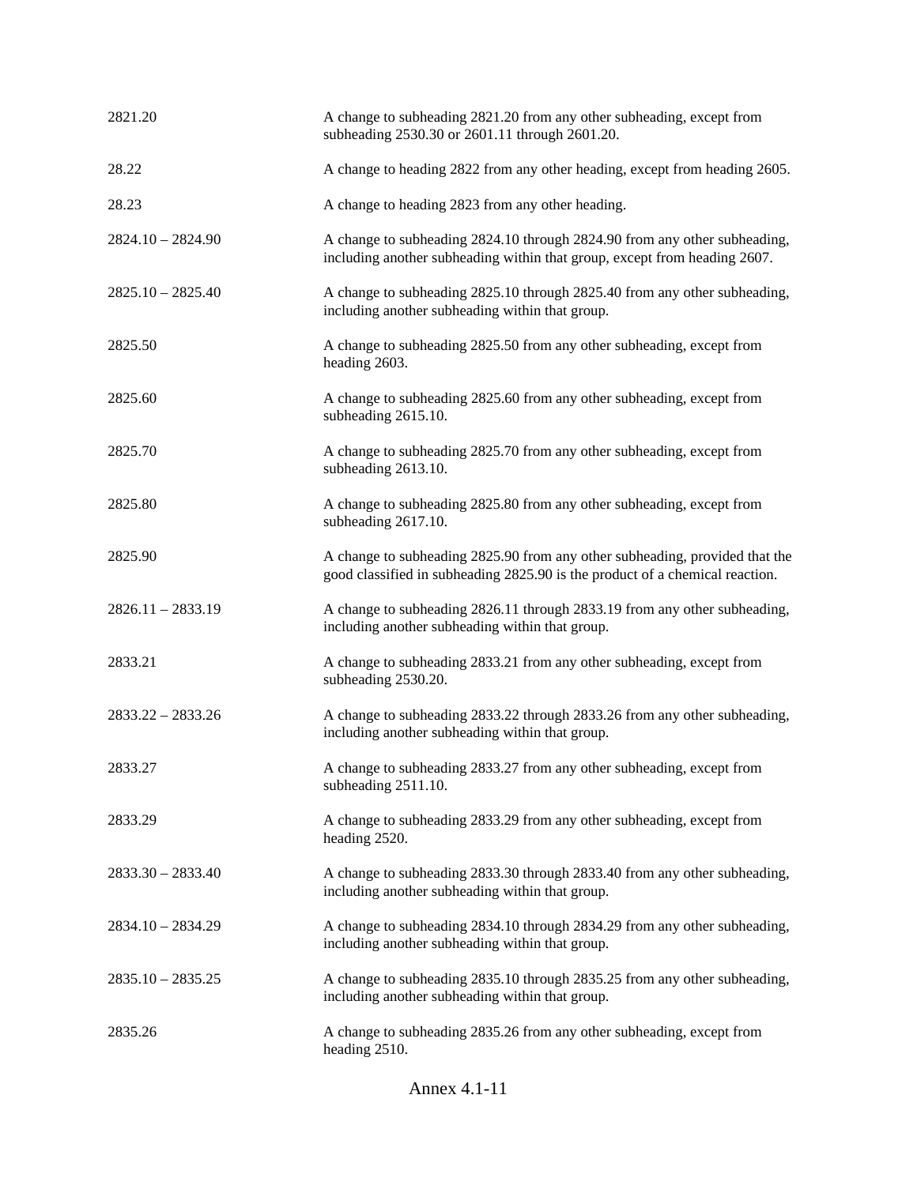| | |
|---|---|
| 2821.20 | A change to subheading 2821.20 from any other subheading, except from subheading 2530.30 or 2601.11 through 2601.20. |
| 28.22 | A change to heading 2822 from any other heading, except from heading 2605. |
| 28.23 | A change to heading 2823 from any other heading. |
| 2824.10 – 2824.90 | A change to subheading 2824.10 through 2824.90 from any other subheading, including another subheading within that group, except from heading 2607. |
| 2825.10 – 2825.40 | A change to subheading 2825.10 through 2825.40 from any other subheading, including another subheading within that group. |
| 2825.50 | A change to subheading 2825.50 from any other subheading, except from heading 2603. |
| 2825.60 | A change to subheading 2825.60 from any other subheading, except from subheading 2615.10. |
| 2825.70 | A change to subheading 2825.70 from any other subheading, except from subheading 2613.10. |
| 2825.80 | A change to subheading 2825.80 from any other subheading, except from subheading 2617.10. |
| 2825.90 | A change to subheading 2825.90 from any other subheading, provided that the good classified in subheading 2825.90 is the product of a chemical reaction. |
| 2826.11 – 2833.19 | A change to subheading 2826.11 through 2833.19 from any other subheading, including another subheading within that group. |
| 2833.21 | A change to subheading 2833.21 from any other subheading, except from subheading 2530.20. |
| 2833.22 – 2833.26 | A change to subheading 2833.22 through 2833.26 from any other subheading, including another subheading within that group. |
| 2833.27 | A change to subheading 2833.27 from any other subheading, except from subheading 2511.10. |
| 2833.29 | A change to subheading 2833.29 from any other subheading, except from heading 2520. |
| 2833.30 – 2833.40 | A change to subheading 2833.30 through 2833.40 from any other subheading, including another subheading within that group. |
| 2834.10 – 2834.29 | A change to subheading 2834.10 through 2834.29 from any other subheading, including another subheading within that group. |
| 2835.10 – 2835.25 | A change to subheading 2835.10 through 2835.25 from any other subheading, including another subheading within that group. |
| 2835.26 | A change to subheading 2835.26 from any other subheading, except from heading 2510. |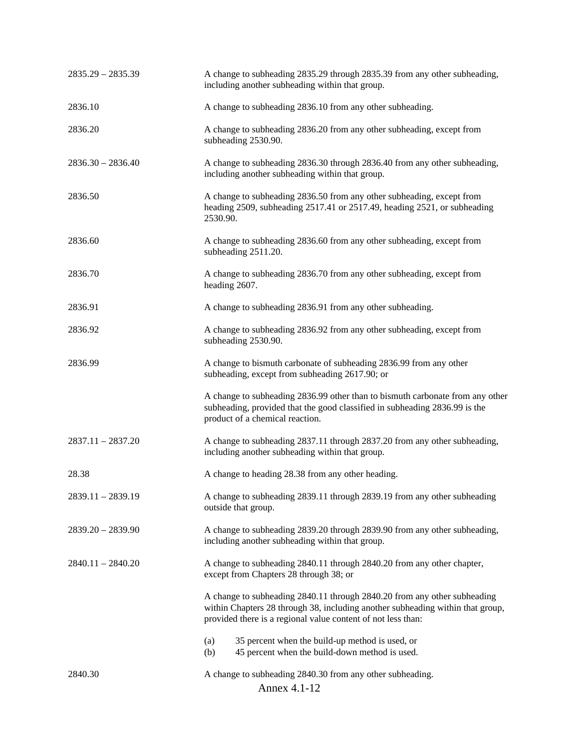| | |
|---|---|
| 2835.29 – 2835.39 | A change to subheading 2835.29 through 2835.39 from any other subheading, including another subheading within that group. |
| 2836.10 | A change to subheading 2836.10 from any other subheading. |
| 2836.20 | A change to subheading 2836.20 from any other subheading, except from subheading 2530.90. |
| 2836.30 – 2836.40 | A change to subheading 2836.30 through 2836.40 from any other subheading, including another subheading within that group. |
| 2836.50 | A change to subheading 2836.50 from any other subheading, except from heading 2509, subheading 2517.41 or 2517.49, heading 2521, or subheading 2530.90. |
| 2836.60 | A change to subheading 2836.60 from any other subheading, except from subheading 2511.20. |
| 2836.70 | A change to subheading 2836.70 from any other subheading, except from heading 2607. |
| 2836.91 | A change to subheading 2836.91 from any other subheading. |
| 2836.92 | A change to subheading 2836.92 from any other subheading, except from subheading 2530.90. |
| 2836.99 | A change to bismuth carbonate of subheading 2836.99 from any other subheading, except from subheading 2617.90; or |
| | A change to subheading 2836.99 other than to bismuth carbonate from any other subheading, provided that the good classified in subheading 2836.99 is the product of a chemical reaction. |
| 2837.11 – 2837.20 | A change to subheading 2837.11 through 2837.20 from any other subheading, including another subheading within that group. |
| 28.38 | A change to heading 28.38 from any other heading. |
| 2839.11 – 2839.19 | A change to subheading 2839.11 through 2839.19 from any other subheading outside that group. |
| 2839.20 – 2839.90 | A change to subheading 2839.20 through 2839.90 from any other subheading, including another subheading within that group. |
| 2840.11 – 2840.20 | A change to subheading 2840.11 through 2840.20 from any other chapter, except from Chapters 28 through 38; or |
| | A change to subheading 2840.11 through 2840.20 from any other subheading within Chapters 28 through 38, including another subheading within that group, provided there is a regional value content of not less than:<br>(a) 35 percent when the build-up method is used, or<br>(b) 45 percent when the build-down method is used. |
| 2840.30 | A change to subheading 2840.30 from any other subheading. |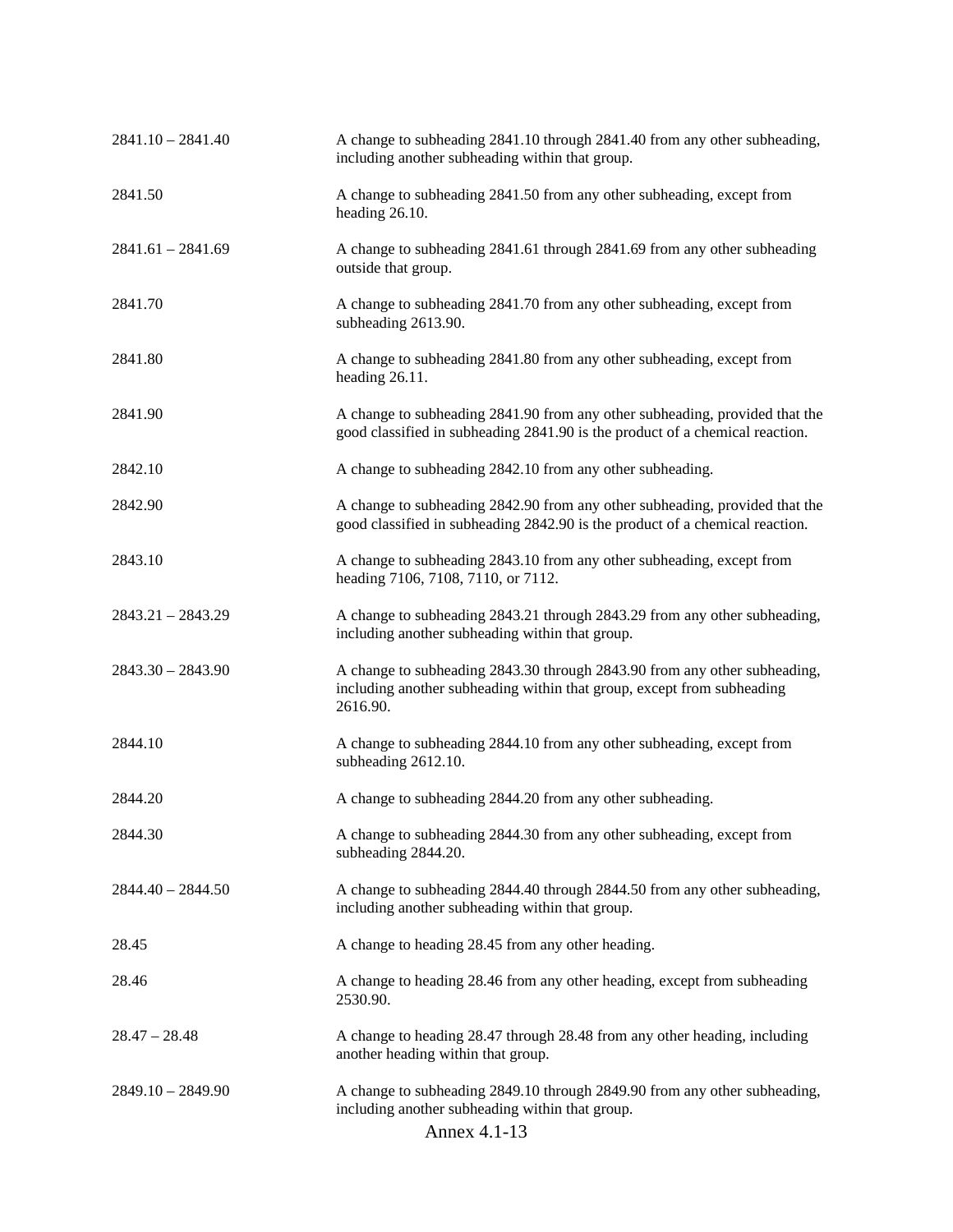| | |
|---|---|
| 2841.10 – 2841.40 | A change to subheading 2841.10 through 2841.40 from any other subheading, including another subheading within that group. |
| 2841.50 | A change to subheading 2841.50 from any other subheading, except from heading 26.10. |
| 2841.61 – 2841.69 | A change to subheading 2841.61 through 2841.69 from any other subheading outside that group. |
| 2841.70 | A change to subheading 2841.70 from any other subheading, except from subheading 2613.90. |
| 2841.80 | A change to subheading 2841.80 from any other subheading, except from heading 26.11. |
| 2841.90 | A change to subheading 2841.90 from any other subheading, provided that the good classified in subheading 2841.90 is the product of a chemical reaction. |
| 2842.10 | A change to subheading 2842.10 from any other subheading. |
| 2842.90 | A change to subheading 2842.90 from any other subheading, provided that the good classified in subheading 2842.90 is the product of a chemical reaction. |
| 2843.10 | A change to subheading 2843.10 from any other subheading, except from heading 7106, 7108, 7110, or 7112. |
| 2843.21 – 2843.29 | A change to subheading 2843.21 through 2843.29 from any other subheading, including another subheading within that group. |
| 2843.30 – 2843.90 | A change to subheading 2843.30 through 2843.90 from any other subheading, including another subheading within that group, except from subheading 2616.90. |
| 2844.10 | A change to subheading 2844.10 from any other subheading, except from subheading 2612.10. |
| 2844.20 | A change to subheading 2844.20 from any other subheading. |
| 2844.30 | A change to subheading 2844.30 from any other subheading, except from subheading 2844.20. |
| 2844.40 – 2844.50 | A change to subheading 2844.40 through 2844.50 from any other subheading, including another subheading within that group. |
| 28.45 | A change to heading 28.45 from any other heading. |
| 28.46 | A change to heading 28.46 from any other heading, except from subheading 2530.90. |
| 28.47 – 28.48 | A change to heading 28.47 through 28.48 from any other heading, including another heading within that group. |
| 2849.10 – 2849.90 | A change to subheading 2849.10 through 2849.90 from any other subheading, including another subheading within that group. |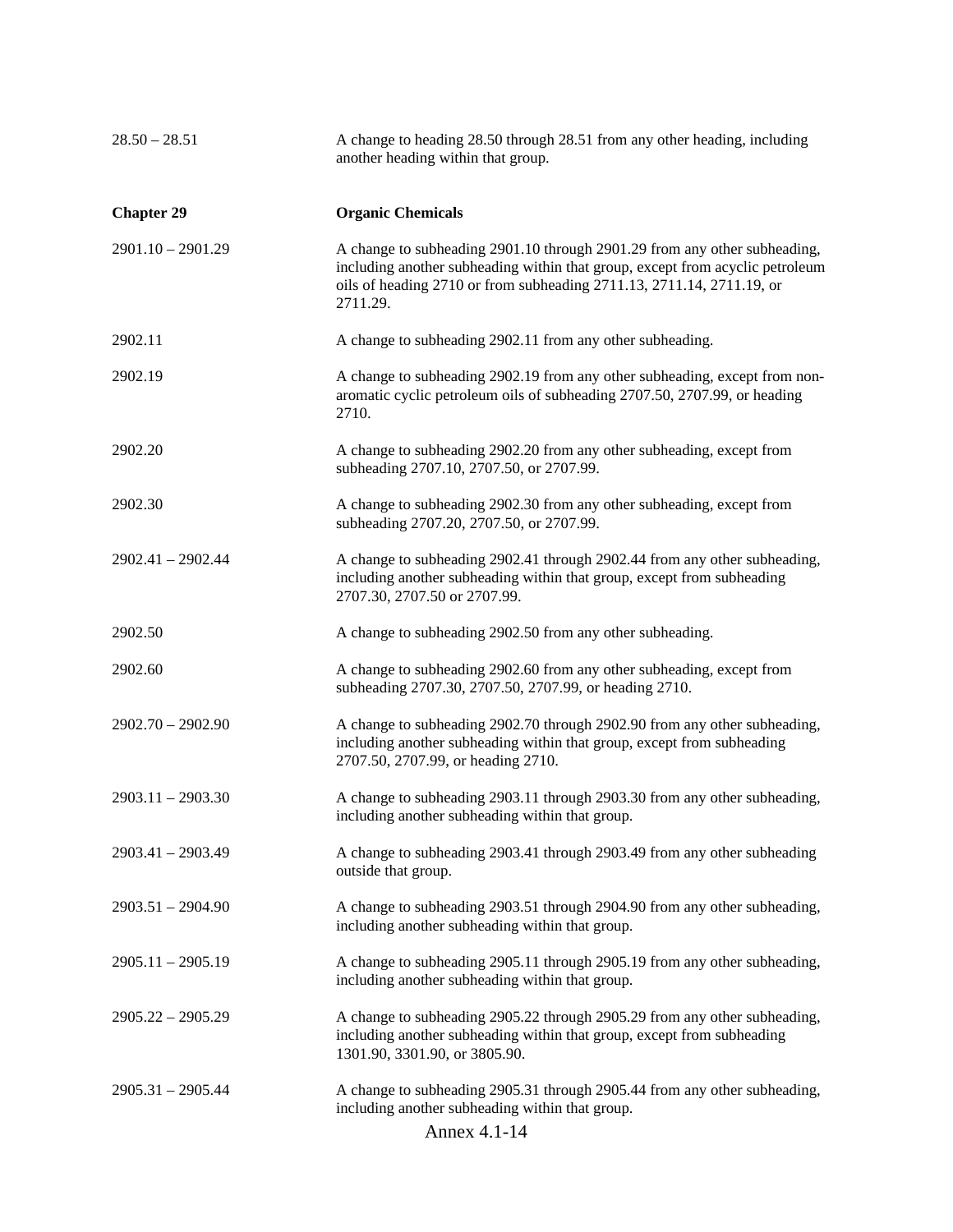| | |
|---|---|
| 28.50 – 28.51 | A change to heading 28.50 through 28.51 from any other heading, including another heading within that group. |
| **Chapter 29** | **Organic Chemicals** |
| 2901.10 – 2901.29 | A change to subheading 2901.10 through 2901.29 from any other subheading, including another subheading within that group, except from acyclic petroleum oils of heading 2710 or from subheading 2711.13, 2711.14, 2711.19, or 2711.29. |
| 2902.11 | A change to subheading 2902.11 from any other subheading. |
| 2902.19 | A change to subheading 2902.19 from any other subheading, except from non-aromatic cyclic petroleum oils of subheading 2707.50, 2707.99, or heading 2710. |
| 2902.20 | A change to subheading 2902.20 from any other subheading, except from subheading 2707.10, 2707.50, or 2707.99. |
| 2902.30 | A change to subheading 2902.30 from any other subheading, except from subheading 2707.20, 2707.50, or 2707.99. |
| 2902.41 – 2902.44 | A change to subheading 2902.41 through 2902.44 from any other subheading, including another subheading within that group, except from subheading 2707.30, 2707.50 or 2707.99. |
| 2902.50 | A change to subheading 2902.50 from any other subheading. |
| 2902.60 | A change to subheading 2902.60 from any other subheading, except from subheading 2707.30, 2707.50, 2707.99, or heading 2710. |
| 2902.70 – 2902.90 | A change to subheading 2902.70 through 2902.90 from any other subheading, including another subheading within that group, except from subheading 2707.50, 2707.99, or heading 2710. |
| 2903.11 – 2903.30 | A change to subheading 2903.11 through 2903.30 from any other subheading, including another subheading within that group. |
| 2903.41 – 2903.49 | A change to subheading 2903.41 through 2903.49 from any other subheading outside that group. |
| 2903.51 – 2904.90 | A change to subheading 2903.51 through 2904.90 from any other subheading, including another subheading within that group. |
| 2905.11 – 2905.19 | A change to subheading 2905.11 through 2905.19 from any other subheading, including another subheading within that group. |
| 2905.22 – 2905.29 | A change to subheading 2905.22 through 2905.29 from any other subheading, including another subheading within that group, except from subheading 1301.90, 3301.90, or 3805.90. |
| 2905.31 – 2905.44 | A change to subheading 2905.31 through 2905.44 from any other subheading, including another subheading within that group. |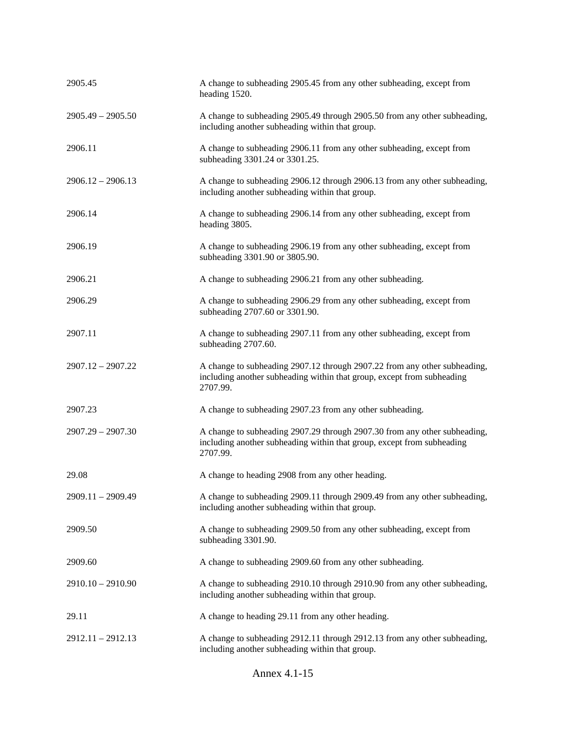| | |
|---|---|
| 2905.45 | A change to subheading 2905.45 from any other subheading, except from heading 1520. |
| 2905.49 – 2905.50 | A change to subheading 2905.49 through 2905.50 from any other subheading, including another subheading within that group. |
| 2906.11 | A change to subheading 2906.11 from any other subheading, except from subheading 3301.24 or 3301.25. |
| 2906.12 – 2906.13 | A change to subheading 2906.12 through 2906.13 from any other subheading, including another subheading within that group. |
| 2906.14 | A change to subheading 2906.14 from any other subheading, except from heading 3805. |
| 2906.19 | A change to subheading 2906.19 from any other subheading, except from subheading 3301.90 or 3805.90. |
| 2906.21 | A change to subheading 2906.21 from any other subheading. |
| 2906.29 | A change to subheading 2906.29 from any other subheading, except from subheading 2707.60 or 3301.90. |
| 2907.11 | A change to subheading 2907.11 from any other subheading, except from subheading 2707.60. |
| 2907.12 – 2907.22 | A change to subheading 2907.12 through 2907.22 from any other subheading, including another subheading within that group, except from subheading 2707.99. |
| 2907.23 | A change to subheading 2907.23 from any other subheading. |
| 2907.29 – 2907.30 | A change to subheading 2907.29 through 2907.30 from any other subheading, including another subheading within that group, except from subheading 2707.99. |
| 29.08 | A change to heading 2908 from any other heading. |
| 2909.11 – 2909.49 | A change to subheading 2909.11 through 2909.49 from any other subheading, including another subheading within that group. |
| 2909.50 | A change to subheading 2909.50 from any other subheading, except from subheading 3301.90. |
| 2909.60 | A change to subheading 2909.60 from any other subheading. |
| 2910.10 – 2910.90 | A change to subheading 2910.10 through 2910.90 from any other subheading, including another subheading within that group. |
| 29.11 | A change to heading 29.11 from any other heading. |
| 2912.11 – 2912.13 | A change to subheading 2912.11 through 2912.13 from any other subheading, including another subheading within that group. |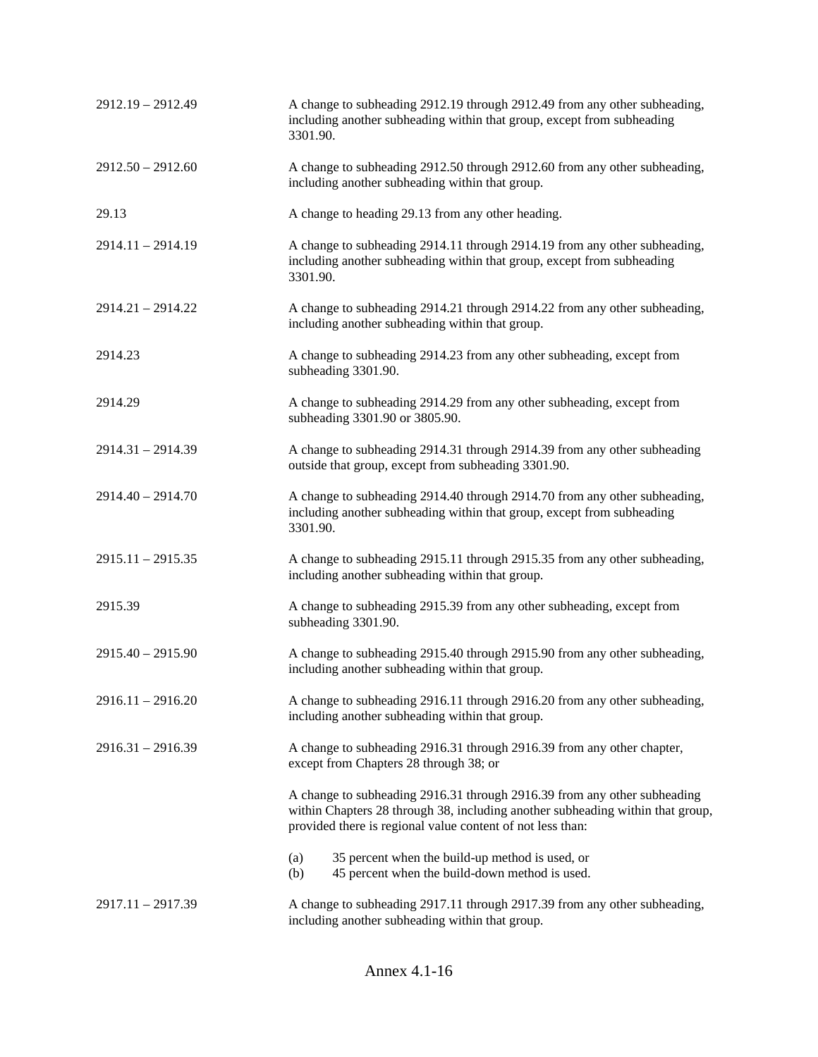| | |
|---|---|
| 2912.19 – 2912.49 | A change to subheading 2912.19 through 2912.49 from any other subheading, including another subheading within that group, except from subheading 3301.90. |
| 2912.50 – 2912.60 | A change to subheading 2912.50 through 2912.60 from any other subheading, including another subheading within that group. |
| 29.13 | A change to heading 29.13 from any other heading. |
| 2914.11 – 2914.19 | A change to subheading 2914.11 through 2914.19 from any other subheading, including another subheading within that group, except from subheading 3301.90. |
| 2914.21 – 2914.22 | A change to subheading 2914.21 through 2914.22 from any other subheading, including another subheading within that group. |
| 2914.23 | A change to subheading 2914.23 from any other subheading, except from subheading 3301.90. |
| 2914.29 | A change to subheading 2914.29 from any other subheading, except from subheading 3301.90 or 3805.90. |
| 2914.31 – 2914.39 | A change to subheading 2914.31 through 2914.39 from any other subheading outside that group, except from subheading 3301.90. |
| 2914.40 – 2914.70 | A change to subheading 2914.40 through 2914.70 from any other subheading, including another subheading within that group, except from subheading 3301.90. |
| 2915.11 – 2915.35 | A change to subheading 2915.11 through 2915.35 from any other subheading, including another subheading within that group. |
| 2915.39 | A change to subheading 2915.39 from any other subheading, except from subheading 3301.90. |
| 2915.40 – 2915.90 | A change to subheading 2915.40 through 2915.90 from any other subheading, including another subheading within that group. |
| 2916.11 – 2916.20 | A change to subheading 2916.11 through 2916.20 from any other subheading, including another subheading within that group. |
| 2916.31 – 2916.39 | A change to subheading 2916.31 through 2916.39 from any other chapter, except from Chapters 28 through 38; or<br><br>A change to subheading 2916.31 through 2916.39 from any other subheading within Chapters 28 through 38, including another subheading within that group, provided there is regional value content of not less than:<br><br>(a) 35 percent when the build-up method is used, or<br>(b) 45 percent when the build-down method is used. |
| 2917.11 – 2917.39 | A change to subheading 2917.11 through 2917.39 from any other subheading, including another subheading within that group. |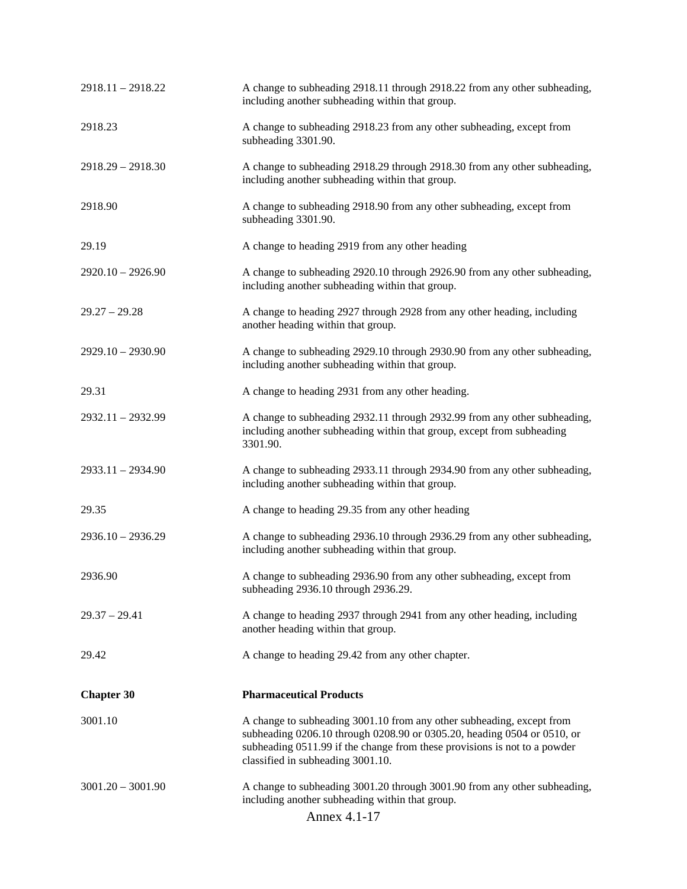| | |
|---|---|
| 2918.11 – 2918.22 | A change to subheading 2918.11 through 2918.22 from any other subheading, including another subheading within that group. |
| 2918.23 | A change to subheading 2918.23 from any other subheading, except from subheading 3301.90. |
| 2918.29 – 2918.30 | A change to subheading 2918.29 through 2918.30 from any other subheading, including another subheading within that group. |
| 2918.90 | A change to subheading 2918.90 from any other subheading, except from subheading 3301.90. |
| 29.19 | A change to heading 2919 from any other heading |
| 2920.10 – 2926.90 | A change to subheading 2920.10 through 2926.90 from any other subheading, including another subheading within that group. |
| 29.27 – 29.28 | A change to heading 2927 through 2928 from any other heading, including another heading within that group. |
| 2929.10 – 2930.90 | A change to subheading 2929.10 through 2930.90 from any other subheading, including another subheading within that group. |
| 29.31 | A change to heading 2931 from any other heading. |
| 2932.11 – 2932.99 | A change to subheading 2932.11 through 2932.99 from any other subheading, including another subheading within that group, except from subheading 3301.90. |
| 2933.11 – 2934.90 | A change to subheading 2933.11 through 2934.90 from any other subheading, including another subheading within that group. |
| 29.35 | A change to heading 29.35 from any other heading |
| 2936.10 – 2936.29 | A change to subheading 2936.10 through 2936.29 from any other subheading, including another subheading within that group. |
| 2936.90 | A change to subheading 2936.90 from any other subheading, except from subheading 2936.10 through 2936.29. |
| 29.37 – 29.41 | A change to heading 2937 through 2941 from any other heading, including another heading within that group. |
| 29.42 | A change to heading 29.42 from any other chapter. |
| **Chapter 30** | **Pharmaceutical Products** |
| 3001.10 | A change to subheading 3001.10 from any other subheading, except from subheading 0206.10 through 0208.90 or 0305.20, heading 0504 or 0510, or subheading 0511.99 if the change from these provisions is not to a powder classified in subheading 3001.10. |
| 3001.20 – 3001.90 | A change to subheading 3001.20 through 3001.90 from any other subheading, including another subheading within that group. |

Annex 4.1-17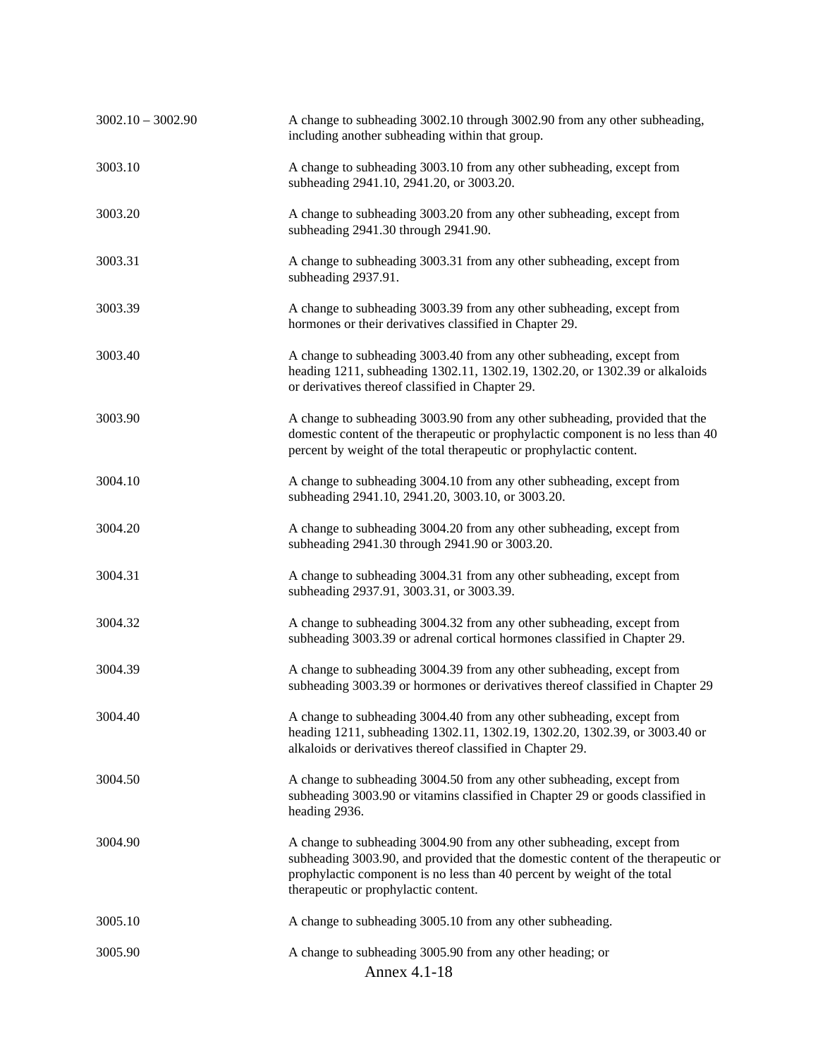| | |
|---|---|
| 3002.10 – 3002.90 | A change to subheading 3002.10 through 3002.90 from any other subheading, including another subheading within that group. |
| 3003.10 | A change to subheading 3003.10 from any other subheading, except from subheading 2941.10, 2941.20, or 3003.20. |
| 3003.20 | A change to subheading 3003.20 from any other subheading, except from subheading 2941.30 through 2941.90. |
| 3003.31 | A change to subheading 3003.31 from any other subheading, except from subheading 2937.91. |
| 3003.39 | A change to subheading 3003.39 from any other subheading, except from hormones or their derivatives classified in Chapter 29. |
| 3003.40 | A change to subheading 3003.40 from any other subheading, except from heading 1211, subheading 1302.11, 1302.19, 1302.20, or 1302.39 or alkaloids or derivatives thereof classified in Chapter 29. |
| 3003.90 | A change to subheading 3003.90 from any other subheading, provided that the domestic content of the therapeutic or prophylactic component is no less than 40 percent by weight of the total therapeutic or prophylactic content. |
| 3004.10 | A change to subheading 3004.10 from any other subheading, except from subheading 2941.10, 2941.20, 3003.10, or 3003.20. |
| 3004.20 | A change to subheading 3004.20 from any other subheading, except from subheading 2941.30 through 2941.90 or 3003.20. |
| 3004.31 | A change to subheading 3004.31 from any other subheading, except from subheading 2937.91, 3003.31, or 3003.39. |
| 3004.32 | A change to subheading 3004.32 from any other subheading, except from subheading 3003.39 or adrenal cortical hormones classified in Chapter 29. |
| 3004.39 | A change to subheading 3004.39 from any other subheading, except from subheading 3003.39 or hormones or derivatives thereof classified in Chapter 29 |
| 3004.40 | A change to subheading 3004.40 from any other subheading, except from heading 1211, subheading 1302.11, 1302.19, 1302.20, 1302.39, or 3003.40 or alkaloids or derivatives thereof classified in Chapter 29. |
| 3004.50 | A change to subheading 3004.50 from any other subheading, except from subheading 3003.90 or vitamins classified in Chapter 29 or goods classified in heading 2936. |
| 3004.90 | A change to subheading 3004.90 from any other subheading, except from subheading 3003.90, and provided that the domestic content of the therapeutic or prophylactic component is no less than 40 percent by weight of the total therapeutic or prophylactic content. |
| 3005.10 | A change to subheading 3005.10 from any other subheading. |
| 3005.90 | A change to subheading 3005.90 from any other heading; or |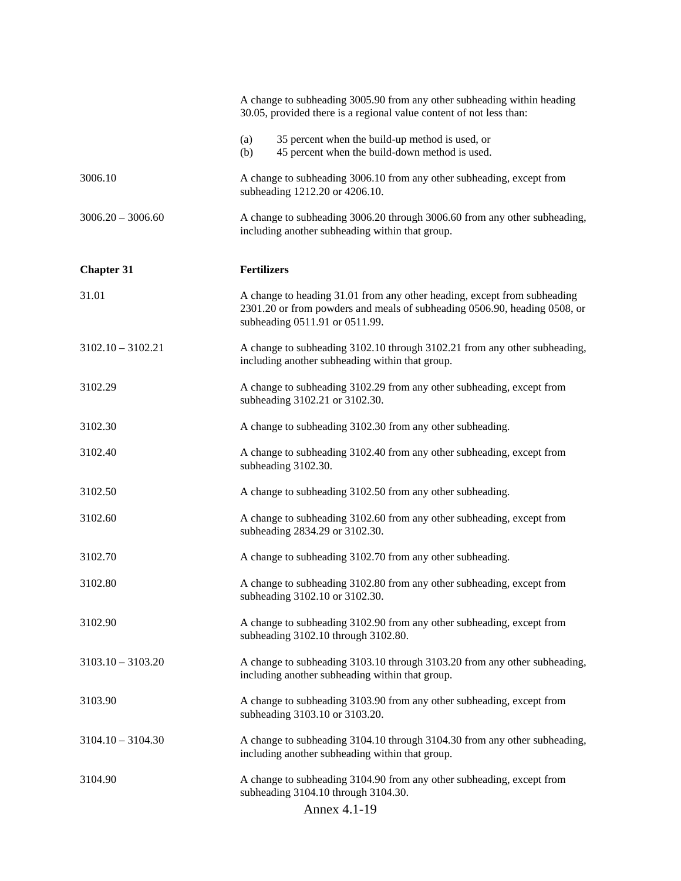| | |
|---|---|
| | A change to subheading 3005.90 from any other subheading within heading 30.05, provided there is a regional value content of not less than:<br><br>(a) 35 percent when the build-up method is used, or<br>(b) 45 percent when the build-down method is used. |
| 3006.10 | A change to subheading 3006.10 from any other subheading, except from subheading 1212.20 or 4206.10. |
| 3006.20 – 3006.60 | A change to subheading 3006.20 through 3006.60 from any other subheading, including another subheading within that group. |
| **Chapter 31** | **Fertilizers** |
| 31.01 | A change to heading 31.01 from any other heading, except from subheading 2301.20 or from powders and meals of subheading 0506.90, heading 0508, or subheading 0511.91 or 0511.99. |
| 3102.10 – 3102.21 | A change to subheading 3102.10 through 3102.21 from any other subheading, including another subheading within that group. |
| 3102.29 | A change to subheading 3102.29 from any other subheading, except from subheading 3102.21 or 3102.30. |
| 3102.30 | A change to subheading 3102.30 from any other subheading. |
| 3102.40 | A change to subheading 3102.40 from any other subheading, except from subheading 3102.30. |
| 3102.50 | A change to subheading 3102.50 from any other subheading. |
| 3102.60 | A change to subheading 3102.60 from any other subheading, except from subheading 2834.29 or 3102.30. |
| 3102.70 | A change to subheading 3102.70 from any other subheading. |
| 3102.80 | A change to subheading 3102.80 from any other subheading, except from subheading 3102.10 or 3102.30. |
| 3102.90 | A change to subheading 3102.90 from any other subheading, except from subheading 3102.10 through 3102.80. |
| 3103.10 – 3103.20 | A change to subheading 3103.10 through 3103.20 from any other subheading, including another subheading within that group. |
| 3103.90 | A change to subheading 3103.90 from any other subheading, except from subheading 3103.10 or 3103.20. |
| 3104.10 – 3104.30 | A change to subheading 3104.10 through 3104.30 from any other subheading, including another subheading within that group. |
| 3104.90 | A change to subheading 3104.90 from any other subheading, except from subheading 3104.10 through 3104.30. |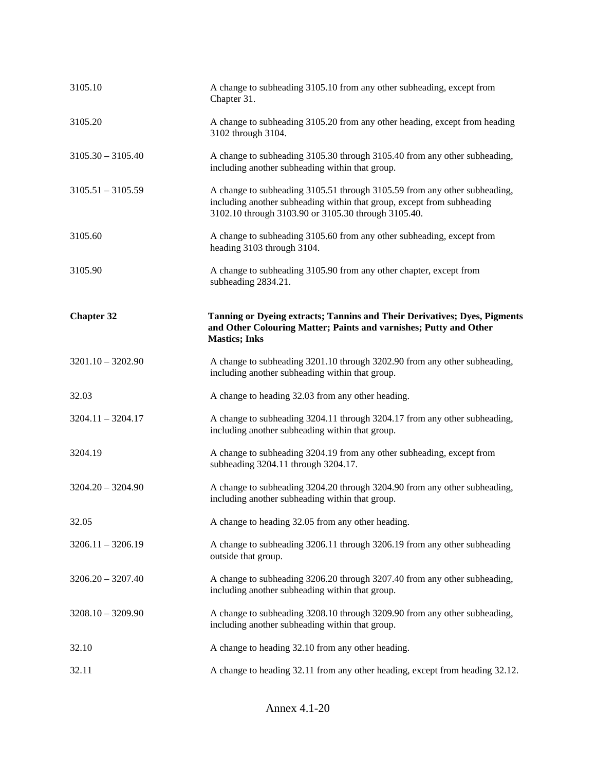| | |
|---|---|
| 3105.10 | A change to subheading 3105.10 from any other subheading, except from Chapter 31. |
| 3105.20 | A change to subheading 3105.20 from any other heading, except from heading 3102 through 3104. |
| 3105.30 – 3105.40 | A change to subheading 3105.30 through 3105.40 from any other subheading, including another subheading within that group. |
| 3105.51 – 3105.59 | A change to subheading 3105.51 through 3105.59 from any other subheading, including another subheading within that group, except from subheading 3102.10 through 3103.90 or 3105.30 through 3105.40. |
| 3105.60 | A change to subheading 3105.60 from any other subheading, except from heading 3103 through 3104. |
| 3105.90 | A change to subheading 3105.90 from any other chapter, except from subheading 2834.21. |
| **Chapter 32** | **Tanning or Dyeing extracts; Tannins and Their Derivatives; Dyes, Pigments and Other Colouring Matter; Paints and varnishes; Putty and Other Mastics; Inks** |
| 3201.10 – 3202.90 | A change to subheading 3201.10 through 3202.90 from any other subheading, including another subheading within that group. |
| 32.03 | A change to heading 32.03 from any other heading. |
| 3204.11 – 3204.17 | A change to subheading 3204.11 through 3204.17 from any other subheading, including another subheading within that group. |
| 3204.19 | A change to subheading 3204.19 from any other subheading, except from subheading 3204.11 through 3204.17. |
| 3204.20 – 3204.90 | A change to subheading 3204.20 through 3204.90 from any other subheading, including another subheading within that group. |
| 32.05 | A change to heading 32.05 from any other heading. |
| 3206.11 – 3206.19 | A change to subheading 3206.11 through 3206.19 from any other subheading outside that group. |
| 3206.20 – 3207.40 | A change to subheading 3206.20 through 3207.40 from any other subheading, including another subheading within that group. |
| 3208.10 – 3209.90 | A change to subheading 3208.10 through 3209.90 from any other subheading, including another subheading within that group. |
| 32.10 | A change to heading 32.10 from any other heading. |
| 32.11 | A change to heading 32.11 from any other heading, except from heading 32.12. |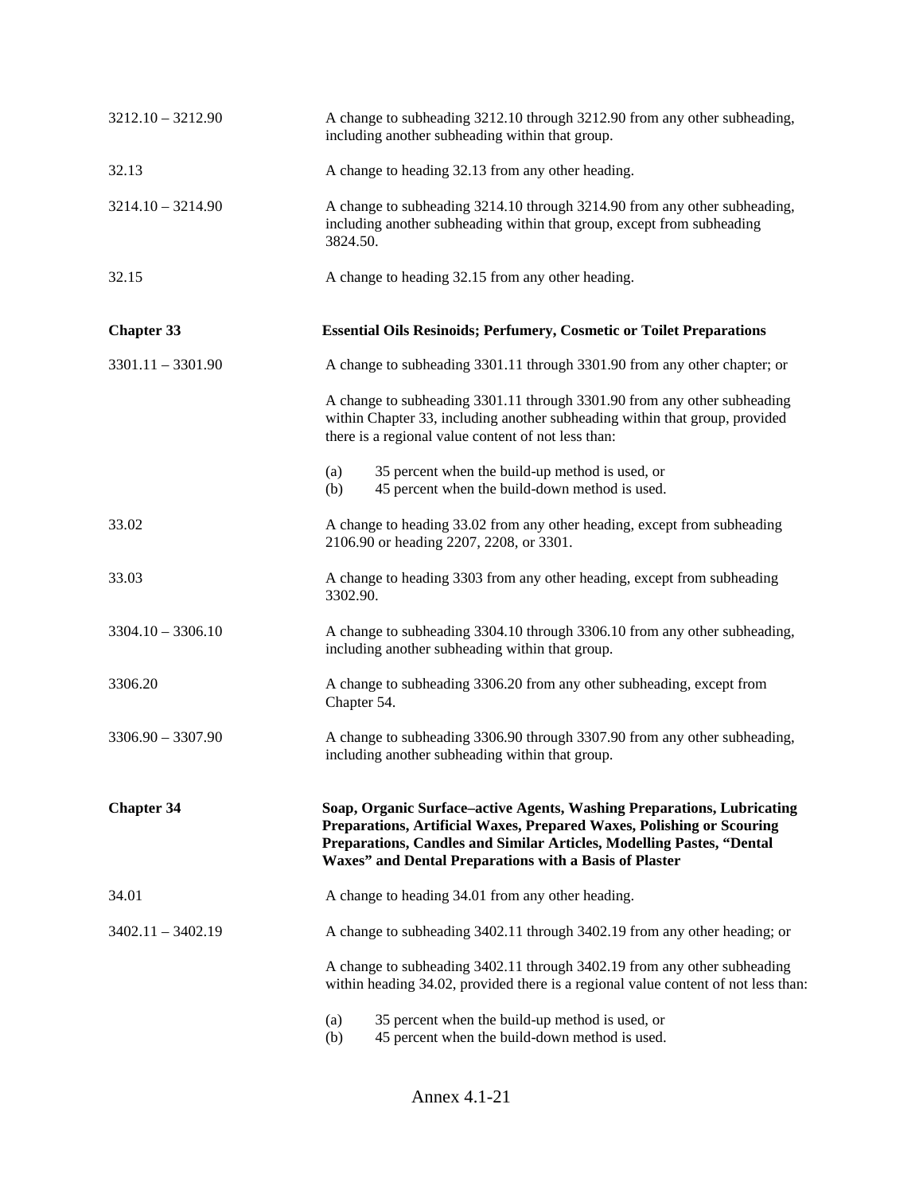| | |
|---|---|
| 3212.10 – 3212.90 | A change to subheading 3212.10 through 3212.90 from any other subheading, including another subheading within that group. |
| 32.13 | A change to heading 32.13 from any other heading. |
| 3214.10 – 3214.90 | A change to subheading 3214.10 through 3214.90 from any other subheading, including another subheading within that group, except from subheading 3824.50. |
| 32.15 | A change to heading 32.15 from any other heading. |
| **Chapter 33** | **Essential Oils Resinoids; Perfumery, Cosmetic or Toilet Preparations** |
| 3301.11 – 3301.90 | A change to subheading 3301.11 through 3301.90 from any other chapter; or<br><br>A change to subheading 3301.11 through 3301.90 from any other subheading within Chapter 33, including another subheading within that group, provided there is a regional value content of not less than:<br><br>(a) 35 percent when the build-up method is used, or<br>(b) 45 percent when the build-down method is used. |
| 33.02 | A change to heading 33.02 from any other heading, except from subheading 2106.90 or heading 2207, 2208, or 3301. |
| 33.03 | A change to heading 3303 from any other heading, except from subheading 3302.90. |
| 3304.10 – 3306.10 | A change to subheading 3304.10 through 3306.10 from any other subheading, including another subheading within that group. |
| 3306.20 | A change to subheading 3306.20 from any other subheading, except from Chapter 54. |
| 3306.90 – 3307.90 | A change to subheading 3306.90 through 3307.90 from any other subheading, including another subheading within that group. |
| **Chapter 34** | **Soap, Organic Surface–active Agents, Washing Preparations, Lubricating Preparations, Artificial Waxes, Prepared Waxes, Polishing or Scouring Preparations, Candles and Similar Articles, Modelling Pastes, "Dental Waxes" and Dental Preparations with a Basis of Plaster** |
| 34.01 | A change to heading 34.01 from any other heading. |
| 3402.11 – 3402.19 | A change to subheading 3402.11 through 3402.19 from any other heading; or<br><br>A change to subheading 3402.11 through 3402.19 from any other subheading within heading 34.02, provided there is a regional value content of not less than:<br><br>(a) 35 percent when the build-up method is used, or<br>(b) 45 percent when the build-down method is used. |

Annex 4.1-21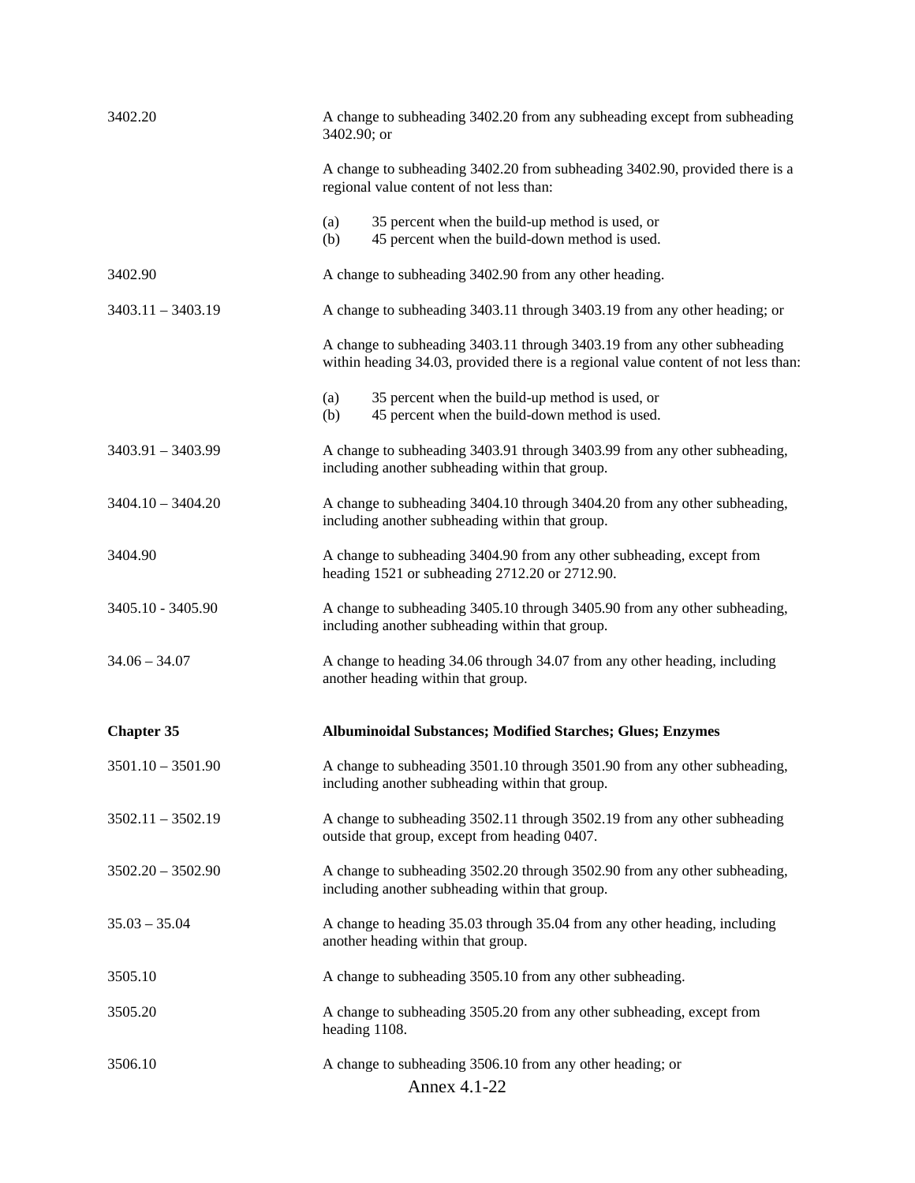| | |
|---|---|
| 3402.20 | A change to subheading 3402.20 from any subheading except from subheading 3402.90; or<br><br>A change to subheading 3402.20 from subheading 3402.90, provided there is a regional value content of not less than:<br><br>(a) 35 percent when the build-up method is used, or<br>(b) 45 percent when the build-down method is used. |
| 3402.90 | A change to subheading 3402.90 from any other heading. |
| 3403.11 – 3403.19 | A change to subheading 3403.11 through 3403.19 from any other heading; or<br><br>A change to subheading 3403.11 through 3403.19 from any other subheading within heading 34.03, provided there is a regional value content of not less than:<br><br>(a) 35 percent when the build-up method is used, or<br>(b) 45 percent when the build-down method is used. |
| 3403.91 – 3403.99 | A change to subheading 3403.91 through 3403.99 from any other subheading, including another subheading within that group. |
| 3404.10 – 3404.20 | A change to subheading 3404.10 through 3404.20 from any other subheading, including another subheading within that group. |
| 3404.90 | A change to subheading 3404.90 from any other subheading, except from heading 1521 or subheading 2712.20 or 2712.90. |
| 3405.10 - 3405.90 | A change to subheading 3405.10 through 3405.90 from any other subheading, including another subheading within that group. |
| 34.06 – 34.07 | A change to heading 34.06 through 34.07 from any other heading, including another heading within that group. |
| **Chapter 35** | **Albuminoidal Substances; Modified Starches; Glues; Enzymes** |
| 3501.10 – 3501.90 | A change to subheading 3501.10 through 3501.90 from any other subheading, including another subheading within that group. |
| 3502.11 – 3502.19 | A change to subheading 3502.11 through 3502.19 from any other subheading outside that group, except from heading 0407. |
| 3502.20 – 3502.90 | A change to subheading 3502.20 through 3502.90 from any other subheading, including another subheading within that group. |
| 35.03 – 35.04 | A change to heading 35.03 through 35.04 from any other heading, including another heading within that group. |
| 3505.10 | A change to subheading 3505.10 from any other subheading. |
| 3505.20 | A change to subheading 3505.20 from any other subheading, except from heading 1108. |
| 3506.10 | A change to subheading 3506.10 from any other heading; or |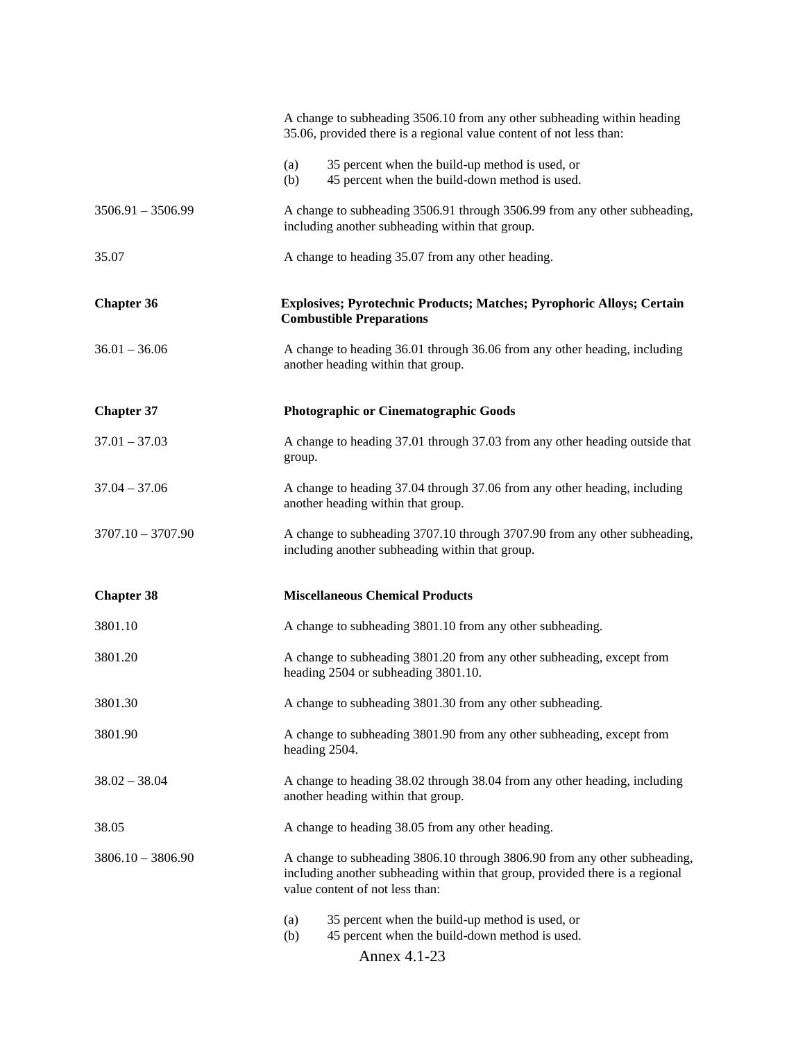| | |
|---|---|
| | A change to subheading 3506.10 from any other subheading within heading 35.06, provided there is a regional value content of not less than:<br><br>(a) 35 percent when the build-up method is used, or<br>(b) 45 percent when the build-down method is used. |
| 3506.91 – 3506.99 | A change to subheading 3506.91 through 3506.99 from any other subheading, including another subheading within that group. |
| 35.07 | A change to heading 35.07 from any other heading. |
| **Chapter 36** | **Explosives; Pyrotechnic Products; Matches; Pyrophoric Alloys; Certain Combustible Preparations** |
| 36.01 – 36.06 | A change to heading 36.01 through 36.06 from any other heading, including another heading within that group. |
| **Chapter 37** | **Photographic or Cinematographic Goods** |
| 37.01 – 37.03 | A change to heading 37.01 through 37.03 from any other heading outside that group. |
| 37.04 – 37.06 | A change to heading 37.04 through 37.06 from any other heading, including another heading within that group. |
| 3707.10 – 3707.90 | A change to subheading 3707.10 through 3707.90 from any other subheading, including another subheading within that group. |
| **Chapter 38** | **Miscellaneous Chemical Products** |
| 3801.10 | A change to subheading 3801.10 from any other subheading. |
| 3801.20 | A change to subheading 3801.20 from any other subheading, except from heading 2504 or subheading 3801.10. |
| 3801.30 | A change to subheading 3801.30 from any other subheading. |
| 3801.90 | A change to subheading 3801.90 from any other subheading, except from heading 2504. |
| 38.02 – 38.04 | A change to heading 38.02 through 38.04 from any other heading, including another heading within that group. |
| 38.05 | A change to heading 38.05 from any other heading. |
| 3806.10 – 3806.90 | A change to subheading 3806.10 through 3806.90 from any other subheading, including another subheading within that group, provided there is a regional value content of not less than:<br><br>(a) 35 percent when the build-up method is used, or<br>(b) 45 percent when the build-down method is used. |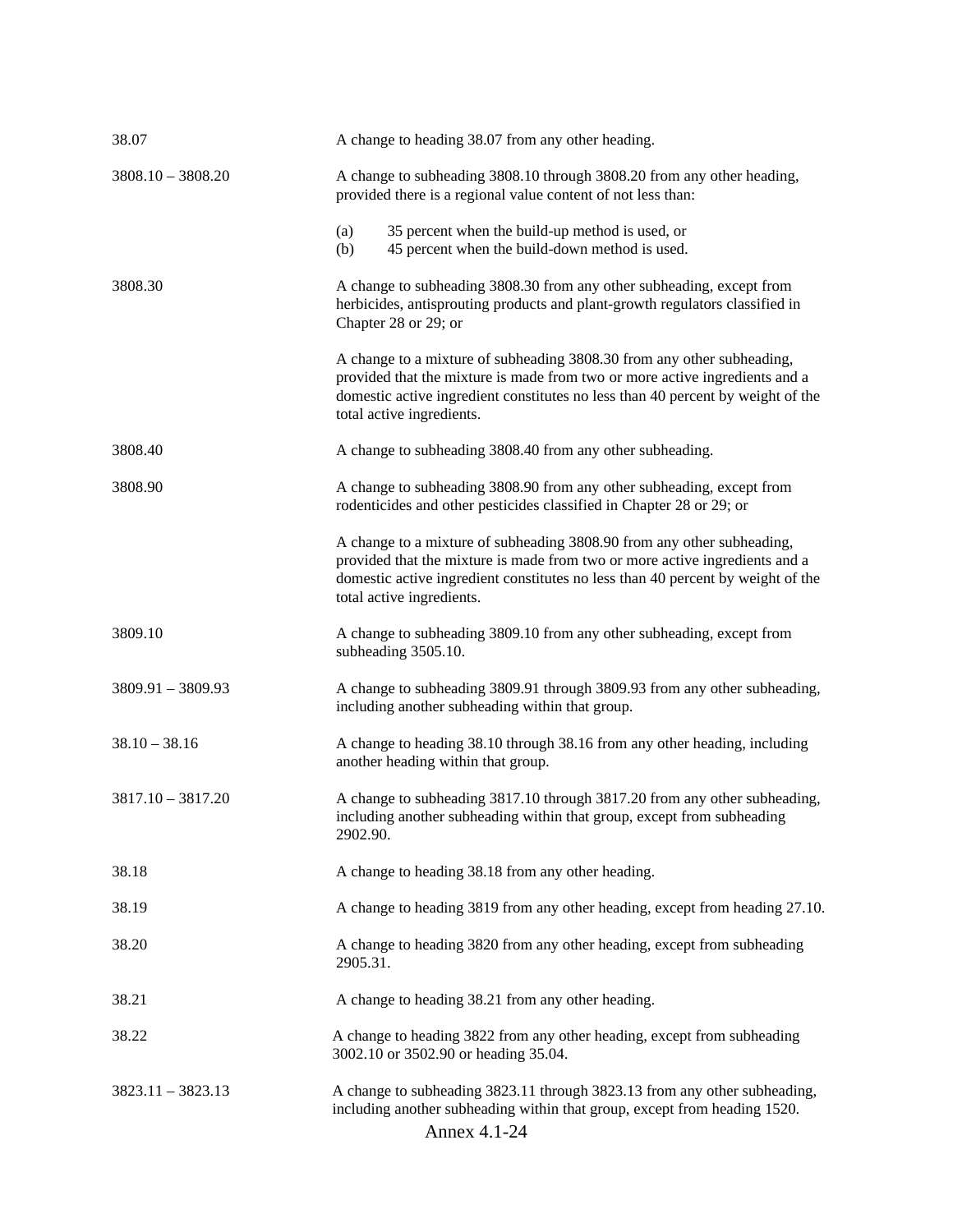| | |
|---|---|
| 38.07 | A change to heading 38.07 from any other heading. |
| 3808.10 – 3808.20 | A change to subheading 3808.10 through 3808.20 from any other heading, provided there is a regional value content of not less than:<br><br>(a) 35 percent when the build-up method is used, or<br>(b) 45 percent when the build-down method is used. |
| 3808.30 | A change to subheading 3808.30 from any other subheading, except from herbicides, antisprouting products and plant-growth regulators classified in Chapter 28 or 29; or<br><br>A change to a mixture of subheading 3808.30 from any other subheading, provided that the mixture is made from two or more active ingredients and a domestic active ingredient constitutes no less than 40 percent by weight of the total active ingredients. |
| 3808.40 | A change to subheading 3808.40 from any other subheading. |
| 3808.90 | A change to subheading 3808.90 from any other subheading, except from rodenticides and other pesticides classified in Chapter 28 or 29; or<br><br>A change to a mixture of subheading 3808.90 from any other subheading, provided that the mixture is made from two or more active ingredients and a domestic active ingredient constitutes no less than 40 percent by weight of the total active ingredients. |
| 3809.10 | A change to subheading 3809.10 from any other subheading, except from subheading 3505.10. |
| 3809.91 – 3809.93 | A change to subheading 3809.91 through 3809.93 from any other subheading, including another subheading within that group. |
| 38.10 – 38.16 | A change to heading 38.10 through 38.16 from any other heading, including another heading within that group. |
| 3817.10 – 3817.20 | A change to subheading 3817.10 through 3817.20 from any other subheading, including another subheading within that group, except from subheading 2902.90. |
| 38.18 | A change to heading 38.18 from any other heading. |
| 38.19 | A change to heading 3819 from any other heading, except from heading 27.10. |
| 38.20 | A change to heading 3820 from any other heading, except from subheading 2905.31. |
| 38.21 | A change to heading 38.21 from any other heading. |
| 38.22 | A change to heading 3822 from any other heading, except from subheading 3002.10 or 3502.90 or heading 35.04. |
| 3823.11 – 3823.13 | A change to subheading 3823.11 through 3823.13 from any other subheading, including another subheading within that group, except from heading 1520. |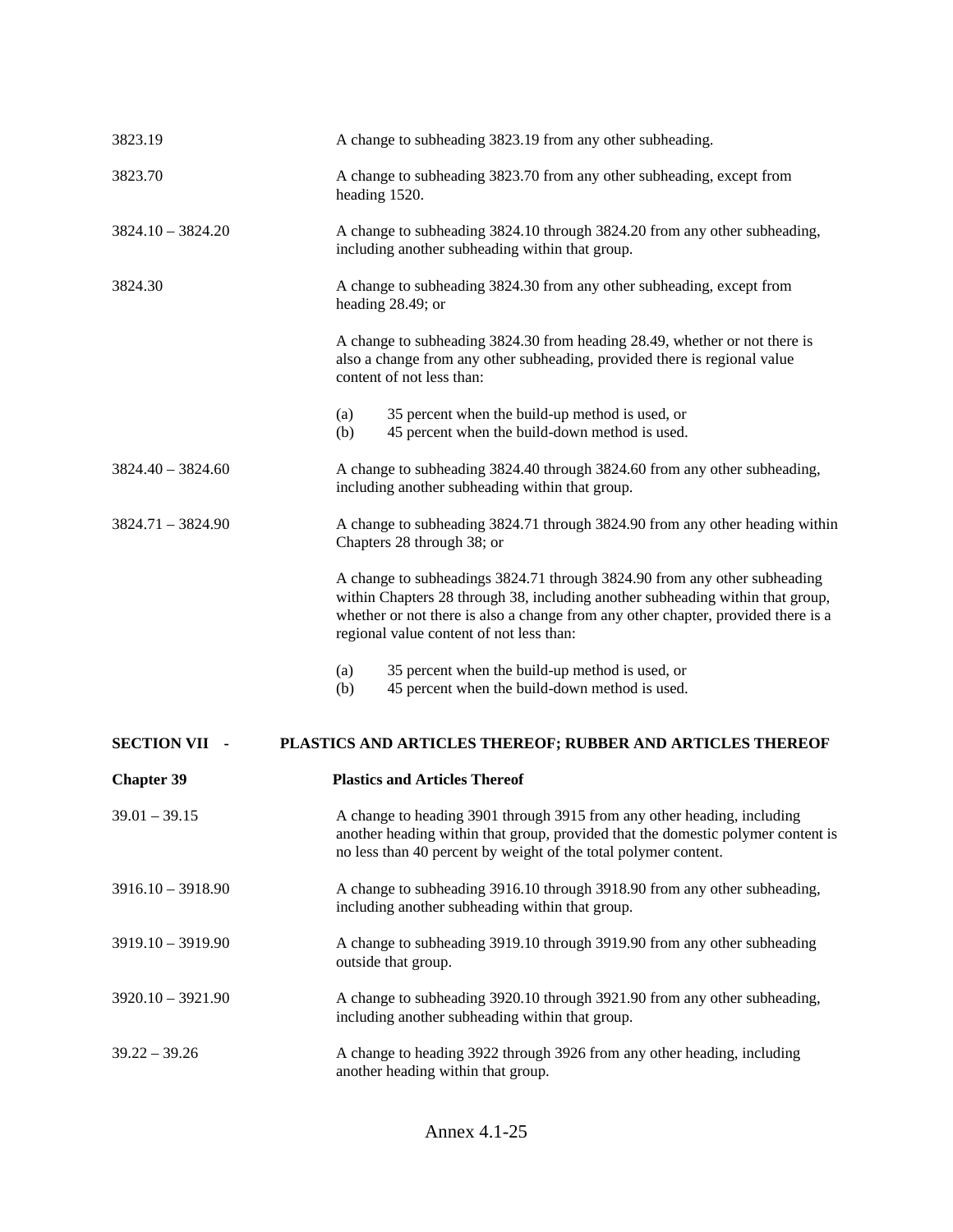| | |
|---|---|
| 3823.19 | A change to subheading 3823.19 from any other subheading. |
| 3823.70 | A change to subheading 3823.70 from any other subheading, except from heading 1520. |
| 3824.10 – 3824.20 | A change to subheading 3824.10 through 3824.20 from any other subheading, including another subheading within that group. |
| 3824.30 | A change to subheading 3824.30 from any other subheading, except from heading 28.49; or<br><br>A change to subheading 3824.30 from heading 28.49, whether or not there is also a change from any other subheading, provided there is regional value content of not less than:<br><br>(a) 35 percent when the build-up method is used, or<br>(b) 45 percent when the build-down method is used. |
| 3824.40 – 3824.60 | A change to subheading 3824.40 through 3824.60 from any other subheading, including another subheading within that group. |
| 3824.71 – 3824.90 | A change to subheading 3824.71 through 3824.90 from any other heading within Chapters 28 through 38; or<br><br>A change to subheadings 3824.71 through 3824.90 from any other subheading within Chapters 28 through 38, including another subheading within that group, whether or not there is also a change from any other chapter, provided there is a regional value content of not less than:<br><br>(a) 35 percent when the build-up method is used, or<br>(b) 45 percent when the build-down method is used. |

## SECTION VII - PLASTICS AND ARTICLES THEREOF; RUBBER AND ARTICLES THEREOF

### Chapter 39 Plastics and Articles Thereof

| | |
|---|---|
| 39.01 – 39.15 | A change to heading 3901 through 3915 from any other heading, including another heading within that group, provided that the domestic polymer content is no less than 40 percent by weight of the total polymer content. |
| 3916.10 – 3918.90 | A change to subheading 3916.10 through 3918.90 from any other subheading, including another subheading within that group. |
| 3919.10 – 3919.90 | A change to subheading 3919.10 through 3919.90 from any other subheading outside that group. |
| 3920.10 – 3921.90 | A change to subheading 3920.10 through 3921.90 from any other subheading, including another subheading within that group. |
| 39.22 – 39.26 | A change to heading 3922 through 3926 from any other heading, including another heading within that group. |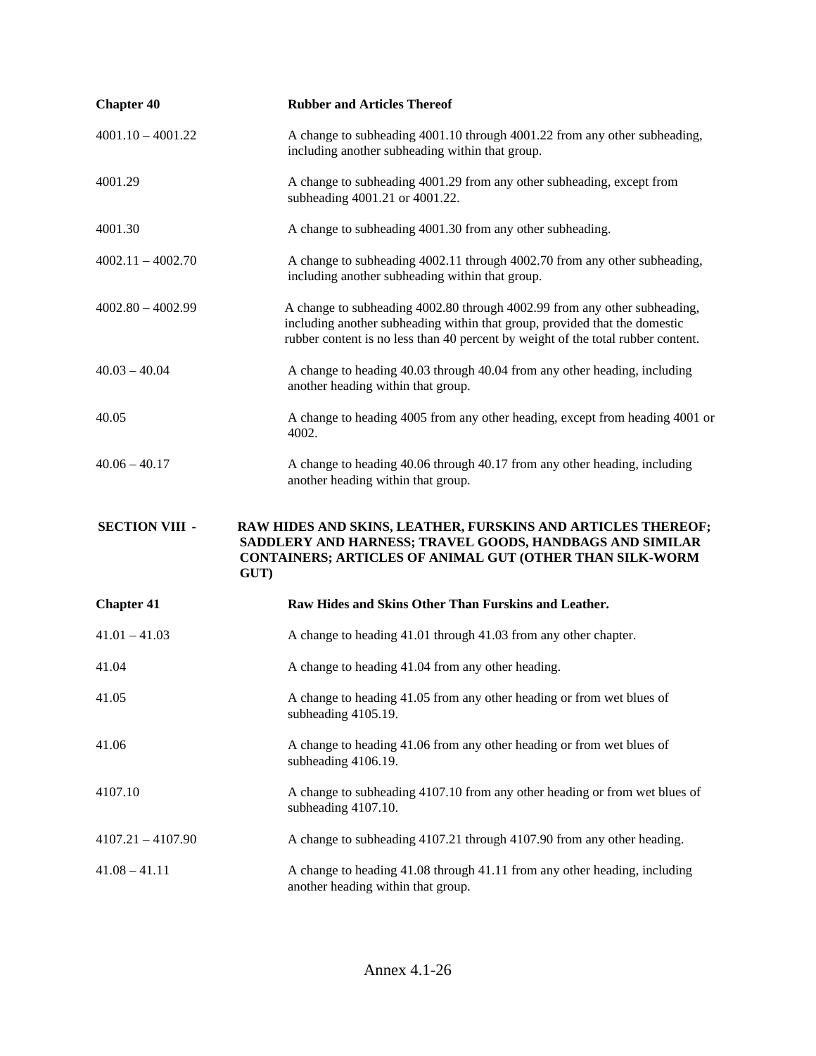**Chapter 40** **Rubber and Articles Thereof**

4001.10 – 4001.22 A change to subheading 4001.10 through 4001.22 from any other subheading, including another subheading within that group.

4001.29 A change to subheading 4001.29 from any other subheading, except from subheading 4001.21 or 4001.22.

4001.30 A change to subheading 4001.30 from any other subheading.

4002.11 – 4002.70 A change to subheading 4002.11 through 4002.70 from any other subheading, including another subheading within that group.

4002.80 – 4002.99 A change to subheading 4002.80 through 4002.99 from any other subheading, including another subheading within that group, provided that the domestic rubber content is no less than 40 percent by weight of the total rubber content.

40.03 – 40.04 A change to heading 40.03 through 40.04 from any other heading, including another heading within that group.

40.05 A change to heading 4005 from any other heading, except from heading 4001 or 4002.

40.06 – 40.17 A change to heading 40.06 through 40.17 from any other heading, including another heading within that group.

**SECTION VIII - RAW HIDES AND SKINS, LEATHER, FURSKINS AND ARTICLES THEREOF; SADDLERY AND HARNESS; TRAVEL GOODS, HANDBAGS AND SIMILAR CONTAINERS; ARTICLES OF ANIMAL GUT (OTHER THAN SILK-WORM GUT)**

**Chapter 41** **Raw Hides and Skins Other Than Furskins and Leather.**

41.01 – 41.03 A change to heading 41.01 through 41.03 from any other chapter.

41.04 A change to heading 41.04 from any other heading.

41.05 A change to heading 41.05 from any other heading or from wet blues of subheading 4105.19.

41.06 A change to heading 41.06 from any other heading or from wet blues of subheading 4106.19.

4107.10 A change to subheading 4107.10 from any other heading or from wet blues of subheading 4107.10.

4107.21 – 4107.90 A change to subheading 4107.21 through 4107.90 from any other heading.

41.08 – 41.11 A change to heading 41.08 through 41.11 from any other heading, including another heading within that group.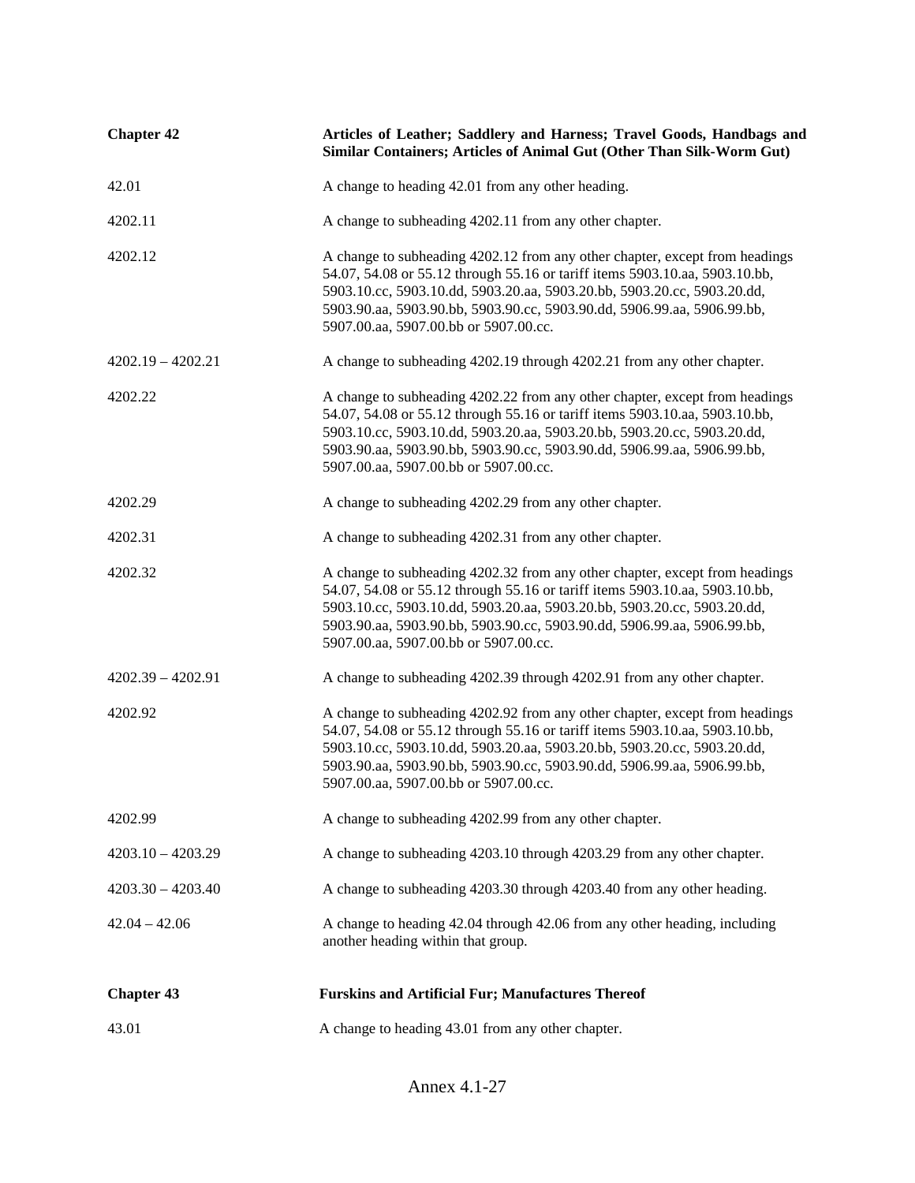| | |
|---|---|
| **Chapter 42** | **Articles of Leather; Saddlery and Harness; Travel Goods, Handbags and Similar Containers; Articles of Animal Gut (Other Than Silk-Worm Gut)** |
| 42.01 | A change to heading 42.01 from any other heading. |
| 4202.11 | A change to subheading 4202.11 from any other chapter. |
| 4202.12 | A change to subheading 4202.12 from any other chapter, except from headings 54.07, 54.08 or 55.12 through 55.16 or tariff items 5903.10.aa, 5903.10.bb, 5903.10.cc, 5903.10.dd, 5903.20.aa, 5903.20.bb, 5903.20.cc, 5903.20.dd, 5903.90.aa, 5903.90.bb, 5903.90.cc, 5903.90.dd, 5906.99.aa, 5906.99.bb, 5907.00.aa, 5907.00.bb or 5907.00.cc. |
| 4202.19 – 4202.21 | A change to subheading 4202.19 through 4202.21 from any other chapter. |
| 4202.22 | A change to subheading 4202.22 from any other chapter, except from headings 54.07, 54.08 or 55.12 through 55.16 or tariff items 5903.10.aa, 5903.10.bb, 5903.10.cc, 5903.10.dd, 5903.20.aa, 5903.20.bb, 5903.20.cc, 5903.20.dd, 5903.90.aa, 5903.90.bb, 5903.90.cc, 5903.90.dd, 5906.99.aa, 5906.99.bb, 5907.00.aa, 5907.00.bb or 5907.00.cc. |
| 4202.29 | A change to subheading 4202.29 from any other chapter. |
| 4202.31 | A change to subheading 4202.31 from any other chapter. |
| 4202.32 | A change to subheading 4202.32 from any other chapter, except from headings 54.07, 54.08 or 55.12 through 55.16 or tariff items 5903.10.aa, 5903.10.bb, 5903.10.cc, 5903.10.dd, 5903.20.aa, 5903.20.bb, 5903.20.cc, 5903.20.dd, 5903.90.aa, 5903.90.bb, 5903.90.cc, 5903.90.dd, 5906.99.aa, 5906.99.bb, 5907.00.aa, 5907.00.bb or 5907.00.cc. |
| 4202.39 – 4202.91 | A change to subheading 4202.39 through 4202.91 from any other chapter. |
| 4202.92 | A change to subheading 4202.92 from any other chapter, except from headings 54.07, 54.08 or 55.12 through 55.16 or tariff items 5903.10.aa, 5903.10.bb, 5903.10.cc, 5903.10.dd, 5903.20.aa, 5903.20.bb, 5903.20.cc, 5903.20.dd, 5903.90.aa, 5903.90.bb, 5903.90.cc, 5903.90.dd, 5906.99.aa, 5906.99.bb, 5907.00.aa, 5907.00.bb or 5907.00.cc. |
| 4202.99 | A change to subheading 4202.99 from any other chapter. |
| 4203.10 – 4203.29 | A change to subheading 4203.10 through 4203.29 from any other chapter. |
| 4203.30 – 4203.40 | A change to subheading 4203.30 through 4203.40 from any other heading. |
| 42.04 – 42.06 | A change to heading 42.04 through 42.06 from any other heading, including another heading within that group. |
| **Chapter 43** | **Furskins and Artificial Fur; Manufactures Thereof** |
| 43.01 | A change to heading 43.01 from any other chapter. |

Annex 4.1-27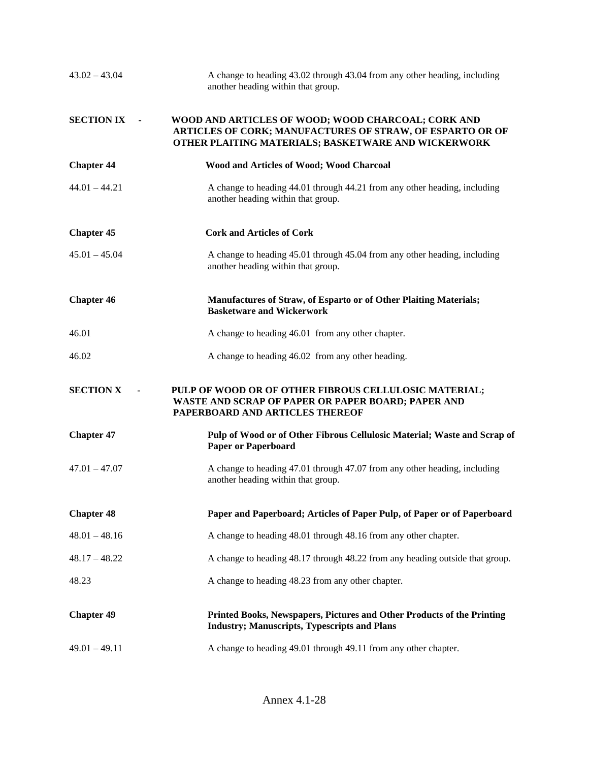43.02 – 43.04 A change to heading 43.02 through 43.04 from any other heading, including another heading within that group.

## SECTION IX - WOOD AND ARTICLES OF WOOD; WOOD CHARCOAL; CORK AND ARTICLES OF CORK; MANUFACTURES OF STRAW, OF ESPARTO OR OF OTHER PLAITING MATERIALS; BASKETWARE AND WICKERWORK

### Chapter 44 Wood and Articles of Wood; Wood Charcoal

44.01 – 44.21 A change to heading 44.01 through 44.21 from any other heading, including another heading within that group.

### Chapter 45 Cork and Articles of Cork

45.01 – 45.04 A change to heading 45.01 through 45.04 from any other heading, including another heading within that group.

### Chapter 46 Manufactures of Straw, of Esparto or of Other Plaiting Materials; Basketware and Wickerwork

46.01 A change to heading 46.01 from any other chapter.

46.02 A change to heading 46.02 from any other heading.

## SECTION X - PULP OF WOOD OR OF OTHER FIBROUS CELLULOSIC MATERIAL; WASTE AND SCRAP OF PAPER OR PAPER BOARD; PAPER AND PAPERBOARD AND ARTICLES THEREOF

### Chapter 47 Pulp of Wood or of Other Fibrous Cellulosic Material; Waste and Scrap of Paper or Paperboard

47.01 – 47.07 A change to heading 47.01 through 47.07 from any other heading, including another heading within that group.

### Chapter 48 Paper and Paperboard; Articles of Paper Pulp, of Paper or of Paperboard

48.01 – 48.16 A change to heading 48.01 through 48.16 from any other chapter.

48.17 – 48.22 A change to heading 48.17 through 48.22 from any heading outside that group.

48.23 A change to heading 48.23 from any other chapter.

### Chapter 49 Printed Books, Newspapers, Pictures and Other Products of the Printing Industry; Manuscripts, Typescripts and Plans

49.01 – 49.11 A change to heading 49.01 through 49.11 from any other chapter.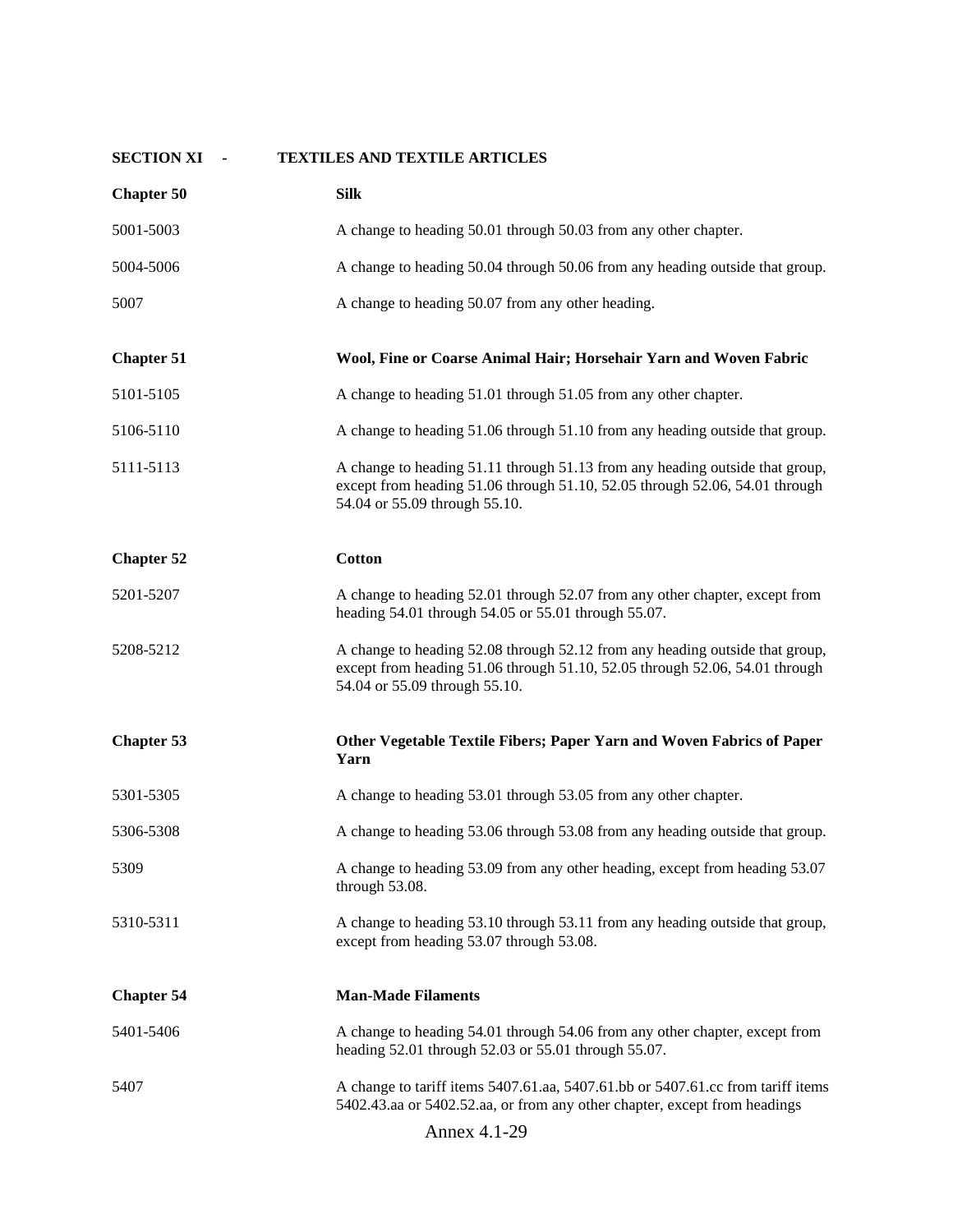**SECTION XI - TEXTILES AND TEXTILE ARTICLES**

| | |
|---|---|
| **Chapter 50** | **Silk** |
| 5001-5003 | A change to heading 50.01 through 50.03 from any other chapter. |
| 5004-5006 | A change to heading 50.04 through 50.06 from any heading outside that group. |
| 5007 | A change to heading 50.07 from any other heading. |
| **Chapter 51** | **Wool, Fine or Coarse Animal Hair; Horsehair Yarn and Woven Fabric** |
| 5101-5105 | A change to heading 51.01 through 51.05 from any other chapter. |
| 5106-5110 | A change to heading 51.06 through 51.10 from any heading outside that group. |
| 5111-5113 | A change to heading 51.11 through 51.13 from any heading outside that group, except from heading 51.06 through 51.10, 52.05 through 52.06, 54.01 through 54.04 or 55.09 through 55.10. |
| **Chapter 52** | **Cotton** |
| 5201-5207 | A change to heading 52.01 through 52.07 from any other chapter, except from heading 54.01 through 54.05 or 55.01 through 55.07. |
| 5208-5212 | A change to heading 52.08 through 52.12 from any heading outside that group, except from heading 51.06 through 51.10, 52.05 through 52.06, 54.01 through 54.04 or 55.09 through 55.10. |
| **Chapter 53** | **Other Vegetable Textile Fibers; Paper Yarn and Woven Fabrics of Paper Yarn** |
| 5301-5305 | A change to heading 53.01 through 53.05 from any other chapter. |
| 5306-5308 | A change to heading 53.06 through 53.08 from any heading outside that group. |
| 5309 | A change to heading 53.09 from any other heading, except from heading 53.07 through 53.08. |
| 5310-5311 | A change to heading 53.10 through 53.11 from any heading outside that group, except from heading 53.07 through 53.08. |
| **Chapter 54** | **Man-Made Filaments** |
| 5401-5406 | A change to heading 54.01 through 54.06 from any other chapter, except from heading 52.01 through 52.03 or 55.01 through 55.07. |
| 5407 | A change to tariff items 5407.61.aa, 5407.61.bb or 5407.61.cc from tariff items 5402.43.aa or 5402.52.aa, or from any other chapter, except from headings |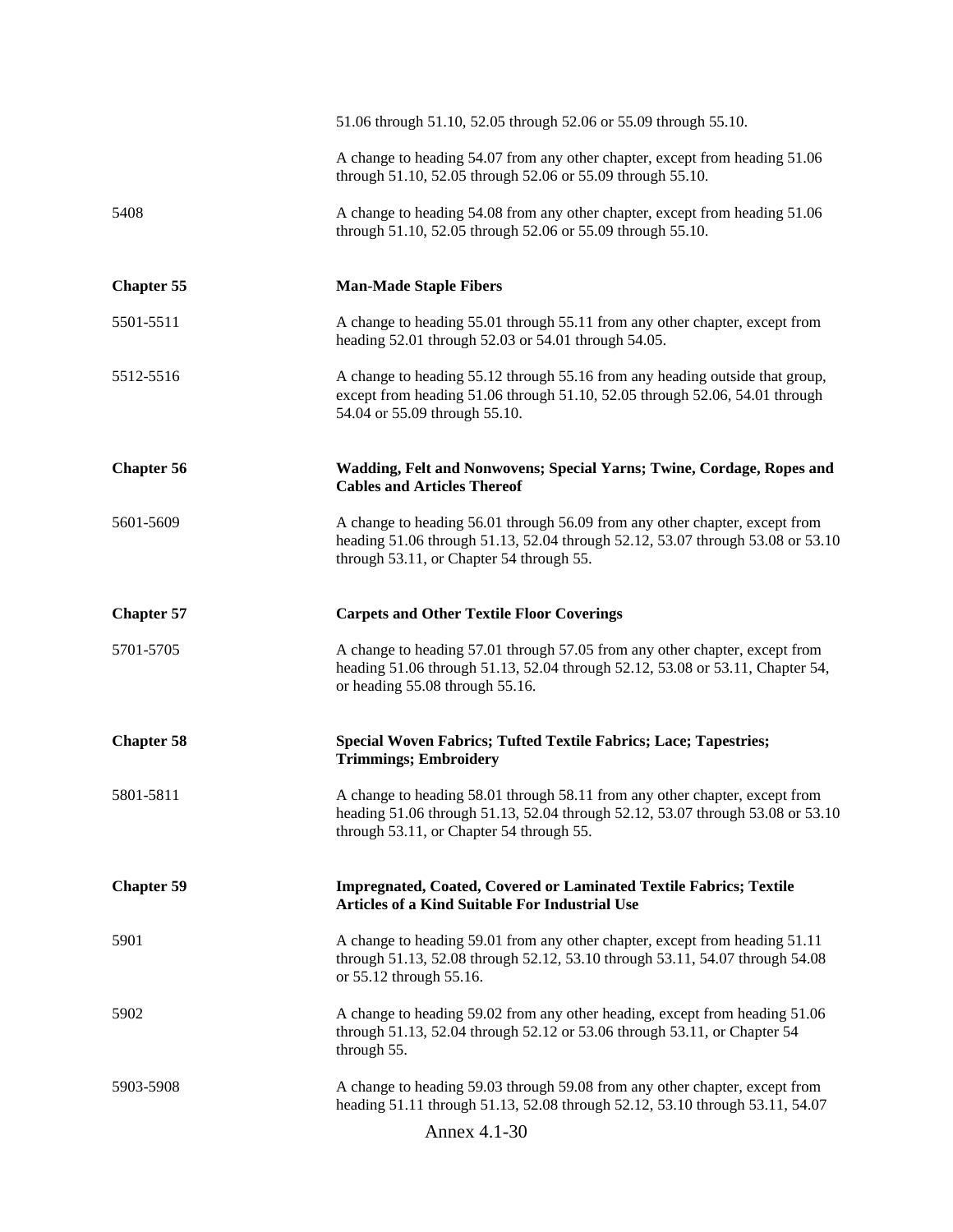| | |
|---|---|
| | 51.06 through 51.10, 52.05 through 52.06 or 55.09 through 55.10. |
| | A change to heading 54.07 from any other chapter, except from heading 51.06 through 51.10, 52.05 through 52.06 or 55.09 through 55.10. |
| 5408 | A change to heading 54.08 from any other chapter, except from heading 51.06 through 51.10, 52.05 through 52.06 or 55.09 through 55.10. |
| **Chapter 55** | **Man-Made Staple Fibers** |
| 5501-5511 | A change to heading 55.01 through 55.11 from any other chapter, except from heading 52.01 through 52.03 or 54.01 through 54.05. |
| 5512-5516 | A change to heading 55.12 through 55.16 from any heading outside that group, except from heading 51.06 through 51.10, 52.05 through 52.06, 54.01 through 54.04 or 55.09 through 55.10. |
| **Chapter 56** | **Wadding, Felt and Nonwovens; Special Yarns; Twine, Cordage, Ropes and Cables and Articles Thereof** |
| 5601-5609 | A change to heading 56.01 through 56.09 from any other chapter, except from heading 51.06 through 51.13, 52.04 through 52.12, 53.07 through 53.08 or 53.10 through 53.11, or Chapter 54 through 55. |
| **Chapter 57** | **Carpets and Other Textile Floor Coverings** |
| 5701-5705 | A change to heading 57.01 through 57.05 from any other chapter, except from heading 51.06 through 51.13, 52.04 through 52.12, 53.08 or 53.11, Chapter 54, or heading 55.08 through 55.16. |
| **Chapter 58** | **Special Woven Fabrics; Tufted Textile Fabrics; Lace; Tapestries; Trimmings; Embroidery** |
| 5801-5811 | A change to heading 58.01 through 58.11 from any other chapter, except from heading 51.06 through 51.13, 52.04 through 52.12, 53.07 through 53.08 or 53.10 through 53.11, or Chapter 54 through 55. |
| **Chapter 59** | **Impregnated, Coated, Covered or Laminated Textile Fabrics; Textile Articles of a Kind Suitable For Industrial Use** |
| 5901 | A change to heading 59.01 from any other chapter, except from heading 51.11 through 51.13, 52.08 through 52.12, 53.10 through 53.11, 54.07 through 54.08 or 55.12 through 55.16. |
| 5902 | A change to heading 59.02 from any other heading, except from heading 51.06 through 51.13, 52.04 through 52.12 or 53.06 through 53.11, or Chapter 54 through 55. |
| 5903-5908 | A change to heading 59.03 through 59.08 from any other chapter, except from heading 51.11 through 51.13, 52.08 through 52.12, 53.10 through 53.11, 54.07 |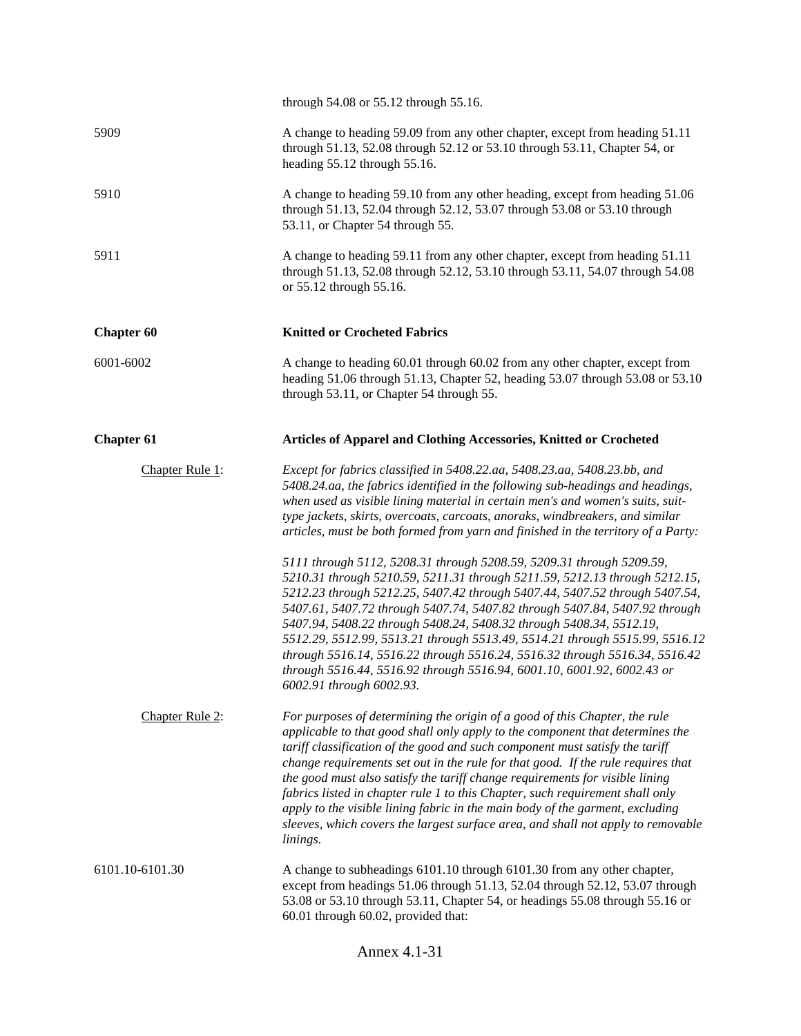through 54.08 or 55.12 through 55.16.

5909 — A change to heading 59.09 from any other chapter, except from heading 51.11 through 51.13, 52.08 through 52.12 or 53.10 through 53.11, Chapter 54, or heading 55.12 through 55.16.

5910 — A change to heading 59.10 from any other heading, except from heading 51.06 through 51.13, 52.04 through 52.12, 53.07 through 53.08 or 53.10 through 53.11, or Chapter 54 through 55.

5911 — A change to heading 59.11 from any other chapter, except from heading 51.11 through 51.13, 52.08 through 52.12, 53.10 through 53.11, 54.07 through 54.08 or 55.12 through 55.16.

## Chapter 60 — Knitted or Crocheted Fabrics

6001-6002 — A change to heading 60.01 through 60.02 from any other chapter, except from heading 51.06 through 51.13, Chapter 52, heading 53.07 through 53.08 or 53.10 through 53.11, or Chapter 54 through 55.

## Chapter 61 — Articles of Apparel and Clothing Accessories, Knitted or Crocheted

Chapter Rule 1: *Except for fabrics classified in 5408.22.aa, 5408.23.aa, 5408.23.bb, and 5408.24.aa, the fabrics identified in the following sub-headings and headings, when used as visible lining material in certain men's and women's suits, suit-type jackets, skirts, overcoats, carcoats, anoraks, windbreakers, and similar articles, must be both formed from yarn and finished in the territory of a Party:*

*5111 through 5112, 5208.31 through 5208.59, 5209.31 through 5209.59, 5210.31 through 5210.59, 5211.31 through 5211.59, 5212.13 through 5212.15, 5212.23 through 5212.25, 5407.42 through 5407.44, 5407.52 through 5407.54, 5407.61, 5407.72 through 5407.74, 5407.82 through 5407.84, 5407.92 through 5407.94, 5408.22 through 5408.24, 5408.32 through 5408.34, 5512.19, 5512.29, 5512.99, 5513.21 through 5513.49, 5514.21 through 5515.99, 5516.12 through 5516.14, 5516.22 through 5516.24, 5516.32 through 5516.34, 5516.42 through 5516.44, 5516.92 through 5516.94, 6001.10, 6001.92, 6002.43 or 6002.91 through 6002.93.*

Chapter Rule 2: *For purposes of determining the origin of a good of this Chapter, the rule applicable to that good shall only apply to the component that determines the tariff classification of the good and such component must satisfy the tariff change requirements set out in the rule for that good. If the rule requires that the good must also satisfy the tariff change requirements for visible lining fabrics listed in chapter rule 1 to this Chapter, such requirement shall only apply to the visible lining fabric in the main body of the garment, excluding sleeves, which covers the largest surface area, and shall not apply to removable linings.*

6101.10-6101.30 — A change to subheadings 6101.10 through 6101.30 from any other chapter, except from headings 51.06 through 51.13, 52.04 through 52.12, 53.07 through 53.08 or 53.10 through 53.11, Chapter 54, or headings 55.08 through 55.16 or 60.01 through 60.02, provided that: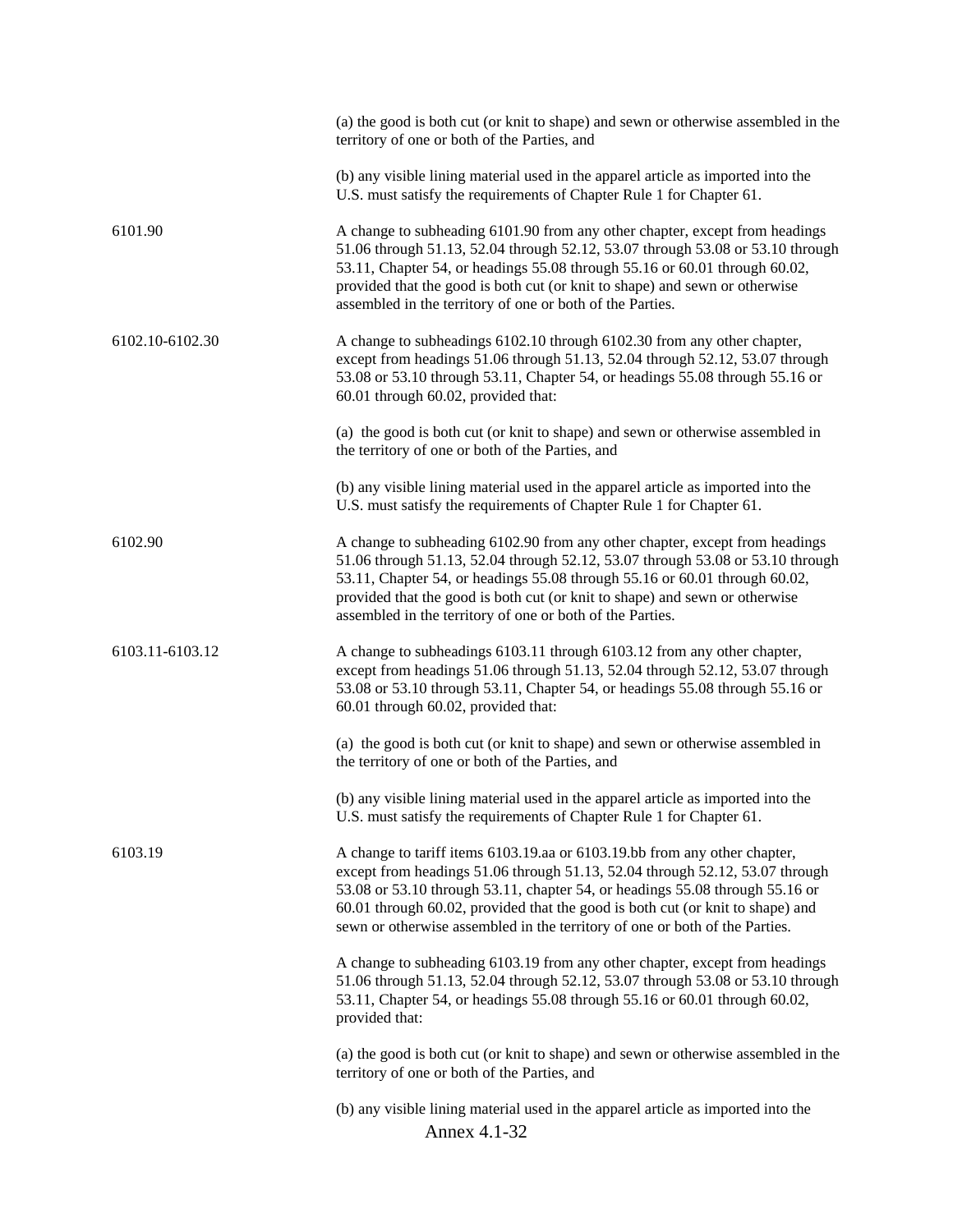| | |
|---|---|
| | (a) the good is both cut (or knit to shape) and sewn or otherwise assembled in the territory of one or both of the Parties, and<br><br>(b) any visible lining material used in the apparel article as imported into the U.S. must satisfy the requirements of Chapter Rule 1 for Chapter 61. |
| 6101.90 | A change to subheading 6101.90 from any other chapter, except from headings 51.06 through 51.13, 52.04 through 52.12, 53.07 through 53.08 or 53.10 through 53.11, Chapter 54, or headings 55.08 through 55.16 or 60.01 through 60.02, provided that the good is both cut (or knit to shape) and sewn or otherwise assembled in the territory of one or both of the Parties. |
| 6102.10-6102.30 | A change to subheadings 6102.10 through 6102.30 from any other chapter, except from headings 51.06 through 51.13, 52.04 through 52.12, 53.07 through 53.08 or 53.10 through 53.11, Chapter 54, or headings 55.08 through 55.16 or 60.01 through 60.02, provided that:<br><br>(a) the good is both cut (or knit to shape) and sewn or otherwise assembled in the territory of one or both of the Parties, and<br><br>(b) any visible lining material used in the apparel article as imported into the U.S. must satisfy the requirements of Chapter Rule 1 for Chapter 61. |
| 6102.90 | A change to subheading 6102.90 from any other chapter, except from headings 51.06 through 51.13, 52.04 through 52.12, 53.07 through 53.08 or 53.10 through 53.11, Chapter 54, or headings 55.08 through 55.16 or 60.01 through 60.02, provided that the good is both cut (or knit to shape) and sewn or otherwise assembled in the territory of one or both of the Parties. |
| 6103.11-6103.12 | A change to subheadings 6103.11 through 6103.12 from any other chapter, except from headings 51.06 through 51.13, 52.04 through 52.12, 53.07 through 53.08 or 53.10 through 53.11, Chapter 54, or headings 55.08 through 55.16 or 60.01 through 60.02, provided that:<br><br>(a) the good is both cut (or knit to shape) and sewn or otherwise assembled in the territory of one or both of the Parties, and<br><br>(b) any visible lining material used in the apparel article as imported into the U.S. must satisfy the requirements of Chapter Rule 1 for Chapter 61. |
| 6103.19 | A change to tariff items 6103.19.aa or 6103.19.bb from any other chapter, except from headings 51.06 through 51.13, 52.04 through 52.12, 53.07 through 53.08 or 53.10 through 53.11, chapter 54, or headings 55.08 through 55.16 or 60.01 through 60.02, provided that the good is both cut (or knit to shape) and sewn or otherwise assembled in the territory of one or both of the Parties.<br><br>A change to subheading 6103.19 from any other chapter, except from headings 51.06 through 51.13, 52.04 through 52.12, 53.07 through 53.08 or 53.10 through 53.11, Chapter 54, or headings 55.08 through 55.16 or 60.01 through 60.02, provided that:<br><br>(a) the good is both cut (or knit to shape) and sewn or otherwise assembled in the territory of one or both of the Parties, and<br><br>(b) any visible lining material used in the apparel article as imported into the |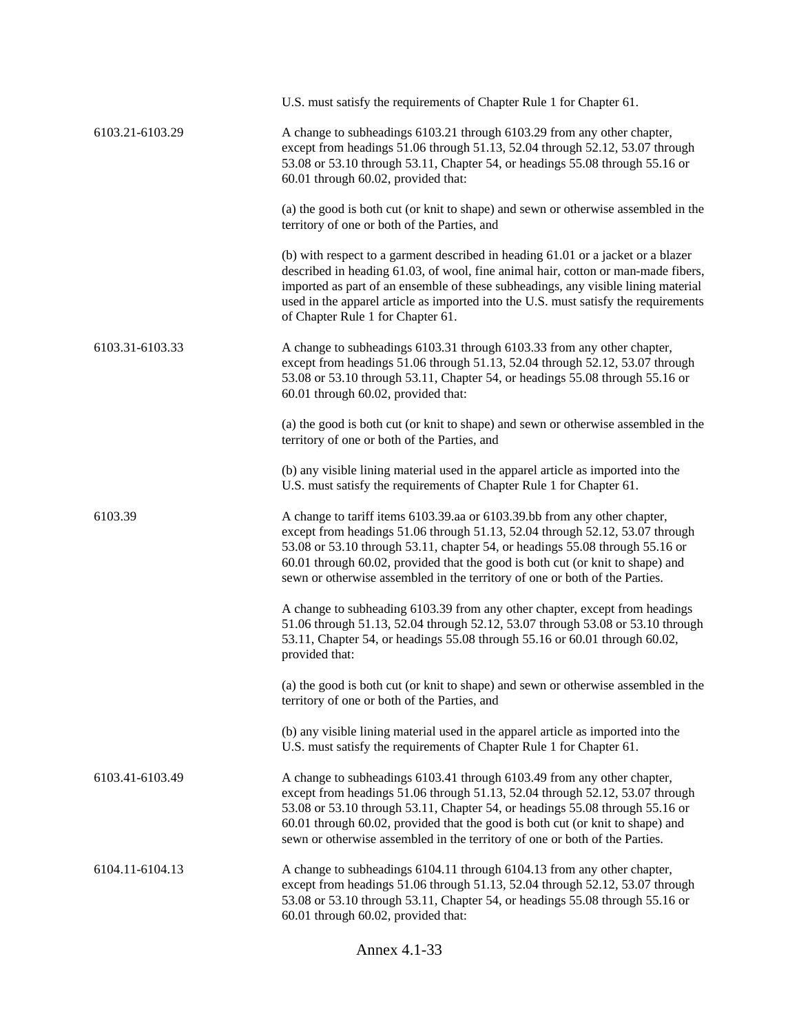| | |
|---|---|
| | U.S. must satisfy the requirements of Chapter Rule 1 for Chapter 61. |
| 6103.21-6103.29 | A change to subheadings 6103.21 through 6103.29 from any other chapter, except from headings 51.06 through 51.13, 52.04 through 52.12, 53.07 through 53.08 or 53.10 through 53.11, Chapter 54, or headings 55.08 through 55.16 or 60.01 through 60.02, provided that:<br><br>(a) the good is both cut (or knit to shape) and sewn or otherwise assembled in the territory of one or both of the Parties, and<br><br>(b) with respect to a garment described in heading 61.01 or a jacket or a blazer described in heading 61.03, of wool, fine animal hair, cotton or man-made fibers, imported as part of an ensemble of these subheadings, any visible lining material used in the apparel article as imported into the U.S. must satisfy the requirements of Chapter Rule 1 for Chapter 61. |
| 6103.31-6103.33 | A change to subheadings 6103.31 through 6103.33 from any other chapter, except from headings 51.06 through 51.13, 52.04 through 52.12, 53.07 through 53.08 or 53.10 through 53.11, Chapter 54, or headings 55.08 through 55.16 or 60.01 through 60.02, provided that:<br><br>(a) the good is both cut (or knit to shape) and sewn or otherwise assembled in the territory of one or both of the Parties, and<br><br>(b) any visible lining material used in the apparel article as imported into the U.S. must satisfy the requirements of Chapter Rule 1 for Chapter 61. |
| 6103.39 | A change to tariff items 6103.39.aa or 6103.39.bb from any other chapter, except from headings 51.06 through 51.13, 52.04 through 52.12, 53.07 through 53.08 or 53.10 through 53.11, chapter 54, or headings 55.08 through 55.16 or 60.01 through 60.02, provided that the good is both cut (or knit to shape) and sewn or otherwise assembled in the territory of one or both of the Parties.<br><br>A change to subheading 6103.39 from any other chapter, except from headings 51.06 through 51.13, 52.04 through 52.12, 53.07 through 53.08 or 53.10 through 53.11, Chapter 54, or headings 55.08 through 55.16 or 60.01 through 60.02, provided that:<br><br>(a) the good is both cut (or knit to shape) and sewn or otherwise assembled in the territory of one or both of the Parties, and<br><br>(b) any visible lining material used in the apparel article as imported into the U.S. must satisfy the requirements of Chapter Rule 1 for Chapter 61. |
| 6103.41-6103.49 | A change to subheadings 6103.41 through 6103.49 from any other chapter, except from headings 51.06 through 51.13, 52.04 through 52.12, 53.07 through 53.08 or 53.10 through 53.11, Chapter 54, or headings 55.08 through 55.16 or 60.01 through 60.02, provided that the good is both cut (or knit to shape) and sewn or otherwise assembled in the territory of one or both of the Parties. |
| 6104.11-6104.13 | A change to subheadings 6104.11 through 6104.13 from any other chapter, except from headings 51.06 through 51.13, 52.04 through 52.12, 53.07 through 53.08 or 53.10 through 53.11, Chapter 54, or headings 55.08 through 55.16 or 60.01 through 60.02, provided that: |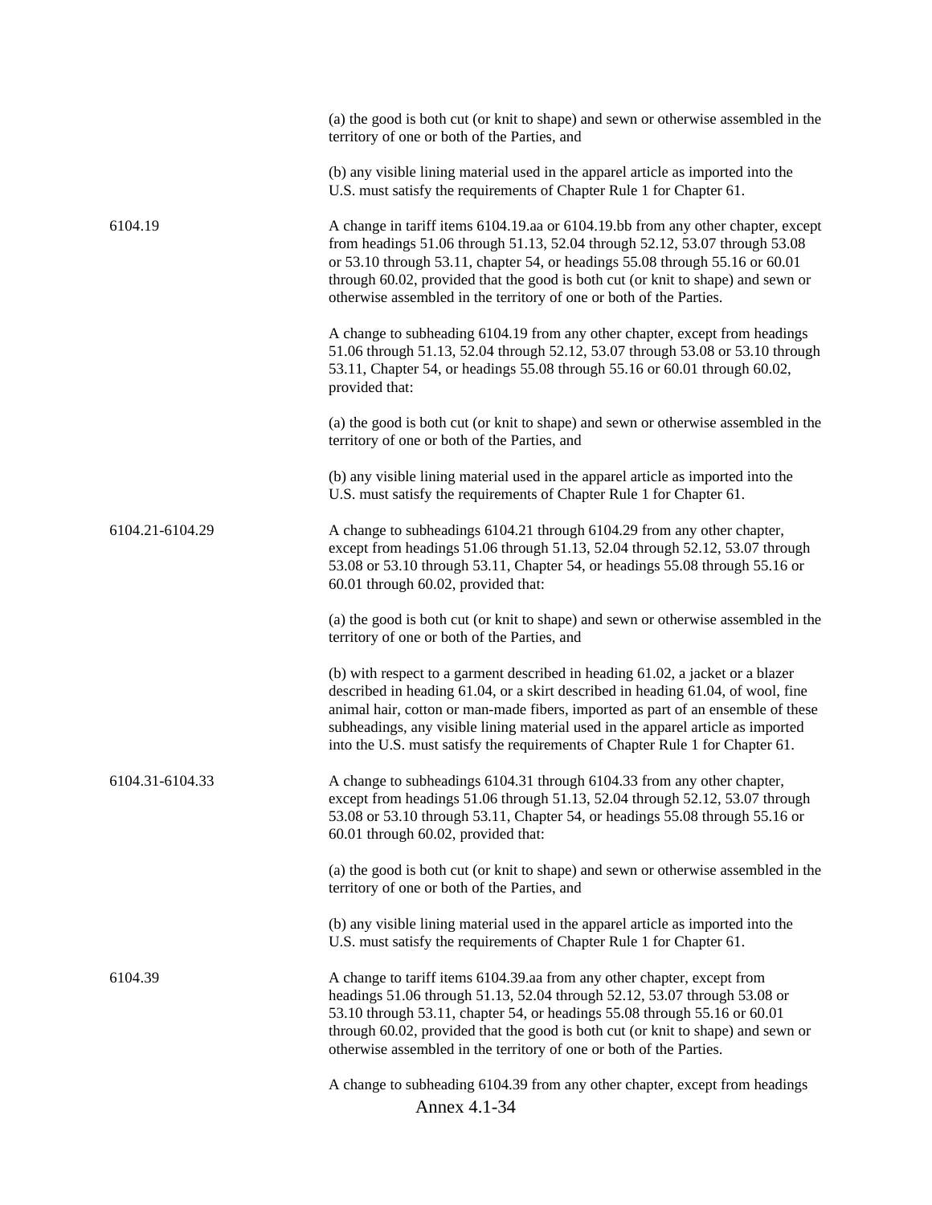| | |
|---|---|
| | (a) the good is both cut (or knit to shape) and sewn or otherwise assembled in the territory of one or both of the Parties, and |
| | (b) any visible lining material used in the apparel article as imported into the U.S. must satisfy the requirements of Chapter Rule 1 for Chapter 61. |
| 6104.19 | A change in tariff items 6104.19.aa or 6104.19.bb from any other chapter, except from headings 51.06 through 51.13, 52.04 through 52.12, 53.07 through 53.08 or 53.10 through 53.11, chapter 54, or headings 55.08 through 55.16 or 60.01 through 60.02, provided that the good is both cut (or knit to shape) and sewn or otherwise assembled in the territory of one or both of the Parties. |
| | A change to subheading 6104.19 from any other chapter, except from headings 51.06 through 51.13, 52.04 through 52.12, 53.07 through 53.08 or 53.10 through 53.11, Chapter 54, or headings 55.08 through 55.16 or 60.01 through 60.02, provided that: |
| | (a) the good is both cut (or knit to shape) and sewn or otherwise assembled in the territory of one or both of the Parties, and |
| | (b) any visible lining material used in the apparel article as imported into the U.S. must satisfy the requirements of Chapter Rule 1 for Chapter 61. |
| 6104.21-6104.29 | A change to subheadings 6104.21 through 6104.29 from any other chapter, except from headings 51.06 through 51.13, 52.04 through 52.12, 53.07 through 53.08 or 53.10 through 53.11, Chapter 54, or headings 55.08 through 55.16 or 60.01 through 60.02, provided that: |
| | (a) the good is both cut (or knit to shape) and sewn or otherwise assembled in the territory of one or both of the Parties, and |
| | (b) with respect to a garment described in heading 61.02, a jacket or a blazer described in heading 61.04, or a skirt described in heading 61.04, of wool, fine animal hair, cotton or man-made fibers, imported as part of an ensemble of these subheadings, any visible lining material used in the apparel article as imported into the U.S. must satisfy the requirements of Chapter Rule 1 for Chapter 61. |
| 6104.31-6104.33 | A change to subheadings 6104.31 through 6104.33 from any other chapter, except from headings 51.06 through 51.13, 52.04 through 52.12, 53.07 through 53.08 or 53.10 through 53.11, Chapter 54, or headings 55.08 through 55.16 or 60.01 through 60.02, provided that: |
| | (a) the good is both cut (or knit to shape) and sewn or otherwise assembled in the territory of one or both of the Parties, and |
| | (b) any visible lining material used in the apparel article as imported into the U.S. must satisfy the requirements of Chapter Rule 1 for Chapter 61. |
| 6104.39 | A change to tariff items 6104.39.aa from any other chapter, except from headings 51.06 through 51.13, 52.04 through 52.12, 53.07 through 53.08 or 53.10 through 53.11, chapter 54, or headings 55.08 through 55.16 or 60.01 through 60.02, provided that the good is both cut (or knit to shape) and sewn or otherwise assembled in the territory of one or both of the Parties. |
| | A change to subheading 6104.39 from any other chapter, except from headings |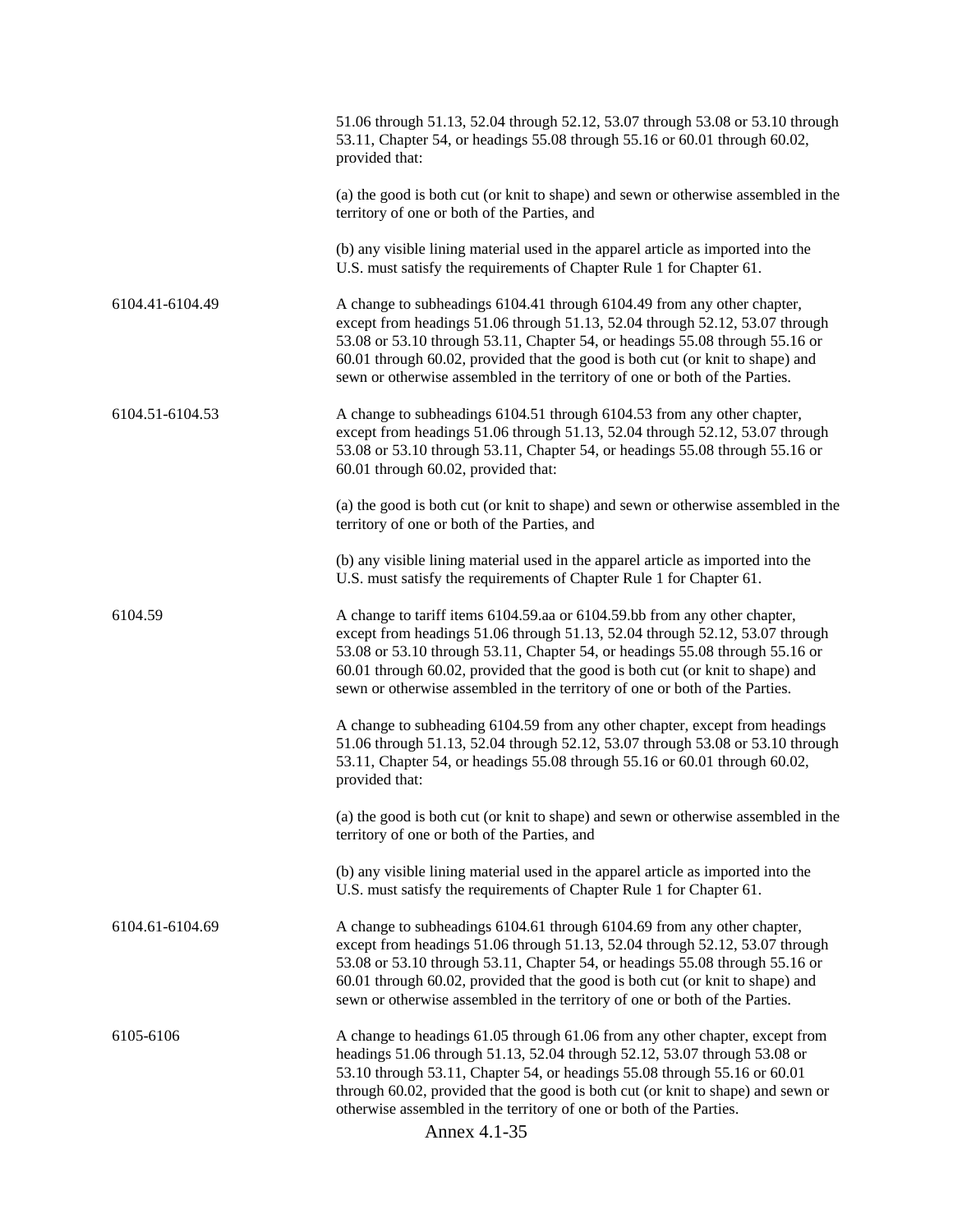| | |
|---|---|
| | 51.06 through 51.13, 52.04 through 52.12, 53.07 through 53.08 or 53.10 through 53.11, Chapter 54, or headings 55.08 through 55.16 or 60.01 through 60.02, provided that:<br><br>(a) the good is both cut (or knit to shape) and sewn or otherwise assembled in the territory of one or both of the Parties, and<br><br>(b) any visible lining material used in the apparel article as imported into the U.S. must satisfy the requirements of Chapter Rule 1 for Chapter 61. |
| 6104.41-6104.49 | A change to subheadings 6104.41 through 6104.49 from any other chapter, except from headings 51.06 through 51.13, 52.04 through 52.12, 53.07 through 53.08 or 53.10 through 53.11, Chapter 54, or headings 55.08 through 55.16 or 60.01 through 60.02, provided that the good is both cut (or knit to shape) and sewn or otherwise assembled in the territory of one or both of the Parties. |
| 6104.51-6104.53 | A change to subheadings 6104.51 through 6104.53 from any other chapter, except from headings 51.06 through 51.13, 52.04 through 52.12, 53.07 through 53.08 or 53.10 through 53.11, Chapter 54, or headings 55.08 through 55.16 or 60.01 through 60.02, provided that:<br><br>(a) the good is both cut (or knit to shape) and sewn or otherwise assembled in the territory of one or both of the Parties, and<br><br>(b) any visible lining material used in the apparel article as imported into the U.S. must satisfy the requirements of Chapter Rule 1 for Chapter 61. |
| 6104.59 | A change to tariff items 6104.59.aa or 6104.59.bb from any other chapter, except from headings 51.06 through 51.13, 52.04 through 52.12, 53.07 through 53.08 or 53.10 through 53.11, Chapter 54, or headings 55.08 through 55.16 or 60.01 through 60.02, provided that the good is both cut (or knit to shape) and sewn or otherwise assembled in the territory of one or both of the Parties.<br><br>A change to subheading 6104.59 from any other chapter, except from headings 51.06 through 51.13, 52.04 through 52.12, 53.07 through 53.08 or 53.10 through 53.11, Chapter 54, or headings 55.08 through 55.16 or 60.01 through 60.02, provided that:<br><br>(a) the good is both cut (or knit to shape) and sewn or otherwise assembled in the territory of one or both of the Parties, and<br><br>(b) any visible lining material used in the apparel article as imported into the U.S. must satisfy the requirements of Chapter Rule 1 for Chapter 61. |
| 6104.61-6104.69 | A change to subheadings 6104.61 through 6104.69 from any other chapter, except from headings 51.06 through 51.13, 52.04 through 52.12, 53.07 through 53.08 or 53.10 through 53.11, Chapter 54, or headings 55.08 through 55.16 or 60.01 through 60.02, provided that the good is both cut (or knit to shape) and sewn or otherwise assembled in the territory of one or both of the Parties. |
| 6105-6106 | A change to headings 61.05 through 61.06 from any other chapter, except from headings 51.06 through 51.13, 52.04 through 52.12, 53.07 through 53.08 or 53.10 through 53.11, Chapter 54, or headings 55.08 through 55.16 or 60.01 through 60.02, provided that the good is both cut (or knit to shape) and sewn or otherwise assembled in the territory of one or both of the Parties. |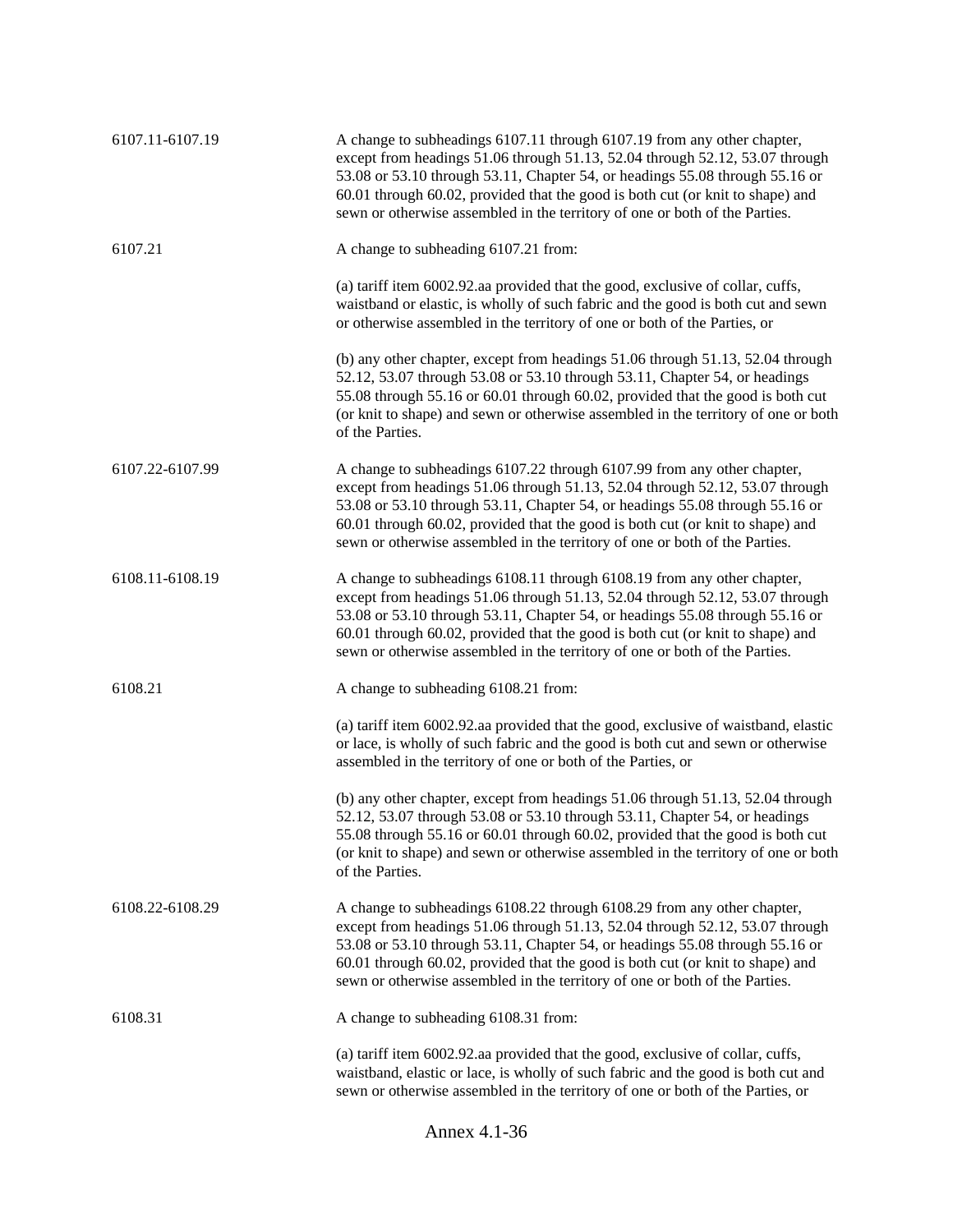6107.11-6107.19 A change to subheadings 6107.11 through 6107.19 from any other chapter, except from headings 51.06 through 51.13, 52.04 through 52.12, 53.07 through 53.08 or 53.10 through 53.11, Chapter 54, or headings 55.08 through 55.16 or 60.01 through 60.02, provided that the good is both cut (or knit to shape) and sewn or otherwise assembled in the territory of one or both of the Parties.

6107.21 A change to subheading 6107.21 from:

(a) tariff item 6002.92.aa provided that the good, exclusive of collar, cuffs, waistband or elastic, is wholly of such fabric and the good is both cut and sewn or otherwise assembled in the territory of one or both of the Parties, or

(b) any other chapter, except from headings 51.06 through 51.13, 52.04 through 52.12, 53.07 through 53.08 or 53.10 through 53.11, Chapter 54, or headings 55.08 through 55.16 or 60.01 through 60.02, provided that the good is both cut (or knit to shape) and sewn or otherwise assembled in the territory of one or both of the Parties.

6107.22-6107.99 A change to subheadings 6107.22 through 6107.99 from any other chapter, except from headings 51.06 through 51.13, 52.04 through 52.12, 53.07 through 53.08 or 53.10 through 53.11, Chapter 54, or headings 55.08 through 55.16 or 60.01 through 60.02, provided that the good is both cut (or knit to shape) and sewn or otherwise assembled in the territory of one or both of the Parties.

6108.11-6108.19 A change to subheadings 6108.11 through 6108.19 from any other chapter, except from headings 51.06 through 51.13, 52.04 through 52.12, 53.07 through 53.08 or 53.10 through 53.11, Chapter 54, or headings 55.08 through 55.16 or 60.01 through 60.02, provided that the good is both cut (or knit to shape) and sewn or otherwise assembled in the territory of one or both of the Parties.

6108.21 A change to subheading 6108.21 from:

(a) tariff item 6002.92.aa provided that the good, exclusive of waistband, elastic or lace, is wholly of such fabric and the good is both cut and sewn or otherwise assembled in the territory of one or both of the Parties, or

(b) any other chapter, except from headings 51.06 through 51.13, 52.04 through 52.12, 53.07 through 53.08 or 53.10 through 53.11, Chapter 54, or headings 55.08 through 55.16 or 60.01 through 60.02, provided that the good is both cut (or knit to shape) and sewn or otherwise assembled in the territory of one or both of the Parties.

6108.22-6108.29 A change to subheadings 6108.22 through 6108.29 from any other chapter, except from headings 51.06 through 51.13, 52.04 through 52.12, 53.07 through 53.08 or 53.10 through 53.11, Chapter 54, or headings 55.08 through 55.16 or 60.01 through 60.02, provided that the good is both cut (or knit to shape) and sewn or otherwise assembled in the territory of one or both of the Parties.

6108.31 A change to subheading 6108.31 from:

(a) tariff item 6002.92.aa provided that the good, exclusive of collar, cuffs, waistband, elastic or lace, is wholly of such fabric and the good is both cut and sewn or otherwise assembled in the territory of one or both of the Parties, or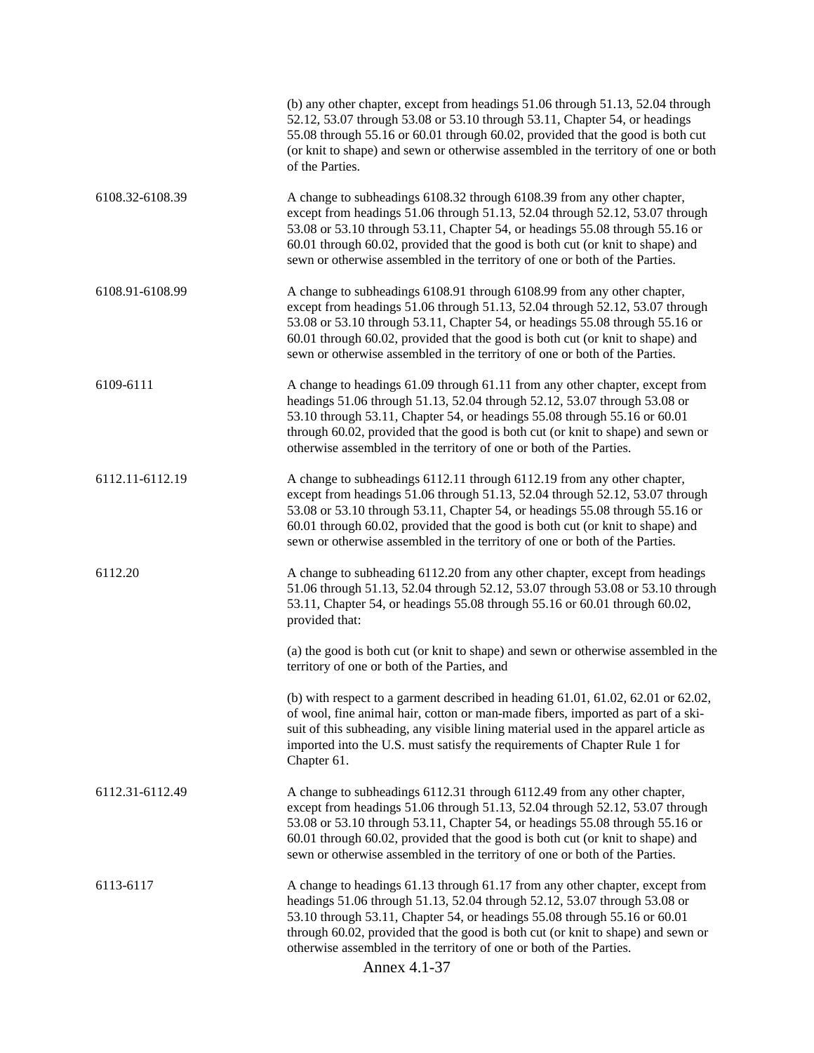| | |
|---|---|
| | (b) any other chapter, except from headings 51.06 through 51.13, 52.04 through 52.12, 53.07 through 53.08 or 53.10 through 53.11, Chapter 54, or headings 55.08 through 55.16 or 60.01 through 60.02, provided that the good is both cut (or knit to shape) and sewn or otherwise assembled in the territory of one or both of the Parties. |
| 6108.32-6108.39 | A change to subheadings 6108.32 through 6108.39 from any other chapter, except from headings 51.06 through 51.13, 52.04 through 52.12, 53.07 through 53.08 or 53.10 through 53.11, Chapter 54, or headings 55.08 through 55.16 or 60.01 through 60.02, provided that the good is both cut (or knit to shape) and sewn or otherwise assembled in the territory of one or both of the Parties. |
| 6108.91-6108.99 | A change to subheadings 6108.91 through 6108.99 from any other chapter, except from headings 51.06 through 51.13, 52.04 through 52.12, 53.07 through 53.08 or 53.10 through 53.11, Chapter 54, or headings 55.08 through 55.16 or 60.01 through 60.02, provided that the good is both cut (or knit to shape) and sewn or otherwise assembled in the territory of one or both of the Parties. |
| 6109-6111 | A change to headings 61.09 through 61.11 from any other chapter, except from headings 51.06 through 51.13, 52.04 through 52.12, 53.07 through 53.08 or 53.10 through 53.11, Chapter 54, or headings 55.08 through 55.16 or 60.01 through 60.02, provided that the good is both cut (or knit to shape) and sewn or otherwise assembled in the territory of one or both of the Parties. |
| 6112.11-6112.19 | A change to subheadings 6112.11 through 6112.19 from any other chapter, except from headings 51.06 through 51.13, 52.04 through 52.12, 53.07 through 53.08 or 53.10 through 53.11, Chapter 54, or headings 55.08 through 55.16 or 60.01 through 60.02, provided that the good is both cut (or knit to shape) and sewn or otherwise assembled in the territory of one or both of the Parties. |
| 6112.20 | A change to subheading 6112.20 from any other chapter, except from headings 51.06 through 51.13, 52.04 through 52.12, 53.07 through 53.08 or 53.10 through 53.11, Chapter 54, or headings 55.08 through 55.16 or 60.01 through 60.02, provided that: |
| | (a) the good is both cut (or knit to shape) and sewn or otherwise assembled in the territory of one or both of the Parties, and |
| | (b) with respect to a garment described in heading 61.01, 61.02, 62.01 or 62.02, of wool, fine animal hair, cotton or man-made fibers, imported as part of a ski-suit of this subheading, any visible lining material used in the apparel article as imported into the U.S. must satisfy the requirements of Chapter Rule 1 for Chapter 61. |
| 6112.31-6112.49 | A change to subheadings 6112.31 through 6112.49 from any other chapter, except from headings 51.06 through 51.13, 52.04 through 52.12, 53.07 through 53.08 or 53.10 through 53.11, Chapter 54, or headings 55.08 through 55.16 or 60.01 through 60.02, provided that the good is both cut (or knit to shape) and sewn or otherwise assembled in the territory of one or both of the Parties. |
| 6113-6117 | A change to headings 61.13 through 61.17 from any other chapter, except from headings 51.06 through 51.13, 52.04 through 52.12, 53.07 through 53.08 or 53.10 through 53.11, Chapter 54, or headings 55.08 through 55.16 or 60.01 through 60.02, provided that the good is both cut (or knit to shape) and sewn or otherwise assembled in the territory of one or both of the Parties. |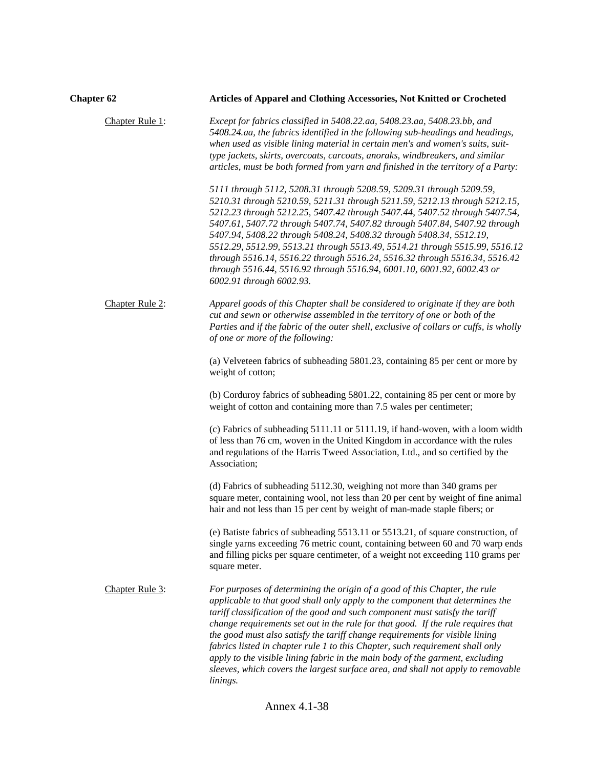**Chapter 62** **Articles of Apparel and Clothing Accessories, Not Knitted or Crocheted**

Chapter Rule 1: *Except for fabrics classified in 5408.22.aa, 5408.23.aa, 5408.23.bb, and 5408.24.aa, the fabrics identified in the following sub-headings and headings, when used as visible lining material in certain men's and women's suits, suit-type jackets, skirts, overcoats, carcoats, anoraks, windbreakers, and similar articles, must be both formed from yarn and finished in the territory of a Party:*

*5111 through 5112, 5208.31 through 5208.59, 5209.31 through 5209.59, 5210.31 through 5210.59, 5211.31 through 5211.59, 5212.13 through 5212.15, 5212.23 through 5212.25, 5407.42 through 5407.44, 5407.52 through 5407.54, 5407.61, 5407.72 through 5407.74, 5407.82 through 5407.84, 5407.92 through 5407.94, 5408.22 through 5408.24, 5408.32 through 5408.34, 5512.19, 5512.29, 5512.99, 5513.21 through 5513.49, 5514.21 through 5515.99, 5516.12 through 5516.14, 5516.22 through 5516.24, 5516.32 through 5516.34, 5516.42 through 5516.44, 5516.92 through 5516.94, 6001.10, 6001.92, 6002.43 or 6002.91 through 6002.93.*

Chapter Rule 2: *Apparel goods of this Chapter shall be considered to originate if they are both cut and sewn or otherwise assembled in the territory of one or both of the Parties and if the fabric of the outer shell, exclusive of collars or cuffs, is wholly of one or more of the following:*

(a) Velveteen fabrics of subheading 5801.23, containing 85 per cent or more by weight of cotton;

(b) Corduroy fabrics of subheading 5801.22, containing 85 per cent or more by weight of cotton and containing more than 7.5 wales per centimeter;

(c) Fabrics of subheading 5111.11 or 5111.19, if hand-woven, with a loom width of less than 76 cm, woven in the United Kingdom in accordance with the rules and regulations of the Harris Tweed Association, Ltd., and so certified by the Association;

(d) Fabrics of subheading 5112.30, weighing not more than 340 grams per square meter, containing wool, not less than 20 per cent by weight of fine animal hair and not less than 15 per cent by weight of man-made staple fibers; or

(e) Batiste fabrics of subheading 5513.11 or 5513.21, of square construction, of single yarns exceeding 76 metric count, containing between 60 and 70 warp ends and filling picks per square centimeter, of a weight not exceeding 110 grams per square meter.

Chapter Rule 3: *For purposes of determining the origin of a good of this Chapter, the rule applicable to that good shall only apply to the component that determines the tariff classification of the good and such component must satisfy the tariff change requirements set out in the rule for that good. If the rule requires that the good must also satisfy the tariff change requirements for visible lining fabrics listed in chapter rule 1 to this Chapter, such requirement shall only apply to the visible lining fabric in the main body of the garment, excluding sleeves, which covers the largest surface area, and shall not apply to removable linings.*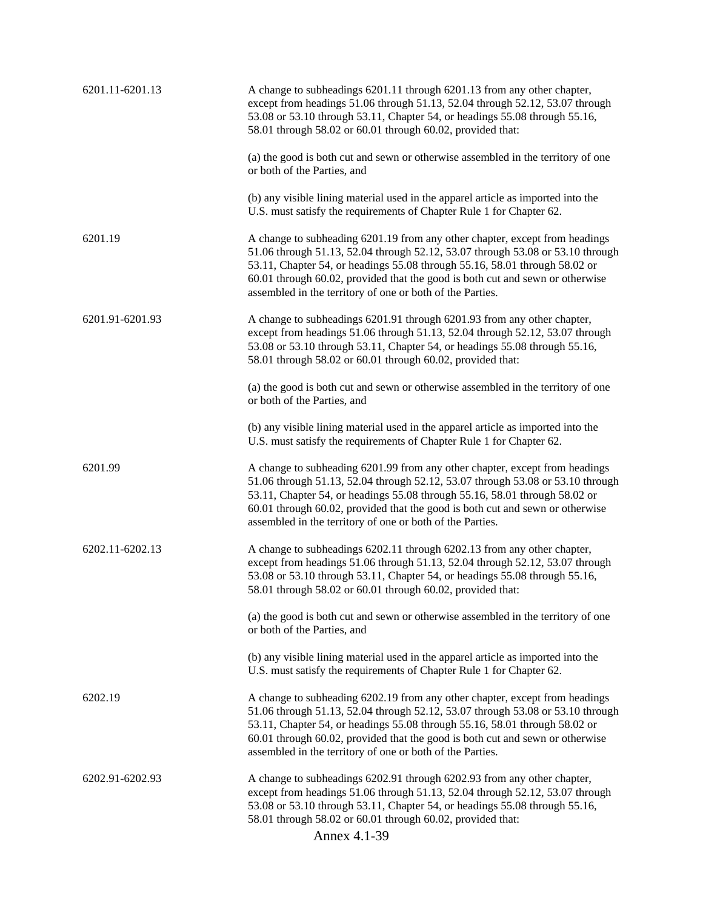| | |
|---|---|
| 6201.11-6201.13 | A change to subheadings 6201.11 through 6201.13 from any other chapter, except from headings 51.06 through 51.13, 52.04 through 52.12, 53.07 through 53.08 or 53.10 through 53.11, Chapter 54, or headings 55.08 through 55.16, 58.01 through 58.02 or 60.01 through 60.02, provided that:<br><br>(a) the good is both cut and sewn or otherwise assembled in the territory of one or both of the Parties, and<br><br>(b) any visible lining material used in the apparel article as imported into the U.S. must satisfy the requirements of Chapter Rule 1 for Chapter 62. |
| 6201.19 | A change to subheading 6201.19 from any other chapter, except from headings 51.06 through 51.13, 52.04 through 52.12, 53.07 through 53.08 or 53.10 through 53.11, Chapter 54, or headings 55.08 through 55.16, 58.01 through 58.02 or 60.01 through 60.02, provided that the good is both cut and sewn or otherwise assembled in the territory of one or both of the Parties. |
| 6201.91-6201.93 | A change to subheadings 6201.91 through 6201.93 from any other chapter, except from headings 51.06 through 51.13, 52.04 through 52.12, 53.07 through 53.08 or 53.10 through 53.11, Chapter 54, or headings 55.08 through 55.16, 58.01 through 58.02 or 60.01 through 60.02, provided that:<br><br>(a) the good is both cut and sewn or otherwise assembled in the territory of one or both of the Parties, and<br><br>(b) any visible lining material used in the apparel article as imported into the U.S. must satisfy the requirements of Chapter Rule 1 for Chapter 62. |
| 6201.99 | A change to subheading 6201.99 from any other chapter, except from headings 51.06 through 51.13, 52.04 through 52.12, 53.07 through 53.08 or 53.10 through 53.11, Chapter 54, or headings 55.08 through 55.16, 58.01 through 58.02 or 60.01 through 60.02, provided that the good is both cut and sewn or otherwise assembled in the territory of one or both of the Parties. |
| 6202.11-6202.13 | A change to subheadings 6202.11 through 6202.13 from any other chapter, except from headings 51.06 through 51.13, 52.04 through 52.12, 53.07 through 53.08 or 53.10 through 53.11, Chapter 54, or headings 55.08 through 55.16, 58.01 through 58.02 or 60.01 through 60.02, provided that:<br><br>(a) the good is both cut and sewn or otherwise assembled in the territory of one or both of the Parties, and<br><br>(b) any visible lining material used in the apparel article as imported into the U.S. must satisfy the requirements of Chapter Rule 1 for Chapter 62. |
| 6202.19 | A change to subheading 6202.19 from any other chapter, except from headings 51.06 through 51.13, 52.04 through 52.12, 53.07 through 53.08 or 53.10 through 53.11, Chapter 54, or headings 55.08 through 55.16, 58.01 through 58.02 or 60.01 through 60.02, provided that the good is both cut and sewn or otherwise assembled in the territory of one or both of the Parties. |
| 6202.91-6202.93 | A change to subheadings 6202.91 through 6202.93 from any other chapter, except from headings 51.06 through 51.13, 52.04 through 52.12, 53.07 through 53.08 or 53.10 through 53.11, Chapter 54, or headings 55.08 through 55.16, 58.01 through 58.02 or 60.01 through 60.02, provided that: |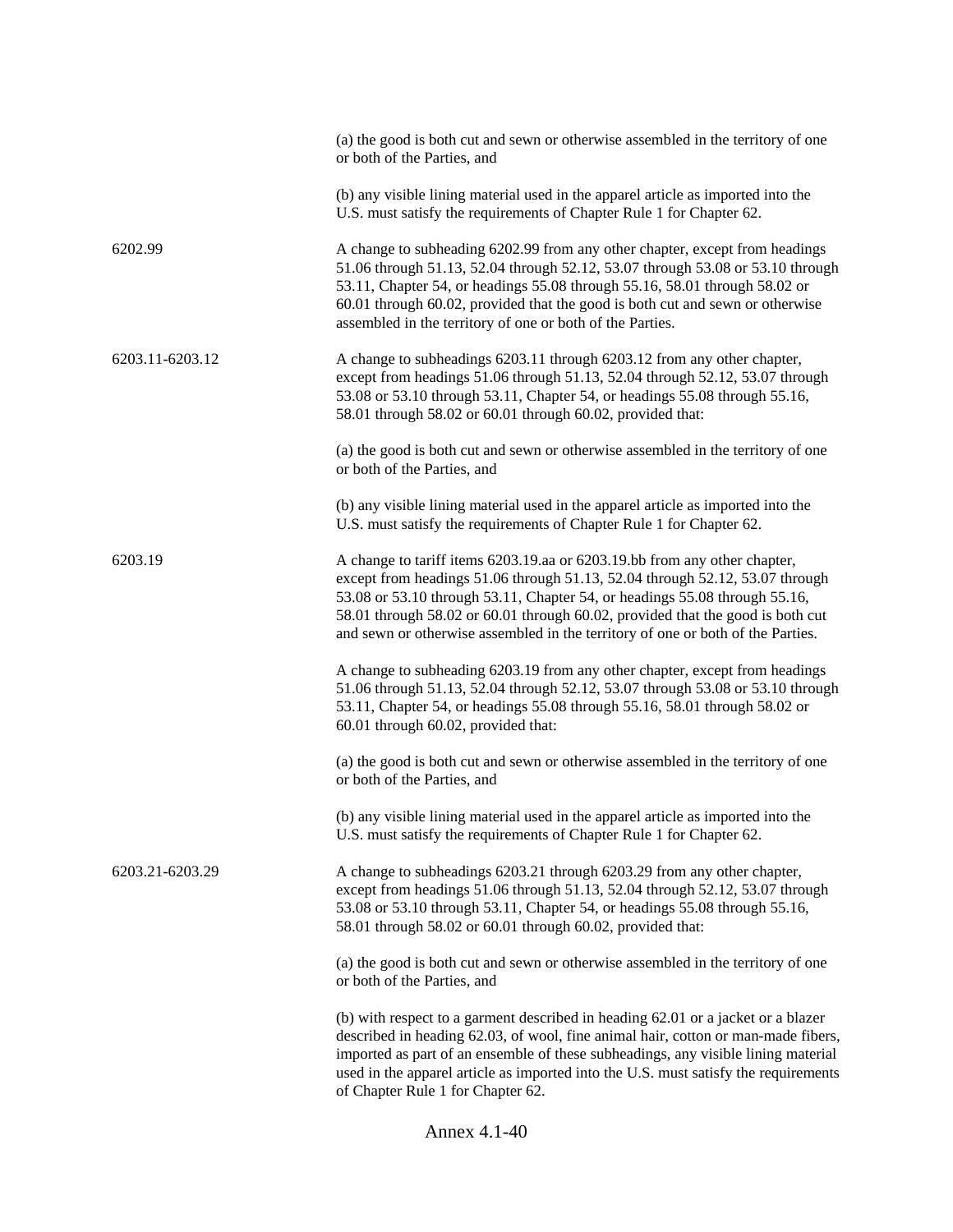(a) the good is both cut and sewn or otherwise assembled in the territory of one or both of the Parties, and

(b) any visible lining material used in the apparel article as imported into the U.S. must satisfy the requirements of Chapter Rule 1 for Chapter 62.

6202.99 — A change to subheading 6202.99 from any other chapter, except from headings 51.06 through 51.13, 52.04 through 52.12, 53.07 through 53.08 or 53.10 through 53.11, Chapter 54, or headings 55.08 through 55.16, 58.01 through 58.02 or 60.01 through 60.02, provided that the good is both cut and sewn or otherwise assembled in the territory of one or both of the Parties.

6203.11-6203.12 — A change to subheadings 6203.11 through 6203.12 from any other chapter, except from headings 51.06 through 51.13, 52.04 through 52.12, 53.07 through 53.08 or 53.10 through 53.11, Chapter 54, or headings 55.08 through 55.16, 58.01 through 58.02 or 60.01 through 60.02, provided that:

(a) the good is both cut and sewn or otherwise assembled in the territory of one or both of the Parties, and

(b) any visible lining material used in the apparel article as imported into the U.S. must satisfy the requirements of Chapter Rule 1 for Chapter 62.

6203.19 — A change to tariff items 6203.19.aa or 6203.19.bb from any other chapter, except from headings 51.06 through 51.13, 52.04 through 52.12, 53.07 through 53.08 or 53.10 through 53.11, Chapter 54, or headings 55.08 through 55.16, 58.01 through 58.02 or 60.01 through 60.02, provided that the good is both cut and sewn or otherwise assembled in the territory of one or both of the Parties.

A change to subheading 6203.19 from any other chapter, except from headings 51.06 through 51.13, 52.04 through 52.12, 53.07 through 53.08 or 53.10 through 53.11, Chapter 54, or headings 55.08 through 55.16, 58.01 through 58.02 or 60.01 through 60.02, provided that:

(a) the good is both cut and sewn or otherwise assembled in the territory of one or both of the Parties, and

(b) any visible lining material used in the apparel article as imported into the U.S. must satisfy the requirements of Chapter Rule 1 for Chapter 62.

6203.21-6203.29 — A change to subheadings 6203.21 through 6203.29 from any other chapter, except from headings 51.06 through 51.13, 52.04 through 52.12, 53.07 through 53.08 or 53.10 through 53.11, Chapter 54, or headings 55.08 through 55.16, 58.01 through 58.02 or 60.01 through 60.02, provided that:

(a) the good is both cut and sewn or otherwise assembled in the territory of one or both of the Parties, and

(b) with respect to a garment described in heading 62.01 or a jacket or a blazer described in heading 62.03, of wool, fine animal hair, cotton or man-made fibers, imported as part of an ensemble of these subheadings, any visible lining material used in the apparel article as imported into the U.S. must satisfy the requirements of Chapter Rule 1 for Chapter 62.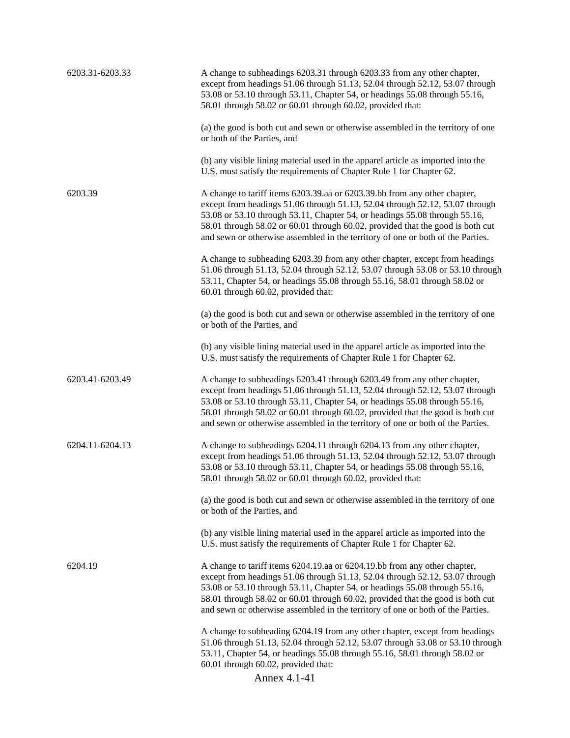| | |
|---|---|
| 6203.31-6203.33 | A change to subheadings 6203.31 through 6203.33 from any other chapter, except from headings 51.06 through 51.13, 52.04 through 52.12, 53.07 through 53.08 or 53.10 through 53.11, Chapter 54, or headings 55.08 through 55.16, 58.01 through 58.02 or 60.01 through 60.02, provided that:<br><br>(a) the good is both cut and sewn or otherwise assembled in the territory of one or both of the Parties, and<br><br>(b) any visible lining material used in the apparel article as imported into the U.S. must satisfy the requirements of Chapter Rule 1 for Chapter 62. |
| 6203.39 | A change to tariff items 6203.39.aa or 6203.39.bb from any other chapter, except from headings 51.06 through 51.13, 52.04 through 52.12, 53.07 through 53.08 or 53.10 through 53.11, Chapter 54, or headings 55.08 through 55.16, 58.01 through 58.02 or 60.01 through 60.02, provided that the good is both cut and sewn or otherwise assembled in the territory of one or both of the Parties.<br><br>A change to subheading 6203.39 from any other chapter, except from headings 51.06 through 51.13, 52.04 through 52.12, 53.07 through 53.08 or 53.10 through 53.11, Chapter 54, or headings 55.08 through 55.16, 58.01 through 58.02 or 60.01 through 60.02, provided that:<br><br>(a) the good is both cut and sewn or otherwise assembled in the territory of one or both of the Parties, and<br><br>(b) any visible lining material used in the apparel article as imported into the U.S. must satisfy the requirements of Chapter Rule 1 for Chapter 62. |
| 6203.41-6203.49 | A change to subheadings 6203.41 through 6203.49 from any other chapter, except from headings 51.06 through 51.13, 52.04 through 52.12, 53.07 through 53.08 or 53.10 through 53.11, Chapter 54, or headings 55.08 through 55.16, 58.01 through 58.02 or 60.01 through 60.02, provided that the good is both cut and sewn or otherwise assembled in the territory of one or both of the Parties. |
| 6204.11-6204.13 | A change to subheadings 6204.11 through 6204.13 from any other chapter, except from headings 51.06 through 51.13, 52.04 through 52.12, 53.07 through 53.08 or 53.10 through 53.11, Chapter 54, or headings 55.08 through 55.16, 58.01 through 58.02 or 60.01 through 60.02, provided that:<br><br>(a) the good is both cut and sewn or otherwise assembled in the territory of one or both of the Parties, and<br><br>(b) any visible lining material used in the apparel article as imported into the U.S. must satisfy the requirements of Chapter Rule 1 for Chapter 62. |
| 6204.19 | A change to tariff items 6204.19.aa or 6204.19.bb from any other chapter, except from headings 51.06 through 51.13, 52.04 through 52.12, 53.07 through 53.08 or 53.10 through 53.11, Chapter 54, or headings 55.08 through 55.16, 58.01 through 58.02 or 60.01 through 60.02, provided that the good is both cut and sewn or otherwise assembled in the territory of one or both of the Parties.<br><br>A change to subheading 6204.19 from any other chapter, except from headings 51.06 through 51.13, 52.04 through 52.12, 53.07 through 53.08 or 53.10 through 53.11, Chapter 54, or headings 55.08 through 55.16, 58.01 through 58.02 or 60.01 through 60.02, provided that: |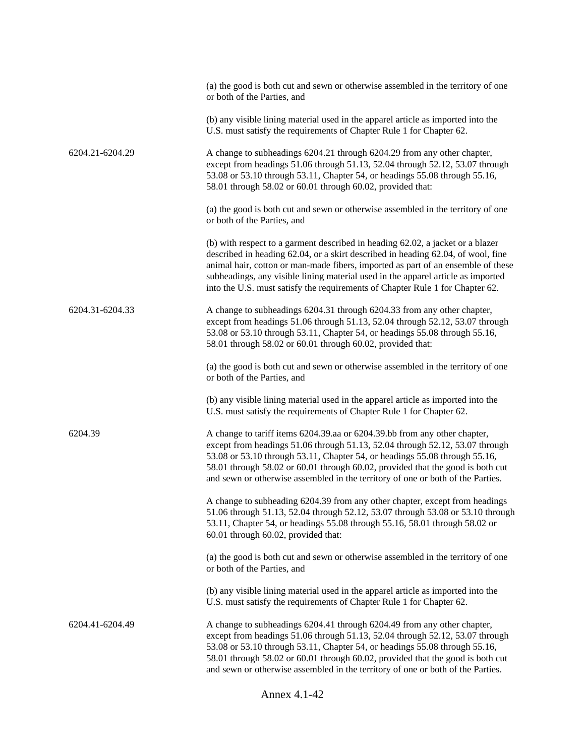| | |
|---|---|
| | (a) the good is both cut and sewn or otherwise assembled in the territory of one or both of the Parties, and<br><br>(b) any visible lining material used in the apparel article as imported into the U.S. must satisfy the requirements of Chapter Rule 1 for Chapter 62. |
| 6204.21-6204.29 | A change to subheadings 6204.21 through 6204.29 from any other chapter, except from headings 51.06 through 51.13, 52.04 through 52.12, 53.07 through 53.08 or 53.10 through 53.11, Chapter 54, or headings 55.08 through 55.16, 58.01 through 58.02 or 60.01 through 60.02, provided that:<br><br>(a) the good is both cut and sewn or otherwise assembled in the territory of one or both of the Parties, and<br><br>(b) with respect to a garment described in heading 62.02, a jacket or a blazer described in heading 62.04, or a skirt described in heading 62.04, of wool, fine animal hair, cotton or man-made fibers, imported as part of an ensemble of these subheadings, any visible lining material used in the apparel article as imported into the U.S. must satisfy the requirements of Chapter Rule 1 for Chapter 62. |
| 6204.31-6204.33 | A change to subheadings 6204.31 through 6204.33 from any other chapter, except from headings 51.06 through 51.13, 52.04 through 52.12, 53.07 through 53.08 or 53.10 through 53.11, Chapter 54, or headings 55.08 through 55.16, 58.01 through 58.02 or 60.01 through 60.02, provided that:<br><br>(a) the good is both cut and sewn or otherwise assembled in the territory of one or both of the Parties, and<br><br>(b) any visible lining material used in the apparel article as imported into the U.S. must satisfy the requirements of Chapter Rule 1 for Chapter 62. |
| 6204.39 | A change to tariff items 6204.39.aa or 6204.39.bb from any other chapter, except from headings 51.06 through 51.13, 52.04 through 52.12, 53.07 through 53.08 or 53.10 through 53.11, Chapter 54, or headings 55.08 through 55.16, 58.01 through 58.02 or 60.01 through 60.02, provided that the good is both cut and sewn or otherwise assembled in the territory of one or both of the Parties.<br><br>A change to subheading 6204.39 from any other chapter, except from headings 51.06 through 51.13, 52.04 through 52.12, 53.07 through 53.08 or 53.10 through 53.11, Chapter 54, or headings 55.08 through 55.16, 58.01 through 58.02 or 60.01 through 60.02, provided that:<br><br>(a) the good is both cut and sewn or otherwise assembled in the territory of one or both of the Parties, and<br><br>(b) any visible lining material used in the apparel article as imported into the U.S. must satisfy the requirements of Chapter Rule 1 for Chapter 62. |
| 6204.41-6204.49 | A change to subheadings 6204.41 through 6204.49 from any other chapter, except from headings 51.06 through 51.13, 52.04 through 52.12, 53.07 through 53.08 or 53.10 through 53.11, Chapter 54, or headings 55.08 through 55.16, 58.01 through 58.02 or 60.01 through 60.02, provided that the good is both cut and sewn or otherwise assembled in the territory of one or both of the Parties. |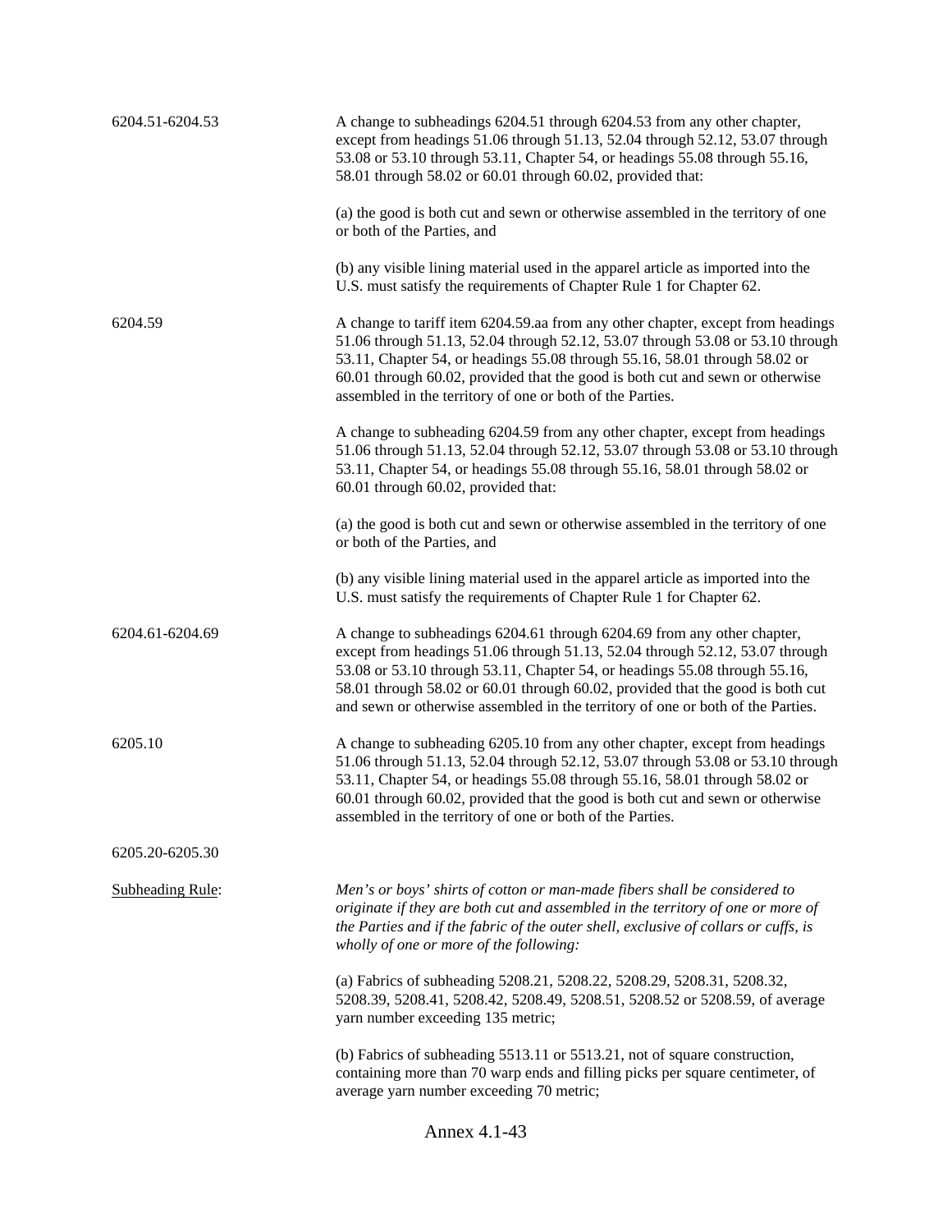| | |
|---|---|
| 6204.51-6204.53 | A change to subheadings 6204.51 through 6204.53 from any other chapter, except from headings 51.06 through 51.13, 52.04 through 52.12, 53.07 through 53.08 or 53.10 through 53.11, Chapter 54, or headings 55.08 through 55.16, 58.01 through 58.02 or 60.01 through 60.02, provided that:<br><br>(a) the good is both cut and sewn or otherwise assembled in the territory of one or both of the Parties, and<br><br>(b) any visible lining material used in the apparel article as imported into the U.S. must satisfy the requirements of Chapter Rule 1 for Chapter 62. |
| 6204.59 | A change to tariff item 6204.59.aa from any other chapter, except from headings 51.06 through 51.13, 52.04 through 52.12, 53.07 through 53.08 or 53.10 through 53.11, Chapter 54, or headings 55.08 through 55.16, 58.01 through 58.02 or 60.01 through 60.02, provided that the good is both cut and sewn or otherwise assembled in the territory of one or both of the Parties.<br><br>A change to subheading 6204.59 from any other chapter, except from headings 51.06 through 51.13, 52.04 through 52.12, 53.07 through 53.08 or 53.10 through 53.11, Chapter 54, or headings 55.08 through 55.16, 58.01 through 58.02 or 60.01 through 60.02, provided that:<br><br>(a) the good is both cut and sewn or otherwise assembled in the territory of one or both of the Parties, and<br><br>(b) any visible lining material used in the apparel article as imported into the U.S. must satisfy the requirements of Chapter Rule 1 for Chapter 62. |
| 6204.61-6204.69 | A change to subheadings 6204.61 through 6204.69 from any other chapter, except from headings 51.06 through 51.13, 52.04 through 52.12, 53.07 through 53.08 or 53.10 through 53.11, Chapter 54, or headings 55.08 through 55.16, 58.01 through 58.02 or 60.01 through 60.02, provided that the good is both cut and sewn or otherwise assembled in the territory of one or both of the Parties. |
| 6205.10 | A change to subheading 6205.10 from any other chapter, except from headings 51.06 through 51.13, 52.04 through 52.12, 53.07 through 53.08 or 53.10 through 53.11, Chapter 54, or headings 55.08 through 55.16, 58.01 through 58.02 or 60.01 through 60.02, provided that the good is both cut and sewn or otherwise assembled in the territory of one or both of the Parties. |
| 6205.20-6205.30 | |
| Subheading Rule: | *Men's or boys' shirts of cotton or man-made fibers shall be considered to originate if they are both cut and assembled in the territory of one or more of the Parties and if the fabric of the outer shell, exclusive of collars or cuffs, is wholly of one or more of the following:*<br><br>(a) Fabrics of subheading 5208.21, 5208.22, 5208.29, 5208.31, 5208.32, 5208.39, 5208.41, 5208.42, 5208.49, 5208.51, 5208.52 or 5208.59, of average yarn number exceeding 135 metric;<br><br>(b) Fabrics of subheading 5513.11 or 5513.21, not of square construction, containing more than 70 warp ends and filling picks per square centimeter, of average yarn number exceeding 70 metric; |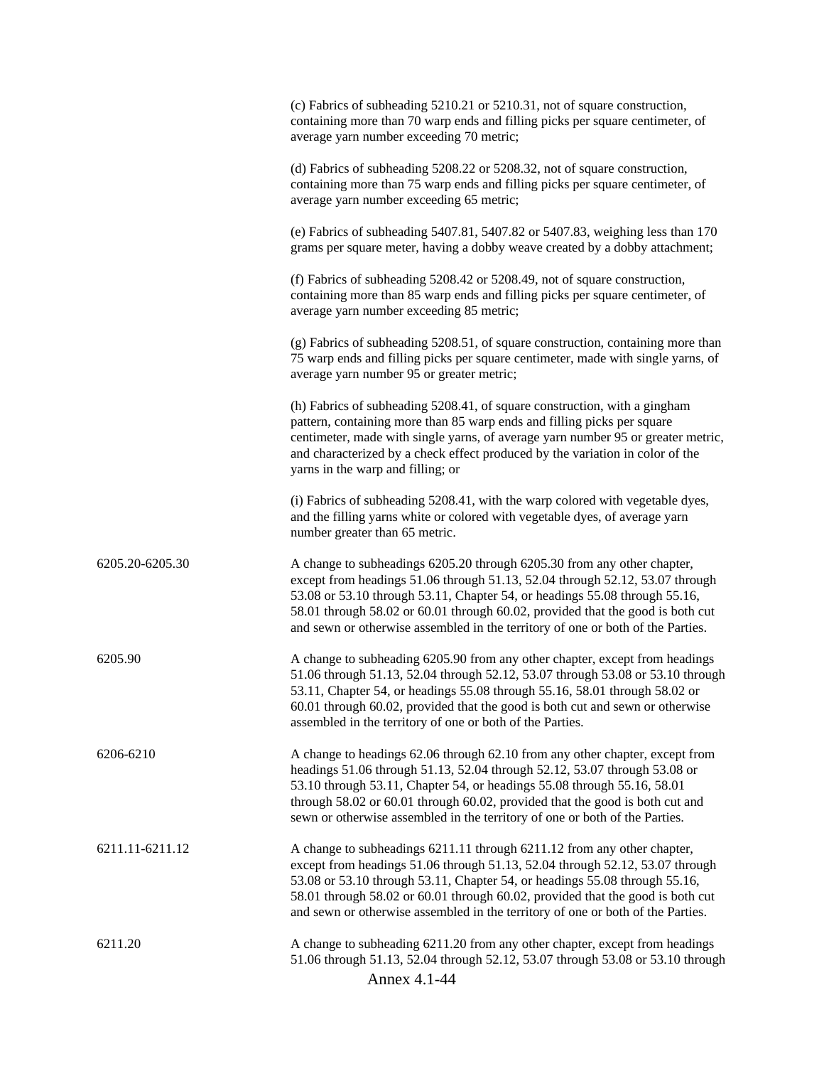(c) Fabrics of subheading 5210.21 or 5210.31, not of square construction, containing more than 70 warp ends and filling picks per square centimeter, of average yarn number exceeding 70 metric;

(d) Fabrics of subheading 5208.22 or 5208.32, not of square construction, containing more than 75 warp ends and filling picks per square centimeter, of average yarn number exceeding 65 metric;

(e) Fabrics of subheading 5407.81, 5407.82 or 5407.83, weighing less than 170 grams per square meter, having a dobby weave created by a dobby attachment;

(f) Fabrics of subheading 5208.42 or 5208.49, not of square construction, containing more than 85 warp ends and filling picks per square centimeter, of average yarn number exceeding 85 metric;

(g) Fabrics of subheading 5208.51, of square construction, containing more than 75 warp ends and filling picks per square centimeter, made with single yarns, of average yarn number 95 or greater metric;

(h) Fabrics of subheading 5208.41, of square construction, with a gingham pattern, containing more than 85 warp ends and filling picks per square centimeter, made with single yarns, of average yarn number 95 or greater metric, and characterized by a check effect produced by the variation in color of the yarns in the warp and filling; or

(i) Fabrics of subheading 5208.41, with the warp colored with vegetable dyes, and the filling yarns white or colored with vegetable dyes, of average yarn number greater than 65 metric.

| | |
|---|---|
| 6205.20-6205.30 | A change to subheadings 6205.20 through 6205.30 from any other chapter, except from headings 51.06 through 51.13, 52.04 through 52.12, 53.07 through 53.08 or 53.10 through 53.11, Chapter 54, or headings 55.08 through 55.16, 58.01 through 58.02 or 60.01 through 60.02, provided that the good is both cut and sewn or otherwise assembled in the territory of one or both of the Parties. |
| 6205.90 | A change to subheading 6205.90 from any other chapter, except from headings 51.06 through 51.13, 52.04 through 52.12, 53.07 through 53.08 or 53.10 through 53.11, Chapter 54, or headings 55.08 through 55.16, 58.01 through 58.02 or 60.01 through 60.02, provided that the good is both cut and sewn or otherwise assembled in the territory of one or both of the Parties. |
| 6206-6210 | A change to headings 62.06 through 62.10 from any other chapter, except from headings 51.06 through 51.13, 52.04 through 52.12, 53.07 through 53.08 or 53.10 through 53.11, Chapter 54, or headings 55.08 through 55.16, 58.01 through 58.02 or 60.01 through 60.02, provided that the good is both cut and sewn or otherwise assembled in the territory of one or both of the Parties. |
| 6211.11-6211.12 | A change to subheadings 6211.11 through 6211.12 from any other chapter, except from headings 51.06 through 51.13, 52.04 through 52.12, 53.07 through 53.08 or 53.10 through 53.11, Chapter 54, or headings 55.08 through 55.16, 58.01 through 58.02 or 60.01 through 60.02, provided that the good is both cut and sewn or otherwise assembled in the territory of one or both of the Parties. |
| 6211.20 | A change to subheading 6211.20 from any other chapter, except from headings 51.06 through 51.13, 52.04 through 52.12, 53.07 through 53.08 or 53.10 through |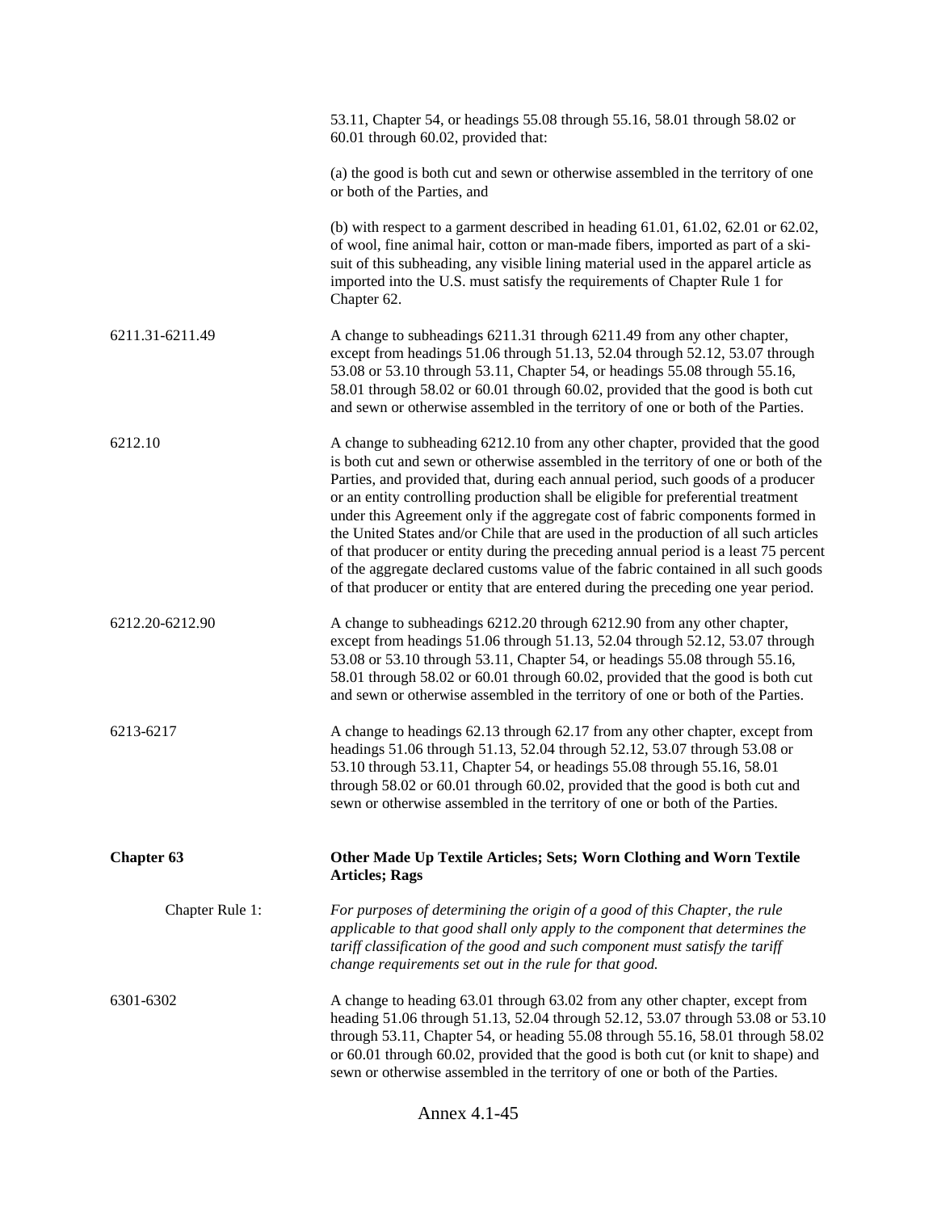| | |
|---|---|
| | 53.11, Chapter 54, or headings 55.08 through 55.16, 58.01 through 58.02 or 60.01 through 60.02, provided that:<br><br>(a) the good is both cut and sewn or otherwise assembled in the territory of one or both of the Parties, and<br><br>(b) with respect to a garment described in heading 61.01, 61.02, 62.01 or 62.02, of wool, fine animal hair, cotton or man-made fibers, imported as part of a ski-suit of this subheading, any visible lining material used in the apparel article as imported into the U.S. must satisfy the requirements of Chapter Rule 1 for Chapter 62. |
| 6211.31-6211.49 | A change to subheadings 6211.31 through 6211.49 from any other chapter, except from headings 51.06 through 51.13, 52.04 through 52.12, 53.07 through 53.08 or 53.10 through 53.11, Chapter 54, or headings 55.08 through 55.16, 58.01 through 58.02 or 60.01 through 60.02, provided that the good is both cut and sewn or otherwise assembled in the territory of one or both of the Parties. |
| 6212.10 | A change to subheading 6212.10 from any other chapter, provided that the good is both cut and sewn or otherwise assembled in the territory of one or both of the Parties, and provided that, during each annual period, such goods of a producer or an entity controlling production shall be eligible for preferential treatment under this Agreement only if the aggregate cost of fabric components formed in the United States and/or Chile that are used in the production of all such articles of that producer or entity during the preceding annual period is a least 75 percent of the aggregate declared customs value of the fabric contained in all such goods of that producer or entity that are entered during the preceding one year period. |
| 6212.20-6212.90 | A change to subheadings 6212.20 through 6212.90 from any other chapter, except from headings 51.06 through 51.13, 52.04 through 52.12, 53.07 through 53.08 or 53.10 through 53.11, Chapter 54, or headings 55.08 through 55.16, 58.01 through 58.02 or 60.01 through 60.02, provided that the good is both cut and sewn or otherwise assembled in the territory of one or both of the Parties. |
| 6213-6217 | A change to headings 62.13 through 62.17 from any other chapter, except from headings 51.06 through 51.13, 52.04 through 52.12, 53.07 through 53.08 or 53.10 through 53.11, Chapter 54, or headings 55.08 through 55.16, 58.01 through 58.02 or 60.01 through 60.02, provided that the good is both cut and sewn or otherwise assembled in the territory of one or both of the Parties. |
| **Chapter 63** | **Other Made Up Textile Articles; Sets; Worn Clothing and Worn Textile Articles; Rags** |
| Chapter Rule 1: | *For purposes of determining the origin of a good of this Chapter, the rule applicable to that good shall only apply to the component that determines the tariff classification of the good and such component must satisfy the tariff change requirements set out in the rule for that good.* |
| 6301-6302 | A change to heading 63.01 through 63.02 from any other chapter, except from heading 51.06 through 51.13, 52.04 through 52.12, 53.07 through 53.08 or 53.10 through 53.11, Chapter 54, or heading 55.08 through 55.16, 58.01 through 58.02 or 60.01 through 60.02, provided that the good is both cut (or knit to shape) and sewn or otherwise assembled in the territory of one or both of the Parties. |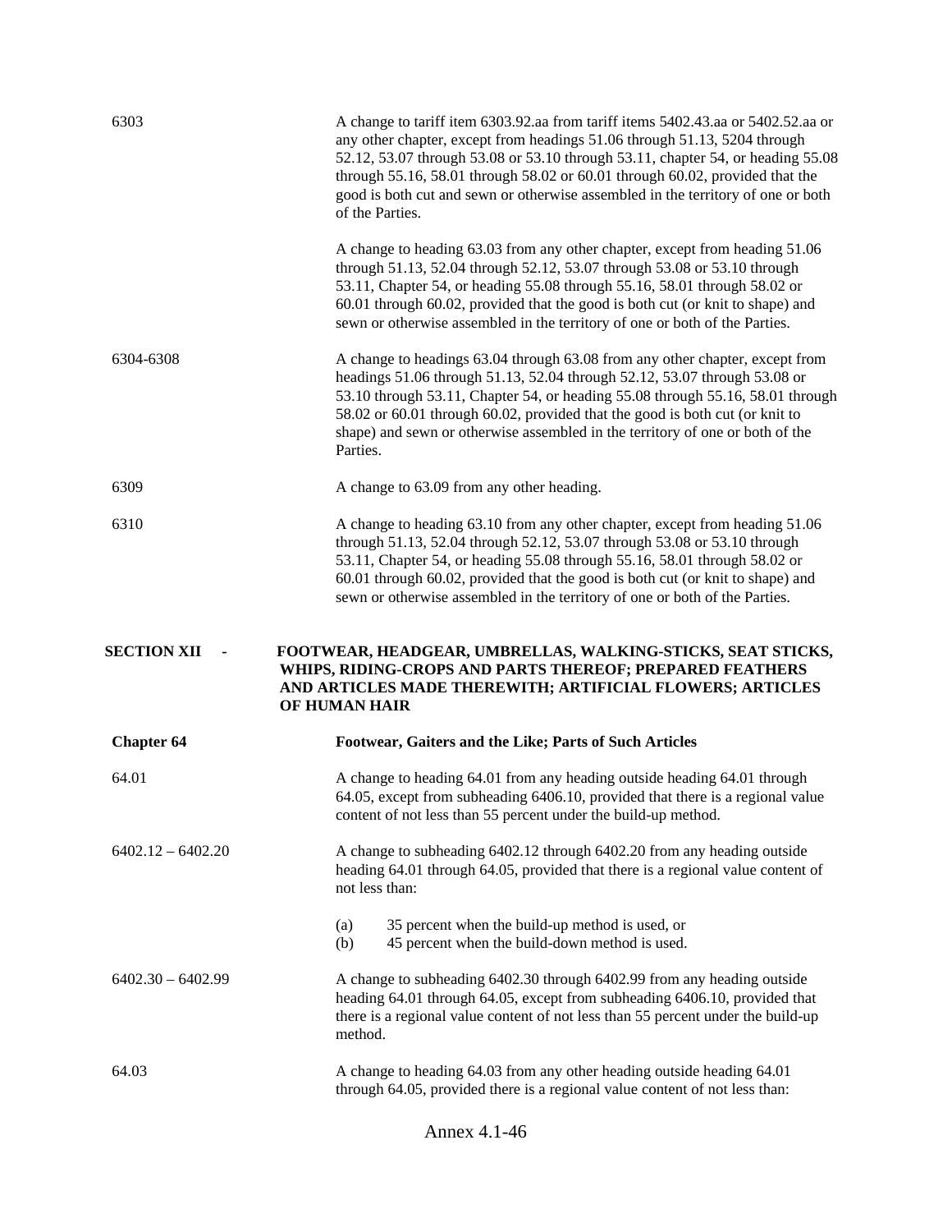6303 — A change to tariff item 6303.92.aa from tariff items 5402.43.aa or 5402.52.aa or any other chapter, except from headings 51.06 through 51.13, 5204 through 52.12, 53.07 through 53.08 or 53.10 through 53.11, chapter 54, or heading 55.08 through 55.16, 58.01 through 58.02 or 60.01 through 60.02, provided that the good is both cut and sewn or otherwise assembled in the territory of one or both of the Parties.

A change to heading 63.03 from any other chapter, except from heading 51.06 through 51.13, 52.04 through 52.12, 53.07 through 53.08 or 53.10 through 53.11, Chapter 54, or heading 55.08 through 55.16, 58.01 through 58.02 or 60.01 through 60.02, provided that the good is both cut (or knit to shape) and sewn or otherwise assembled in the territory of one or both of the Parties.

6304-6308 — A change to headings 63.04 through 63.08 from any other chapter, except from headings 51.06 through 51.13, 52.04 through 52.12, 53.07 through 53.08 or 53.10 through 53.11, Chapter 54, or heading 55.08 through 55.16, 58.01 through 58.02 or 60.01 through 60.02, provided that the good is both cut (or knit to shape) and sewn or otherwise assembled in the territory of one or both of the Parties.

6309 — A change to 63.09 from any other heading.

6310 — A change to heading 63.10 from any other chapter, except from heading 51.06 through 51.13, 52.04 through 52.12, 53.07 through 53.08 or 53.10 through 53.11, Chapter 54, or heading 55.08 through 55.16, 58.01 through 58.02 or 60.01 through 60.02, provided that the good is both cut (or knit to shape) and sewn or otherwise assembled in the territory of one or both of the Parties.

## SECTION XII - FOOTWEAR, HEADGEAR, UMBRELLAS, WALKING-STICKS, SEAT STICKS, WHIPS, RIDING-CROPS AND PARTS THEREOF; PREPARED FEATHERS AND ARTICLES MADE THEREWITH; ARTIFICIAL FLOWERS; ARTICLES OF HUMAN HAIR

### Chapter 64 Footwear, Gaiters and the Like; Parts of Such Articles

64.01 — A change to heading 64.01 from any heading outside heading 64.01 through 64.05, except from subheading 6406.10, provided that there is a regional value content of not less than 55 percent under the build-up method.

6402.12 – 6402.20 — A change to subheading 6402.12 through 6402.20 from any heading outside heading 64.01 through 64.05, provided that there is a regional value content of not less than:

(a) 35 percent when the build-up method is used, or
(b) 45 percent when the build-down method is used.

6402.30 – 6402.99 — A change to subheading 6402.30 through 6402.99 from any heading outside heading 64.01 through 64.05, except from subheading 6406.10, provided that there is a regional value content of not less than 55 percent under the build-up method.

64.03 — A change to heading 64.03 from any other heading outside heading 64.01 through 64.05, provided there is a regional value content of not less than: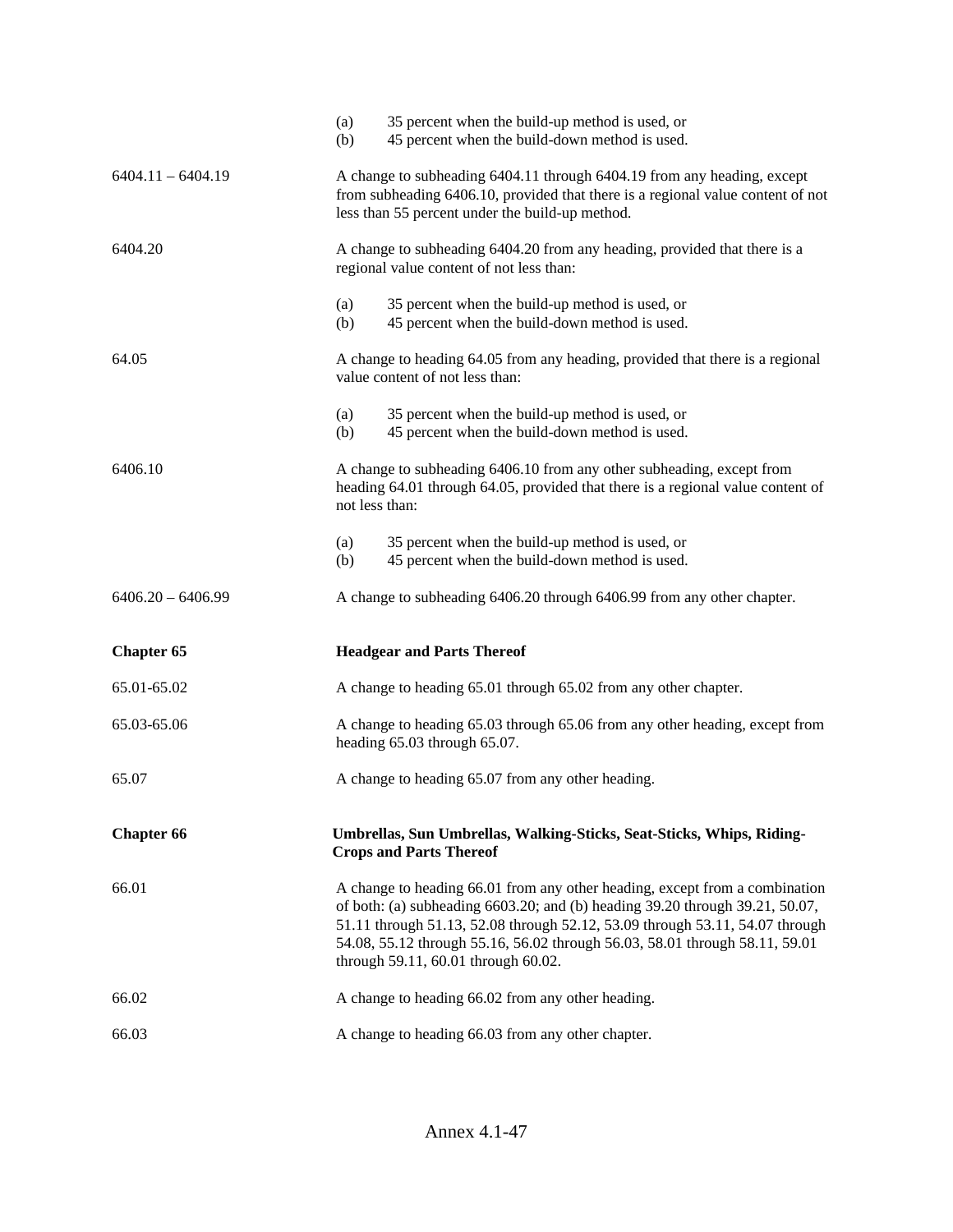| | |
|---|---|
| | (a) 35 percent when the build-up method is used, or<br>(b) 45 percent when the build-down method is used. |
| 6404.11 – 6404.19 | A change to subheading 6404.11 through 6404.19 from any heading, except from subheading 6406.10, provided that there is a regional value content of not less than 55 percent under the build-up method. |
| 6404.20 | A change to subheading 6404.20 from any heading, provided that there is a regional value content of not less than:<br><br>(a) 35 percent when the build-up method is used, or<br>(b) 45 percent when the build-down method is used. |
| 64.05 | A change to heading 64.05 from any heading, provided that there is a regional value content of not less than:<br><br>(a) 35 percent when the build-up method is used, or<br>(b) 45 percent when the build-down method is used. |
| 6406.10 | A change to subheading 6406.10 from any other subheading, except from heading 64.01 through 64.05, provided that there is a regional value content of not less than:<br><br>(a) 35 percent when the build-up method is used, or<br>(b) 45 percent when the build-down method is used. |
| 6406.20 – 6406.99 | A change to subheading 6406.20 through 6406.99 from any other chapter. |
| **Chapter 65** | **Headgear and Parts Thereof** |
| 65.01-65.02 | A change to heading 65.01 through 65.02 from any other chapter. |
| 65.03-65.06 | A change to heading 65.03 through 65.06 from any other heading, except from heading 65.03 through 65.07. |
| 65.07 | A change to heading 65.07 from any other heading. |
| **Chapter 66** | **Umbrellas, Sun Umbrellas, Walking-Sticks, Seat-Sticks, Whips, Riding-Crops and Parts Thereof** |
| 66.01 | A change to heading 66.01 from any other heading, except from a combination of both: (a) subheading 6603.20; and (b) heading 39.20 through 39.21, 50.07, 51.11 through 51.13, 52.08 through 52.12, 53.09 through 53.11, 54.07 through 54.08, 55.12 through 55.16, 56.02 through 56.03, 58.01 through 58.11, 59.01 through 59.11, 60.01 through 60.02. |
| 66.02 | A change to heading 66.02 from any other heading. |
| 66.03 | A change to heading 66.03 from any other chapter. |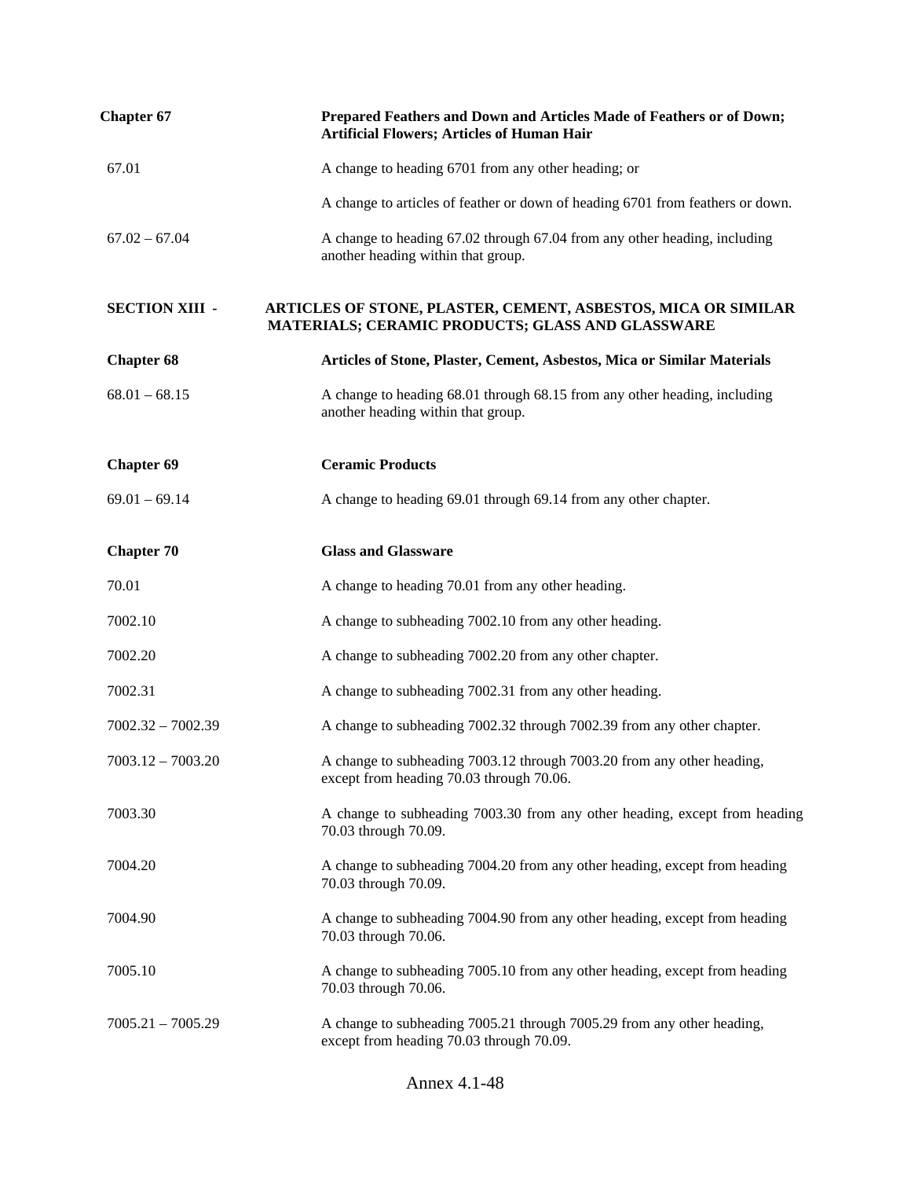**Chapter 67** | **Prepared Feathers and Down and Articles Made of Feathers or of Down; Artificial Flowers; Articles of Human Hair**

| | |
|---|---|
| 67.01 | A change to heading 6701 from any other heading; or<br><br>A change to articles of feather or down of heading 6701 from feathers or down. |
| 67.02 – 67.04 | A change to heading 67.02 through 67.04 from any other heading, including another heading within that group. |

## SECTION XIII - ARTICLES OF STONE, PLASTER, CEMENT, ASBESTOS, MICA OR SIMILAR MATERIALS; CERAMIC PRODUCTS; GLASS AND GLASSWARE

**Chapter 68** | **Articles of Stone, Plaster, Cement, Asbestos, Mica or Similar Materials**

| | |
|---|---|
| 68.01 – 68.15 | A change to heading 68.01 through 68.15 from any other heading, including another heading within that group. |

**Chapter 69** | **Ceramic Products**

| | |
|---|---|
| 69.01 – 69.14 | A change to heading 69.01 through 69.14 from any other chapter. |

**Chapter 70** | **Glass and Glassware**

| | |
|---|---|
| 70.01 | A change to heading 70.01 from any other heading. |
| 7002.10 | A change to subheading 7002.10 from any other heading. |
| 7002.20 | A change to subheading 7002.20 from any other chapter. |
| 7002.31 | A change to subheading 7002.31 from any other heading. |
| 7002.32 – 7002.39 | A change to subheading 7002.32 through 7002.39 from any other chapter. |
| 7003.12 – 7003.20 | A change to subheading 7003.12 through 7003.20 from any other heading, except from heading 70.03 through 70.06. |
| 7003.30 | A change to subheading 7003.30 from any other heading, except from heading 70.03 through 70.09. |
| 7004.20 | A change to subheading 7004.20 from any other heading, except from heading 70.03 through 70.09. |
| 7004.90 | A change to subheading 7004.90 from any other heading, except from heading 70.03 through 70.06. |
| 7005.10 | A change to subheading 7005.10 from any other heading, except from heading 70.03 through 70.06. |
| 7005.21 – 7005.29 | A change to subheading 7005.21 through 7005.29 from any other heading, except from heading 70.03 through 70.09. |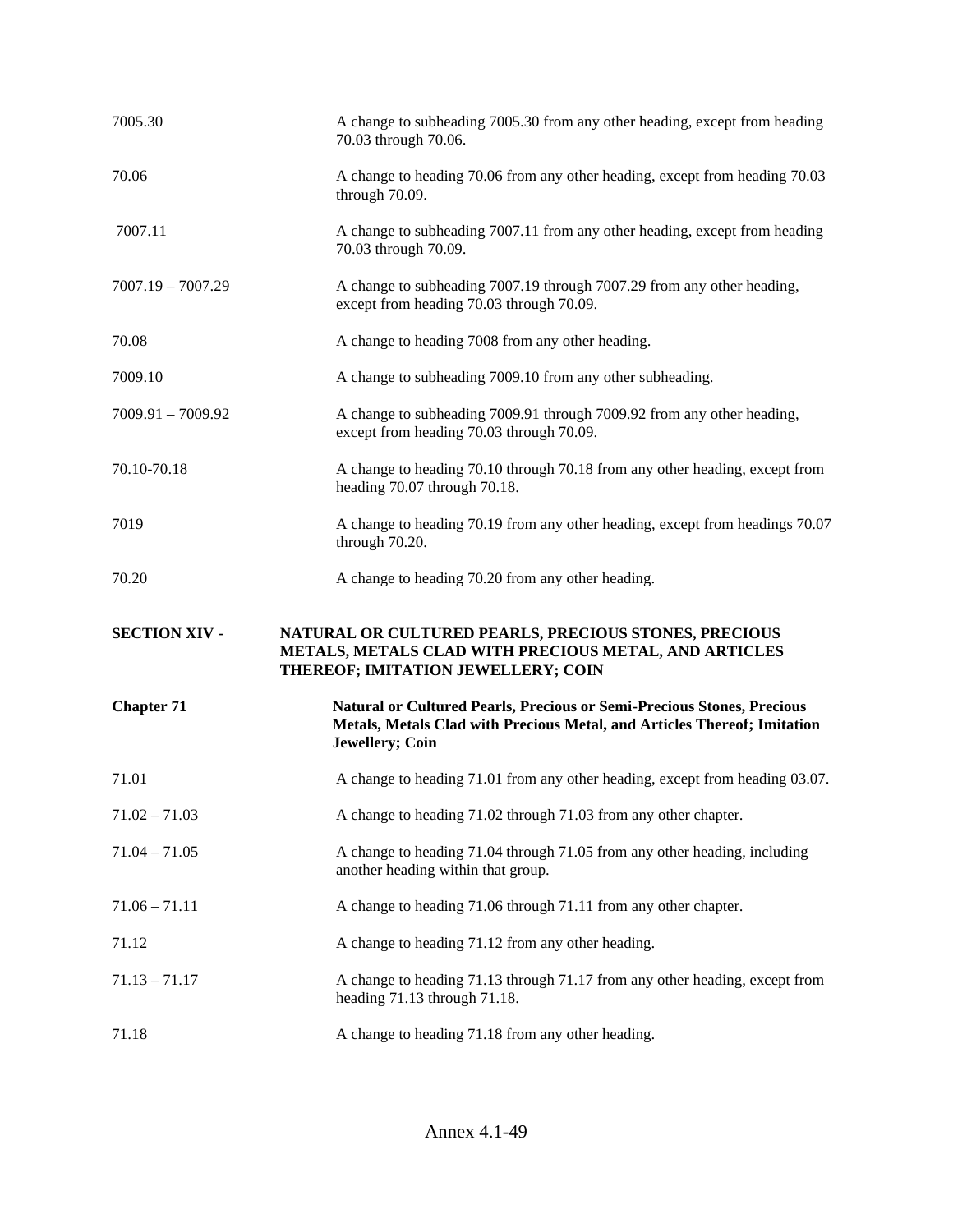| | |
|---|---|
| 7005.30 | A change to subheading 7005.30 from any other heading, except from heading 70.03 through 70.06. |
| 70.06 | A change to heading 70.06 from any other heading, except from heading 70.03 through 70.09. |
| 7007.11 | A change to subheading 7007.11 from any other heading, except from heading 70.03 through 70.09. |
| 7007.19 – 7007.29 | A change to subheading 7007.19 through 7007.29 from any other heading, except from heading 70.03 through 70.09. |
| 70.08 | A change to heading 7008 from any other heading. |
| 7009.10 | A change to subheading 7009.10 from any other subheading. |
| 7009.91 – 7009.92 | A change to subheading 7009.91 through 7009.92 from any other heading, except from heading 70.03 through 70.09. |
| 70.10-70.18 | A change to heading 70.10 through 70.18 from any other heading, except from heading 70.07 through 70.18. |
| 7019 | A change to heading 70.19 from any other heading, except from headings 70.07 through 70.20. |
| 70.20 | A change to heading 70.20 from any other heading. |

**SECTION XIV - NATURAL OR CULTURED PEARLS, PRECIOUS STONES, PRECIOUS METALS, METALS CLAD WITH PRECIOUS METAL, AND ARTICLES THEREOF; IMITATION JEWELLERY; COIN**

**Chapter 71 Natural or Cultured Pearls, Precious or Semi-Precious Stones, Precious Metals, Metals Clad with Precious Metal, and Articles Thereof; Imitation Jewellery; Coin**

| | |
|---|---|
| 71.01 | A change to heading 71.01 from any other heading, except from heading 03.07. |
| 71.02 – 71.03 | A change to heading 71.02 through 71.03 from any other chapter. |
| 71.04 – 71.05 | A change to heading 71.04 through 71.05 from any other heading, including another heading within that group. |
| 71.06 – 71.11 | A change to heading 71.06 through 71.11 from any other chapter. |
| 71.12 | A change to heading 71.12 from any other heading. |
| 71.13 – 71.17 | A change to heading 71.13 through 71.17 from any other heading, except from heading 71.13 through 71.18. |
| 71.18 | A change to heading 71.18 from any other heading. |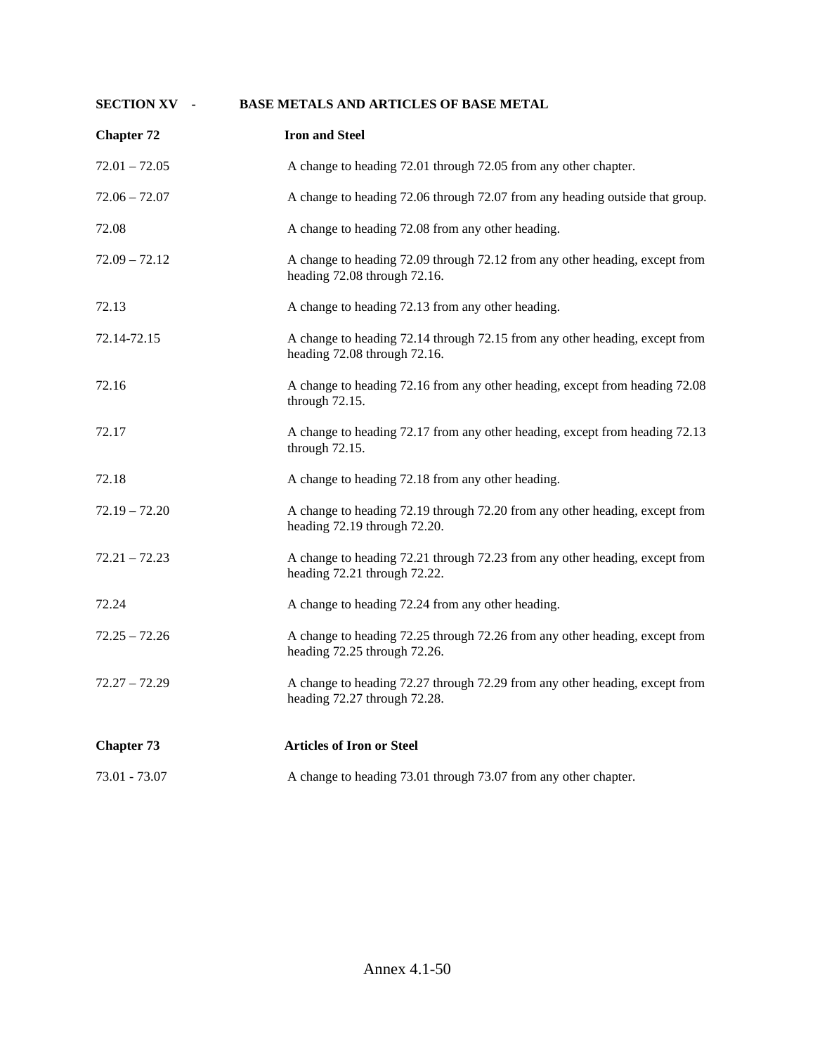## SECTION XV - BASE METALS AND ARTICLES OF BASE METAL

### Chapter 72 Iron and Steel

| | |
|---|---|
| 72.01 – 72.05 | A change to heading 72.01 through 72.05 from any other chapter. |
| 72.06 – 72.07 | A change to heading 72.06 through 72.07 from any heading outside that group. |
| 72.08 | A change to heading 72.08 from any other heading. |
| 72.09 – 72.12 | A change to heading 72.09 through 72.12 from any other heading, except from heading 72.08 through 72.16. |
| 72.13 | A change to heading 72.13 from any other heading. |
| 72.14-72.15 | A change to heading 72.14 through 72.15 from any other heading, except from heading 72.08 through 72.16. |
| 72.16 | A change to heading 72.16 from any other heading, except from heading 72.08 through 72.15. |
| 72.17 | A change to heading 72.17 from any other heading, except from heading 72.13 through 72.15. |
| 72.18 | A change to heading 72.18 from any other heading. |
| 72.19 – 72.20 | A change to heading 72.19 through 72.20 from any other heading, except from heading 72.19 through 72.20. |
| 72.21 – 72.23 | A change to heading 72.21 through 72.23 from any other heading, except from heading 72.21 through 72.22. |
| 72.24 | A change to heading 72.24 from any other heading. |
| 72.25 – 72.26 | A change to heading 72.25 through 72.26 from any other heading, except from heading 72.25 through 72.26. |
| 72.27 – 72.29 | A change to heading 72.27 through 72.29 from any other heading, except from heading 72.27 through 72.28. |

### Chapter 73 Articles of Iron or Steel

| | |
|---|---|
| 73.01 - 73.07 | A change to heading 73.01 through 73.07 from any other chapter. |

Annex 4.1-50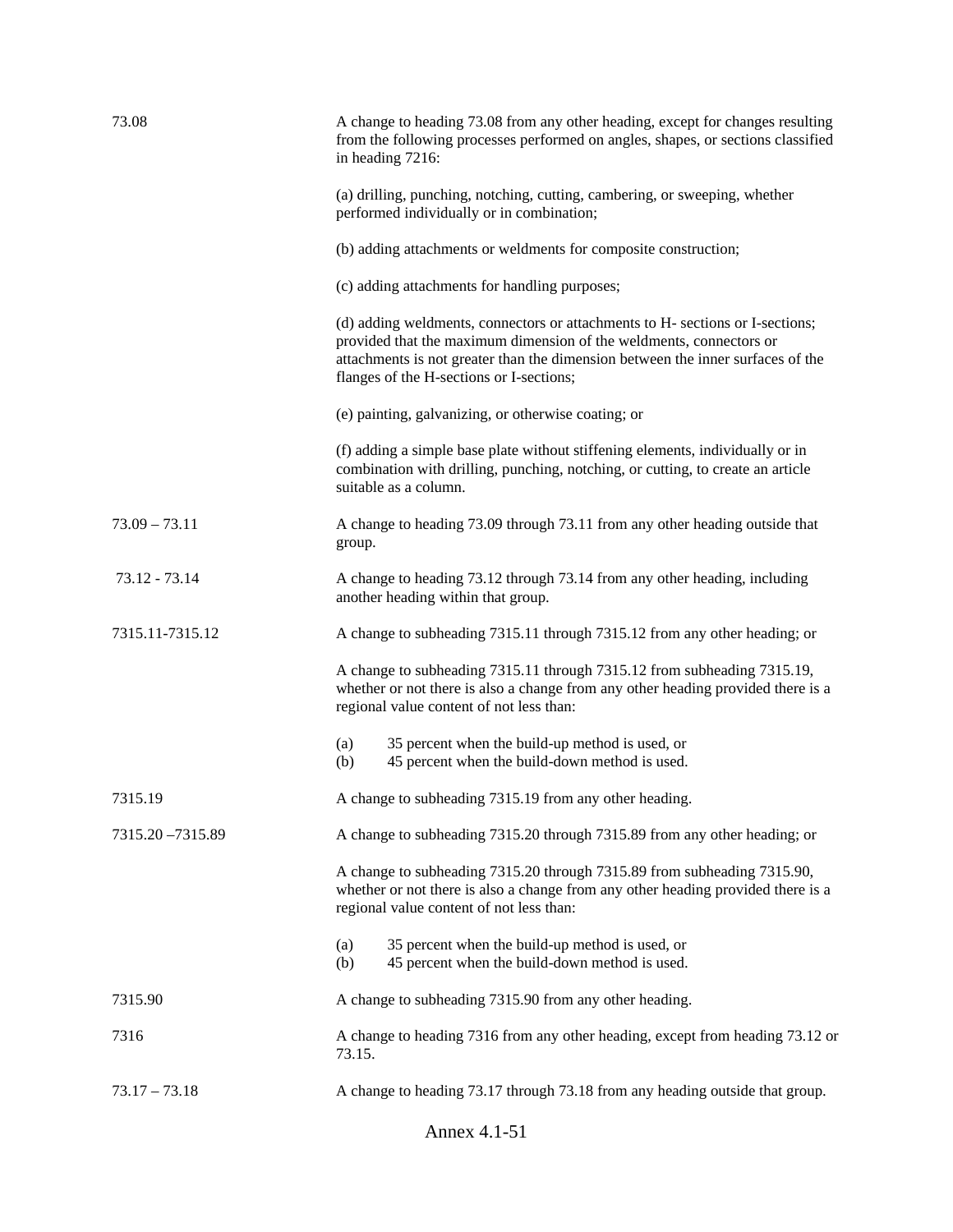| | |
|---|---|
| 73.08 | A change to heading 73.08 from any other heading, except for changes resulting from the following processes performed on angles, shapes, or sections classified in heading 7216:<br><br>(a) drilling, punching, notching, cutting, cambering, or sweeping, whether performed individually or in combination;<br><br>(b) adding attachments or weldments for composite construction;<br><br>(c) adding attachments for handling purposes;<br><br>(d) adding weldments, connectors or attachments to H- sections or I-sections; provided that the maximum dimension of the weldments, connectors or attachments is not greater than the dimension between the inner surfaces of the flanges of the H-sections or I-sections;<br><br>(e) painting, galvanizing, or otherwise coating; or<br><br>(f) adding a simple base plate without stiffening elements, individually or in combination with drilling, punching, notching, or cutting, to create an article suitable as a column. |
| 73.09 – 73.11 | A change to heading 73.09 through 73.11 from any other heading outside that group. |
| 73.12 - 73.14 | A change to heading 73.12 through 73.14 from any other heading, including another heading within that group. |
| 7315.11-7315.12 | A change to subheading 7315.11 through 7315.12 from any other heading; or<br><br>A change to subheading 7315.11 through 7315.12 from subheading 7315.19, whether or not there is also a change from any other heading provided there is a regional value content of not less than:<br><br>(a) 35 percent when the build-up method is used, or<br>(b) 45 percent when the build-down method is used. |
| 7315.19 | A change to subheading 7315.19 from any other heading. |
| 7315.20 –7315.89 | A change to subheading 7315.20 through 7315.89 from any other heading; or<br><br>A change to subheading 7315.20 through 7315.89 from subheading 7315.90, whether or not there is also a change from any other heading provided there is a regional value content of not less than:<br><br>(a) 35 percent when the build-up method is used, or<br>(b) 45 percent when the build-down method is used. |
| 7315.90 | A change to subheading 7315.90 from any other heading. |
| 7316 | A change to heading 7316 from any other heading, except from heading 73.12 or 73.15. |
| 73.17 – 73.18 | A change to heading 73.17 through 73.18 from any heading outside that group. |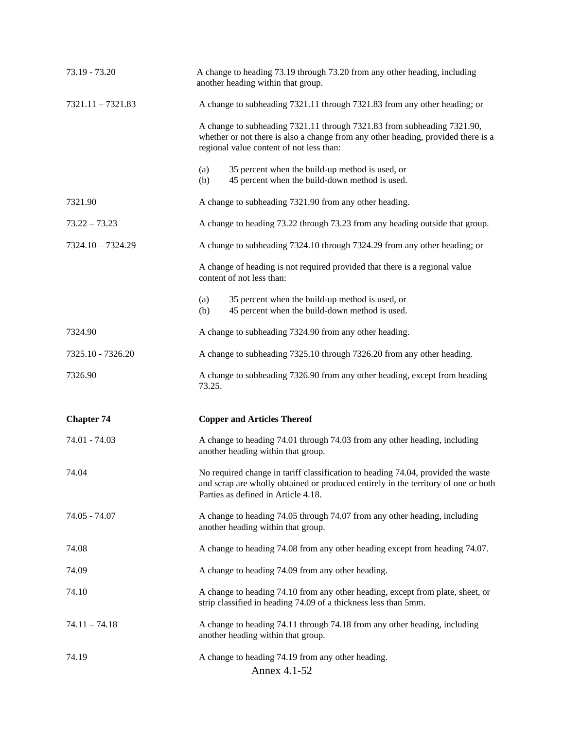| | |
|---|---|
| 73.19 - 73.20 | A change to heading 73.19 through 73.20 from any other heading, including another heading within that group. |
| 7321.11 – 7321.83 | A change to subheading 7321.11 through 7321.83 from any other heading; or |
| | A change to subheading 7321.11 through 7321.83 from subheading 7321.90, whether or not there is also a change from any other heading, provided there is a regional value content of not less than: |
| | (a) 35 percent when the build-up method is used, or<br>(b) 45 percent when the build-down method is used. |
| 7321.90 | A change to subheading 7321.90 from any other heading. |
| 73.22 – 73.23 | A change to heading 73.22 through 73.23 from any heading outside that group. |
| 7324.10 – 7324.29 | A change to subheading 7324.10 through 7324.29 from any other heading; or |
| | A change of heading is not required provided that there is a regional value content of not less than: |
| | (a) 35 percent when the build-up method is used, or<br>(b) 45 percent when the build-down method is used. |
| 7324.90 | A change to subheading 7324.90 from any other heading. |
| 7325.10 - 7326.20 | A change to subheading 7325.10 through 7326.20 from any other heading. |
| 7326.90 | A change to subheading 7326.90 from any other heading, except from heading 73.25. |
| **Chapter 74** | **Copper and Articles Thereof** |
| 74.01 - 74.03 | A change to heading 74.01 through 74.03 from any other heading, including another heading within that group. |
| 74.04 | No required change in tariff classification to heading 74.04, provided the waste and scrap are wholly obtained or produced entirely in the territory of one or both Parties as defined in Article 4.18. |
| 74.05 - 74.07 | A change to heading 74.05 through 74.07 from any other heading, including another heading within that group. |
| 74.08 | A change to heading 74.08 from any other heading except from heading 74.07. |
| 74.09 | A change to heading 74.09 from any other heading. |
| 74.10 | A change to heading 74.10 from any other heading, except from plate, sheet, or strip classified in heading 74.09 of a thickness less than 5mm. |
| 74.11 – 74.18 | A change to heading 74.11 through 74.18 from any other heading, including another heading within that group. |
| 74.19 | A change to heading 74.19 from any other heading. |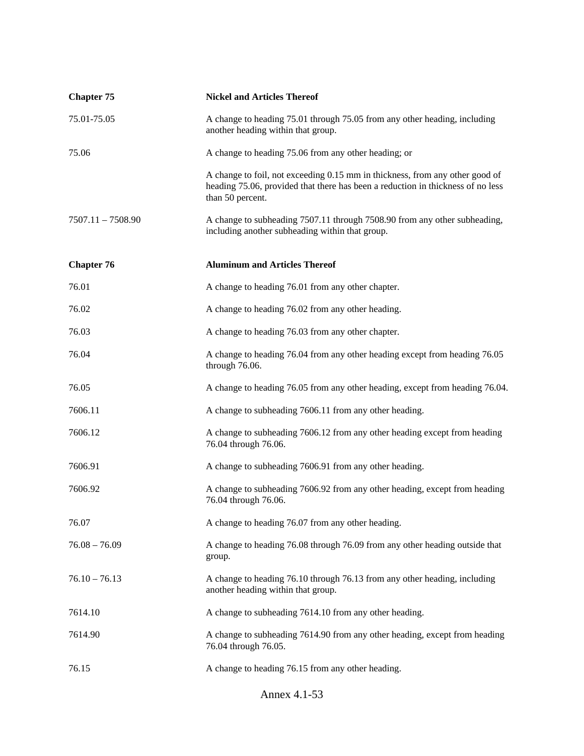| | |
|---|---|
| **Chapter 75** | **Nickel and Articles Thereof** |
| 75.01-75.05 | A change to heading 75.01 through 75.05 from any other heading, including another heading within that group. |
| 75.06 | A change to heading 75.06 from any other heading; or |
| | A change to foil, not exceeding 0.15 mm in thickness, from any other good of heading 75.06, provided that there has been a reduction in thickness of no less than 50 percent. |
| 7507.11 – 7508.90 | A change to subheading 7507.11 through 7508.90 from any other subheading, including another subheading within that group. |
| **Chapter 76** | **Aluminum and Articles Thereof** |
| 76.01 | A change to heading 76.01 from any other chapter. |
| 76.02 | A change to heading 76.02 from any other heading. |
| 76.03 | A change to heading 76.03 from any other chapter. |
| 76.04 | A change to heading 76.04 from any other heading except from heading 76.05 through 76.06. |
| 76.05 | A change to heading 76.05 from any other heading, except from heading 76.04. |
| 7606.11 | A change to subheading 7606.11 from any other heading. |
| 7606.12 | A change to subheading 7606.12 from any other heading except from heading 76.04 through 76.06. |
| 7606.91 | A change to subheading 7606.91 from any other heading. |
| 7606.92 | A change to subheading 7606.92 from any other heading, except from heading 76.04 through 76.06. |
| 76.07 | A change to heading 76.07 from any other heading. |
| 76.08 – 76.09 | A change to heading 76.08 through 76.09 from any other heading outside that group. |
| 76.10 – 76.13 | A change to heading 76.10 through 76.13 from any other heading, including another heading within that group. |
| 7614.10 | A change to subheading 7614.10 from any other heading. |
| 7614.90 | A change to subheading 7614.90 from any other heading, except from heading 76.04 through 76.05. |
| 76.15 | A change to heading 76.15 from any other heading. |

Annex 4.1-53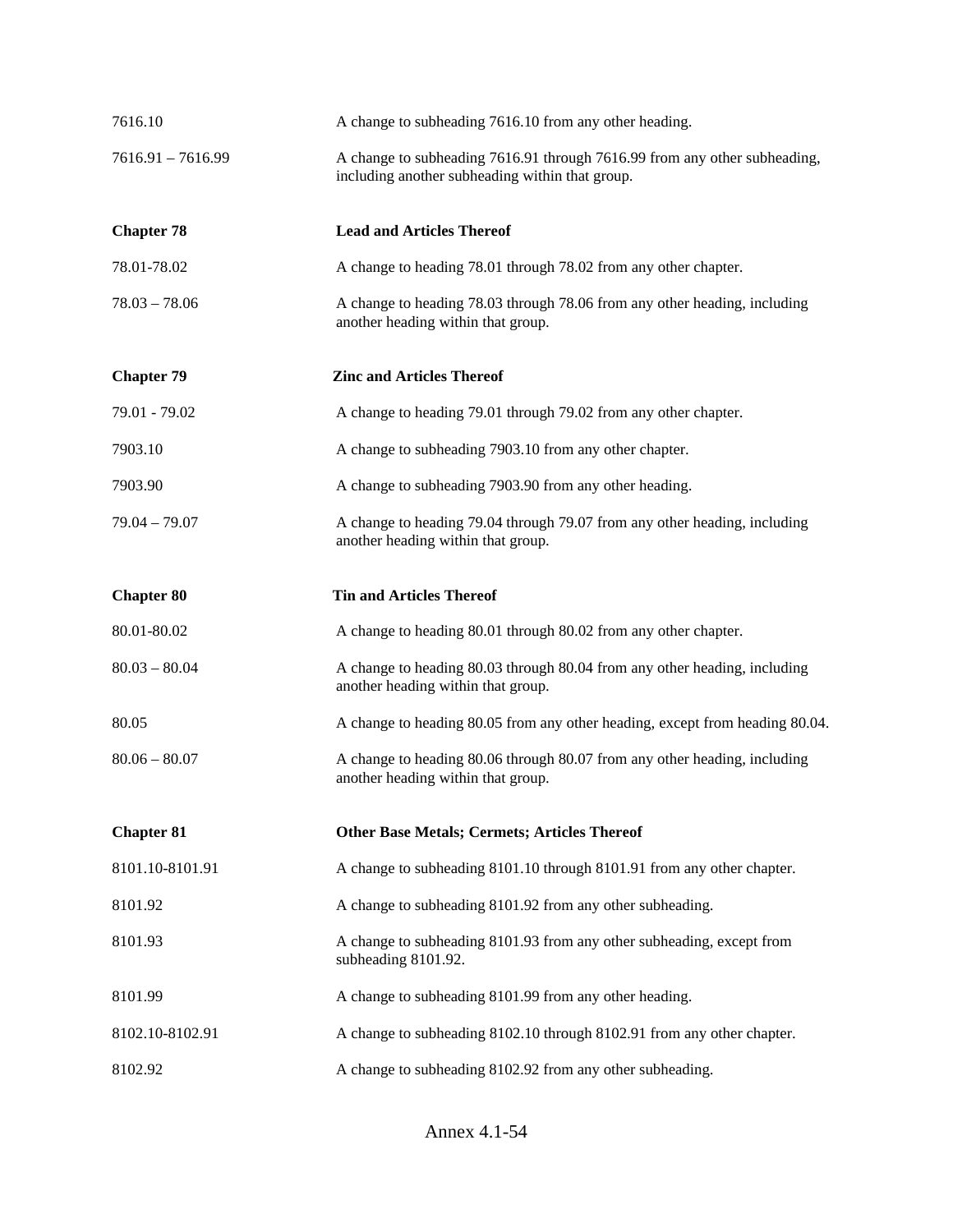| | |
|---|---|
| 7616.10 | A change to subheading 7616.10 from any other heading. |
| 7616.91 – 7616.99 | A change to subheading 7616.91 through 7616.99 from any other subheading, including another subheading within that group. |
| **Chapter 78** | **Lead and Articles Thereof** |
| 78.01-78.02 | A change to heading 78.01 through 78.02 from any other chapter. |
| 78.03 – 78.06 | A change to heading 78.03 through 78.06 from any other heading, including another heading within that group. |
| **Chapter 79** | **Zinc and Articles Thereof** |
| 79.01 - 79.02 | A change to heading 79.01 through 79.02 from any other chapter. |
| 7903.10 | A change to subheading 7903.10 from any other chapter. |
| 7903.90 | A change to subheading 7903.90 from any other heading. |
| 79.04 – 79.07 | A change to heading 79.04 through 79.07 from any other heading, including another heading within that group. |
| **Chapter 80** | **Tin and Articles Thereof** |
| 80.01-80.02 | A change to heading 80.01 through 80.02 from any other chapter. |
| 80.03 – 80.04 | A change to heading 80.03 through 80.04 from any other heading, including another heading within that group. |
| 80.05 | A change to heading 80.05 from any other heading, except from heading 80.04. |
| 80.06 – 80.07 | A change to heading 80.06 through 80.07 from any other heading, including another heading within that group. |
| **Chapter 81** | **Other Base Metals; Cermets; Articles Thereof** |
| 8101.10-8101.91 | A change to subheading 8101.10 through 8101.91 from any other chapter. |
| 8101.92 | A change to subheading 8101.92 from any other subheading. |
| 8101.93 | A change to subheading 8101.93 from any other subheading, except from subheading 8101.92. |
| 8101.99 | A change to subheading 8101.99 from any other heading. |
| 8102.10-8102.91 | A change to subheading 8102.10 through 8102.91 from any other chapter. |
| 8102.92 | A change to subheading 8102.92 from any other subheading. |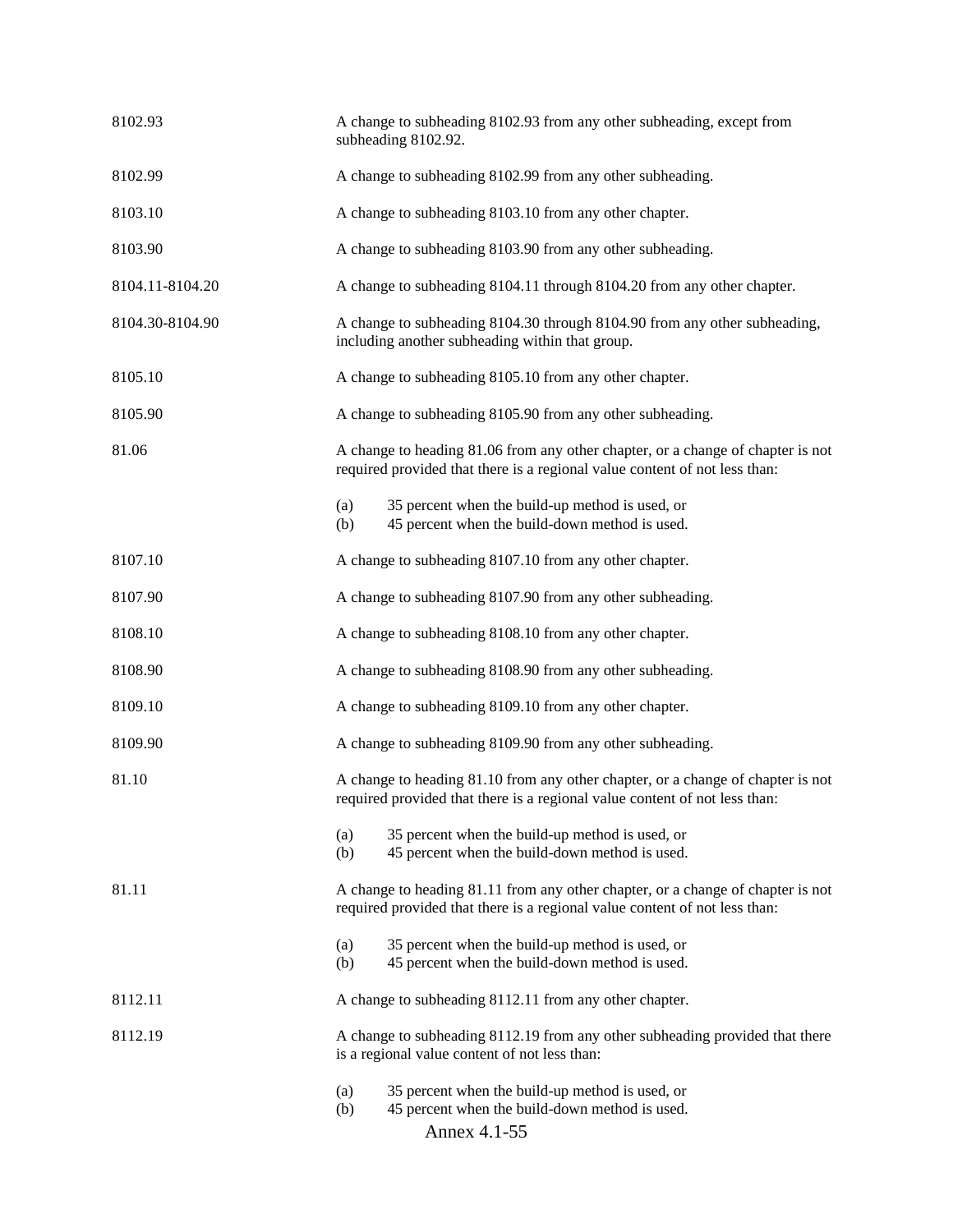| | |
|---|---|
| 8102.93 | A change to subheading 8102.93 from any other subheading, except from subheading 8102.92. |
| 8102.99 | A change to subheading 8102.99 from any other subheading. |
| 8103.10 | A change to subheading 8103.10 from any other chapter. |
| 8103.90 | A change to subheading 8103.90 from any other subheading. |
| 8104.11-8104.20 | A change to subheading 8104.11 through 8104.20 from any other chapter. |
| 8104.30-8104.90 | A change to subheading 8104.30 through 8104.90 from any other subheading, including another subheading within that group. |
| 8105.10 | A change to subheading 8105.10 from any other chapter. |
| 8105.90 | A change to subheading 8105.90 from any other subheading. |
| 81.06 | A change to heading 81.06 from any other chapter, or a change of chapter is not required provided that there is a regional value content of not less than:<br><br>(a) 35 percent when the build-up method is used, or<br>(b) 45 percent when the build-down method is used. |
| 8107.10 | A change to subheading 8107.10 from any other chapter. |
| 8107.90 | A change to subheading 8107.90 from any other subheading. |
| 8108.10 | A change to subheading 8108.10 from any other chapter. |
| 8108.90 | A change to subheading 8108.90 from any other subheading. |
| 8109.10 | A change to subheading 8109.10 from any other chapter. |
| 8109.90 | A change to subheading 8109.90 from any other subheading. |
| 81.10 | A change to heading 81.10 from any other chapter, or a change of chapter is not required provided that there is a regional value content of not less than:<br><br>(a) 35 percent when the build-up method is used, or<br>(b) 45 percent when the build-down method is used. |
| 81.11 | A change to heading 81.11 from any other chapter, or a change of chapter is not required provided that there is a regional value content of not less than:<br><br>(a) 35 percent when the build-up method is used, or<br>(b) 45 percent when the build-down method is used. |
| 8112.11 | A change to subheading 8112.11 from any other chapter. |
| 8112.19 | A change to subheading 8112.19 from any other subheading provided that there is a regional value content of not less than:<br><br>(a) 35 percent when the build-up method is used, or<br>(b) 45 percent when the build-down method is used. |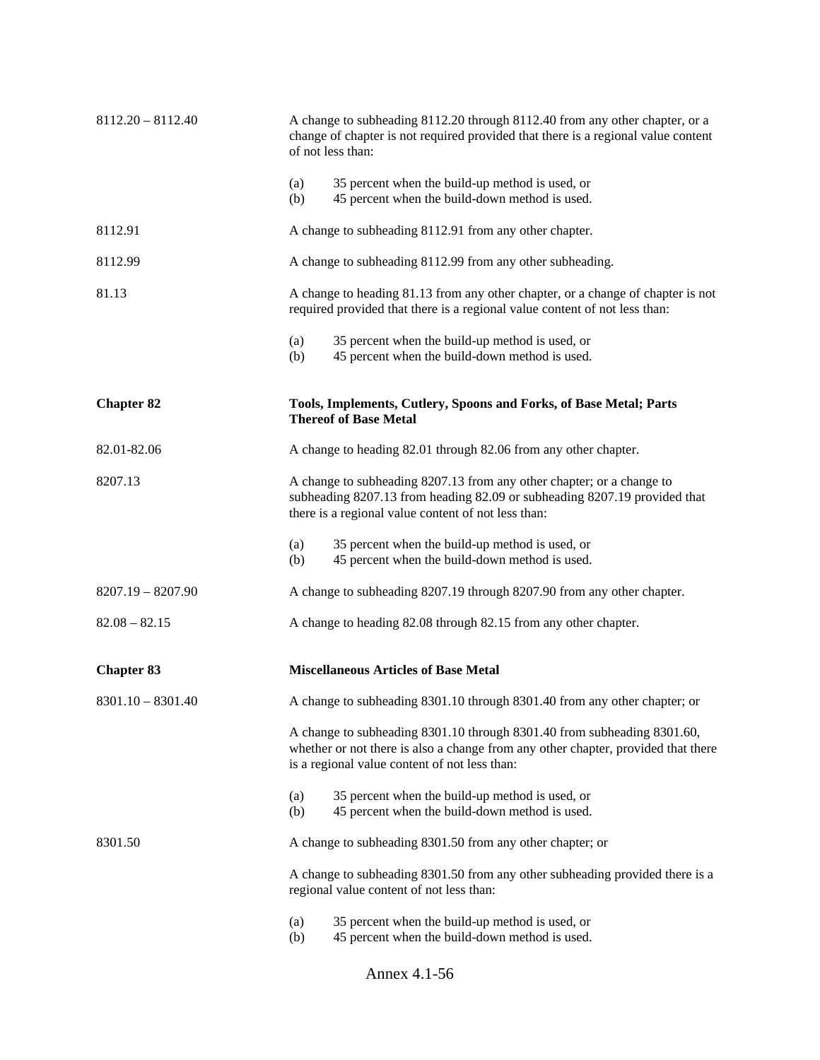| | |
|---|---|
| 8112.20 – 8112.40 | A change to subheading 8112.20 through 8112.40 from any other chapter, or a change of chapter is not required provided that there is a regional value content of not less than:<br><br>(a) 35 percent when the build-up method is used, or<br>(b) 45 percent when the build-down method is used. |
| 8112.91 | A change to subheading 8112.91 from any other chapter. |
| 8112.99 | A change to subheading 8112.99 from any other subheading. |
| 81.13 | A change to heading 81.13 from any other chapter, or a change of chapter is not required provided that there is a regional value content of not less than:<br><br>(a) 35 percent when the build-up method is used, or<br>(b) 45 percent when the build-down method is used. |
| **Chapter 82** | **Tools, Implements, Cutlery, Spoons and Forks, of Base Metal; Parts Thereof of Base Metal** |
| 82.01-82.06 | A change to heading 82.01 through 82.06 from any other chapter. |
| 8207.13 | A change to subheading 8207.13 from any other chapter; or a change to subheading 8207.13 from heading 82.09 or subheading 8207.19 provided that there is a regional value content of not less than:<br><br>(a) 35 percent when the build-up method is used, or<br>(b) 45 percent when the build-down method is used. |
| 8207.19 – 8207.90 | A change to subheading 8207.19 through 8207.90 from any other chapter. |
| 82.08 – 82.15 | A change to heading 82.08 through 82.15 from any other chapter. |
| **Chapter 83** | **Miscellaneous Articles of Base Metal** |
| 8301.10 – 8301.40 | A change to subheading 8301.10 through 8301.40 from any other chapter; or<br><br>A change to subheading 8301.10 through 8301.40 from subheading 8301.60, whether or not there is also a change from any other chapter, provided that there is a regional value content of not less than:<br><br>(a) 35 percent when the build-up method is used, or<br>(b) 45 percent when the build-down method is used. |
| 8301.50 | A change to subheading 8301.50 from any other chapter; or<br><br>A change to subheading 8301.50 from any other subheading provided there is a regional value content of not less than:<br><br>(a) 35 percent when the build-up method is used, or<br>(b) 45 percent when the build-down method is used. |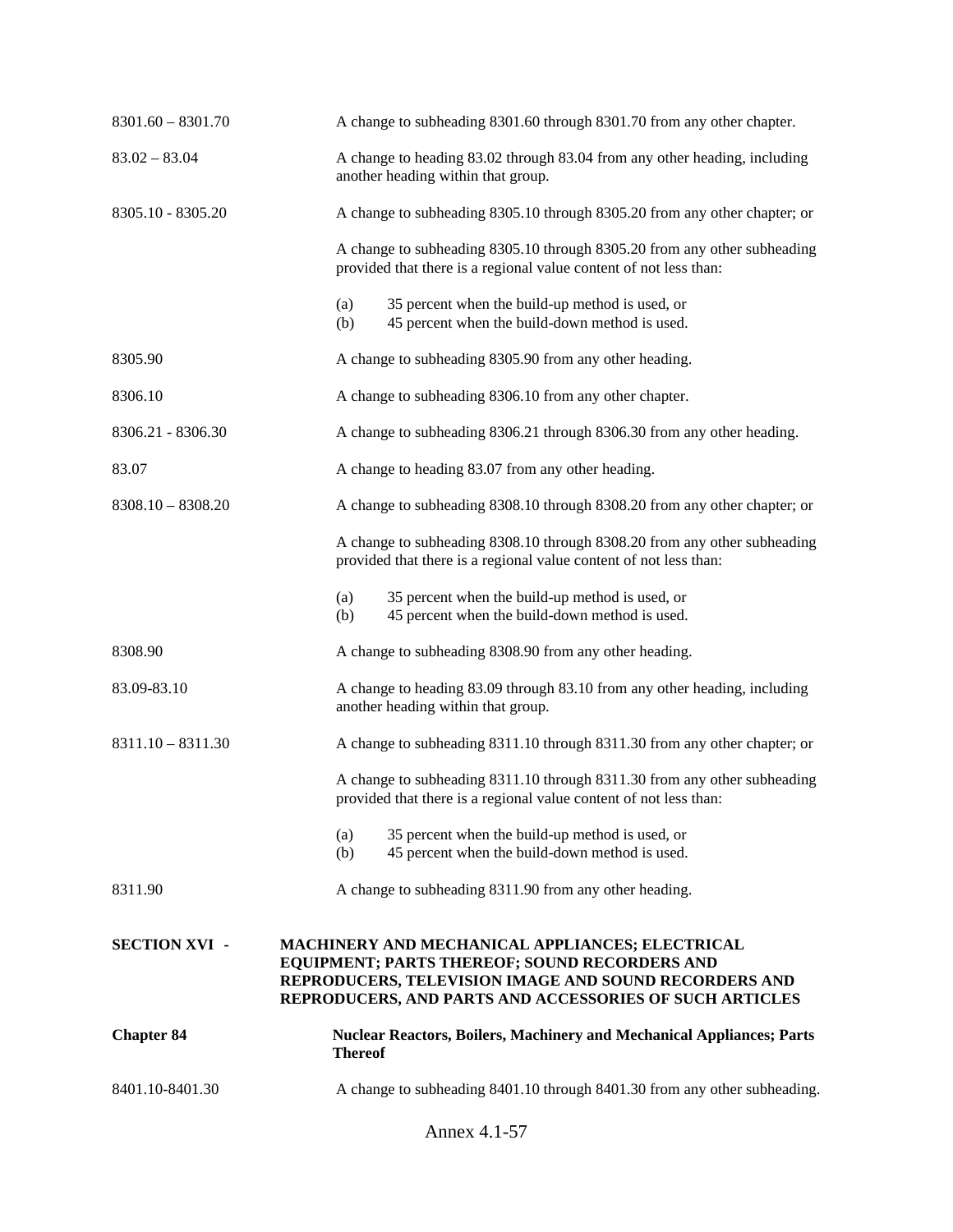8301.60 – 8301.70 A change to subheading 8301.60 through 8301.70 from any other chapter.

83.02 – 83.04 A change to heading 83.02 through 83.04 from any other heading, including another heading within that group.

8305.10 - 8305.20 A change to subheading 8305.10 through 8305.20 from any other chapter; or

A change to subheading 8305.10 through 8305.20 from any other subheading provided that there is a regional value content of not less than:

(a) 35 percent when the build-up method is used, or
(b) 45 percent when the build-down method is used.

8305.90 A change to subheading 8305.90 from any other heading.

8306.10 A change to subheading 8306.10 from any other chapter.

8306.21 - 8306.30 A change to subheading 8306.21 through 8306.30 from any other heading.

83.07 A change to heading 83.07 from any other heading.

8308.10 – 8308.20 A change to subheading 8308.10 through 8308.20 from any other chapter; or

A change to subheading 8308.10 through 8308.20 from any other subheading provided that there is a regional value content of not less than:

(a) 35 percent when the build-up method is used, or
(b) 45 percent when the build-down method is used.

8308.90 A change to subheading 8308.90 from any other heading.

83.09-83.10 A change to heading 83.09 through 83.10 from any other heading, including another heading within that group.

8311.10 – 8311.30 A change to subheading 8311.10 through 8311.30 from any other chapter; or

A change to subheading 8311.10 through 8311.30 from any other subheading provided that there is a regional value content of not less than:

(a) 35 percent when the build-up method is used, or
(b) 45 percent when the build-down method is used.

8311.90 A change to subheading 8311.90 from any other heading.

**SECTION XVI - MACHINERY AND MECHANICAL APPLIANCES; ELECTRICAL EQUIPMENT; PARTS THEREOF; SOUND RECORDERS AND REPRODUCERS, TELEVISION IMAGE AND SOUND RECORDERS AND REPRODUCERS, AND PARTS AND ACCESSORIES OF SUCH ARTICLES**

**Chapter 84 Nuclear Reactors, Boilers, Machinery and Mechanical Appliances; Parts Thereof**

8401.10-8401.30 A change to subheading 8401.10 through 8401.30 from any other subheading.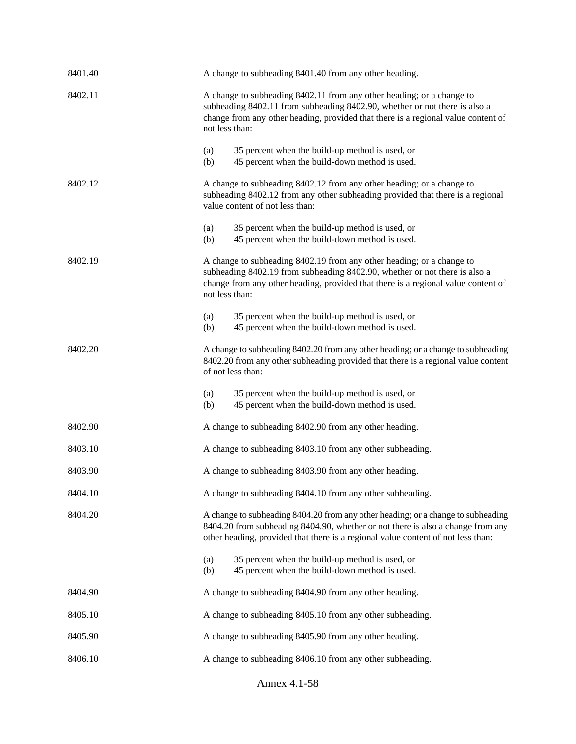8401.40 A change to subheading 8401.40 from any other heading.

8402.11 A change to subheading 8402.11 from any other heading; or a change to subheading 8402.11 from subheading 8402.90, whether or not there is also a change from any other heading, provided that there is a regional value content of not less than:

(a) 35 percent when the build-up method is used, or
(b) 45 percent when the build-down method is used.

8402.12 A change to subheading 8402.12 from any other heading; or a change to subheading 8402.12 from any other subheading provided that there is a regional value content of not less than:

(a) 35 percent when the build-up method is used, or
(b) 45 percent when the build-down method is used.

8402.19 A change to subheading 8402.19 from any other heading; or a change to subheading 8402.19 from subheading 8402.90, whether or not there is also a change from any other heading, provided that there is a regional value content of not less than:

(a) 35 percent when the build-up method is used, or
(b) 45 percent when the build-down method is used.

8402.20 A change to subheading 8402.20 from any other heading; or a change to subheading 8402.20 from any other subheading provided that there is a regional value content of not less than:

(a) 35 percent when the build-up method is used, or
(b) 45 percent when the build-down method is used.

8402.90 A change to subheading 8402.90 from any other heading.

8403.10 A change to subheading 8403.10 from any other subheading.

8403.90 A change to subheading 8403.90 from any other heading.

8404.10 A change to subheading 8404.10 from any other subheading.

8404.20 A change to subheading 8404.20 from any other heading; or a change to subheading 8404.20 from subheading 8404.90, whether or not there is also a change from any other heading, provided that there is a regional value content of not less than:

(a) 35 percent when the build-up method is used, or
(b) 45 percent when the build-down method is used.

8404.90 A change to subheading 8404.90 from any other heading.

8405.10 A change to subheading 8405.10 from any other subheading.

8405.90 A change to subheading 8405.90 from any other heading.

8406.10 A change to subheading 8406.10 from any other subheading.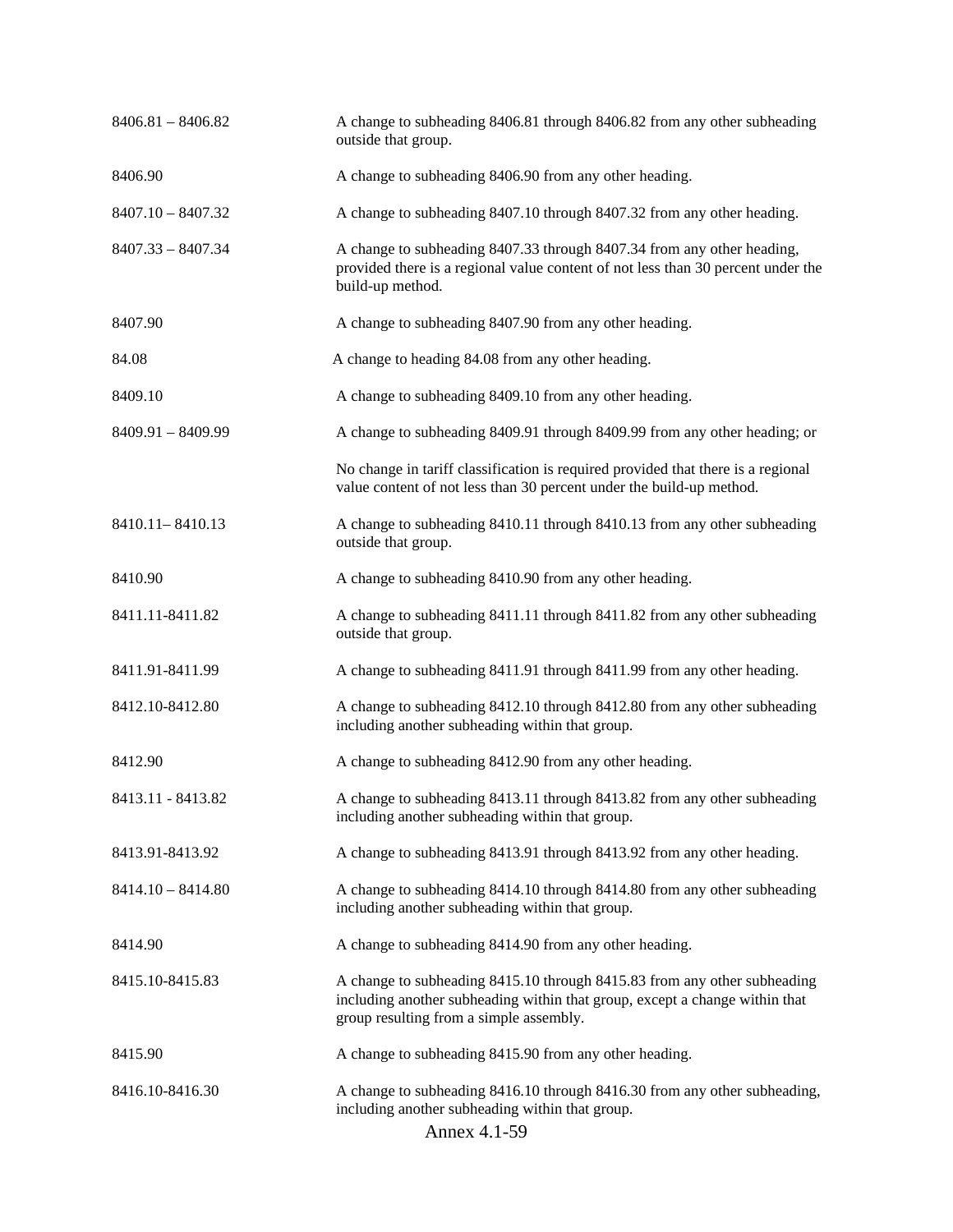| | |
|---|---|
| 8406.81 – 8406.82 | A change to subheading 8406.81 through 8406.82 from any other subheading outside that group. |
| 8406.90 | A change to subheading 8406.90 from any other heading. |
| 8407.10 – 8407.32 | A change to subheading 8407.10 through 8407.32 from any other heading. |
| 8407.33 – 8407.34 | A change to subheading 8407.33 through 8407.34 from any other heading, provided there is a regional value content of not less than 30 percent under the build-up method. |
| 8407.90 | A change to subheading 8407.90 from any other heading. |
| 84.08 | A change to heading 84.08 from any other heading. |
| 8409.10 | A change to subheading 8409.10 from any other heading. |
| 8409.91 – 8409.99 | A change to subheading 8409.91 through 8409.99 from any other heading; or |
| | No change in tariff classification is required provided that there is a regional value content of not less than 30 percent under the build-up method. |
| 8410.11– 8410.13 | A change to subheading 8410.11 through 8410.13 from any other subheading outside that group. |
| 8410.90 | A change to subheading 8410.90 from any other heading. |
| 8411.11-8411.82 | A change to subheading 8411.11 through 8411.82 from any other subheading outside that group. |
| 8411.91-8411.99 | A change to subheading 8411.91 through 8411.99 from any other heading. |
| 8412.10-8412.80 | A change to subheading 8412.10 through 8412.80 from any other subheading including another subheading within that group. |
| 8412.90 | A change to subheading 8412.90 from any other heading. |
| 8413.11 - 8413.82 | A change to subheading 8413.11 through 8413.82 from any other subheading including another subheading within that group. |
| 8413.91-8413.92 | A change to subheading 8413.91 through 8413.92 from any other heading. |
| 8414.10 – 8414.80 | A change to subheading 8414.10 through 8414.80 from any other subheading including another subheading within that group. |
| 8414.90 | A change to subheading 8414.90 from any other heading. |
| 8415.10-8415.83 | A change to subheading 8415.10 through 8415.83 from any other subheading including another subheading within that group, except a change within that group resulting from a simple assembly. |
| 8415.90 | A change to subheading 8415.90 from any other heading. |
| 8416.10-8416.30 | A change to subheading 8416.10 through 8416.30 from any other subheading, including another subheading within that group. |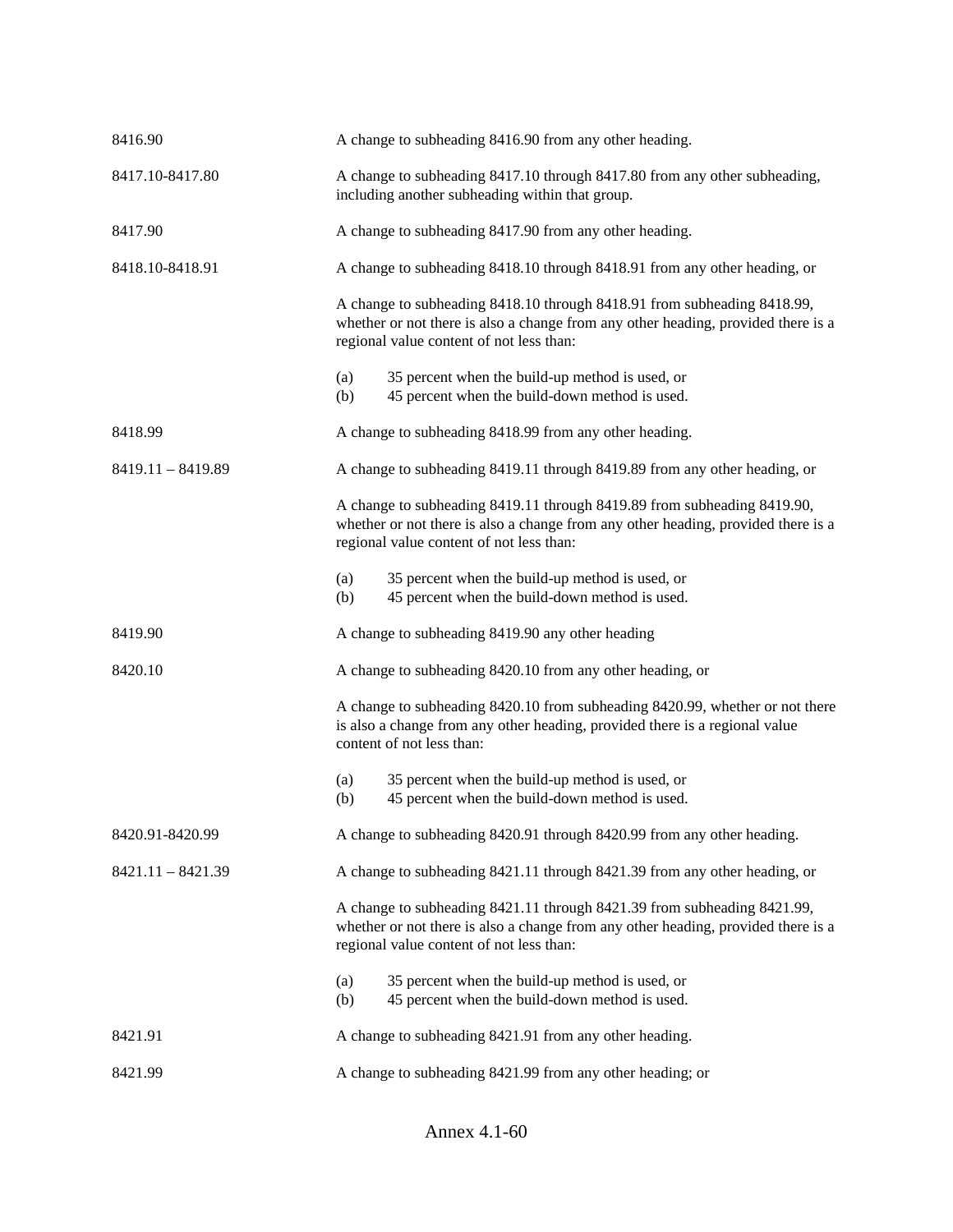| | |
|---|---|
| 8416.90 | A change to subheading 8416.90 from any other heading. |
| 8417.10-8417.80 | A change to subheading 8417.10 through 8417.80 from any other subheading, including another subheading within that group. |
| 8417.90 | A change to subheading 8417.90 from any other heading. |
| 8418.10-8418.91 | A change to subheading 8418.10 through 8418.91 from any other heading, or<br><br>A change to subheading 8418.10 through 8418.91 from subheading 8418.99, whether or not there is also a change from any other heading, provided there is a regional value content of not less than:<br><br>(a) 35 percent when the build-up method is used, or<br>(b) 45 percent when the build-down method is used. |
| 8418.99 | A change to subheading 8418.99 from any other heading. |
| 8419.11 – 8419.89 | A change to subheading 8419.11 through 8419.89 from any other heading, or<br><br>A change to subheading 8419.11 through 8419.89 from subheading 8419.90, whether or not there is also a change from any other heading, provided there is a regional value content of not less than:<br><br>(a) 35 percent when the build-up method is used, or<br>(b) 45 percent when the build-down method is used. |
| 8419.90 | A change to subheading 8419.90 any other heading |
| 8420.10 | A change to subheading 8420.10 from any other heading, or<br><br>A change to subheading 8420.10 from subheading 8420.99, whether or not there is also a change from any other heading, provided there is a regional value content of not less than:<br><br>(a) 35 percent when the build-up method is used, or<br>(b) 45 percent when the build-down method is used. |
| 8420.91-8420.99 | A change to subheading 8420.91 through 8420.99 from any other heading. |
| 8421.11 – 8421.39 | A change to subheading 8421.11 through 8421.39 from any other heading, or<br><br>A change to subheading 8421.11 through 8421.39 from subheading 8421.99, whether or not there is also a change from any other heading, provided there is a regional value content of not less than:<br><br>(a) 35 percent when the build-up method is used, or<br>(b) 45 percent when the build-down method is used. |
| 8421.91 | A change to subheading 8421.91 from any other heading. |
| 8421.99 | A change to subheading 8421.99 from any other heading; or |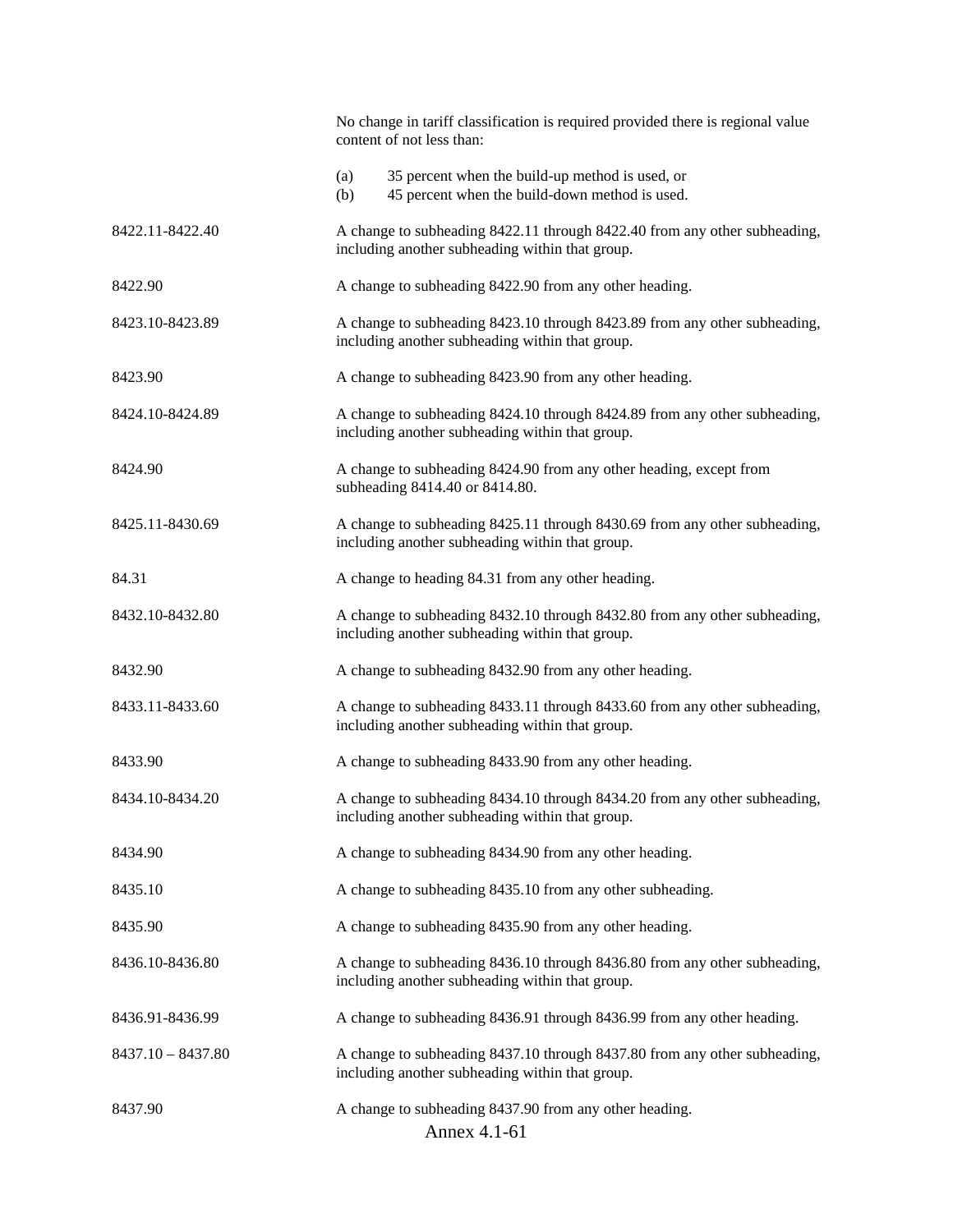| | |
|---|---|
| | No change in tariff classification is required provided there is regional value content of not less than:<br><br>(a) 35 percent when the build-up method is used, or<br>(b) 45 percent when the build-down method is used. |
| 8422.11-8422.40 | A change to subheading 8422.11 through 8422.40 from any other subheading, including another subheading within that group. |
| 8422.90 | A change to subheading 8422.90 from any other heading. |
| 8423.10-8423.89 | A change to subheading 8423.10 through 8423.89 from any other subheading, including another subheading within that group. |
| 8423.90 | A change to subheading 8423.90 from any other heading. |
| 8424.10-8424.89 | A change to subheading 8424.10 through 8424.89 from any other subheading, including another subheading within that group. |
| 8424.90 | A change to subheading 8424.90 from any other heading, except from subheading 8414.40 or 8414.80. |
| 8425.11-8430.69 | A change to subheading 8425.11 through 8430.69 from any other subheading, including another subheading within that group. |
| 84.31 | A change to heading 84.31 from any other heading. |
| 8432.10-8432.80 | A change to subheading 8432.10 through 8432.80 from any other subheading, including another subheading within that group. |
| 8432.90 | A change to subheading 8432.90 from any other heading. |
| 8433.11-8433.60 | A change to subheading 8433.11 through 8433.60 from any other subheading, including another subheading within that group. |
| 8433.90 | A change to subheading 8433.90 from any other heading. |
| 8434.10-8434.20 | A change to subheading 8434.10 through 8434.20 from any other subheading, including another subheading within that group. |
| 8434.90 | A change to subheading 8434.90 from any other heading. |
| 8435.10 | A change to subheading 8435.10 from any other subheading. |
| 8435.90 | A change to subheading 8435.90 from any other heading. |
| 8436.10-8436.80 | A change to subheading 8436.10 through 8436.80 from any other subheading, including another subheading within that group. |
| 8436.91-8436.99 | A change to subheading 8436.91 through 8436.99 from any other heading. |
| 8437.10 – 8437.80 | A change to subheading 8437.10 through 8437.80 from any other subheading, including another subheading within that group. |
| 8437.90 | A change to subheading 8437.90 from any other heading. |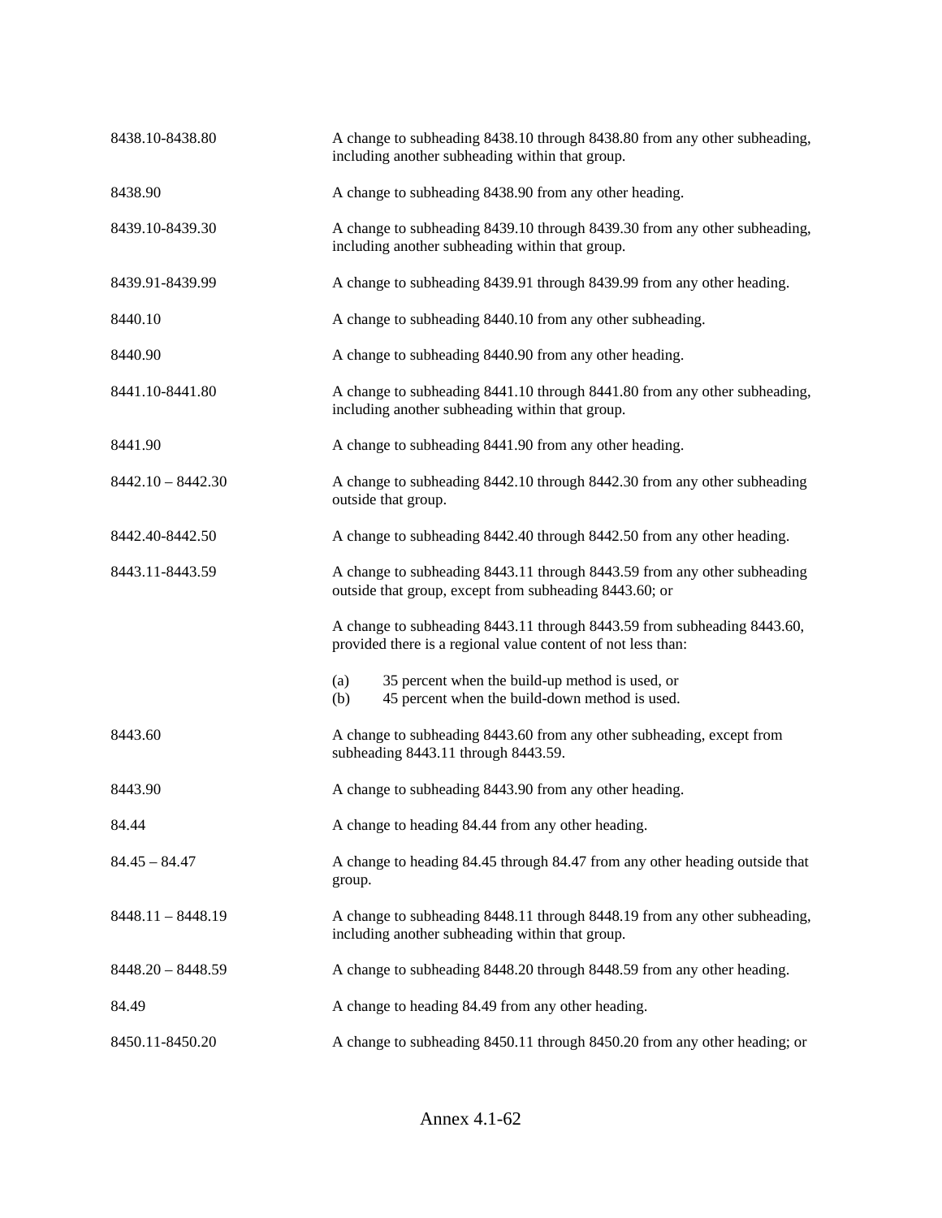| | |
|---|---|
| 8438.10-8438.80 | A change to subheading 8438.10 through 8438.80 from any other subheading, including another subheading within that group. |
| 8438.90 | A change to subheading 8438.90 from any other heading. |
| 8439.10-8439.30 | A change to subheading 8439.10 through 8439.30 from any other subheading, including another subheading within that group. |
| 8439.91-8439.99 | A change to subheading 8439.91 through 8439.99 from any other heading. |
| 8440.10 | A change to subheading 8440.10 from any other subheading. |
| 8440.90 | A change to subheading 8440.90 from any other heading. |
| 8441.10-8441.80 | A change to subheading 8441.10 through 8441.80 from any other subheading, including another subheading within that group. |
| 8441.90 | A change to subheading 8441.90 from any other heading. |
| 8442.10 – 8442.30 | A change to subheading 8442.10 through 8442.30 from any other subheading outside that group. |
| 8442.40-8442.50 | A change to subheading 8442.40 through 8442.50 from any other heading. |
| 8443.11-8443.59 | A change to subheading 8443.11 through 8443.59 from any other subheading outside that group, except from subheading 8443.60; or |
| | A change to subheading 8443.11 through 8443.59 from subheading 8443.60, provided there is a regional value content of not less than: |
| | (a) 35 percent when the build-up method is used, or<br>(b) 45 percent when the build-down method is used. |
| 8443.60 | A change to subheading 8443.60 from any other subheading, except from subheading 8443.11 through 8443.59. |
| 8443.90 | A change to subheading 8443.90 from any other heading. |
| 84.44 | A change to heading 84.44 from any other heading. |
| 84.45 – 84.47 | A change to heading 84.45 through 84.47 from any other heading outside that group. |
| 8448.11 – 8448.19 | A change to subheading 8448.11 through 8448.19 from any other subheading, including another subheading within that group. |
| 8448.20 – 8448.59 | A change to subheading 8448.20 through 8448.59 from any other heading. |
| 84.49 | A change to heading 84.49 from any other heading. |
| 8450.11-8450.20 | A change to subheading 8450.11 through 8450.20 from any other heading; or |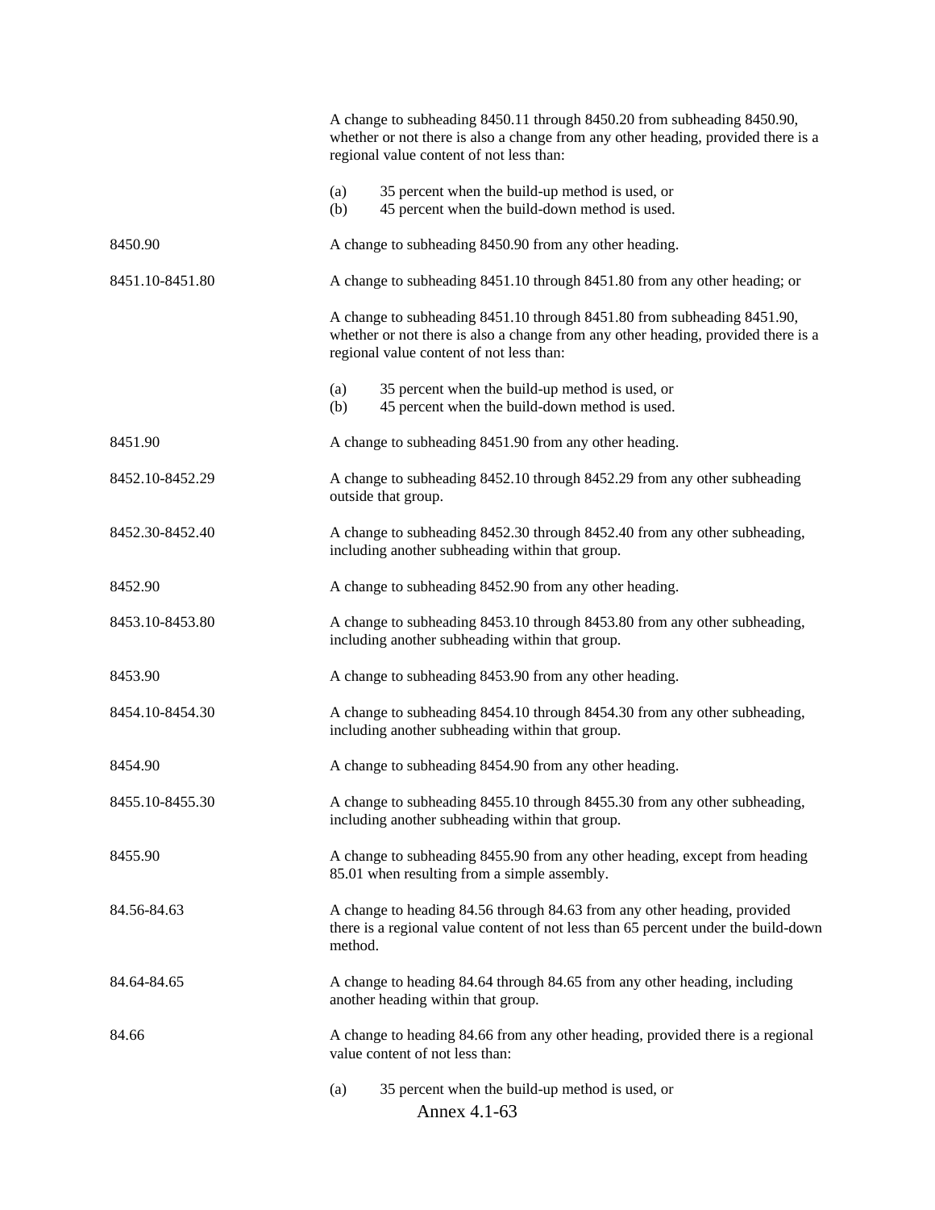| | |
|---|---|
| | A change to subheading 8450.11 through 8450.20 from subheading 8450.90, whether or not there is also a change from any other heading, provided there is a regional value content of not less than:<br><br>(a) 35 percent when the build-up method is used, or<br>(b) 45 percent when the build-down method is used. |
| 8450.90 | A change to subheading 8450.90 from any other heading. |
| 8451.10-8451.80 | A change to subheading 8451.10 through 8451.80 from any other heading; or<br><br>A change to subheading 8451.10 through 8451.80 from subheading 8451.90, whether or not there is also a change from any other heading, provided there is a regional value content of not less than:<br><br>(a) 35 percent when the build-up method is used, or<br>(b) 45 percent when the build-down method is used. |
| 8451.90 | A change to subheading 8451.90 from any other heading. |
| 8452.10-8452.29 | A change to subheading 8452.10 through 8452.29 from any other subheading outside that group. |
| 8452.30-8452.40 | A change to subheading 8452.30 through 8452.40 from any other subheading, including another subheading within that group. |
| 8452.90 | A change to subheading 8452.90 from any other heading. |
| 8453.10-8453.80 | A change to subheading 8453.10 through 8453.80 from any other subheading, including another subheading within that group. |
| 8453.90 | A change to subheading 8453.90 from any other heading. |
| 8454.10-8454.30 | A change to subheading 8454.10 through 8454.30 from any other subheading, including another subheading within that group. |
| 8454.90 | A change to subheading 8454.90 from any other heading. |
| 8455.10-8455.30 | A change to subheading 8455.10 through 8455.30 from any other subheading, including another subheading within that group. |
| 8455.90 | A change to subheading 8455.90 from any other heading, except from heading 85.01 when resulting from a simple assembly. |
| 84.56-84.63 | A change to heading 84.56 through 84.63 from any other heading, provided there is a regional value content of not less than 65 percent under the build-down method. |
| 84.64-84.65 | A change to heading 84.64 through 84.65 from any other heading, including another heading within that group. |
| 84.66 | A change to heading 84.66 from any other heading, provided there is a regional value content of not less than:<br><br>(a) 35 percent when the build-up method is used, or |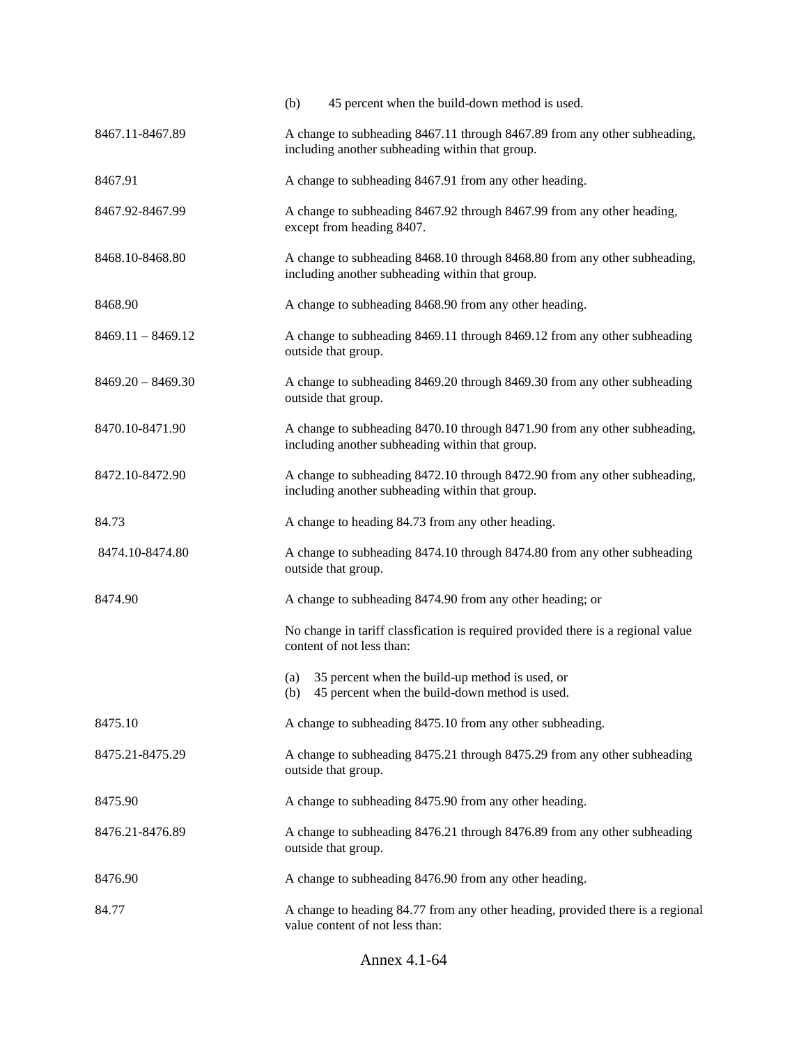(b) 45 percent when the build-down method is used.

| | |
|---|---|
| 8467.11-8467.89 | A change to subheading 8467.11 through 8467.89 from any other subheading, including another subheading within that group. |
| 8467.91 | A change to subheading 8467.91 from any other heading. |
| 8467.92-8467.99 | A change to subheading 8467.92 through 8467.99 from any other heading, except from heading 8407. |
| 8468.10-8468.80 | A change to subheading 8468.10 through 8468.80 from any other subheading, including another subheading within that group. |
| 8468.90 | A change to subheading 8468.90 from any other heading. |
| 8469.11 – 8469.12 | A change to subheading 8469.11 through 8469.12 from any other subheading outside that group. |
| 8469.20 – 8469.30 | A change to subheading 8469.20 through 8469.30 from any other subheading outside that group. |
| 8470.10-8471.90 | A change to subheading 8470.10 through 8471.90 from any other subheading, including another subheading within that group. |
| 8472.10-8472.90 | A change to subheading 8472.10 through 8472.90 from any other subheading, including another subheading within that group. |
| 84.73 | A change to heading 84.73 from any other heading. |
| 8474.10-8474.80 | A change to subheading 8474.10 through 8474.80 from any other subheading outside that group. |
| 8474.90 | A change to subheading 8474.90 from any other heading; or<br><br>No change in tariff classfication is required provided there is a regional value content of not less than:<br><br>(a) 35 percent when the build-up method is used, or<br>(b) 45 percent when the build-down method is used. |
| 8475.10 | A change to subheading 8475.10 from any other subheading. |
| 8475.21-8475.29 | A change to subheading 8475.21 through 8475.29 from any other subheading outside that group. |
| 8475.90 | A change to subheading 8475.90 from any other heading. |
| 8476.21-8476.89 | A change to subheading 8476.21 through 8476.89 from any other subheading outside that group. |
| 8476.90 | A change to subheading 8476.90 from any other heading. |
| 84.77 | A change to heading 84.77 from any other heading, provided there is a regional value content of not less than: |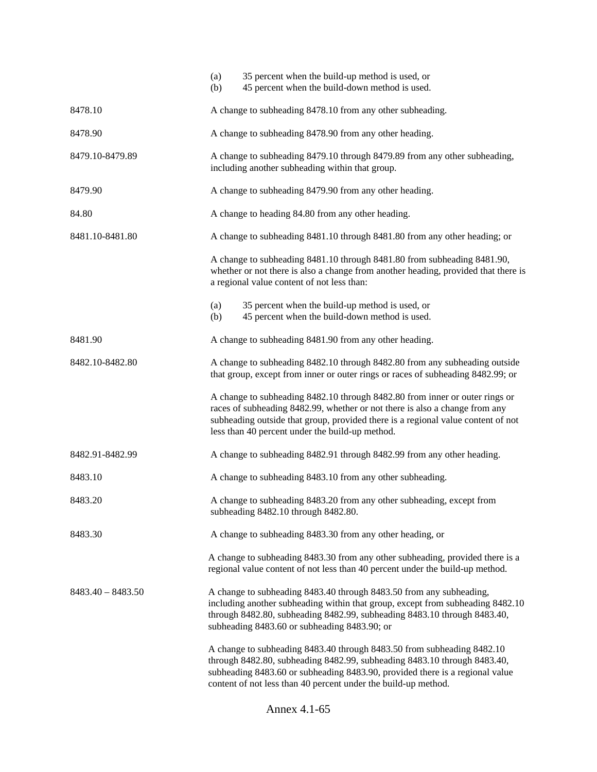| | |
|---|---|
| | (a) 35 percent when the build-up method is used, or<br>(b) 45 percent when the build-down method is used. |
| 8478.10 | A change to subheading 8478.10 from any other subheading. |
| 8478.90 | A change to subheading 8478.90 from any other heading. |
| 8479.10-8479.89 | A change to subheading 8479.10 through 8479.89 from any other subheading, including another subheading within that group. |
| 8479.90 | A change to subheading 8479.90 from any other heading. |
| 84.80 | A change to heading 84.80 from any other heading. |
| 8481.10-8481.80 | A change to subheading 8481.10 through 8481.80 from any other heading; or<br><br>A change to subheading 8481.10 through 8481.80 from subheading 8481.90, whether or not there is also a change from another heading, provided that there is a regional value content of not less than:<br><br>(a) 35 percent when the build-up method is used, or<br>(b) 45 percent when the build-down method is used. |
| 8481.90 | A change to subheading 8481.90 from any other heading. |
| 8482.10-8482.80 | A change to subheading 8482.10 through 8482.80 from any subheading outside that group, except from inner or outer rings or races of subheading 8482.99; or<br><br>A change to subheading 8482.10 through 8482.80 from inner or outer rings or races of subheading 8482.99, whether or not there is also a change from any subheading outside that group, provided there is a regional value content of not less than 40 percent under the build-up method. |
| 8482.91-8482.99 | A change to subheading 8482.91 through 8482.99 from any other heading. |
| 8483.10 | A change to subheading 8483.10 from any other subheading. |
| 8483.20 | A change to subheading 8483.20 from any other subheading, except from subheading 8482.10 through 8482.80. |
| 8483.30 | A change to subheading 8483.30 from any other heading, or<br><br>A change to subheading 8483.30 from any other subheading, provided there is a regional value content of not less than 40 percent under the build-up method. |
| 8483.40 – 8483.50 | A change to subheading 8483.40 through 8483.50 from any subheading, including another subheading within that group, except from subheading 8482.10 through 8482.80, subheading 8482.99, subheading 8483.10 through 8483.40, subheading 8483.60 or subheading 8483.90; or<br><br>A change to subheading 8483.40 through 8483.50 from subheading 8482.10 through 8482.80, subheading 8482.99, subheading 8483.10 through 8483.40, subheading 8483.60 or subheading 8483.90, provided there is a regional value content of not less than 40 percent under the build-up method. |

Annex 4.1-65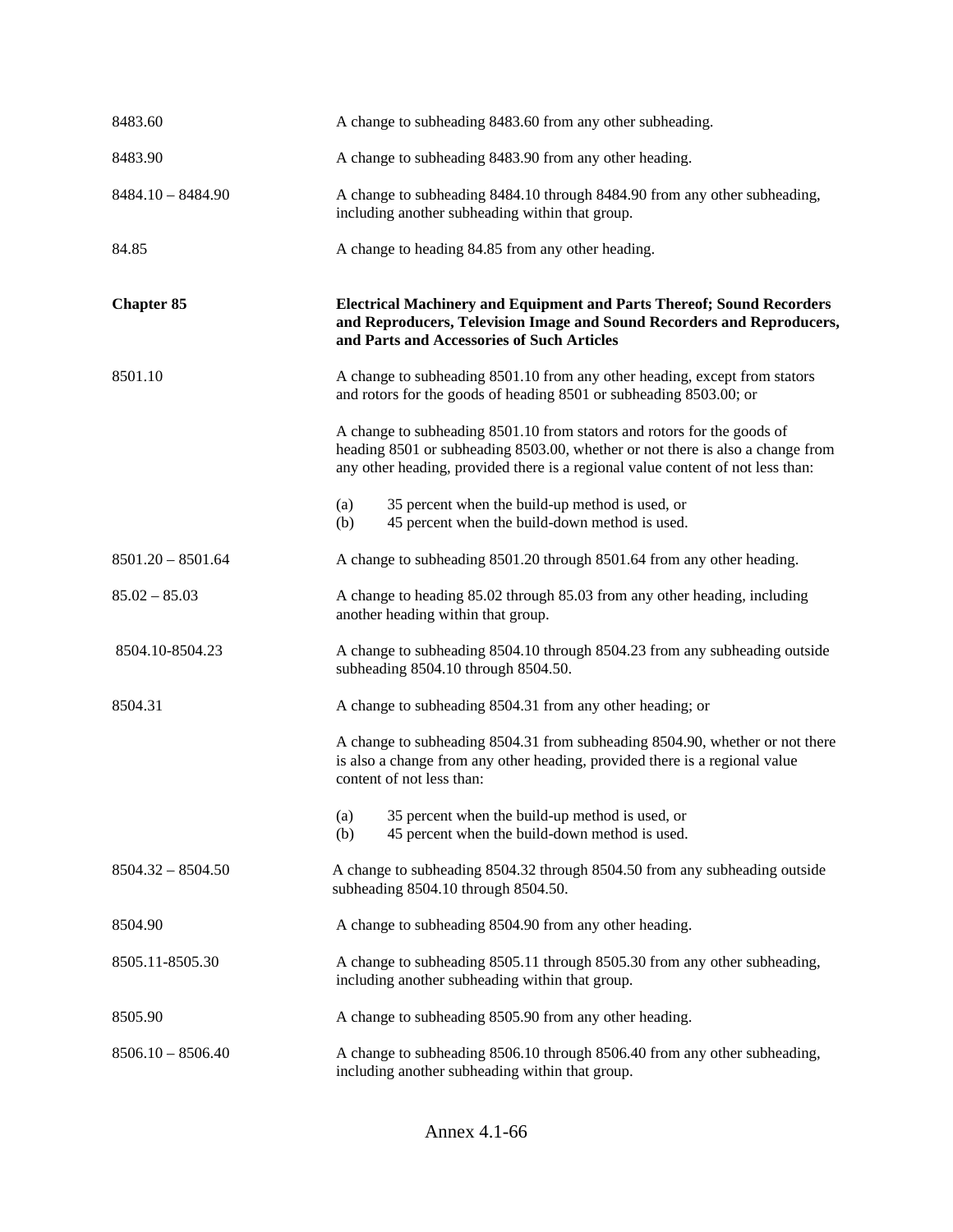| | |
|---|---|
| 8483.60 | A change to subheading 8483.60 from any other subheading. |
| 8483.90 | A change to subheading 8483.90 from any other heading. |
| 8484.10 – 8484.90 | A change to subheading 8484.10 through 8484.90 from any other subheading, including another subheading within that group. |
| 84.85 | A change to heading 84.85 from any other heading. |
| **Chapter 85** | **Electrical Machinery and Equipment and Parts Thereof; Sound Recorders and Reproducers, Television Image and Sound Recorders and Reproducers, and Parts and Accessories of Such Articles** |
| 8501.10 | A change to subheading 8501.10 from any other heading, except from stators and rotors for the goods of heading 8501 or subheading 8503.00; or |
| | A change to subheading 8501.10 from stators and rotors for the goods of heading 8501 or subheading 8503.00, whether or not there is also a change from any other heading, provided there is a regional value content of not less than: |
| | (a) 35 percent when the build-up method is used, or<br>(b) 45 percent when the build-down method is used. |
| 8501.20 – 8501.64 | A change to subheading 8501.20 through 8501.64 from any other heading. |
| 85.02 – 85.03 | A change to heading 85.02 through 85.03 from any other heading, including another heading within that group. |
| 8504.10-8504.23 | A change to subheading 8504.10 through 8504.23 from any subheading outside subheading 8504.10 through 8504.50. |
| 8504.31 | A change to subheading 8504.31 from any other heading; or |
| | A change to subheading 8504.31 from subheading 8504.90, whether or not there is also a change from any other heading, provided there is a regional value content of not less than: |
| | (a) 35 percent when the build-up method is used, or<br>(b) 45 percent when the build-down method is used. |
| 8504.32 – 8504.50 | A change to subheading 8504.32 through 8504.50 from any subheading outside subheading 8504.10 through 8504.50. |
| 8504.90 | A change to subheading 8504.90 from any other heading. |
| 8505.11-8505.30 | A change to subheading 8505.11 through 8505.30 from any other subheading, including another subheading within that group. |
| 8505.90 | A change to subheading 8505.90 from any other heading. |
| 8506.10 – 8506.40 | A change to subheading 8506.10 through 8506.40 from any other subheading, including another subheading within that group. |

Annex 4.1-66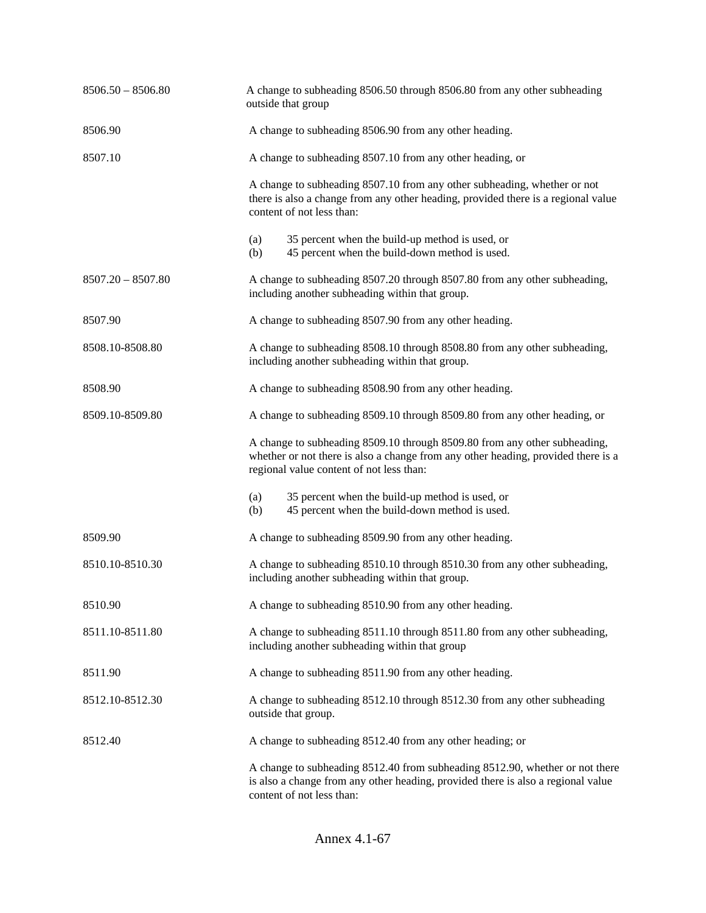| | |
|---|---|
| 8506.50 – 8506.80 | A change to subheading 8506.50 through 8506.80 from any other subheading outside that group |
| 8506.90 | A change to subheading 8506.90 from any other heading. |
| 8507.10 | A change to subheading 8507.10 from any other heading, or<br><br>A change to subheading 8507.10 from any other subheading, whether or not there is also a change from any other heading, provided there is a regional value content of not less than:<br><br>(a) 35 percent when the build-up method is used, or<br>(b) 45 percent when the build-down method is used. |
| 8507.20 – 8507.80 | A change to subheading 8507.20 through 8507.80 from any other subheading, including another subheading within that group. |
| 8507.90 | A change to subheading 8507.90 from any other heading. |
| 8508.10-8508.80 | A change to subheading 8508.10 through 8508.80 from any other subheading, including another subheading within that group. |
| 8508.90 | A change to subheading 8508.90 from any other heading. |
| 8509.10-8509.80 | A change to subheading 8509.10 through 8509.80 from any other heading, or<br><br>A change to subheading 8509.10 through 8509.80 from any other subheading, whether or not there is also a change from any other heading, provided there is a regional value content of not less than:<br><br>(a) 35 percent when the build-up method is used, or<br>(b) 45 percent when the build-down method is used. |
| 8509.90 | A change to subheading 8509.90 from any other heading. |
| 8510.10-8510.30 | A change to subheading 8510.10 through 8510.30 from any other subheading, including another subheading within that group. |
| 8510.90 | A change to subheading 8510.90 from any other heading. |
| 8511.10-8511.80 | A change to subheading 8511.10 through 8511.80 from any other subheading, including another subheading within that group |
| 8511.90 | A change to subheading 8511.90 from any other heading. |
| 8512.10-8512.30 | A change to subheading 8512.10 through 8512.30 from any other subheading outside that group. |
| 8512.40 | A change to subheading 8512.40 from any other heading; or<br><br>A change to subheading 8512.40 from subheading 8512.90, whether or not there is also a change from any other heading, provided there is also a regional value content of not less than: |

Annex 4.1-67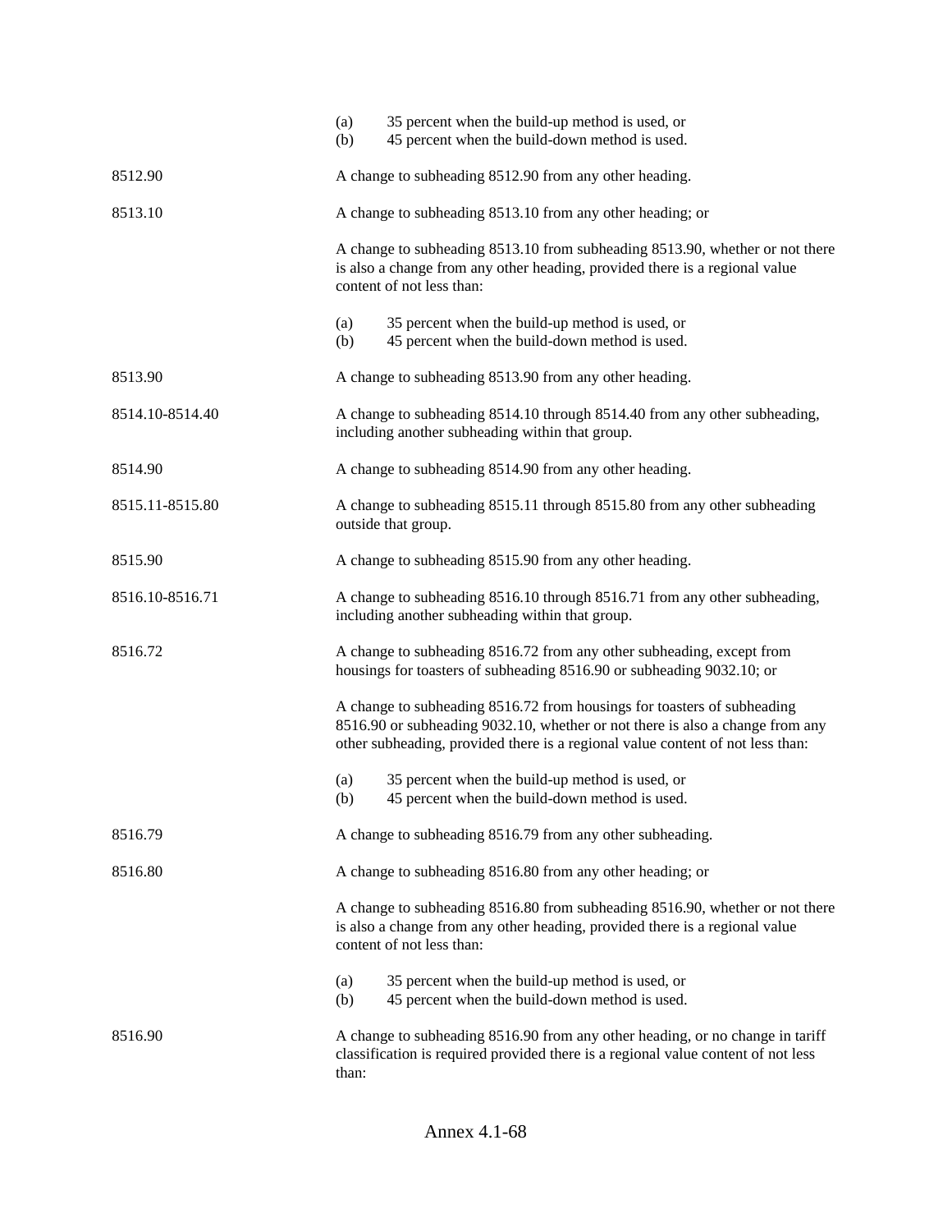| | |
|---|---|
| | (a) 35 percent when the build-up method is used, or<br>(b) 45 percent when the build-down method is used. |
| 8512.90 | A change to subheading 8512.90 from any other heading. |
| 8513.10 | A change to subheading 8513.10 from any other heading; or |
| | A change to subheading 8513.10 from subheading 8513.90, whether or not there is also a change from any other heading, provided there is a regional value content of not less than: |
| | (a) 35 percent when the build-up method is used, or<br>(b) 45 percent when the build-down method is used. |
| 8513.90 | A change to subheading 8513.90 from any other heading. |
| 8514.10-8514.40 | A change to subheading 8514.10 through 8514.40 from any other subheading, including another subheading within that group. |
| 8514.90 | A change to subheading 8514.90 from any other heading. |
| 8515.11-8515.80 | A change to subheading 8515.11 through 8515.80 from any other subheading outside that group. |
| 8515.90 | A change to subheading 8515.90 from any other heading. |
| 8516.10-8516.71 | A change to subheading 8516.10 through 8516.71 from any other subheading, including another subheading within that group. |
| 8516.72 | A change to subheading 8516.72 from any other subheading, except from housings for toasters of subheading 8516.90 or subheading 9032.10; or |
| | A change to subheading 8516.72 from housings for toasters of subheading 8516.90 or subheading 9032.10, whether or not there is also a change from any other subheading, provided there is a regional value content of not less than: |
| | (a) 35 percent when the build-up method is used, or<br>(b) 45 percent when the build-down method is used. |
| 8516.79 | A change to subheading 8516.79 from any other subheading. |
| 8516.80 | A change to subheading 8516.80 from any other heading; or |
| | A change to subheading 8516.80 from subheading 8516.90, whether or not there is also a change from any other heading, provided there is a regional value content of not less than: |
| | (a) 35 percent when the build-up method is used, or<br>(b) 45 percent when the build-down method is used. |
| 8516.90 | A change to subheading 8516.90 from any other heading, or no change in tariff classification is required provided there is a regional value content of not less than: |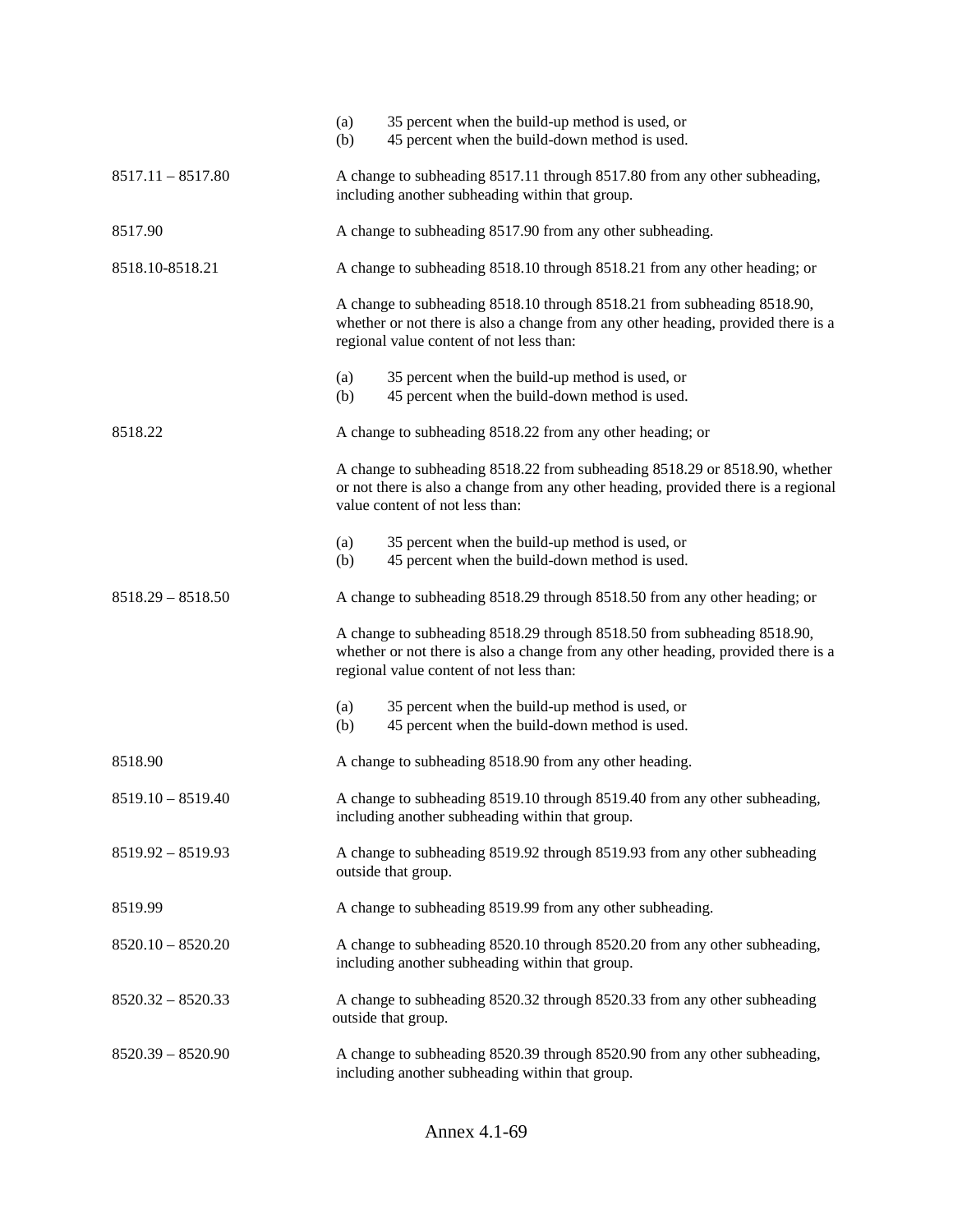(a) 35 percent when the build-up method is used, or
(b) 45 percent when the build-down method is used.

| | |
|---|---|
| 8517.11 – 8517.80 | A change to subheading 8517.11 through 8517.80 from any other subheading, including another subheading within that group. |
| 8517.90 | A change to subheading 8517.90 from any other subheading. |
| 8518.10-8518.21 | A change to subheading 8518.10 through 8518.21 from any other heading; or<br><br>A change to subheading 8518.10 through 8518.21 from subheading 8518.90, whether or not there is also a change from any other heading, provided there is a regional value content of not less than:<br><br>(a) 35 percent when the build-up method is used, or<br>(b) 45 percent when the build-down method is used. |
| 8518.22 | A change to subheading 8518.22 from any other heading; or<br><br>A change to subheading 8518.22 from subheading 8518.29 or 8518.90, whether or not there is also a change from any other heading, provided there is a regional value content of not less than:<br><br>(a) 35 percent when the build-up method is used, or<br>(b) 45 percent when the build-down method is used. |
| 8518.29 – 8518.50 | A change to subheading 8518.29 through 8518.50 from any other heading; or<br><br>A change to subheading 8518.29 through 8518.50 from subheading 8518.90, whether or not there is also a change from any other heading, provided there is a regional value content of not less than:<br><br>(a) 35 percent when the build-up method is used, or<br>(b) 45 percent when the build-down method is used. |
| 8518.90 | A change to subheading 8518.90 from any other heading. |
| 8519.10 – 8519.40 | A change to subheading 8519.10 through 8519.40 from any other subheading, including another subheading within that group. |
| 8519.92 – 8519.93 | A change to subheading 8519.92 through 8519.93 from any other subheading outside that group. |
| 8519.99 | A change to subheading 8519.99 from any other subheading. |
| 8520.10 – 8520.20 | A change to subheading 8520.10 through 8520.20 from any other subheading, including another subheading within that group. |
| 8520.32 – 8520.33 | A change to subheading 8520.32 through 8520.33 from any other subheading outside that group. |
| 8520.39 – 8520.90 | A change to subheading 8520.39 through 8520.90 from any other subheading, including another subheading within that group. |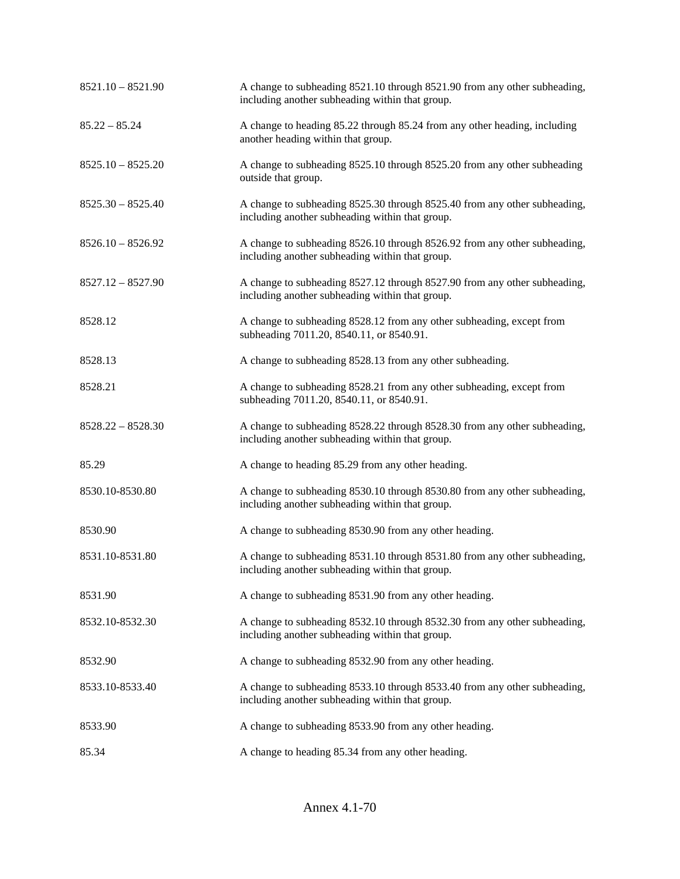| | |
|---|---|
| 8521.10 – 8521.90 | A change to subheading 8521.10 through 8521.90 from any other subheading, including another subheading within that group. |
| 85.22 – 85.24 | A change to heading 85.22 through 85.24 from any other heading, including another heading within that group. |
| 8525.10 – 8525.20 | A change to subheading 8525.10 through 8525.20 from any other subheading outside that group. |
| 8525.30 – 8525.40 | A change to subheading 8525.30 through 8525.40 from any other subheading, including another subheading within that group. |
| 8526.10 – 8526.92 | A change to subheading 8526.10 through 8526.92 from any other subheading, including another subheading within that group. |
| 8527.12 – 8527.90 | A change to subheading 8527.12 through 8527.90 from any other subheading, including another subheading within that group. |
| 8528.12 | A change to subheading 8528.12 from any other subheading, except from subheading 7011.20, 8540.11, or 8540.91. |
| 8528.13 | A change to subheading 8528.13 from any other subheading. |
| 8528.21 | A change to subheading 8528.21 from any other subheading, except from subheading 7011.20, 8540.11, or 8540.91. |
| 8528.22 – 8528.30 | A change to subheading 8528.22 through 8528.30 from any other subheading, including another subheading within that group. |
| 85.29 | A change to heading 85.29 from any other heading. |
| 8530.10-8530.80 | A change to subheading 8530.10 through 8530.80 from any other subheading, including another subheading within that group. |
| 8530.90 | A change to subheading 8530.90 from any other heading. |
| 8531.10-8531.80 | A change to subheading 8531.10 through 8531.80 from any other subheading, including another subheading within that group. |
| 8531.90 | A change to subheading 8531.90 from any other heading. |
| 8532.10-8532.30 | A change to subheading 8532.10 through 8532.30 from any other subheading, including another subheading within that group. |
| 8532.90 | A change to subheading 8532.90 from any other heading. |
| 8533.10-8533.40 | A change to subheading 8533.10 through 8533.40 from any other subheading, including another subheading within that group. |
| 8533.90 | A change to subheading 8533.90 from any other heading. |
| 85.34 | A change to heading 85.34 from any other heading. |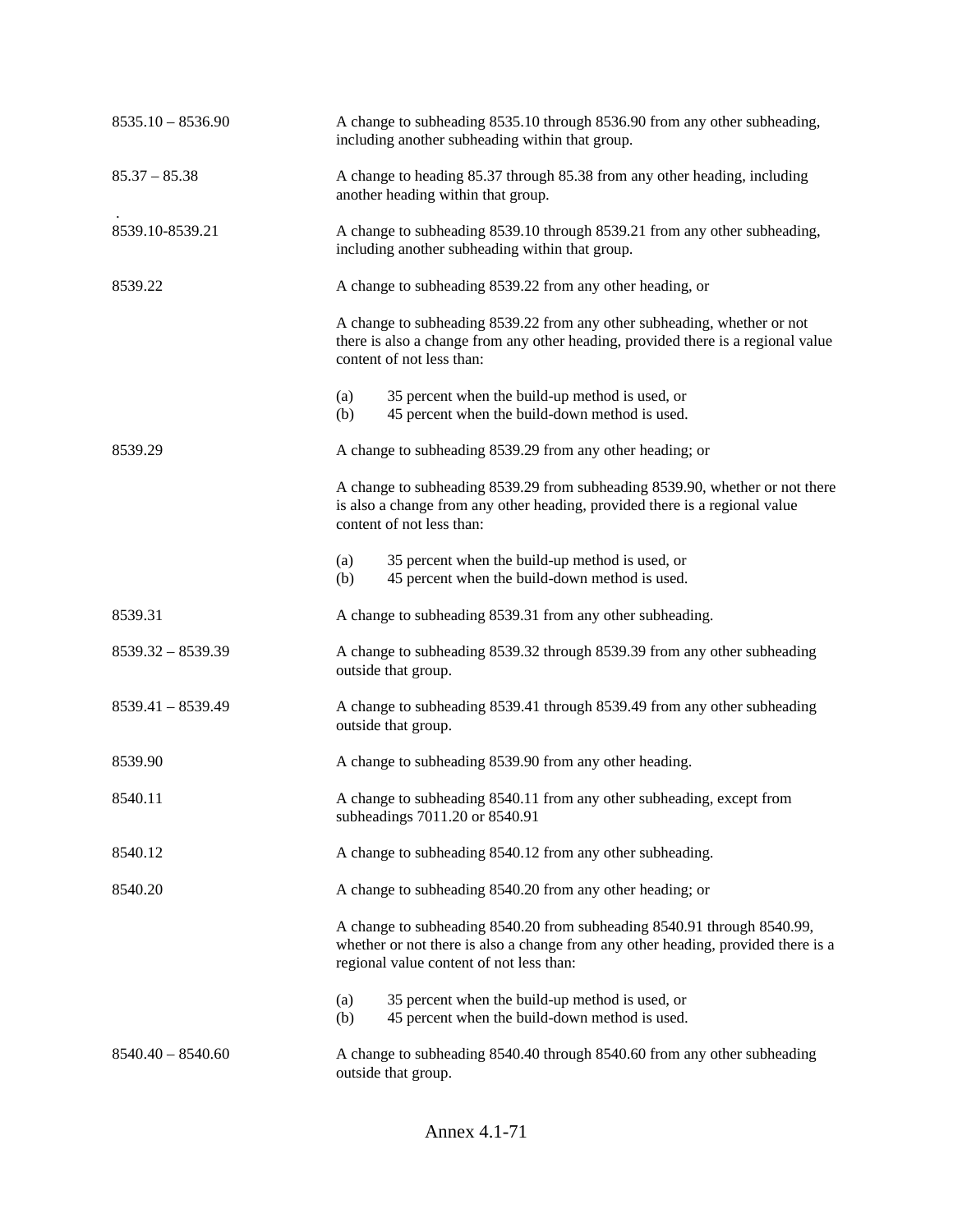8535.10 – 8536.90 A change to subheading 8535.10 through 8536.90 from any other subheading, including another subheading within that group.

85.37 – 85.38 A change to heading 85.37 through 85.38 from any other heading, including another heading within that group.

.
8539.10-8539.21 A change to subheading 8539.10 through 8539.21 from any other subheading, including another subheading within that group.

8539.22 A change to subheading 8539.22 from any other heading, or

A change to subheading 8539.22 from any other subheading, whether or not there is also a change from any other heading, provided there is a regional value content of not less than:

(a) 35 percent when the build-up method is used, or
(b) 45 percent when the build-down method is used.

8539.29 A change to subheading 8539.29 from any other heading; or

A change to subheading 8539.29 from subheading 8539.90, whether or not there is also a change from any other heading, provided there is a regional value content of not less than:

(a) 35 percent when the build-up method is used, or
(b) 45 percent when the build-down method is used.

8539.31 A change to subheading 8539.31 from any other subheading.

8539.32 – 8539.39 A change to subheading 8539.32 through 8539.39 from any other subheading outside that group.

8539.41 – 8539.49 A change to subheading 8539.41 through 8539.49 from any other subheading outside that group.

8539.90 A change to subheading 8539.90 from any other heading.

8540.11 A change to subheading 8540.11 from any other subheading, except from subheadings 7011.20 or 8540.91

8540.12 A change to subheading 8540.12 from any other subheading.

8540.20 A change to subheading 8540.20 from any other heading; or

A change to subheading 8540.20 from subheading 8540.91 through 8540.99, whether or not there is also a change from any other heading, provided there is a regional value content of not less than:

(a) 35 percent when the build-up method is used, or
(b) 45 percent when the build-down method is used.

8540.40 – 8540.60 A change to subheading 8540.40 through 8540.60 from any other subheading outside that group.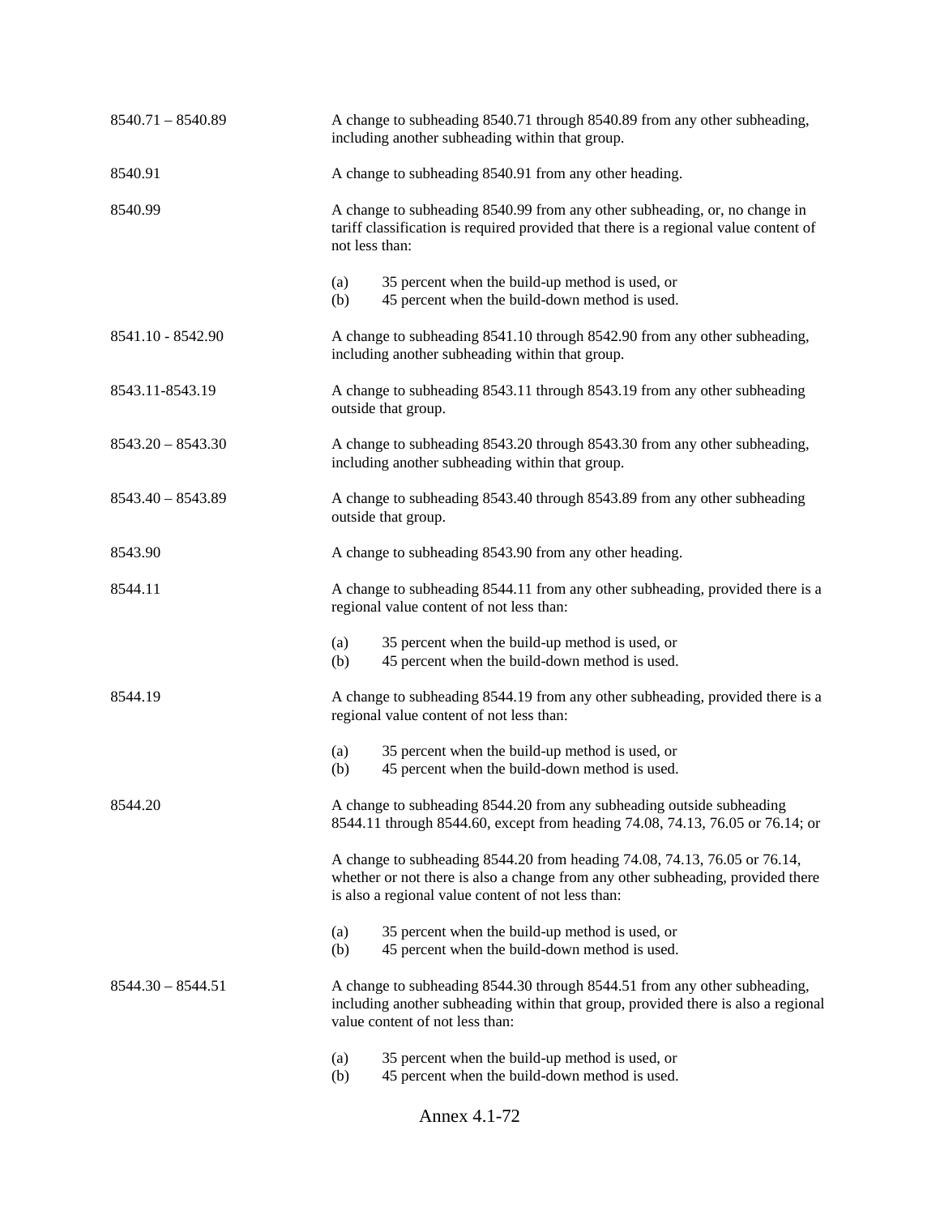| | |
|---|---|
| 8540.71 – 8540.89 | A change to subheading 8540.71 through 8540.89 from any other subheading, including another subheading within that group. |
| 8540.91 | A change to subheading 8540.91 from any other heading. |
| 8540.99 | A change to subheading 8540.99 from any other subheading, or, no change in tariff classification is required provided that there is a regional value content of not less than:<br><br>(a) 35 percent when the build-up method is used, or<br>(b) 45 percent when the build-down method is used. |
| 8541.10 - 8542.90 | A change to subheading 8541.10 through 8542.90 from any other subheading, including another subheading within that group. |
| 8543.11-8543.19 | A change to subheading 8543.11 through 8543.19 from any other subheading outside that group. |
| 8543.20 – 8543.30 | A change to subheading 8543.20 through 8543.30 from any other subheading, including another subheading within that group. |
| 8543.40 – 8543.89 | A change to subheading 8543.40 through 8543.89 from any other subheading outside that group. |
| 8543.90 | A change to subheading 8543.90 from any other heading. |
| 8544.11 | A change to subheading 8544.11 from any other subheading, provided there is a regional value content of not less than:<br><br>(a) 35 percent when the build-up method is used, or<br>(b) 45 percent when the build-down method is used. |
| 8544.19 | A change to subheading 8544.19 from any other subheading, provided there is a regional value content of not less than:<br><br>(a) 35 percent when the build-up method is used, or<br>(b) 45 percent when the build-down method is used. |
| 8544.20 | A change to subheading 8544.20 from any subheading outside subheading 8544.11 through 8544.60, except from heading 74.08, 74.13, 76.05 or 76.14; or<br><br>A change to subheading 8544.20 from heading 74.08, 74.13, 76.05 or 76.14, whether or not there is also a change from any other subheading, provided there is also a regional value content of not less than:<br><br>(a) 35 percent when the build-up method is used, or<br>(b) 45 percent when the build-down method is used. |
| 8544.30 – 8544.51 | A change to subheading 8544.30 through 8544.51 from any other subheading, including another subheading within that group, provided there is also a regional value content of not less than:<br><br>(a) 35 percent when the build-up method is used, or<br>(b) 45 percent when the build-down method is used. |

Annex 4.1-72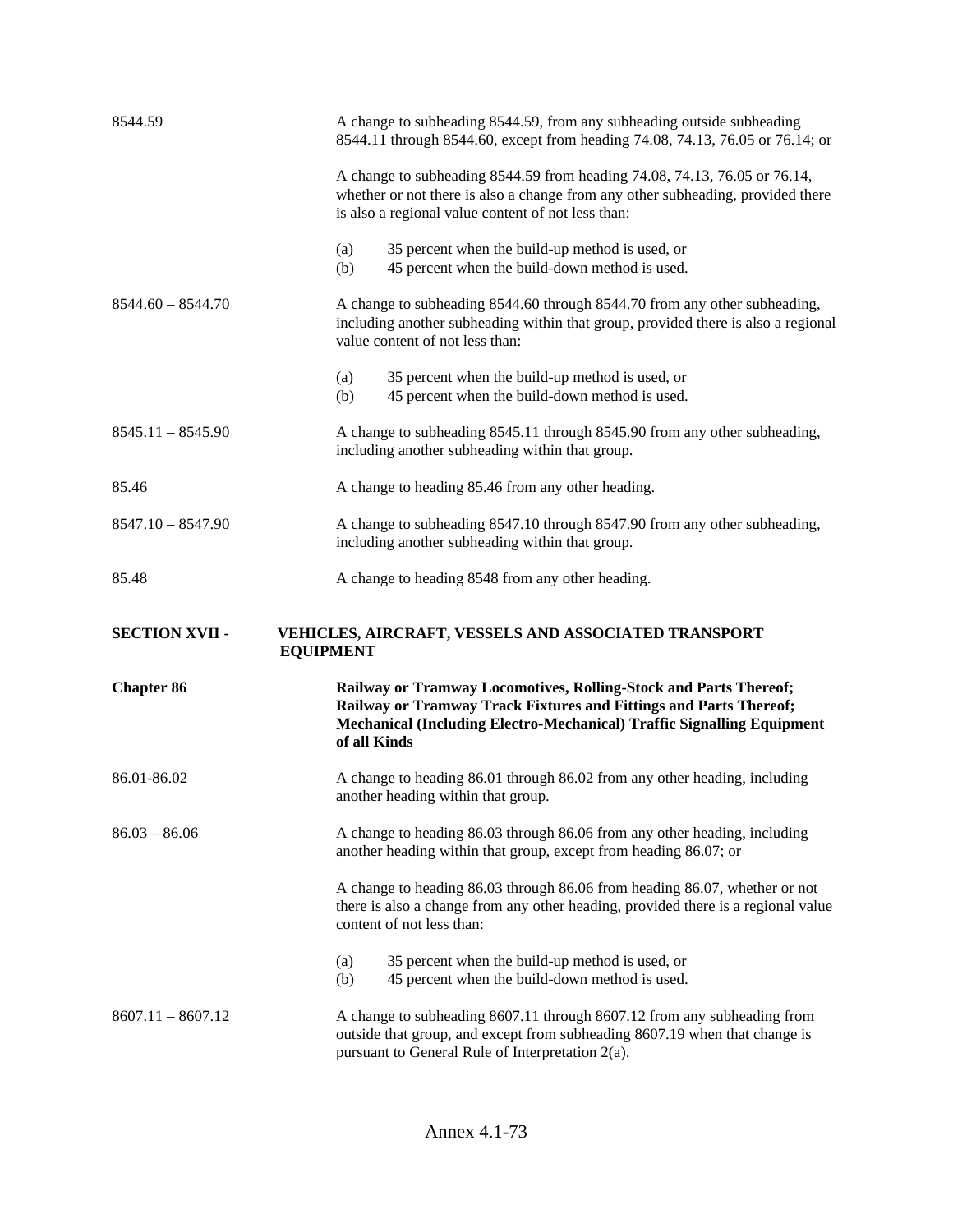| | |
|---|---|
| 8544.59 | A change to subheading 8544.59, from any subheading outside subheading 8544.11 through 8544.60, except from heading 74.08, 74.13, 76.05 or 76.14; or |
| | A change to subheading 8544.59 from heading 74.08, 74.13, 76.05 or 76.14, whether or not there is also a change from any other subheading, provided there is also a regional value content of not less than: |
| | (a) 35 percent when the build-up method is used, or<br>(b) 45 percent when the build-down method is used. |
| 8544.60 – 8544.70 | A change to subheading 8544.60 through 8544.70 from any other subheading, including another subheading within that group, provided there is also a regional value content of not less than: |
| | (a) 35 percent when the build-up method is used, or<br>(b) 45 percent when the build-down method is used. |
| 8545.11 – 8545.90 | A change to subheading 8545.11 through 8545.90 from any other subheading, including another subheading within that group. |
| 85.46 | A change to heading 85.46 from any other heading. |
| 8547.10 – 8547.90 | A change to subheading 8547.10 through 8547.90 from any other subheading, including another subheading within that group. |
| 85.48 | A change to heading 8548 from any other heading. |

**SECTION XVII - VEHICLES, AIRCRAFT, VESSELS AND ASSOCIATED TRANSPORT EQUIPMENT**

**Chapter 86 Railway or Tramway Locomotives, Rolling-Stock and Parts Thereof; Railway or Tramway Track Fixtures and Fittings and Parts Thereof; Mechanical (Including Electro-Mechanical) Traffic Signalling Equipment of all Kinds**

| | |
|---|---|
| 86.01-86.02 | A change to heading 86.01 through 86.02 from any other heading, including another heading within that group. |
| 86.03 – 86.06 | A change to heading 86.03 through 86.06 from any other heading, including another heading within that group, except from heading 86.07; or |
| | A change to heading 86.03 through 86.06 from heading 86.07, whether or not there is also a change from any other heading, provided there is a regional value content of not less than: |
| | (a) 35 percent when the build-up method is used, or<br>(b) 45 percent when the build-down method is used. |
| 8607.11 – 8607.12 | A change to subheading 8607.11 through 8607.12 from any subheading from outside that group, and except from subheading 8607.19 when that change is pursuant to General Rule of Interpretation 2(a). |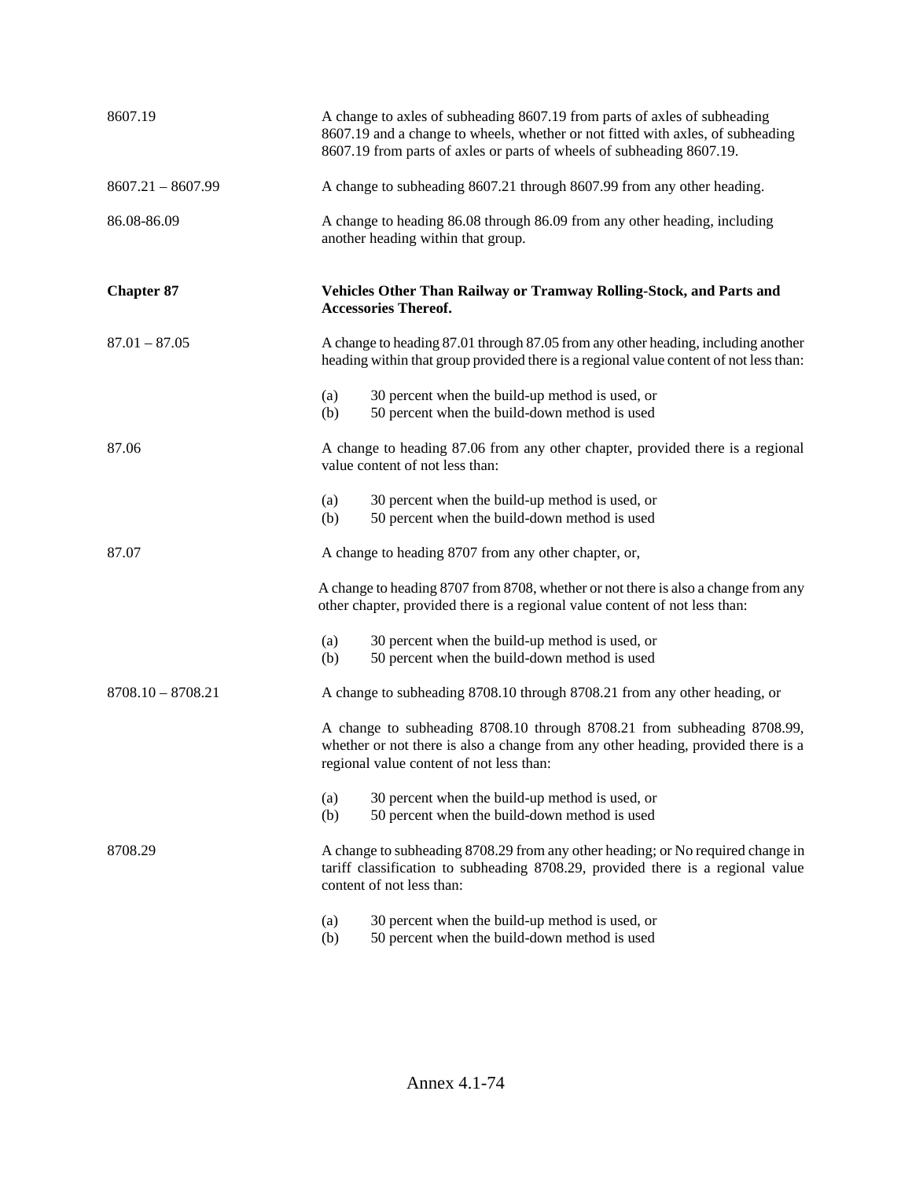| | |
|---|---|
| 8607.19 | A change to axles of subheading 8607.19 from parts of axles of subheading 8607.19 and a change to wheels, whether or not fitted with axles, of subheading 8607.19 from parts of axles or parts of wheels of subheading 8607.19. |
| 8607.21 – 8607.99 | A change to subheading 8607.21 through 8607.99 from any other heading. |
| 86.08-86.09 | A change to heading 86.08 through 86.09 from any other heading, including another heading within that group. |
| **Chapter 87** | **Vehicles Other Than Railway or Tramway Rolling-Stock, and Parts and Accessories Thereof.** |
| 87.01 – 87.05 | A change to heading 87.01 through 87.05 from any other heading, including another heading within that group provided there is a regional value content of not less than:<br><br>(a) 30 percent when the build-up method is used, or<br>(b) 50 percent when the build-down method is used |
| 87.06 | A change to heading 87.06 from any other chapter, provided there is a regional value content of not less than:<br><br>(a) 30 percent when the build-up method is used, or<br>(b) 50 percent when the build-down method is used |
| 87.07 | A change to heading 8707 from any other chapter, or,<br><br>A change to heading 8707 from 8708, whether or not there is also a change from any other chapter, provided there is a regional value content of not less than:<br><br>(a) 30 percent when the build-up method is used, or<br>(b) 50 percent when the build-down method is used |
| 8708.10 – 8708.21 | A change to subheading 8708.10 through 8708.21 from any other heading, or<br><br>A change to subheading 8708.10 through 8708.21 from subheading 8708.99, whether or not there is also a change from any other heading, provided there is a regional value content of not less than:<br><br>(a) 30 percent when the build-up method is used, or<br>(b) 50 percent when the build-down method is used |
| 8708.29 | A change to subheading 8708.29 from any other heading; or No required change in tariff classification to subheading 8708.29, provided there is a regional value content of not less than:<br><br>(a) 30 percent when the build-up method is used, or<br>(b) 50 percent when the build-down method is used |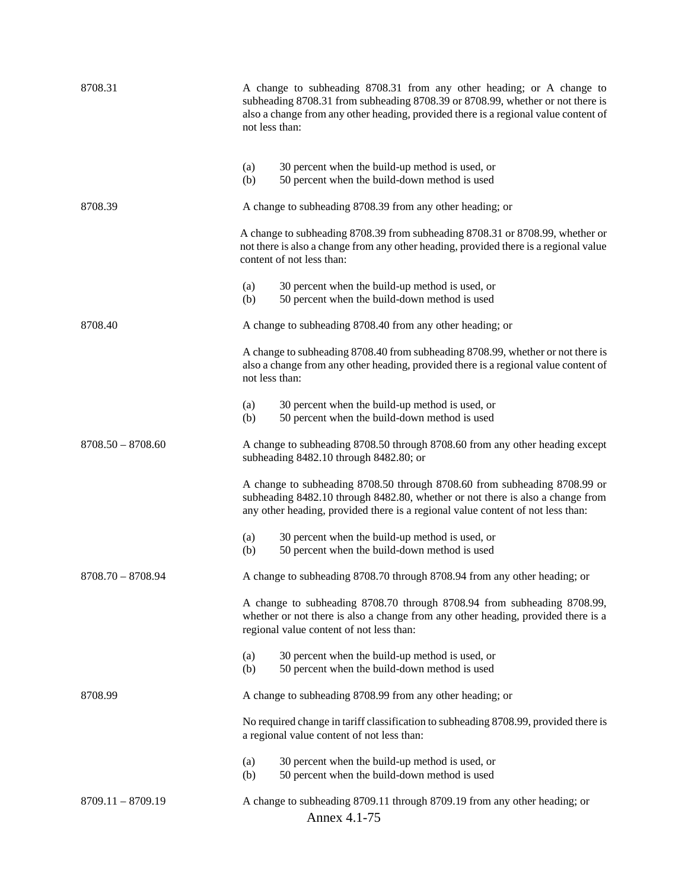| | |
|---|---|
| 8708.31 | A change to subheading 8708.31 from any other heading; or A change to subheading 8708.31 from subheading 8708.39 or 8708.99, whether or not there is also a change from any other heading, provided there is a regional value content of not less than:<br><br>(a) 30 percent when the build-up method is used, or<br>(b) 50 percent when the build-down method is used |
| 8708.39 | A change to subheading 8708.39 from any other heading; or<br><br>A change to subheading 8708.39 from subheading 8708.31 or 8708.99, whether or not there is also a change from any other heading, provided there is a regional value content of not less than:<br><br>(a) 30 percent when the build-up method is used, or<br>(b) 50 percent when the build-down method is used |
| 8708.40 | A change to subheading 8708.40 from any other heading; or<br><br>A change to subheading 8708.40 from subheading 8708.99, whether or not there is also a change from any other heading, provided there is a regional value content of not less than:<br><br>(a) 30 percent when the build-up method is used, or<br>(b) 50 percent when the build-down method is used |
| 8708.50 – 8708.60 | A change to subheading 8708.50 through 8708.60 from any other heading except subheading 8482.10 through 8482.80; or<br><br>A change to subheading 8708.50 through 8708.60 from subheading 8708.99 or subheading 8482.10 through 8482.80, whether or not there is also a change from any other heading, provided there is a regional value content of not less than:<br><br>(a) 30 percent when the build-up method is used, or<br>(b) 50 percent when the build-down method is used |
| 8708.70 – 8708.94 | A change to subheading 8708.70 through 8708.94 from any other heading; or<br><br>A change to subheading 8708.70 through 8708.94 from subheading 8708.99, whether or not there is also a change from any other heading, provided there is a regional value content of not less than:<br><br>(a) 30 percent when the build-up method is used, or<br>(b) 50 percent when the build-down method is used |
| 8708.99 | A change to subheading 8708.99 from any other heading; or<br><br>No required change in tariff classification to subheading 8708.99, provided there is a regional value content of not less than:<br><br>(a) 30 percent when the build-up method is used, or<br>(b) 50 percent when the build-down method is used |
| 8709.11 – 8709.19 | A change to subheading 8709.11 through 8709.19 from any other heading; or |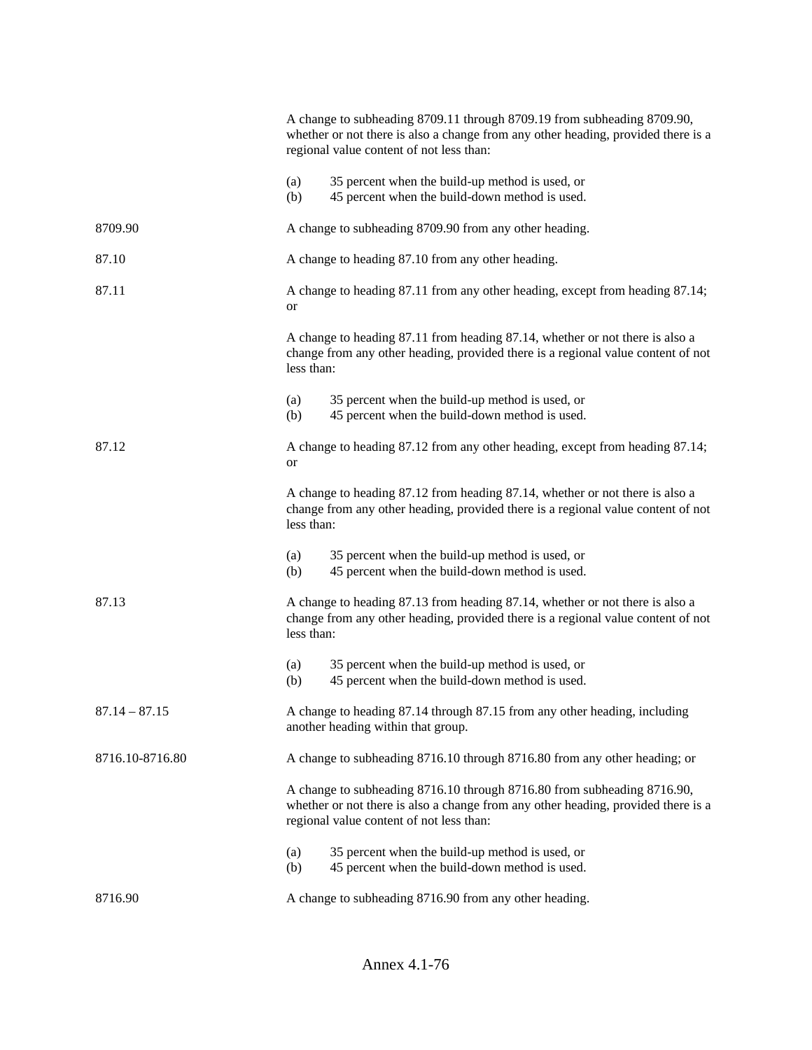| | |
|---|---|
| | A change to subheading 8709.11 through 8709.19 from subheading 8709.90, whether or not there is also a change from any other heading, provided there is a regional value content of not less than:<br><br>(a) 35 percent when the build-up method is used, or<br>(b) 45 percent when the build-down method is used. |
| 8709.90 | A change to subheading 8709.90 from any other heading. |
| 87.10 | A change to heading 87.10 from any other heading. |
| 87.11 | A change to heading 87.11 from any other heading, except from heading 87.14; or<br><br>A change to heading 87.11 from heading 87.14, whether or not there is also a change from any other heading, provided there is a regional value content of not less than:<br><br>(a) 35 percent when the build-up method is used, or<br>(b) 45 percent when the build-down method is used. |
| 87.12 | A change to heading 87.12 from any other heading, except from heading 87.14; or<br><br>A change to heading 87.12 from heading 87.14, whether or not there is also a change from any other heading, provided there is a regional value content of not less than:<br><br>(a) 35 percent when the build-up method is used, or<br>(b) 45 percent when the build-down method is used. |
| 87.13 | A change to heading 87.13 from heading 87.14, whether or not there is also a change from any other heading, provided there is a regional value content of not less than:<br><br>(a) 35 percent when the build-up method is used, or<br>(b) 45 percent when the build-down method is used. |
| 87.14 – 87.15 | A change to heading 87.14 through 87.15 from any other heading, including another heading within that group. |
| 8716.10-8716.80 | A change to subheading 8716.10 through 8716.80 from any other heading; or<br><br>A change to subheading 8716.10 through 8716.80 from subheading 8716.90, whether or not there is also a change from any other heading, provided there is a regional value content of not less than:<br><br>(a) 35 percent when the build-up method is used, or<br>(b) 45 percent when the build-down method is used. |
| 8716.90 | A change to subheading 8716.90 from any other heading. |

Annex 4.1-76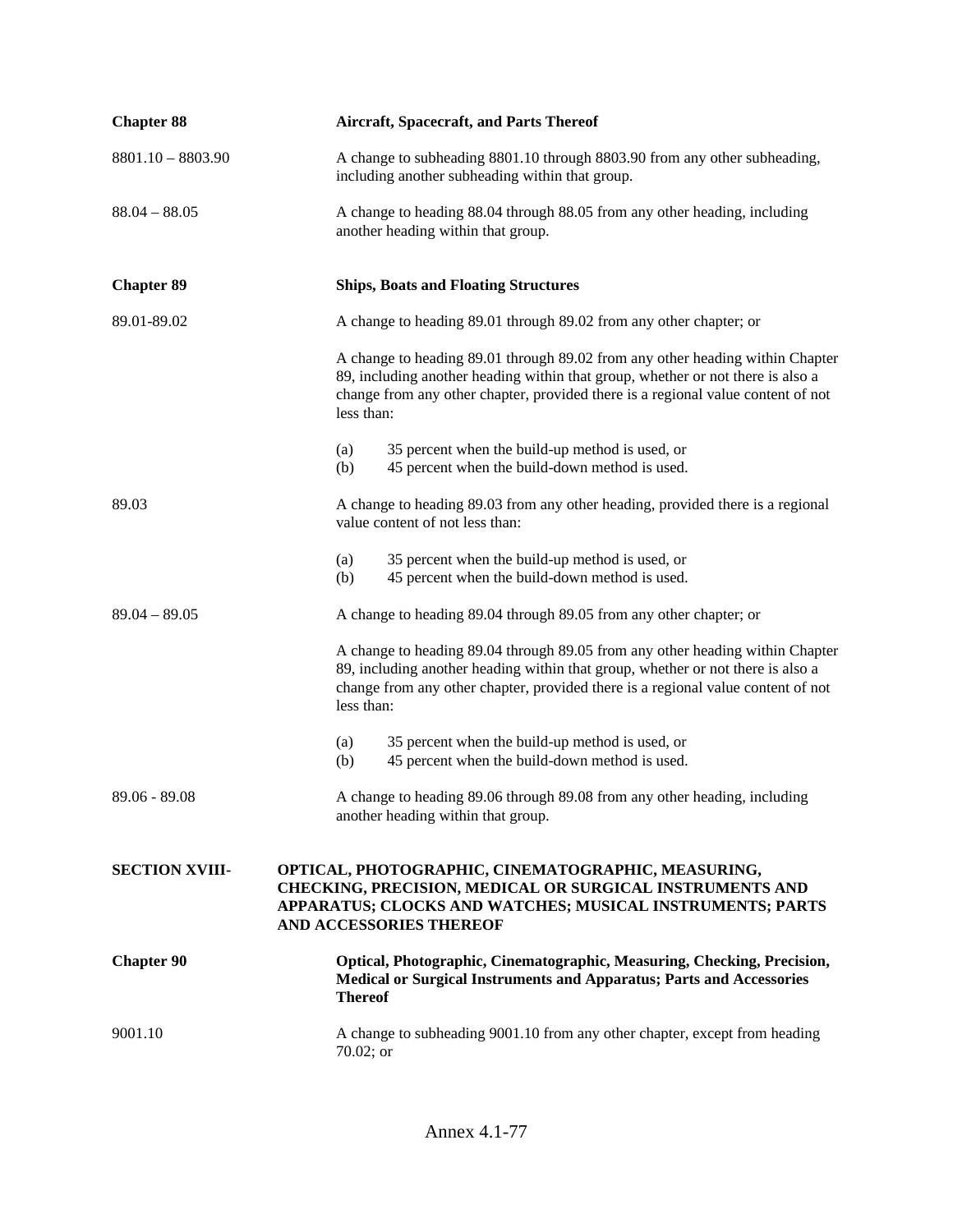**Chapter 88** **Aircraft, Spacecraft, and Parts Thereof**

8801.10 – 8803.90 A change to subheading 8801.10 through 8803.90 from any other subheading, including another subheading within that group.

88.04 – 88.05 A change to heading 88.04 through 88.05 from any other heading, including another heading within that group.

**Chapter 89** **Ships, Boats and Floating Structures**

89.01-89.02 A change to heading 89.01 through 89.02 from any other chapter; or

A change to heading 89.01 through 89.02 from any other heading within Chapter 89, including another heading within that group, whether or not there is also a change from any other chapter, provided there is a regional value content of not less than:

(a) 35 percent when the build-up method is used, or
(b) 45 percent when the build-down method is used.

89.03 A change to heading 89.03 from any other heading, provided there is a regional value content of not less than:

(a) 35 percent when the build-up method is used, or
(b) 45 percent when the build-down method is used.

89.04 – 89.05 A change to heading 89.04 through 89.05 from any other chapter; or

A change to heading 89.04 through 89.05 from any other heading within Chapter 89, including another heading within that group, whether or not there is also a change from any other chapter, provided there is a regional value content of not less than:

(a) 35 percent when the build-up method is used, or
(b) 45 percent when the build-down method is used.

89.06 - 89.08 A change to heading 89.06 through 89.08 from any other heading, including another heading within that group.

**SECTION XVIII-** **OPTICAL, PHOTOGRAPHIC, CINEMATOGRAPHIC, MEASURING, CHECKING, PRECISION, MEDICAL OR SURGICAL INSTRUMENTS AND APPARATUS; CLOCKS AND WATCHES; MUSICAL INSTRUMENTS; PARTS AND ACCESSORIES THEREOF**

**Chapter 90** **Optical, Photographic, Cinematographic, Measuring, Checking, Precision, Medical or Surgical Instruments and Apparatus; Parts and Accessories Thereof**

9001.10 A change to subheading 9001.10 from any other chapter, except from heading 70.02; or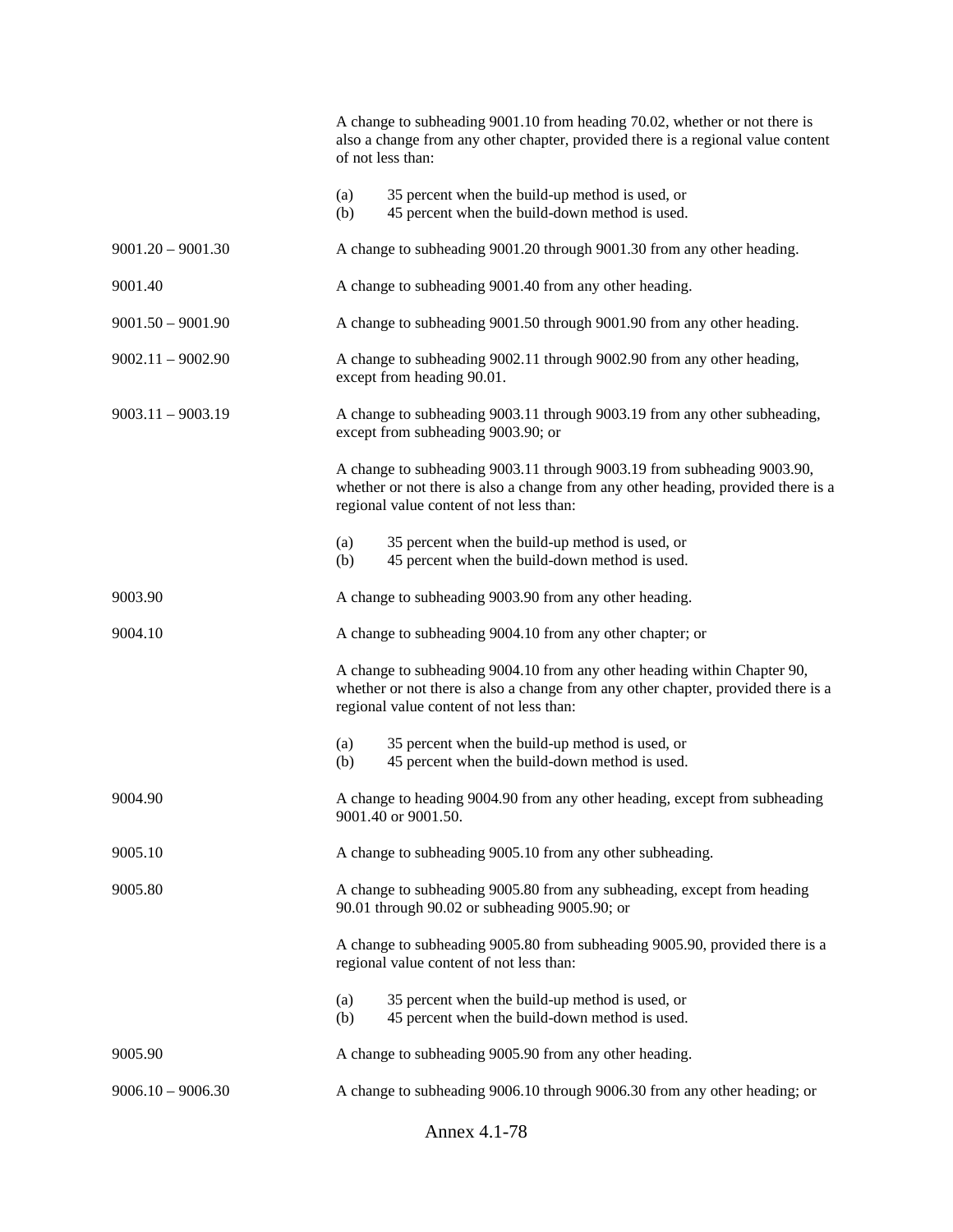| | |
|---|---|
| | A change to subheading 9001.10 from heading 70.02, whether or not there is also a change from any other chapter, provided there is a regional value content of not less than:<br><br>(a) 35 percent when the build-up method is used, or<br>(b) 45 percent when the build-down method is used. |
| 9001.20 – 9001.30 | A change to subheading 9001.20 through 9001.30 from any other heading. |
| 9001.40 | A change to subheading 9001.40 from any other heading. |
| 9001.50 – 9001.90 | A change to subheading 9001.50 through 9001.90 from any other heading. |
| 9002.11 – 9002.90 | A change to subheading 9002.11 through 9002.90 from any other heading, except from heading 90.01. |
| 9003.11 – 9003.19 | A change to subheading 9003.11 through 9003.19 from any other subheading, except from subheading 9003.90; or<br><br>A change to subheading 9003.11 through 9003.19 from subheading 9003.90, whether or not there is also a change from any other heading, provided there is a regional value content of not less than:<br><br>(a) 35 percent when the build-up method is used, or<br>(b) 45 percent when the build-down method is used. |
| 9003.90 | A change to subheading 9003.90 from any other heading. |
| 9004.10 | A change to subheading 9004.10 from any other chapter; or<br><br>A change to subheading 9004.10 from any other heading within Chapter 90, whether or not there is also a change from any other chapter, provided there is a regional value content of not less than:<br><br>(a) 35 percent when the build-up method is used, or<br>(b) 45 percent when the build-down method is used. |
| 9004.90 | A change to heading 9004.90 from any other heading, except from subheading 9001.40 or 9001.50. |
| 9005.10 | A change to subheading 9005.10 from any other subheading. |
| 9005.80 | A change to subheading 9005.80 from any subheading, except from heading 90.01 through 90.02 or subheading 9005.90; or<br><br>A change to subheading 9005.80 from subheading 9005.90, provided there is a regional value content of not less than:<br><br>(a) 35 percent when the build-up method is used, or<br>(b) 45 percent when the build-down method is used. |
| 9005.90 | A change to subheading 9005.90 from any other heading. |
| 9006.10 – 9006.30 | A change to subheading 9006.10 through 9006.30 from any other heading; or |

Annex 4.1-78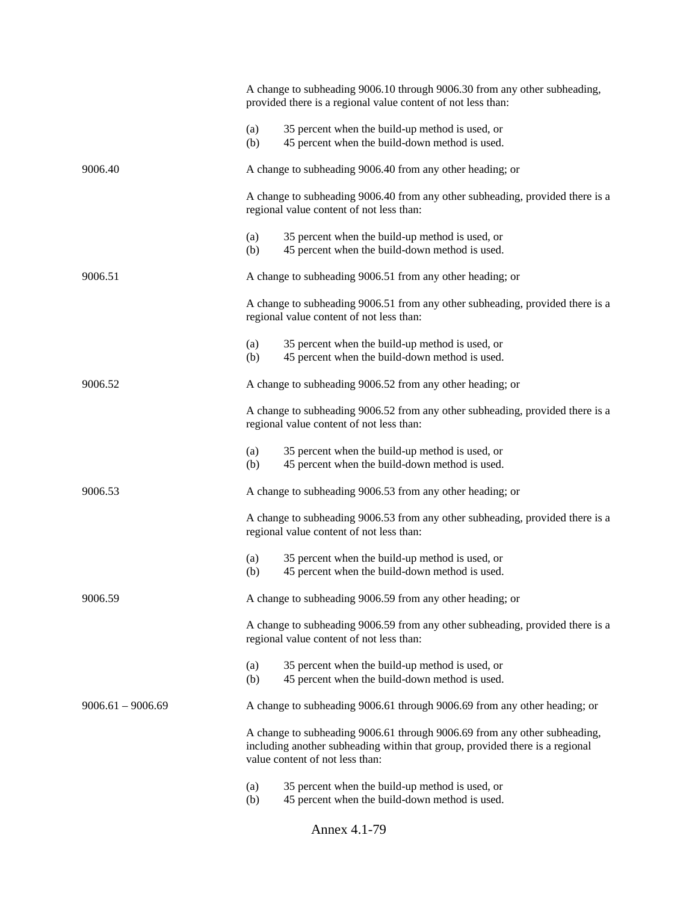| | |
|---|---|
| | A change to subheading 9006.10 through 9006.30 from any other subheading, provided there is a regional value content of not less than:<br><br>(a) 35 percent when the build-up method is used, or<br>(b) 45 percent when the build-down method is used. |
| 9006.40 | A change to subheading 9006.40 from any other heading; or<br><br>A change to subheading 9006.40 from any other subheading, provided there is a regional value content of not less than:<br><br>(a) 35 percent when the build-up method is used, or<br>(b) 45 percent when the build-down method is used. |
| 9006.51 | A change to subheading 9006.51 from any other heading; or<br><br>A change to subheading 9006.51 from any other subheading, provided there is a regional value content of not less than:<br><br>(a) 35 percent when the build-up method is used, or<br>(b) 45 percent when the build-down method is used. |
| 9006.52 | A change to subheading 9006.52 from any other heading; or<br><br>A change to subheading 9006.52 from any other subheading, provided there is a regional value content of not less than:<br><br>(a) 35 percent when the build-up method is used, or<br>(b) 45 percent when the build-down method is used. |
| 9006.53 | A change to subheading 9006.53 from any other heading; or<br><br>A change to subheading 9006.53 from any other subheading, provided there is a regional value content of not less than:<br><br>(a) 35 percent when the build-up method is used, or<br>(b) 45 percent when the build-down method is used. |
| 9006.59 | A change to subheading 9006.59 from any other heading; or<br><br>A change to subheading 9006.59 from any other subheading, provided there is a regional value content of not less than:<br><br>(a) 35 percent when the build-up method is used, or<br>(b) 45 percent when the build-down method is used. |
| 9006.61 – 9006.69 | A change to subheading 9006.61 through 9006.69 from any other heading; or<br><br>A change to subheading 9006.61 through 9006.69 from any other subheading, including another subheading within that group, provided there is a regional value content of not less than:<br><br>(a) 35 percent when the build-up method is used, or<br>(b) 45 percent when the build-down method is used. |

Annex 4.1-79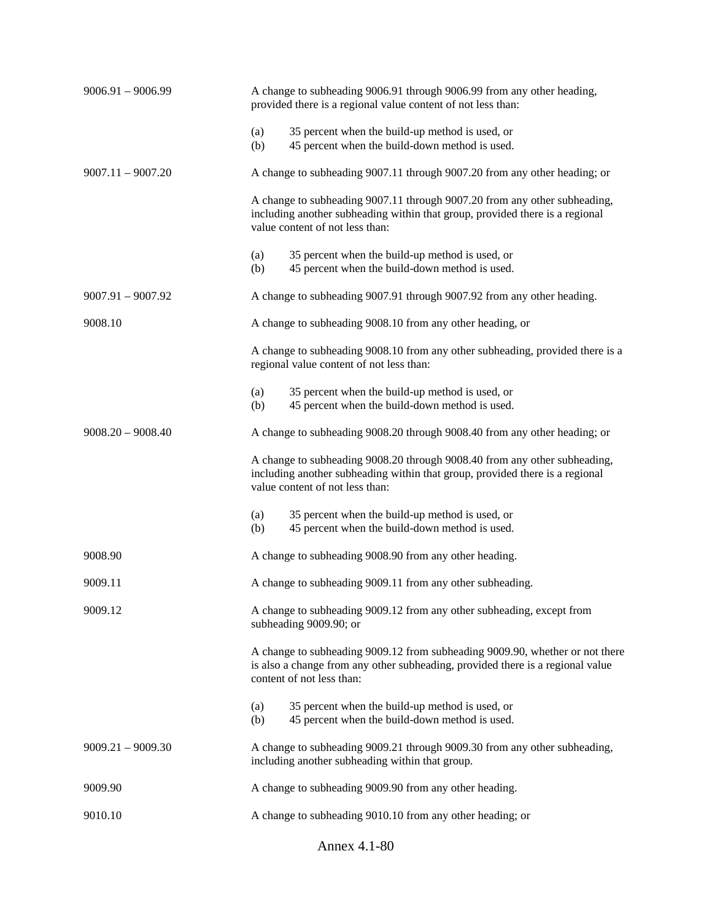| | |
|---|---|
| 9006.91 – 9006.99 | A change to subheading 9006.91 through 9006.99 from any other heading, provided there is a regional value content of not less than:<br><br>(a) 35 percent when the build-up method is used, or<br>(b) 45 percent when the build-down method is used. |
| 9007.11 – 9007.20 | A change to subheading 9007.11 through 9007.20 from any other heading; or<br><br>A change to subheading 9007.11 through 9007.20 from any other subheading, including another subheading within that group, provided there is a regional value content of not less than:<br><br>(a) 35 percent when the build-up method is used, or<br>(b) 45 percent when the build-down method is used. |
| 9007.91 – 9007.92 | A change to subheading 9007.91 through 9007.92 from any other heading. |
| 9008.10 | A change to subheading 9008.10 from any other heading, or<br><br>A change to subheading 9008.10 from any other subheading, provided there is a regional value content of not less than:<br><br>(a) 35 percent when the build-up method is used, or<br>(b) 45 percent when the build-down method is used. |
| 9008.20 – 9008.40 | A change to subheading 9008.20 through 9008.40 from any other heading; or<br><br>A change to subheading 9008.20 through 9008.40 from any other subheading, including another subheading within that group, provided there is a regional value content of not less than:<br><br>(a) 35 percent when the build-up method is used, or<br>(b) 45 percent when the build-down method is used. |
| 9008.90 | A change to subheading 9008.90 from any other heading. |
| 9009.11 | A change to subheading 9009.11 from any other subheading. |
| 9009.12 | A change to subheading 9009.12 from any other subheading, except from subheading 9009.90; or<br><br>A change to subheading 9009.12 from subheading 9009.90, whether or not there is also a change from any other subheading, provided there is a regional value content of not less than:<br><br>(a) 35 percent when the build-up method is used, or<br>(b) 45 percent when the build-down method is used. |
| 9009.21 – 9009.30 | A change to subheading 9009.21 through 9009.30 from any other subheading, including another subheading within that group. |
| 9009.90 | A change to subheading 9009.90 from any other heading. |
| 9010.10 | A change to subheading 9010.10 from any other heading; or |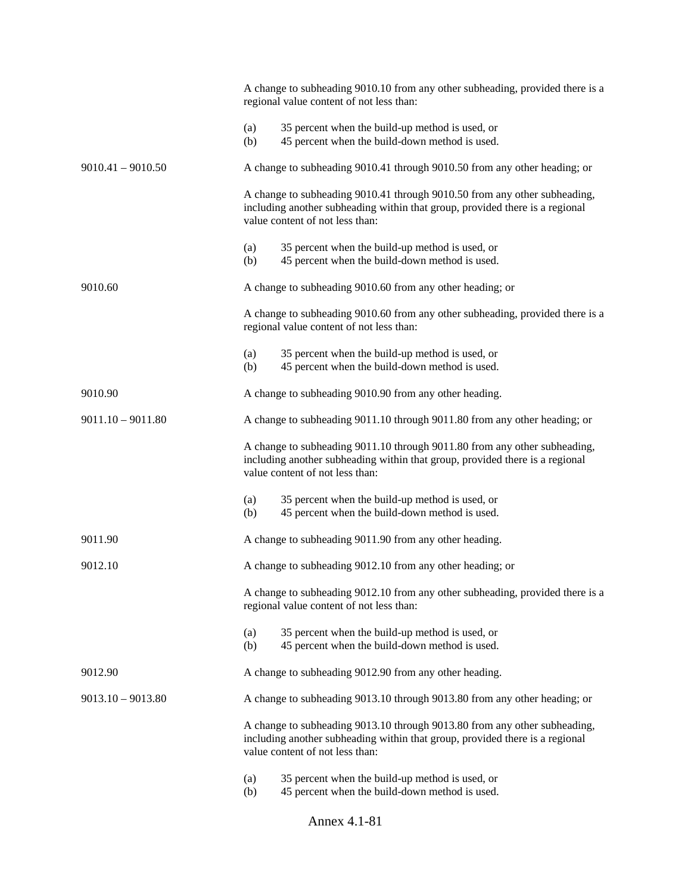| | |
|---|---|
| | A change to subheading 9010.10 from any other subheading, provided there is a regional value content of not less than:<br><br>(a) 35 percent when the build-up method is used, or<br>(b) 45 percent when the build-down method is used. |
| 9010.41 – 9010.50 | A change to subheading 9010.41 through 9010.50 from any other heading; or<br><br>A change to subheading 9010.41 through 9010.50 from any other subheading, including another subheading within that group, provided there is a regional value content of not less than:<br><br>(a) 35 percent when the build-up method is used, or<br>(b) 45 percent when the build-down method is used. |
| 9010.60 | A change to subheading 9010.60 from any other heading; or<br><br>A change to subheading 9010.60 from any other subheading, provided there is a regional value content of not less than:<br><br>(a) 35 percent when the build-up method is used, or<br>(b) 45 percent when the build-down method is used. |
| 9010.90 | A change to subheading 9010.90 from any other heading. |
| 9011.10 – 9011.80 | A change to subheading 9011.10 through 9011.80 from any other heading; or<br><br>A change to subheading 9011.10 through 9011.80 from any other subheading, including another subheading within that group, provided there is a regional value content of not less than:<br><br>(a) 35 percent when the build-up method is used, or<br>(b) 45 percent when the build-down method is used. |
| 9011.90 | A change to subheading 9011.90 from any other heading. |
| 9012.10 | A change to subheading 9012.10 from any other heading; or<br><br>A change to subheading 9012.10 from any other subheading, provided there is a regional value content of not less than:<br><br>(a) 35 percent when the build-up method is used, or<br>(b) 45 percent when the build-down method is used. |
| 9012.90 | A change to subheading 9012.90 from any other heading. |
| 9013.10 – 9013.80 | A change to subheading 9013.10 through 9013.80 from any other heading; or<br><br>A change to subheading 9013.10 through 9013.80 from any other subheading, including another subheading within that group, provided there is a regional value content of not less than:<br><br>(a) 35 percent when the build-up method is used, or<br>(b) 45 percent when the build-down method is used. |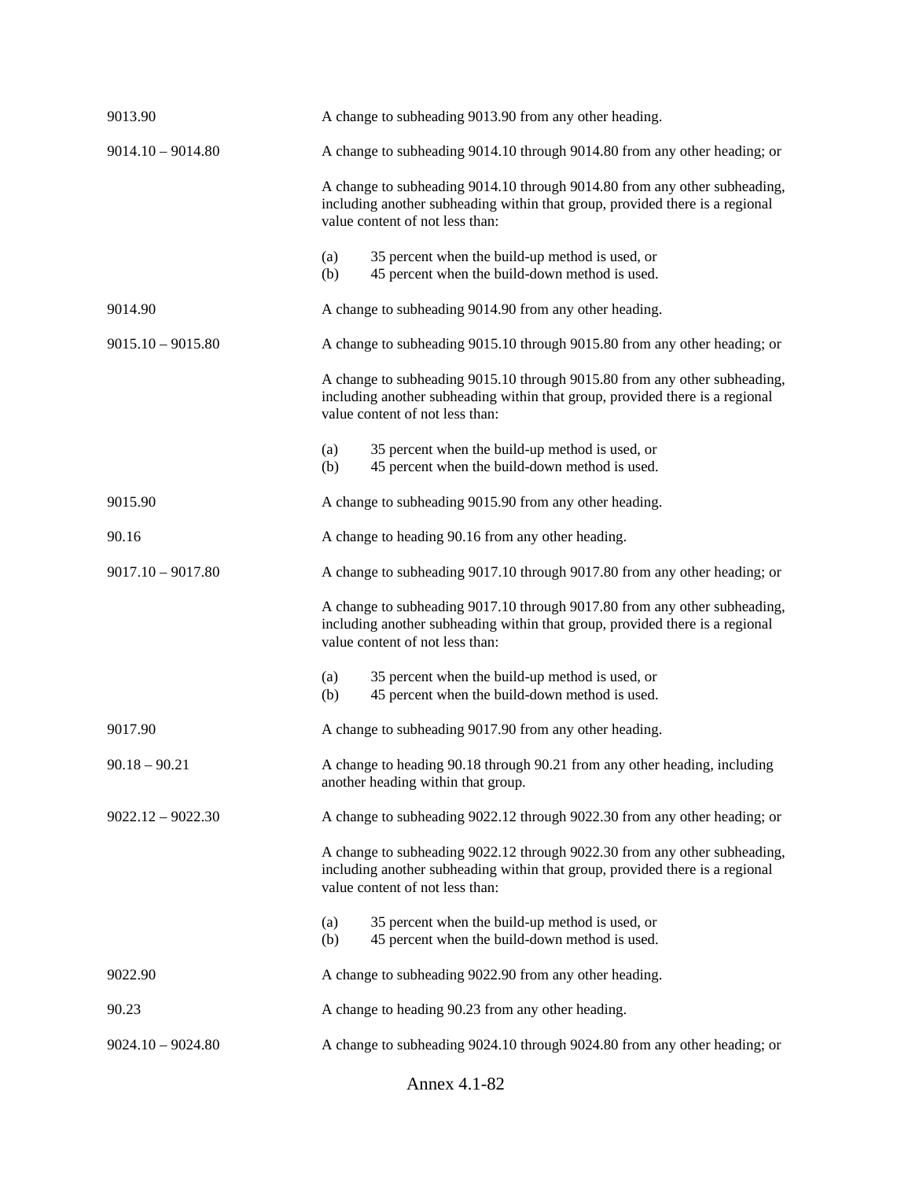| | |
|---|---|
| 9013.90 | A change to subheading 9013.90 from any other heading. |
| 9014.10 – 9014.80 | A change to subheading 9014.10 through 9014.80 from any other heading; or |
| | A change to subheading 9014.10 through 9014.80 from any other subheading, including another subheading within that group, provided there is a regional value content of not less than:<br><br>(a) 35 percent when the build-up method is used, or<br>(b) 45 percent when the build-down method is used. |
| 9014.90 | A change to subheading 9014.90 from any other heading. |
| 9015.10 – 9015.80 | A change to subheading 9015.10 through 9015.80 from any other heading; or |
| | A change to subheading 9015.10 through 9015.80 from any other subheading, including another subheading within that group, provided there is a regional value content of not less than:<br><br>(a) 35 percent when the build-up method is used, or<br>(b) 45 percent when the build-down method is used. |
| 9015.90 | A change to subheading 9015.90 from any other heading. |
| 90.16 | A change to heading 90.16 from any other heading. |
| 9017.10 – 9017.80 | A change to subheading 9017.10 through 9017.80 from any other heading; or |
| | A change to subheading 9017.10 through 9017.80 from any other subheading, including another subheading within that group, provided there is a regional value content of not less than:<br><br>(a) 35 percent when the build-up method is used, or<br>(b) 45 percent when the build-down method is used. |
| 9017.90 | A change to subheading 9017.90 from any other heading. |
| 90.18 – 90.21 | A change to heading 90.18 through 90.21 from any other heading, including another heading within that group. |
| 9022.12 – 9022.30 | A change to subheading 9022.12 through 9022.30 from any other heading; or |
| | A change to subheading 9022.12 through 9022.30 from any other subheading, including another subheading within that group, provided there is a regional value content of not less than:<br><br>(a) 35 percent when the build-up method is used, or<br>(b) 45 percent when the build-down method is used. |
| 9022.90 | A change to subheading 9022.90 from any other heading. |
| 90.23 | A change to heading 90.23 from any other heading. |
| 9024.10 – 9024.80 | A change to subheading 9024.10 through 9024.80 from any other heading; or |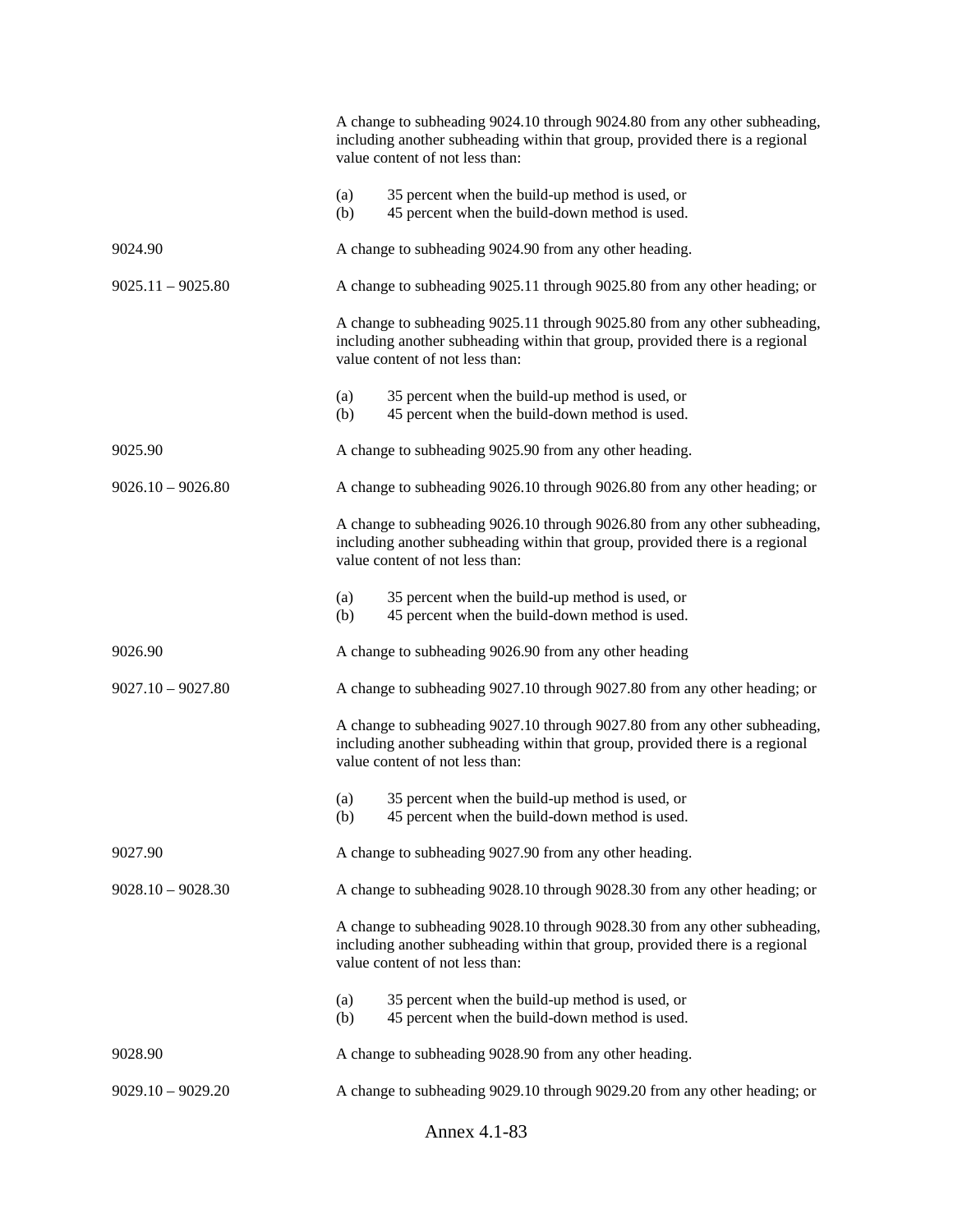| | |
|---|---|
| | A change to subheading 9024.10 through 9024.80 from any other subheading, including another subheading within that group, provided there is a regional value content of not less than:<br><br>(a) 35 percent when the build-up method is used, or<br>(b) 45 percent when the build-down method is used. |
| 9024.90 | A change to subheading 9024.90 from any other heading. |
| 9025.11 – 9025.80 | A change to subheading 9025.11 through 9025.80 from any other heading; or<br><br>A change to subheading 9025.11 through 9025.80 from any other subheading, including another subheading within that group, provided there is a regional value content of not less than:<br><br>(a) 35 percent when the build-up method is used, or<br>(b) 45 percent when the build-down method is used. |
| 9025.90 | A change to subheading 9025.90 from any other heading. |
| 9026.10 – 9026.80 | A change to subheading 9026.10 through 9026.80 from any other heading; or<br><br>A change to subheading 9026.10 through 9026.80 from any other subheading, including another subheading within that group, provided there is a regional value content of not less than:<br><br>(a) 35 percent when the build-up method is used, or<br>(b) 45 percent when the build-down method is used. |
| 9026.90 | A change to subheading 9026.90 from any other heading |
| 9027.10 – 9027.80 | A change to subheading 9027.10 through 9027.80 from any other heading; or<br><br>A change to subheading 9027.10 through 9027.80 from any other subheading, including another subheading within that group, provided there is a regional value content of not less than:<br><br>(a) 35 percent when the build-up method is used, or<br>(b) 45 percent when the build-down method is used. |
| 9027.90 | A change to subheading 9027.90 from any other heading. |
| 9028.10 – 9028.30 | A change to subheading 9028.10 through 9028.30 from any other heading; or<br><br>A change to subheading 9028.10 through 9028.30 from any other subheading, including another subheading within that group, provided there is a regional value content of not less than:<br><br>(a) 35 percent when the build-up method is used, or<br>(b) 45 percent when the build-down method is used. |
| 9028.90 | A change to subheading 9028.90 from any other heading. |
| 9029.10 – 9029.20 | A change to subheading 9029.10 through 9029.20 from any other heading; or |

Annex 4.1-83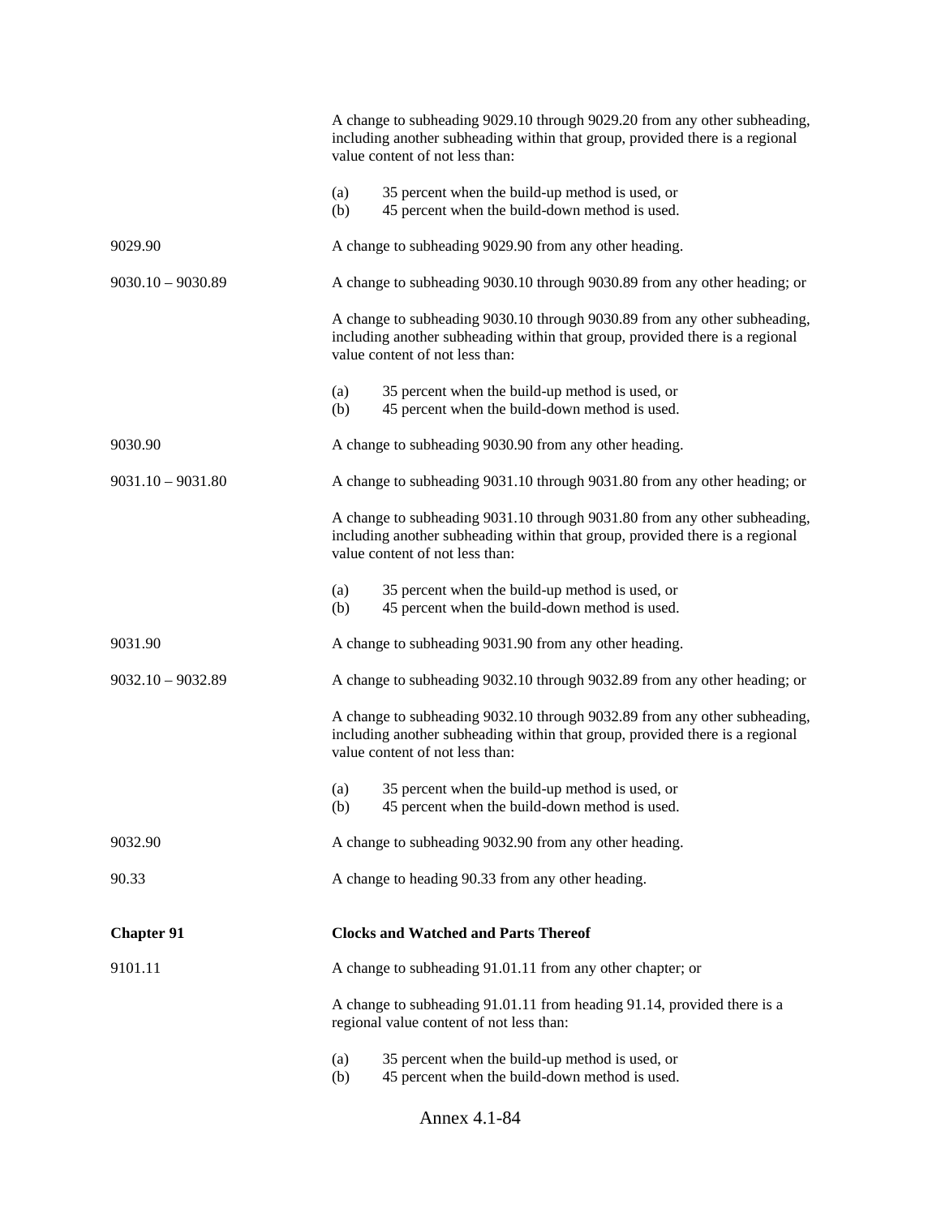| | |
|---|---|
| | A change to subheading 9029.10 through 9029.20 from any other subheading, including another subheading within that group, provided there is a regional value content of not less than:<br><br>(a) 35 percent when the build-up method is used, or<br>(b) 45 percent when the build-down method is used. |
| 9029.90 | A change to subheading 9029.90 from any other heading. |
| 9030.10 – 9030.89 | A change to subheading 9030.10 through 9030.89 from any other heading; or<br><br>A change to subheading 9030.10 through 9030.89 from any other subheading, including another subheading within that group, provided there is a regional value content of not less than:<br><br>(a) 35 percent when the build-up method is used, or<br>(b) 45 percent when the build-down method is used. |
| 9030.90 | A change to subheading 9030.90 from any other heading. |
| 9031.10 – 9031.80 | A change to subheading 9031.10 through 9031.80 from any other heading; or<br><br>A change to subheading 9031.10 through 9031.80 from any other subheading, including another subheading within that group, provided there is a regional value content of not less than:<br><br>(a) 35 percent when the build-up method is used, or<br>(b) 45 percent when the build-down method is used. |
| 9031.90 | A change to subheading 9031.90 from any other heading. |
| 9032.10 – 9032.89 | A change to subheading 9032.10 through 9032.89 from any other heading; or<br><br>A change to subheading 9032.10 through 9032.89 from any other subheading, including another subheading within that group, provided there is a regional value content of not less than:<br><br>(a) 35 percent when the build-up method is used, or<br>(b) 45 percent when the build-down method is used. |
| 9032.90 | A change to subheading 9032.90 from any other heading. |
| 90.33 | A change to heading 90.33 from any other heading. |
| **Chapter 91** | **Clocks and Watched and Parts Thereof** |
| 9101.11 | A change to subheading 91.01.11 from any other chapter; or<br><br>A change to subheading 91.01.11 from heading 91.14, provided there is a regional value content of not less than:<br><br>(a) 35 percent when the build-up method is used, or<br>(b) 45 percent when the build-down method is used. |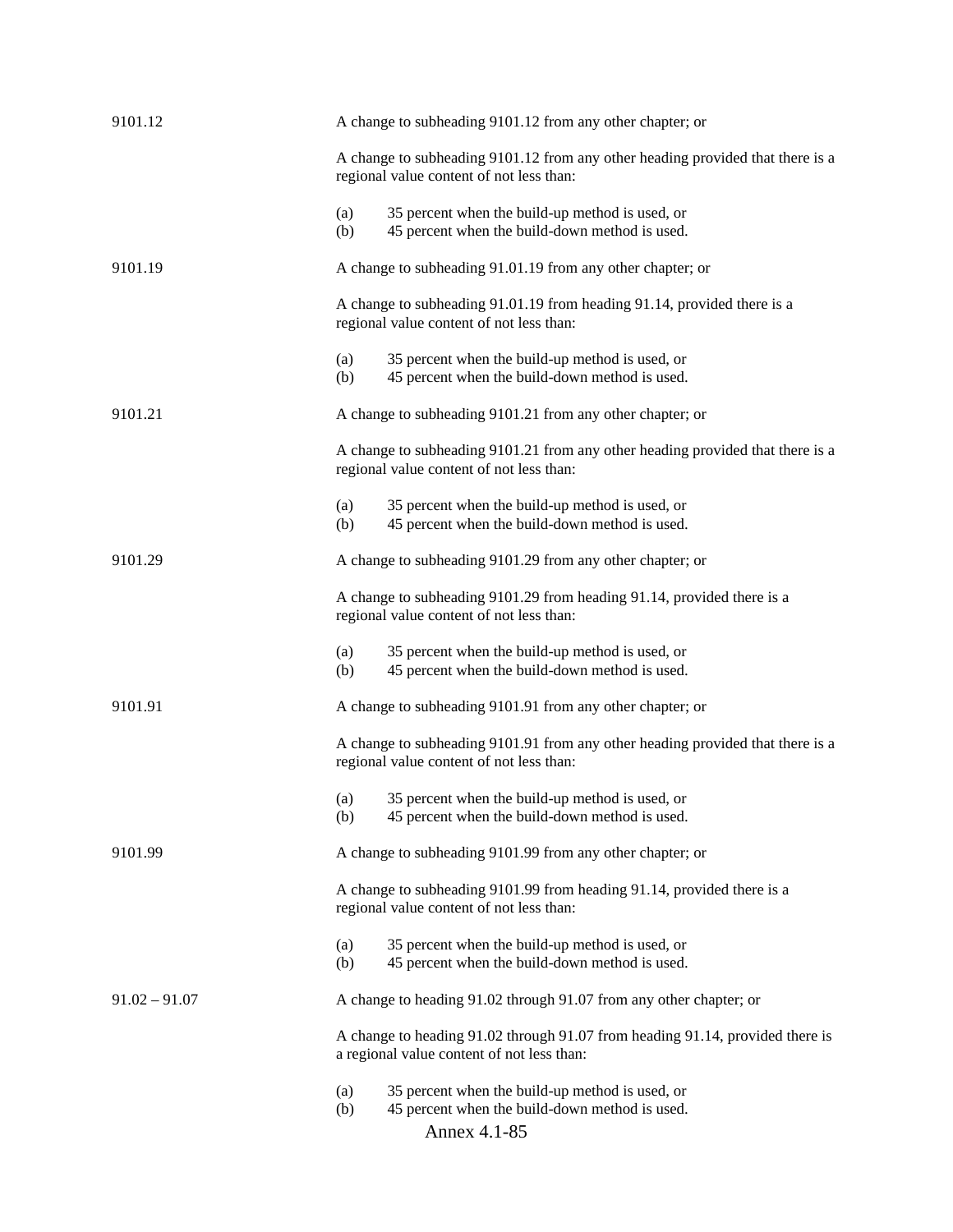| | |
|---|---|
| 9101.12 | A change to subheading 9101.12 from any other chapter; or<br><br>A change to subheading 9101.12 from any other heading provided that there is a regional value content of not less than:<br><br>(a) 35 percent when the build-up method is used, or<br>(b) 45 percent when the build-down method is used. |
| 9101.19 | A change to subheading 91.01.19 from any other chapter; or<br><br>A change to subheading 91.01.19 from heading 91.14, provided there is a regional value content of not less than:<br><br>(a) 35 percent when the build-up method is used, or<br>(b) 45 percent when the build-down method is used. |
| 9101.21 | A change to subheading 9101.21 from any other chapter; or<br><br>A change to subheading 9101.21 from any other heading provided that there is a regional value content of not less than:<br><br>(a) 35 percent when the build-up method is used, or<br>(b) 45 percent when the build-down method is used. |
| 9101.29 | A change to subheading 9101.29 from any other chapter; or<br><br>A change to subheading 9101.29 from heading 91.14, provided there is a regional value content of not less than:<br><br>(a) 35 percent when the build-up method is used, or<br>(b) 45 percent when the build-down method is used. |
| 9101.91 | A change to subheading 9101.91 from any other chapter; or<br><br>A change to subheading 9101.91 from any other heading provided that there is a regional value content of not less than:<br><br>(a) 35 percent when the build-up method is used, or<br>(b) 45 percent when the build-down method is used. |
| 9101.99 | A change to subheading 9101.99 from any other chapter; or<br><br>A change to subheading 9101.99 from heading 91.14, provided there is a regional value content of not less than:<br><br>(a) 35 percent when the build-up method is used, or<br>(b) 45 percent when the build-down method is used. |
| 91.02 – 91.07 | A change to heading 91.02 through 91.07 from any other chapter; or<br><br>A change to heading 91.02 through 91.07 from heading 91.14, provided there is a regional value content of not less than:<br><br>(a) 35 percent when the build-up method is used, or<br>(b) 45 percent when the build-down method is used. |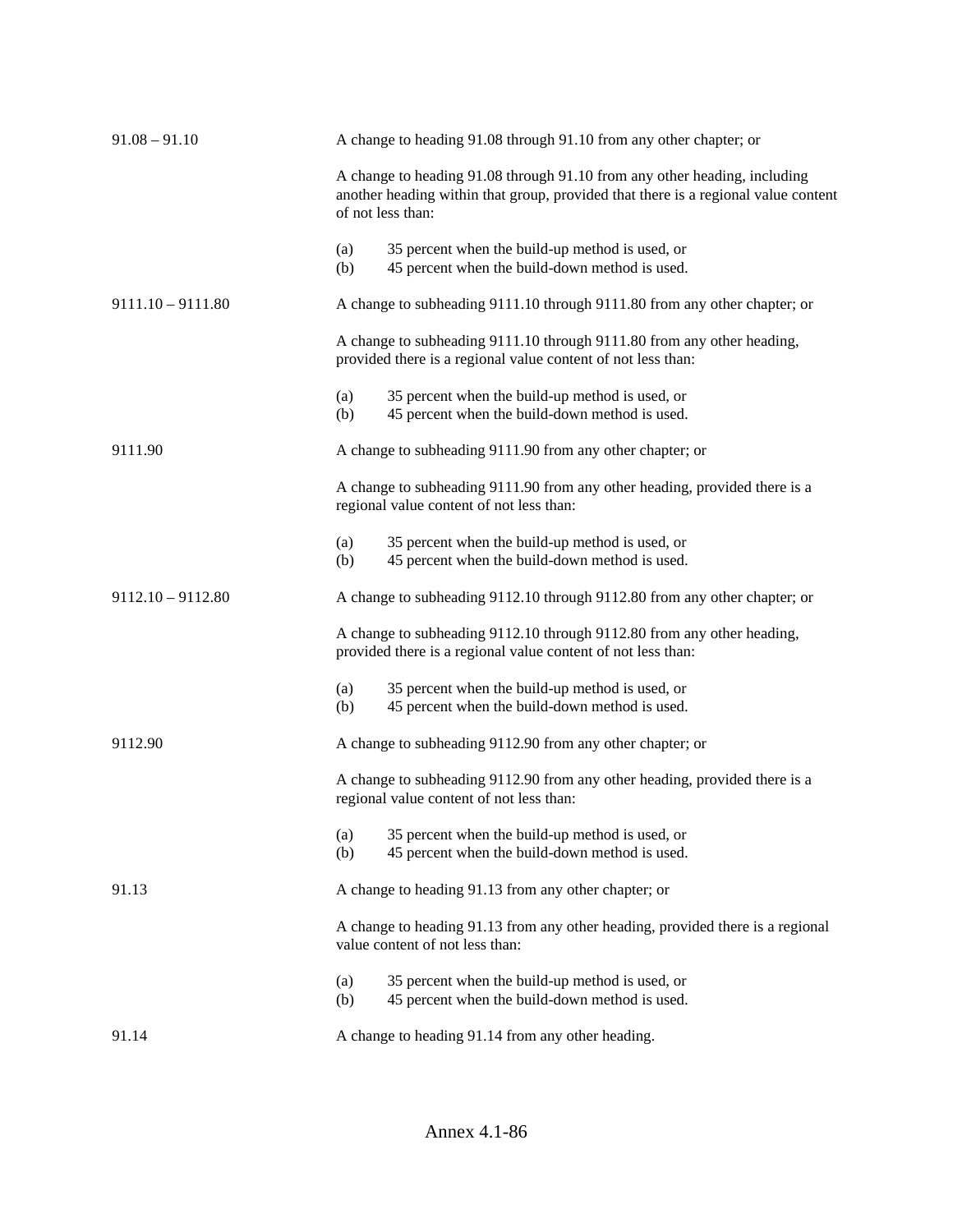| | |
|---|---|
| 91.08 – 91.10 | A change to heading 91.08 through 91.10 from any other chapter; or<br><br>A change to heading 91.08 through 91.10 from any other heading, including another heading within that group, provided that there is a regional value content of not less than:<br><br>(a) 35 percent when the build-up method is used, or<br>(b) 45 percent when the build-down method is used. |
| 9111.10 – 9111.80 | A change to subheading 9111.10 through 9111.80 from any other chapter; or<br><br>A change to subheading 9111.10 through 9111.80 from any other heading, provided there is a regional value content of not less than:<br><br>(a) 35 percent when the build-up method is used, or<br>(b) 45 percent when the build-down method is used. |
| 9111.90 | A change to subheading 9111.90 from any other chapter; or<br><br>A change to subheading 9111.90 from any other heading, provided there is a regional value content of not less than:<br><br>(a) 35 percent when the build-up method is used, or<br>(b) 45 percent when the build-down method is used. |
| 9112.10 – 9112.80 | A change to subheading 9112.10 through 9112.80 from any other chapter; or<br><br>A change to subheading 9112.10 through 9112.80 from any other heading, provided there is a regional value content of not less than:<br><br>(a) 35 percent when the build-up method is used, or<br>(b) 45 percent when the build-down method is used. |
| 9112.90 | A change to subheading 9112.90 from any other chapter; or<br><br>A change to subheading 9112.90 from any other heading, provided there is a regional value content of not less than:<br><br>(a) 35 percent when the build-up method is used, or<br>(b) 45 percent when the build-down method is used. |
| 91.13 | A change to heading 91.13 from any other chapter; or<br><br>A change to heading 91.13 from any other heading, provided there is a regional value content of not less than:<br><br>(a) 35 percent when the build-up method is used, or<br>(b) 45 percent when the build-down method is used. |
| 91.14 | A change to heading 91.14 from any other heading. |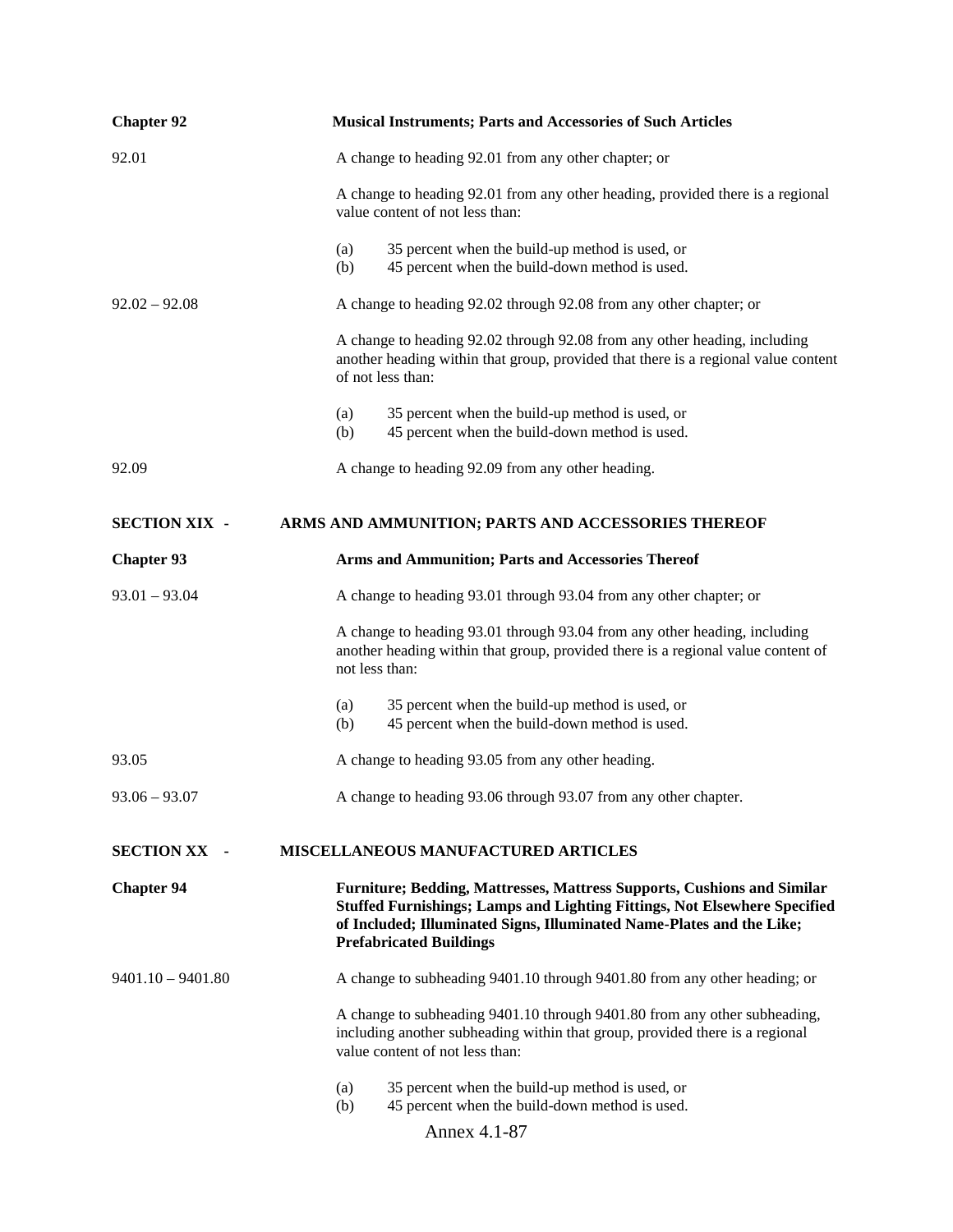**Chapter 92** **Musical Instruments; Parts and Accessories of Such Articles**

92.01 A change to heading 92.01 from any other chapter; or

A change to heading 92.01 from any other heading, provided there is a regional value content of not less than:

(a) 35 percent when the build-up method is used, or
(b) 45 percent when the build-down method is used.

92.02 – 92.08 A change to heading 92.02 through 92.08 from any other chapter; or

A change to heading 92.02 through 92.08 from any other heading, including another heading within that group, provided that there is a regional value content of not less than:

(a) 35 percent when the build-up method is used, or
(b) 45 percent when the build-down method is used.

92.09 A change to heading 92.09 from any other heading.

**SECTION XIX - ARMS AND AMMUNITION; PARTS AND ACCESSORIES THEREOF**

**Chapter 93** **Arms and Ammunition; Parts and Accessories Thereof**

93.01 – 93.04 A change to heading 93.01 through 93.04 from any other chapter; or

A change to heading 93.01 through 93.04 from any other heading, including another heading within that group, provided there is a regional value content of not less than:

(a) 35 percent when the build-up method is used, or
(b) 45 percent when the build-down method is used.

93.05 A change to heading 93.05 from any other heading.

93.06 – 93.07 A change to heading 93.06 through 93.07 from any other chapter.

**SECTION XX - MISCELLANEOUS MANUFACTURED ARTICLES**

**Chapter 94** **Furniture; Bedding, Mattresses, Mattress Supports, Cushions and Similar Stuffed Furnishings; Lamps and Lighting Fittings, Not Elsewhere Specified of Included; Illuminated Signs, Illuminated Name-Plates and the Like; Prefabricated Buildings**

9401.10 – 9401.80 A change to subheading 9401.10 through 9401.80 from any other heading; or

A change to subheading 9401.10 through 9401.80 from any other subheading, including another subheading within that group, provided there is a regional value content of not less than:

(a) 35 percent when the build-up method is used, or
(b) 45 percent when the build-down method is used.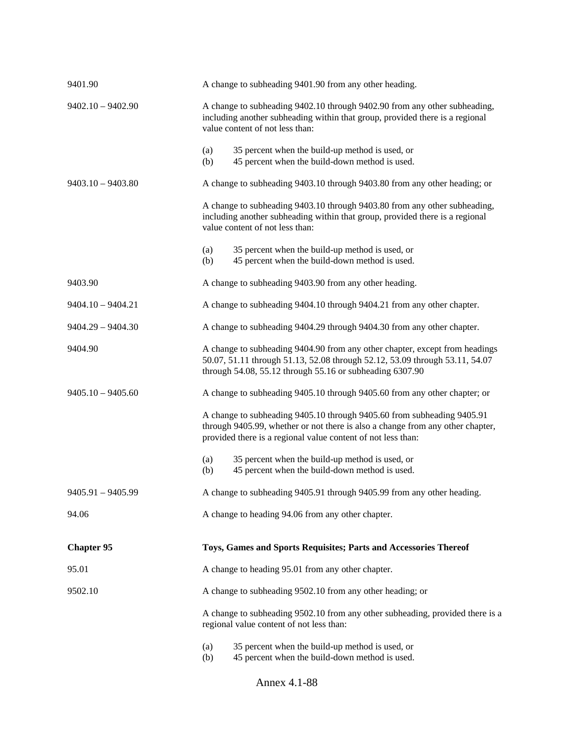9401.90 A change to subheading 9401.90 from any other heading.

9402.10 – 9402.90 A change to subheading 9402.10 through 9402.90 from any other subheading, including another subheading within that group, provided there is a regional value content of not less than:

(a) 35 percent when the build-up method is used, or
(b) 45 percent when the build-down method is used.

9403.10 – 9403.80 A change to subheading 9403.10 through 9403.80 from any other heading; or

A change to subheading 9403.10 through 9403.80 from any other subheading, including another subheading within that group, provided there is a regional value content of not less than:

(a) 35 percent when the build-up method is used, or
(b) 45 percent when the build-down method is used.

9403.90 A change to subheading 9403.90 from any other heading.

9404.10 – 9404.21 A change to subheading 9404.10 through 9404.21 from any other chapter.

9404.29 – 9404.30 A change to subheading 9404.29 through 9404.30 from any other chapter.

9404.90 A change to subheading 9404.90 from any other chapter, except from headings 50.07, 51.11 through 51.13, 52.08 through 52.12, 53.09 through 53.11, 54.07 through 54.08, 55.12 through 55.16 or subheading 6307.90

9405.10 – 9405.60 A change to subheading 9405.10 through 9405.60 from any other chapter; or

A change to subheading 9405.10 through 9405.60 from subheading 9405.91 through 9405.99, whether or not there is also a change from any other chapter, provided there is a regional value content of not less than:

(a) 35 percent when the build-up method is used, or
(b) 45 percent when the build-down method is used.

9405.91 – 9405.99 A change to subheading 9405.91 through 9405.99 from any other heading.

94.06 A change to heading 94.06 from any other chapter.

**Chapter 95** **Toys, Games and Sports Requisites; Parts and Accessories Thereof**

95.01 A change to heading 95.01 from any other chapter.

9502.10 A change to subheading 9502.10 from any other heading; or

A change to subheading 9502.10 from any other subheading, provided there is a regional value content of not less than:

(a) 35 percent when the build-up method is used, or
(b) 45 percent when the build-down method is used.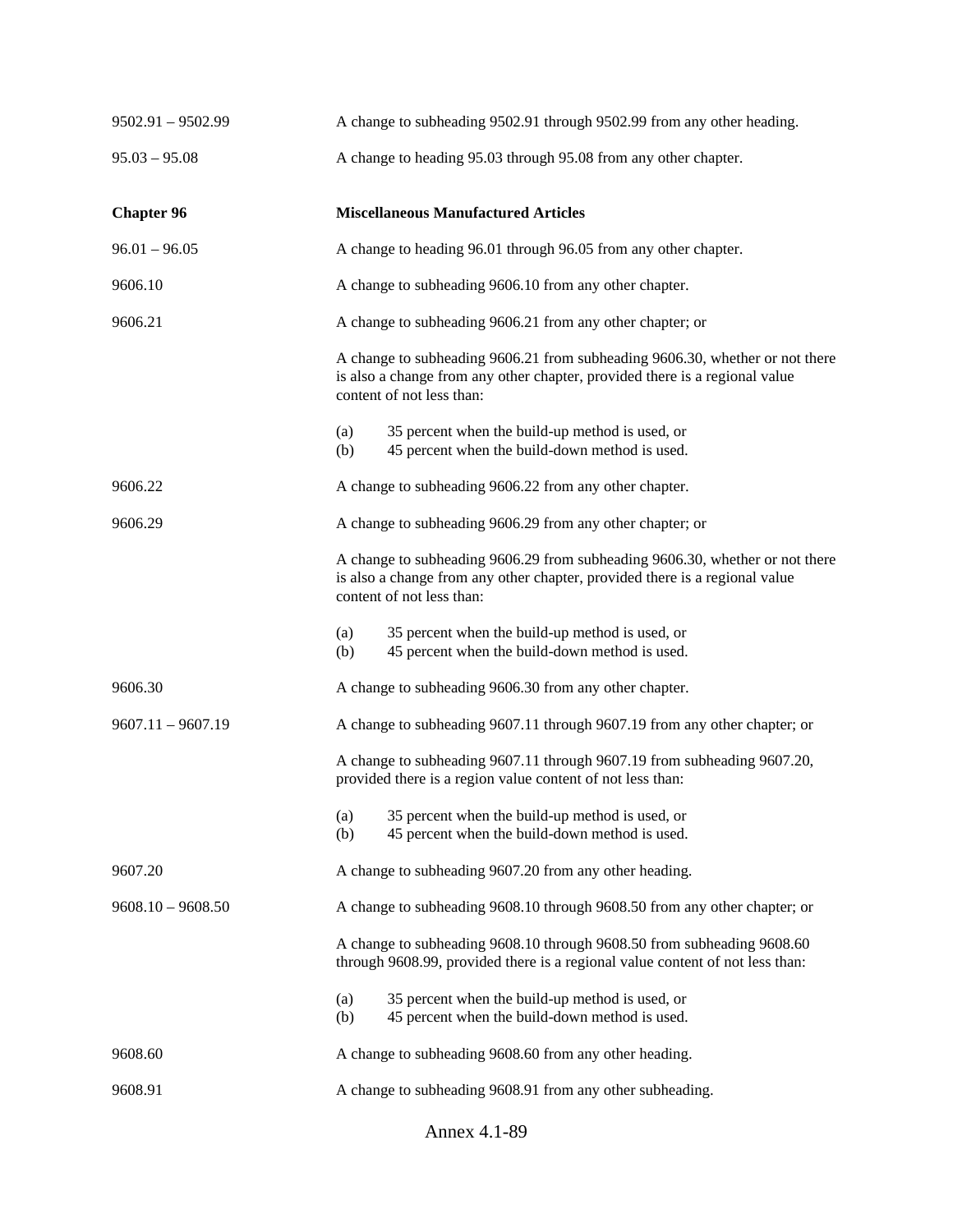| | |
|---|---|
| 9502.91 – 9502.99 | A change to subheading 9502.91 through 9502.99 from any other heading. |
| 95.03 – 95.08 | A change to heading 95.03 through 95.08 from any other chapter. |

| | |
|---|---|
| **Chapter 96** | **Miscellaneous Manufactured Articles** |
| 96.01 – 96.05 | A change to heading 96.01 through 96.05 from any other chapter. |
| 9606.10 | A change to subheading 9606.10 from any other chapter. |
| 9606.21 | A change to subheading 9606.21 from any other chapter; or<br><br>A change to subheading 9606.21 from subheading 9606.30, whether or not there is also a change from any other chapter, provided there is a regional value content of not less than:<br><br>(a) 35 percent when the build-up method is used, or<br>(b) 45 percent when the build-down method is used. |
| 9606.22 | A change to subheading 9606.22 from any other chapter. |
| 9606.29 | A change to subheading 9606.29 from any other chapter; or<br><br>A change to subheading 9606.29 from subheading 9606.30, whether or not there is also a change from any other chapter, provided there is a regional value content of not less than:<br><br>(a) 35 percent when the build-up method is used, or<br>(b) 45 percent when the build-down method is used. |
| 9606.30 | A change to subheading 9606.30 from any other chapter. |
| 9607.11 – 9607.19 | A change to subheading 9607.11 through 9607.19 from any other chapter; or<br><br>A change to subheading 9607.11 through 9607.19 from subheading 9607.20, provided there is a region value content of not less than:<br><br>(a) 35 percent when the build-up method is used, or<br>(b) 45 percent when the build-down method is used. |
| 9607.20 | A change to subheading 9607.20 from any other heading. |
| 9608.10 – 9608.50 | A change to subheading 9608.10 through 9608.50 from any other chapter; or<br><br>A change to subheading 9608.10 through 9608.50 from subheading 9608.60 through 9608.99, provided there is a regional value content of not less than:<br><br>(a) 35 percent when the build-up method is used, or<br>(b) 45 percent when the build-down method is used. |
| 9608.60 | A change to subheading 9608.60 from any other heading. |
| 9608.91 | A change to subheading 9608.91 from any other subheading. |

Annex 4.1-89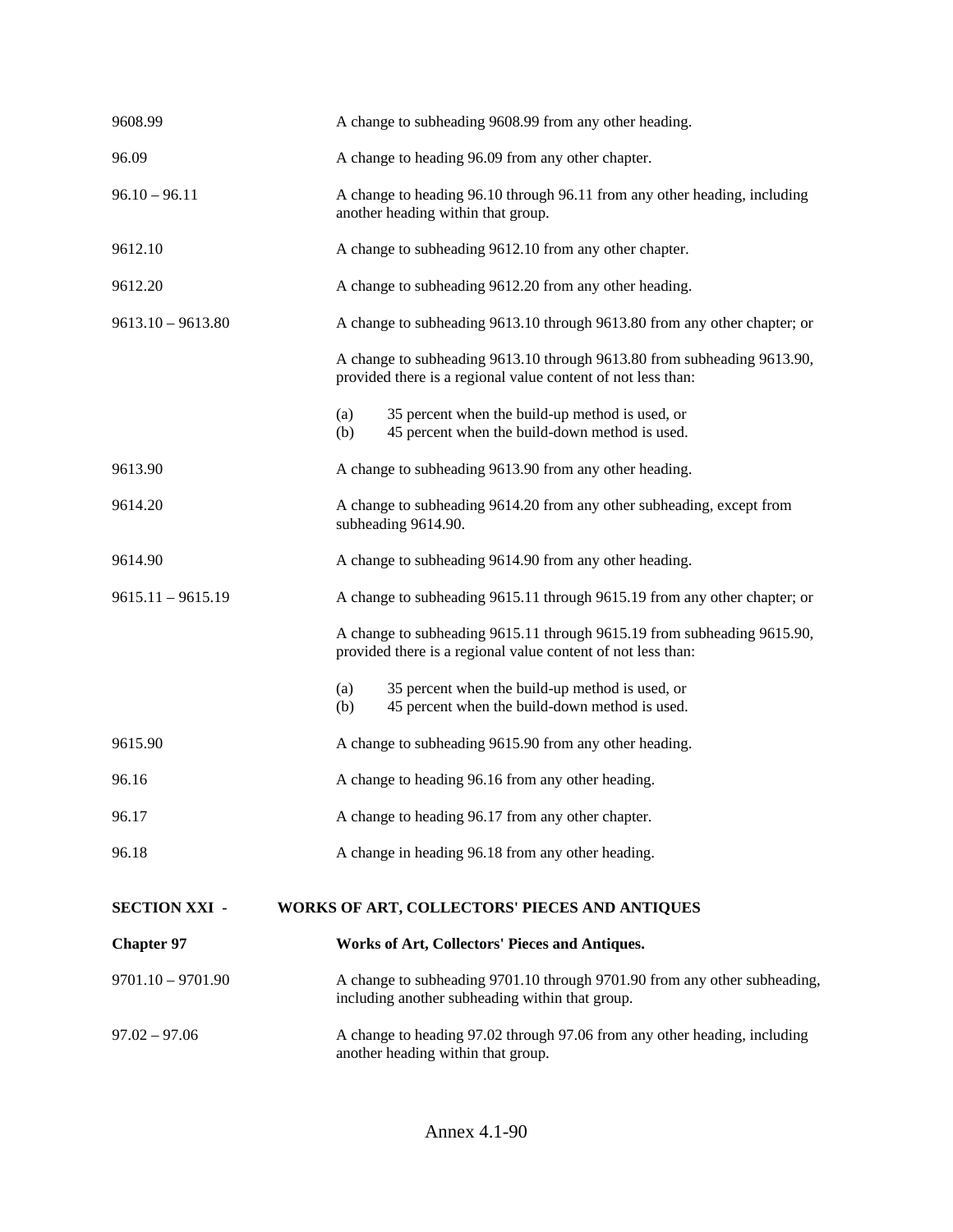| | |
|---|---|
| 9608.99 | A change to subheading 9608.99 from any other heading. |
| 96.09 | A change to heading 96.09 from any other chapter. |
| 96.10 – 96.11 | A change to heading 96.10 through 96.11 from any other heading, including another heading within that group. |
| 9612.10 | A change to subheading 9612.10 from any other chapter. |
| 9612.20 | A change to subheading 9612.20 from any other heading. |
| 9613.10 – 9613.80 | A change to subheading 9613.10 through 9613.80 from any other chapter; or<br><br>A change to subheading 9613.10 through 9613.80 from subheading 9613.90, provided there is a regional value content of not less than:<br><br>(a) 35 percent when the build-up method is used, or<br>(b) 45 percent when the build-down method is used. |
| 9613.90 | A change to subheading 9613.90 from any other heading. |
| 9614.20 | A change to subheading 9614.20 from any other subheading, except from subheading 9614.90. |
| 9614.90 | A change to subheading 9614.90 from any other heading. |
| 9615.11 – 9615.19 | A change to subheading 9615.11 through 9615.19 from any other chapter; or<br><br>A change to subheading 9615.11 through 9615.19 from subheading 9615.90, provided there is a regional value content of not less than:<br><br>(a) 35 percent when the build-up method is used, or<br>(b) 45 percent when the build-down method is used. |
| 9615.90 | A change to subheading 9615.90 from any other heading. |
| 96.16 | A change to heading 96.16 from any other heading. |
| 96.17 | A change to heading 96.17 from any other chapter. |
| 96.18 | A change in heading 96.18 from any other heading. |

## SECTION XXI - WORKS OF ART, COLLECTORS' PIECES AND ANTIQUES

| | |
|---|---|
| **Chapter 97** | **Works of Art, Collectors' Pieces and Antiques.** |
| 9701.10 – 9701.90 | A change to subheading 9701.10 through 9701.90 from any other subheading, including another subheading within that group. |
| 97.02 – 97.06 | A change to heading 97.02 through 97.06 from any other heading, including another heading within that group. |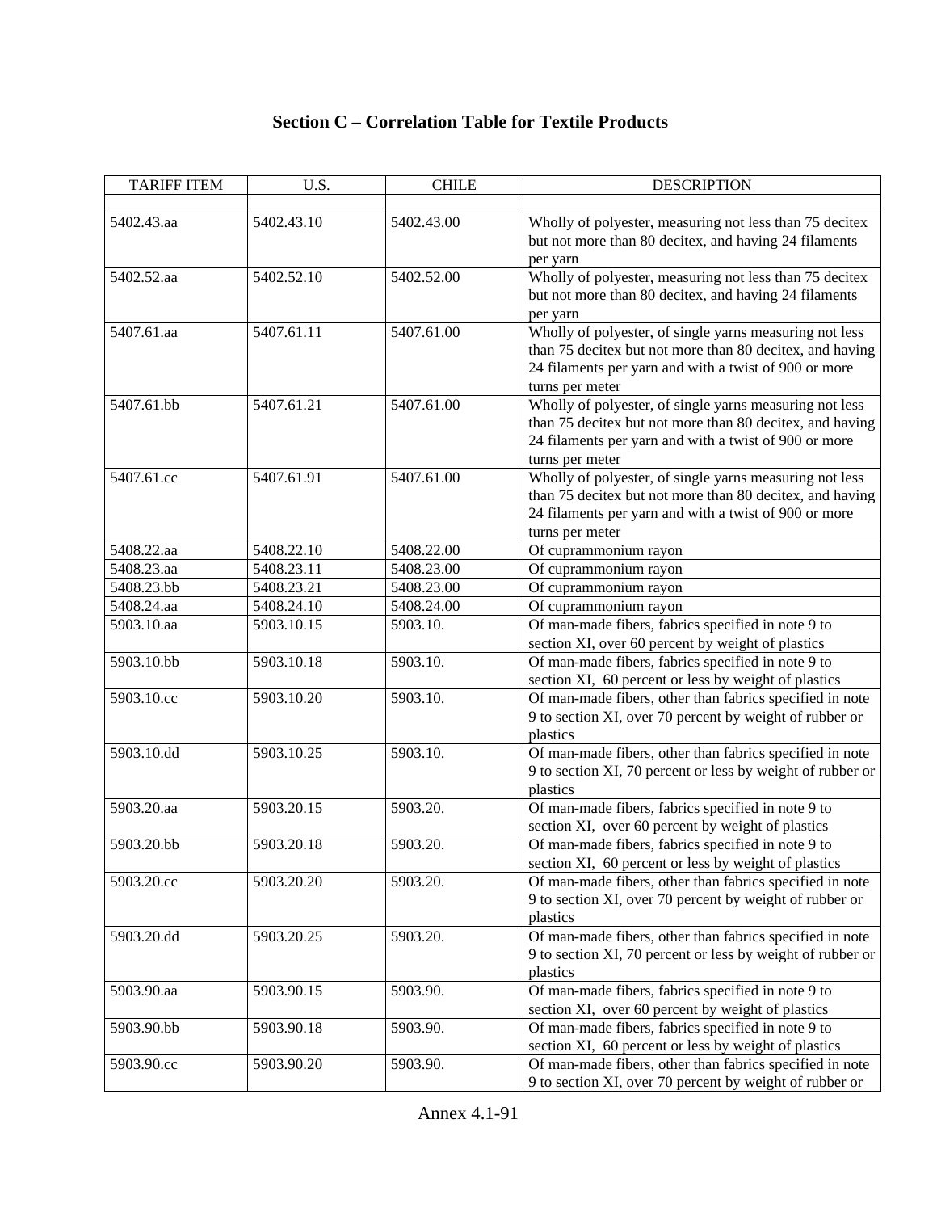# Section C – Correlation Table for Textile Products

| TARIFF ITEM | U.S. | CHILE | DESCRIPTION |
|---|---|---|---|
| | | | |
| 5402.43.aa | 5402.43.10 | 5402.43.00 | Wholly of polyester, measuring not less than 75 decitex but not more than 80 decitex, and having 24 filaments per yarn |
| 5402.52.aa | 5402.52.10 | 5402.52.00 | Wholly of polyester, measuring not less than 75 decitex but not more than 80 decitex, and having 24 filaments per yarn |
| 5407.61.aa | 5407.61.11 | 5407.61.00 | Wholly of polyester, of single yarns measuring not less than 75 decitex but not more than 80 decitex, and having 24 filaments per yarn and with a twist of 900 or more turns per meter |
| 5407.61.bb | 5407.61.21 | 5407.61.00 | Wholly of polyester, of single yarns measuring not less than 75 decitex but not more than 80 decitex, and having 24 filaments per yarn and with a twist of 900 or more turns per meter |
| 5407.61.cc | 5407.61.91 | 5407.61.00 | Wholly of polyester, of single yarns measuring not less than 75 decitex but not more than 80 decitex, and having 24 filaments per yarn and with a twist of 900 or more turns per meter |
| 5408.22.aa | 5408.22.10 | 5408.22.00 | Of cuprammonium rayon |
| 5408.23.aa | 5408.23.11 | 5408.23.00 | Of cuprammonium rayon |
| 5408.23.bb | 5408.23.21 | 5408.23.00 | Of cuprammonium rayon |
| 5408.24.aa | 5408.24.10 | 5408.24.00 | Of cuprammonium rayon |
| 5903.10.aa | 5903.10.15 | 5903.10. | Of man-made fibers, fabrics specified in note 9 to section XI, over 60 percent by weight of plastics |
| 5903.10.bb | 5903.10.18 | 5903.10. | Of man-made fibers, fabrics specified in note 9 to section XI, 60 percent or less by weight of plastics |
| 5903.10.cc | 5903.10.20 | 5903.10. | Of man-made fibers, other than fabrics specified in note 9 to section XI, over 70 percent by weight of rubber or plastics |
| 5903.10.dd | 5903.10.25 | 5903.10. | Of man-made fibers, other than fabrics specified in note 9 to section XI, 70 percent or less by weight of rubber or plastics |
| 5903.20.aa | 5903.20.15 | 5903.20. | Of man-made fibers, fabrics specified in note 9 to section XI, over 60 percent by weight of plastics |
| 5903.20.bb | 5903.20.18 | 5903.20. | Of man-made fibers, fabrics specified in note 9 to section XI, 60 percent or less by weight of plastics |
| 5903.20.cc | 5903.20.20 | 5903.20. | Of man-made fibers, other than fabrics specified in note 9 to section XI, over 70 percent by weight of rubber or plastics |
| 5903.20.dd | 5903.20.25 | 5903.20. | Of man-made fibers, other than fabrics specified in note 9 to section XI, 70 percent or less by weight of rubber or plastics |
| 5903.90.aa | 5903.90.15 | 5903.90. | Of man-made fibers, fabrics specified in note 9 to section XI, over 60 percent by weight of plastics |
| 5903.90.bb | 5903.90.18 | 5903.90. | Of man-made fibers, fabrics specified in note 9 to section XI, 60 percent or less by weight of plastics |
| 5903.90.cc | 5903.90.20 | 5903.90. | Of man-made fibers, other than fabrics specified in note 9 to section XI, over 70 percent by weight of rubber or |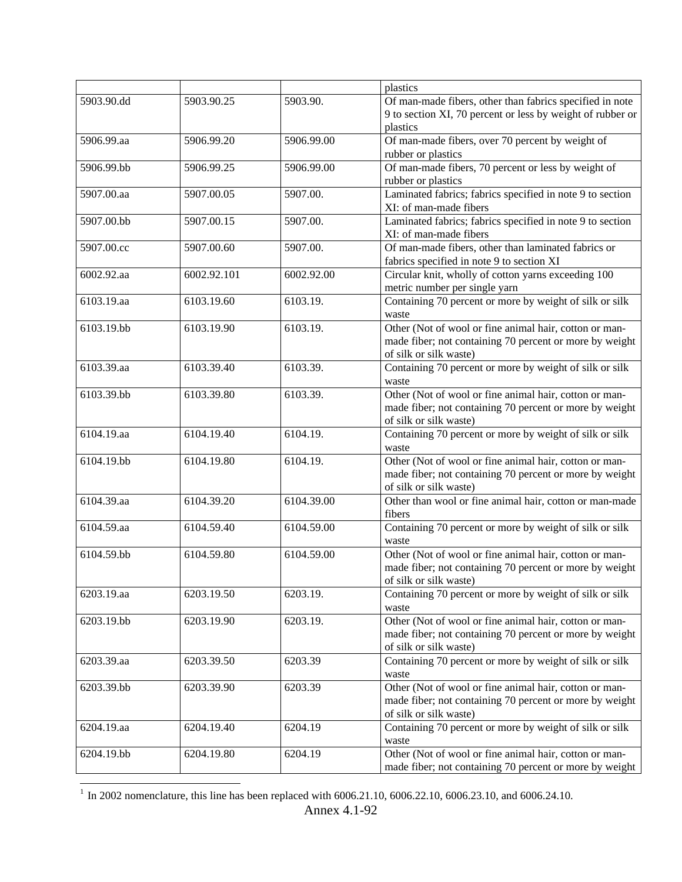| | | | plastics |
|---|---|---|---|
| 5903.90.dd | 5903.90.25 | 5903.90. | Of man-made fibers, other than fabrics specified in note 9 to section XI, 70 percent or less by weight of rubber or plastics |
| 5906.99.aa | 5906.99.20 | 5906.99.00 | Of man-made fibers, over 70 percent by weight of rubber or plastics |
| 5906.99.bb | 5906.99.25 | 5906.99.00 | Of man-made fibers, 70 percent or less by weight of rubber or plastics |
| 5907.00.aa | 5907.00.05 | 5907.00. | Laminated fabrics; fabrics specified in note 9 to section XI: of man-made fibers |
| 5907.00.bb | 5907.00.15 | 5907.00. | Laminated fabrics; fabrics specified in note 9 to section XI: of man-made fibers |
| 5907.00.cc | 5907.00.60 | 5907.00. | Of man-made fibers, other than laminated fabrics or fabrics specified in note 9 to section XI |
| 6002.92.aa | 6002.92.10[1] | 6002.92.00 | Circular knit, wholly of cotton yarns exceeding 100 metric number per single yarn |
| 6103.19.aa | 6103.19.60 | 6103.19. | Containing 70 percent or more by weight of silk or silk waste |
| 6103.19.bb | 6103.19.90 | 6103.19. | Other (Not of wool or fine animal hair, cotton or man-made fiber; not containing 70 percent or more by weight of silk or silk waste) |
| 6103.39.aa | 6103.39.40 | 6103.39. | Containing 70 percent or more by weight of silk or silk waste |
| 6103.39.bb | 6103.39.80 | 6103.39. | Other (Not of wool or fine animal hair, cotton or man-made fiber; not containing 70 percent or more by weight of silk or silk waste) |
| 6104.19.aa | 6104.19.40 | 6104.19. | Containing 70 percent or more by weight of silk or silk waste |
| 6104.19.bb | 6104.19.80 | 6104.19. | Other (Not of wool or fine animal hair, cotton or man-made fiber; not containing 70 percent or more by weight of silk or silk waste) |
| 6104.39.aa | 6104.39.20 | 6104.39.00 | Other than wool or fine animal hair, cotton or man-made fibers |
| 6104.59.aa | 6104.59.40 | 6104.59.00 | Containing 70 percent or more by weight of silk or silk waste |
| 6104.59.bb | 6104.59.80 | 6104.59.00 | Other (Not of wool or fine animal hair, cotton or man-made fiber; not containing 70 percent or more by weight of silk or silk waste) |
| 6203.19.aa | 6203.19.50 | 6203.19. | Containing 70 percent or more by weight of silk or silk waste |
| 6203.19.bb | 6203.19.90 | 6203.19. | Other (Not of wool or fine animal hair, cotton or man-made fiber; not containing 70 percent or more by weight of silk or silk waste) |
| 6203.39.aa | 6203.39.50 | 6203.39 | Containing 70 percent or more by weight of silk or silk waste |
| 6203.39.bb | 6203.39.90 | 6203.39 | Other (Not of wool or fine animal hair, cotton or man-made fiber; not containing 70 percent or more by weight of silk or silk waste) |
| 6204.19.aa | 6204.19.40 | 6204.19 | Containing 70 percent or more by weight of silk or silk waste |
| 6204.19.bb | 6204.19.80 | 6204.19 | Other (Not of wool or fine animal hair, cotton or man-made fiber; not containing 70 percent or more by weight |

[1] In 2002 nomenclature, this line has been replaced with 6006.21.10, 6006.22.10, 6006.23.10, and 6006.24.10.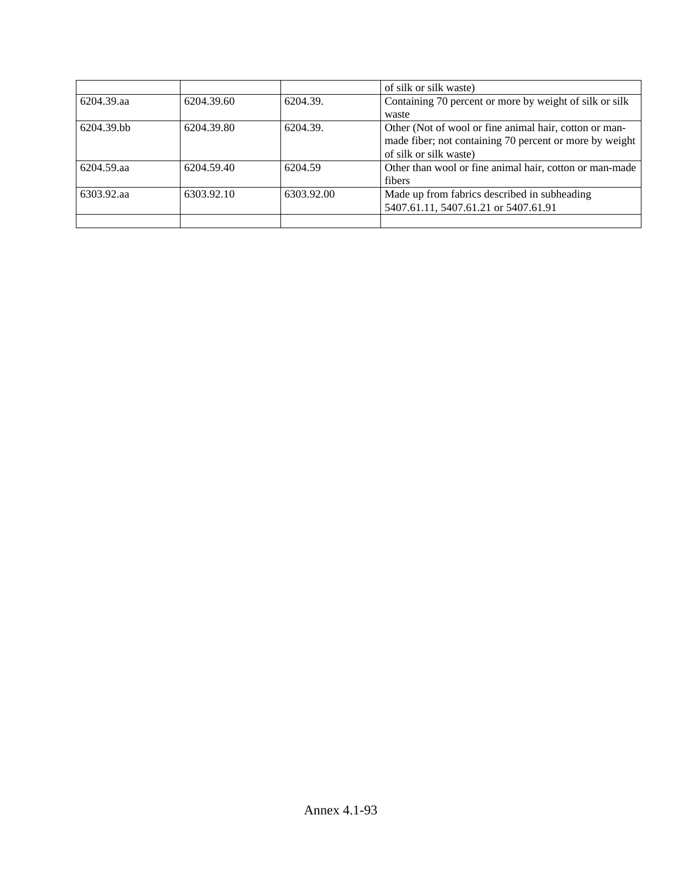| | | | |
|---|---|---|---|
| | | | of silk or silk waste) |
| 6204.39.aa | 6204.39.60 | 6204.39. | Containing 70 percent or more by weight of silk or silk waste |
| 6204.39.bb | 6204.39.80 | 6204.39. | Other (Not of wool or fine animal hair, cotton or man-made fiber; not containing 70 percent or more by weight of silk or silk waste) |
| 6204.59.aa | 6204.59.40 | 6204.59 | Other than wool or fine animal hair, cotton or man-made fibers |
| 6303.92.aa | 6303.92.10 | 6303.92.00 | Made up from fabrics described in subheading 5407.61.11, 5407.61.21 or 5407.61.91 |
| | | | |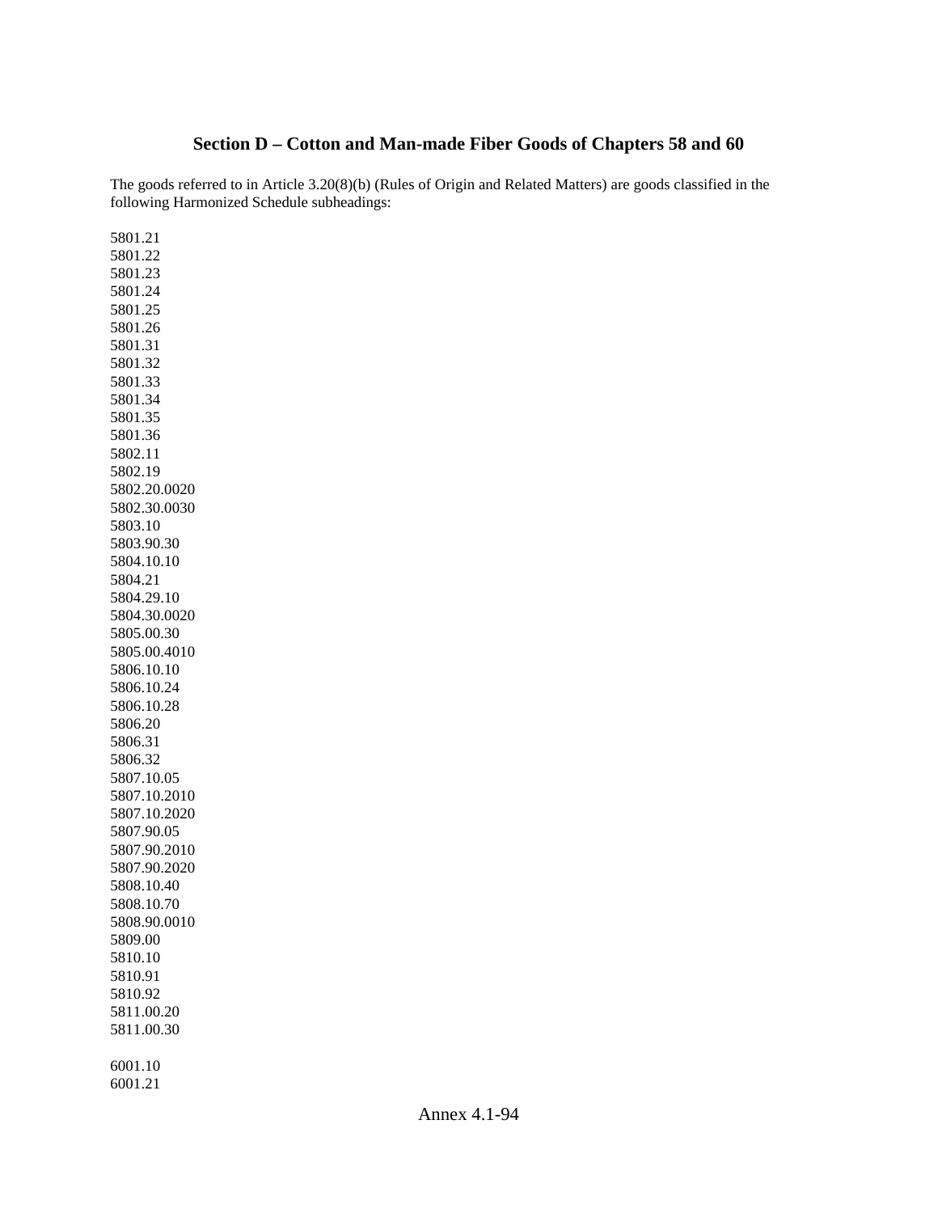## Section D – Cotton and Man-made Fiber Goods of Chapters 58 and 60

The goods referred to in Article 3.20(8)(b) (Rules of Origin and Related Matters) are goods classified in the following Harmonized Schedule subheadings:

5801.21
5801.22
5801.23
5801.24
5801.25
5801.26
5801.31
5801.32
5801.33
5801.34
5801.35
5801.36
5802.11
5802.19
5802.20.0020
5802.30.0030
5803.10
5803.90.30
5804.10.10
5804.21
5804.29.10
5804.30.0020
5805.00.30
5805.00.4010
5806.10.10
5806.10.24
5806.10.28
5806.20
5806.31
5806.32
5807.10.05
5807.10.2010
5807.10.2020
5807.90.05
5807.90.2010
5807.90.2020
5808.10.40
5808.10.70
5808.90.0010
5809.00
5810.10
5810.91
5810.92
5811.00.20
5811.00.30

6001.10
6001.21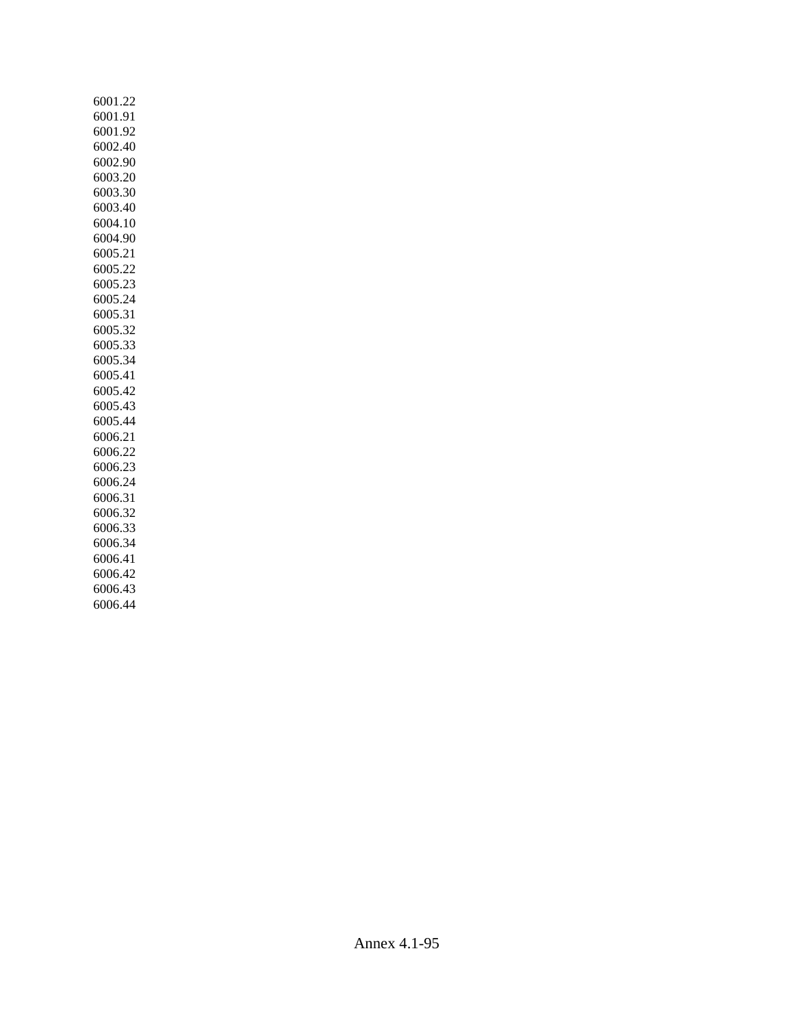6001.22
6001.91
6001.92
6002.40
6002.90
6003.20
6003.30
6003.40
6004.10
6004.90
6005.21
6005.22
6005.23
6005.24
6005.31
6005.32
6005.33
6005.34
6005.41
6005.42
6005.43
6005.44
6006.21
6006.22
6006.23
6006.24
6006.31
6006.32
6006.33
6006.34
6006.41
6006.42
6006.43
6006.44